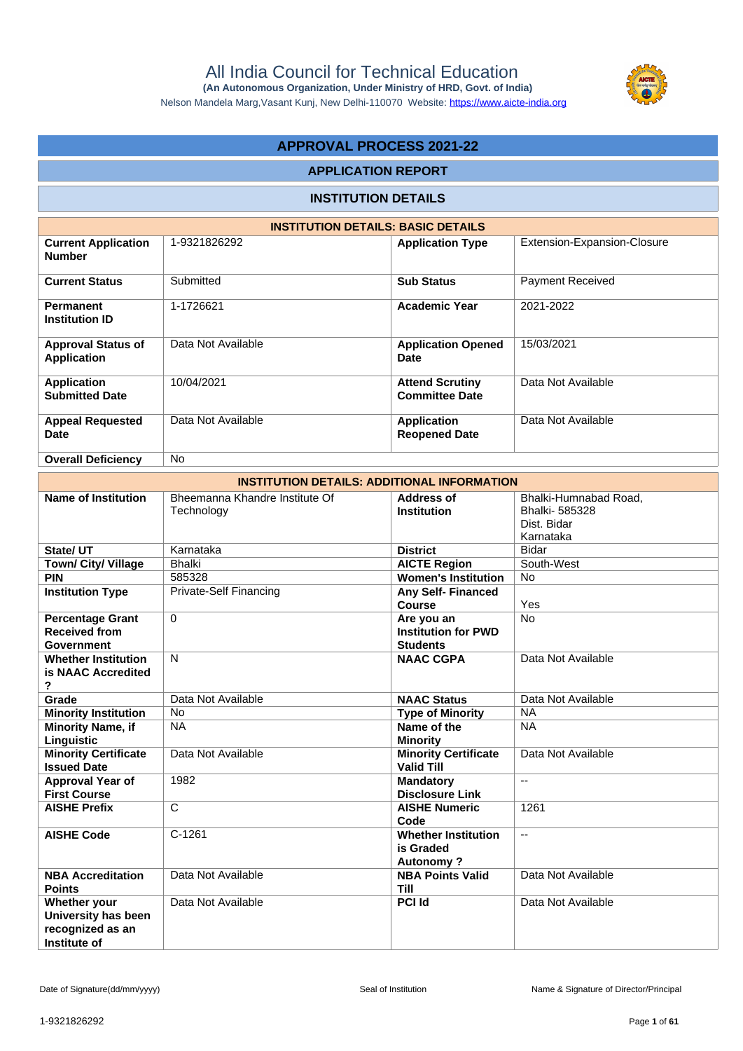# All India Council for Technical Education

**(An Autonomous Organization, Under Ministry of HRD, Govt. of India)**

Nelson Mandela Marg,Vasant Kunj, New Delhi-110070 Website: https://www.aicte-india.org

## APPROVAL PROCESS 2021-22

### APPLICATION REPORT

### INSTITUTION DETAILS

| INSTITUTION DETAILS: BASIC DETAILS | | | |
|---|---|---|---|
| **Current Application Number** | 1-9321826292 | **Application Type** | Extension-Expansion-Closure |
| **Current Status** | Submitted | **Sub Status** | Payment Received |
| **Permanent Institution ID** | 1-1726621 | **Academic Year** | 2021-2022 |
| **Approval Status of Application** | Data Not Available | **Application Opened Date** | 15/03/2021 |
| **Application Submitted Date** | 10/04/2021 | **Attend Scrutiny Committee Date** | Data Not Available |
| **Appeal Requested Date** | Data Not Available | **Application Reopened Date** | Data Not Available |
| **Overall Deficiency** | No | | |

| INSTITUTION DETAILS: ADDITIONAL INFORMATION | | | |
|---|---|---|---|
| **Name of Institution** | Bheemanna Khandre Institute Of Technology | **Address of Institution** | Bhalki-Humnabad Road, Bhalki- 585328 Dist. Bidar Karnataka |
| **State/ UT** | Karnataka | **District** | Bidar |
| **Town/ City/ Village** | Bhalki | **AICTE Region** | South-West |
| **PIN** | 585328 | **Women's Institution** | No |
| **Institution Type** | Private-Self Financing | **Any Self- Financed Course** | Yes |
| **Percentage Grant Received from Government** | 0 | **Are you an Institution for PWD Students** | No |
| **Whether Institution is NAAC Accredited ?** | N | **NAAC CGPA** | Data Not Available |
| **Grade** | Data Not Available | **NAAC Status** | Data Not Available |
| **Minority Institution** | No | **Type of Minority** | NA |
| **Minority Name, if Linguistic** | NA | **Name of the Minority** | NA |
| **Minority Certificate Issued Date** | Data Not Available | **Minority Certificate Valid Till** | Data Not Available |
| **Approval Year of First Course** | 1982 | **Mandatory Disclosure Link** | -- |
| **AISHE Prefix** | C | **AISHE Numeric Code** | 1261 |
| **AISHE Code** | C-1261 | **Whether Institution is Graded Autonomy ?** | -- |
| **NBA Accreditation Points** | Data Not Available | **NBA Points Valid Till** | Data Not Available |
| **Whether your University has been recognized as an Institute of** | Data Not Available | **PCI Id** | Data Not Available |

Date of Signature(dd/mm/yyyy) | Seal of Institution | Name & Signature of Director/Principal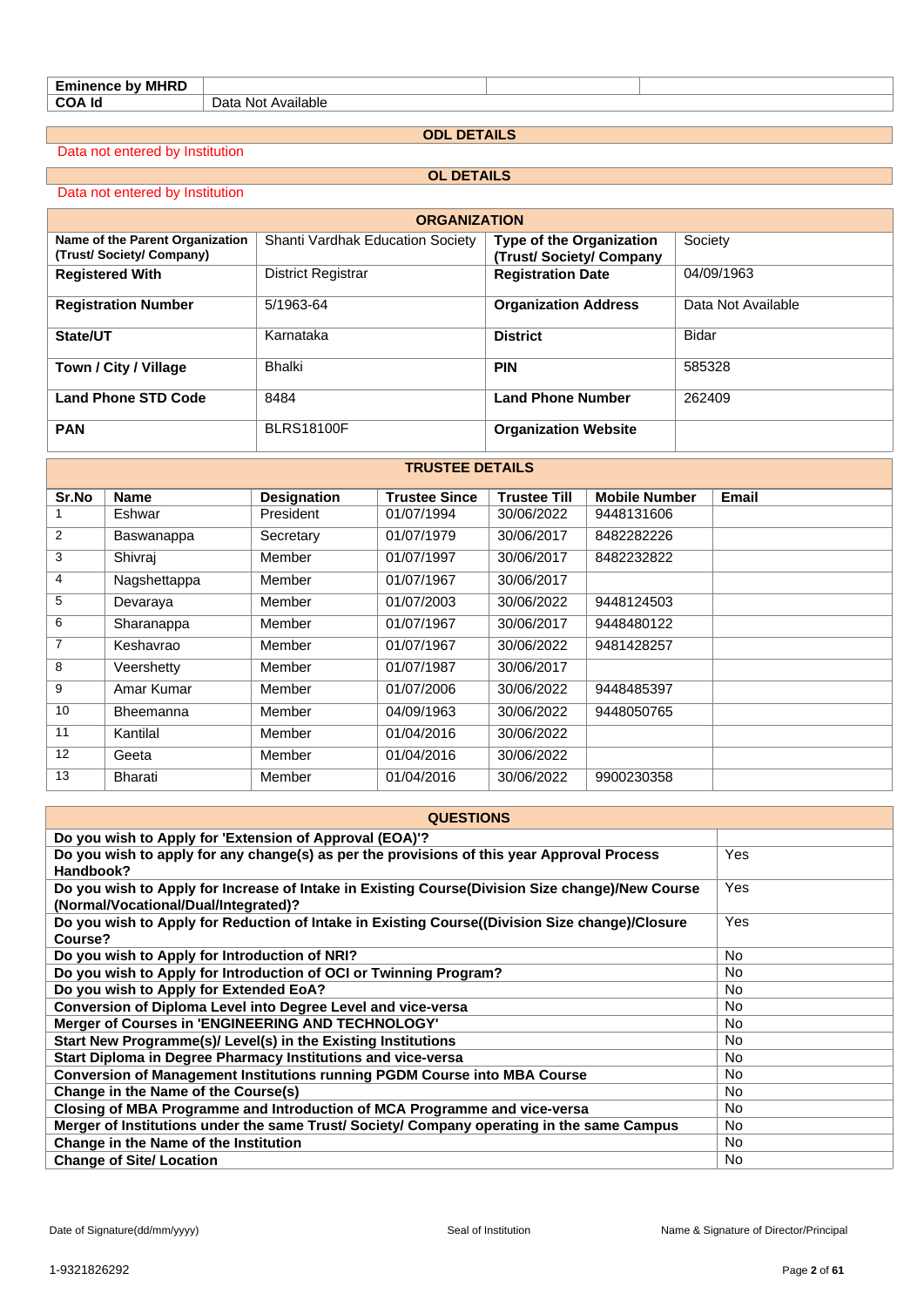| Eminence by MHRD | | | |
|---|---|---|---|
| COA Id | Data Not Available | | |

## ODL DETAILS

Data not entered by Institution

## OL DETAILS

Data not entered by Institution

| ORGANIZATION | | | |
|---|---|---|---|
| **Name of the Parent Organization (Trust/ Society/ Company)** | Shanti Vardhak Education Society | **Type of the Organization (Trust/ Society/ Company** | Society |
| **Registered With** | District Registrar | **Registration Date** | 04/09/1963 |
| **Registration Number** | 5/1963-64 | **Organization Address** | Data Not Available |
| **State/UT** | Karnataka | **District** | Bidar |
| **Town / City / Village** | Bhalki | **PIN** | 585328 |
| **Land Phone STD Code** | 8484 | **Land Phone Number** | 262409 |
| **PAN** | BLRS18100F | **Organization Website** | |

## TRUSTEE DETAILS

| Sr.No | Name | Designation | Trustee Since | Trustee Till | Mobile Number | Email |
|---|---|---|---|---|---|---|
| 1 | Eshwar | President | 01/07/1994 | 30/06/2022 | 9448131606 | |
| 2 | Baswanappa | Secretary | 01/07/1979 | 30/06/2017 | 8482282226 | |
| 3 | Shivraj | Member | 01/07/1997 | 30/06/2017 | 8482232822 | |
| 4 | Nagshettappa | Member | 01/07/1967 | 30/06/2017 | | |
| 5 | Devaraya | Member | 01/07/2003 | 30/06/2022 | 9448124503 | |
| 6 | Sharanappa | Member | 01/07/1967 | 30/06/2017 | 9448480122 | |
| 7 | Keshavrao | Member | 01/07/1967 | 30/06/2022 | 9481428257 | |
| 8 | Veershetty | Member | 01/07/1987 | 30/06/2017 | | |
| 9 | Amar Kumar | Member | 01/07/2006 | 30/06/2022 | 9448485397 | |
| 10 | Bheemanna | Member | 04/09/1963 | 30/06/2022 | 9448050765 | |
| 11 | Kantilal | Member | 01/04/2016 | 30/06/2022 | | |
| 12 | Geeta | Member | 01/04/2016 | 30/06/2022 | | |
| 13 | Bharati | Member | 01/04/2016 | 30/06/2022 | 9900230358 | |

| QUESTIONS | |
|---|---|
| **Do you wish to Apply for 'Extension of Approval (EOA)'?** | |
| **Do you wish to apply for any change(s) as per the provisions of this year Approval Process Handbook?** | Yes |
| **Do you wish to Apply for Increase of Intake in Existing Course(Division Size change)/New Course (Normal/Vocational/Dual/Integrated)?** | Yes |
| **Do you wish to Apply for Reduction of Intake in Existing Course((Division Size change)/Closure Course?** | Yes |
| **Do you wish to Apply for Introduction of NRI?** | No |
| **Do you wish to Apply for Introduction of OCI or Twinning Program?** | No |
| **Do you wish to Apply for Extended EoA?** | No |
| **Conversion of Diploma Level into Degree Level and vice-versa** | No |
| **Merger of Courses in 'ENGINEERING AND TECHNOLOGY'** | No |
| **Start New Programme(s)/ Level(s) in the Existing Institutions** | No |
| **Start Diploma in Degree Pharmacy Institutions and vice-versa** | No |
| **Conversion of Management Institutions running PGDM Course into MBA Course** | No |
| **Change in the Name of the Course(s)** | No |
| **Closing of MBA Programme and Introduction of MCA Programme and vice-versa** | No |
| **Merger of Institutions under the same Trust/ Society/ Company operating in the same Campus** | No |
| **Change in the Name of the Institution** | No |
| **Change of Site/ Location** | No |

Date of Signature(dd/mm/yyyy) &nbsp;&nbsp;&nbsp; Seal of Institution &nbsp;&nbsp;&nbsp; Name & Signature of Director/Principal

1-9321826292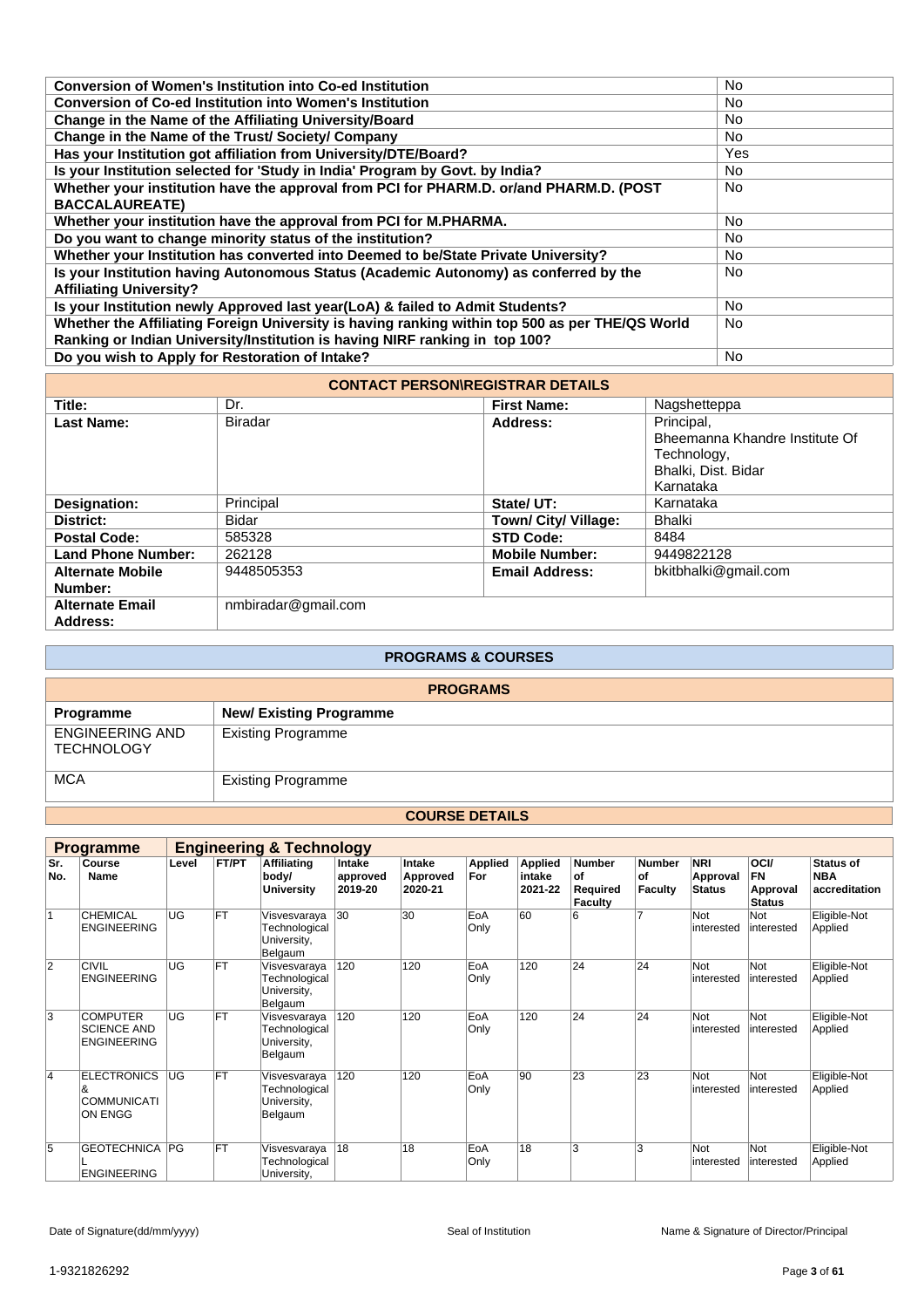| | |
|---|---|
| **Conversion of Women's Institution into Co-ed Institution** | No |
| **Conversion of Co-ed Institution into Women's Institution** | No |
| **Change in the Name of the Affiliating University/Board** | No |
| **Change in the Name of the Trust/ Society/ Company** | No |
| **Has your Institution got affiliation from University/DTE/Board?** | Yes |
| **Is your Institution selected for 'Study in India' Program by Govt. by India?** | No |
| **Whether your institution have the approval from PCI for PHARM.D. or/and PHARM.D. (POST BACCALAUREATE)** | No |
| **Whether your institution have the approval from PCI for M.PHARMA.** | No |
| **Do you want to change minority status of the institution?** | No |
| **Whether your Institution has converted into Deemed to be/State Private University?** | No |
| **Is your Institution having Autonomous Status (Academic Autonomy) as conferred by the Affiliating University?** | No |
| **Is your Institution newly Approved last year(LoA) & failed to Admit Students?** | No |
| **Whether the Affiliating Foreign University is having ranking within top 500 as per THE/QS World Ranking or Indian University/Institution is having NIRF ranking in top 100?** | No |
| **Do you wish to Apply for Restoration of Intake?** | No |

## CONTACT PERSON\REGISTRAR DETAILS

| | | | |
|---|---|---|---|
| **Title:** | Dr. | **First Name:** | Nagshetteppa |
| **Last Name:** | Biradar | **Address:** | Principal, Bheemanna Khandre Institute Of Technology, Bhalki, Dist. Bidar Karnataka |
| **Designation:** | Principal | **State/ UT:** | Karnataka |
| **District:** | Bidar | **Town/ City/ Village:** | Bhalki |
| **Postal Code:** | 585328 | **STD Code:** | 8484 |
| **Land Phone Number:** | 262128 | **Mobile Number:** | 9449822128 |
| **Alternate Mobile Number:** | 9448505353 | **Email Address:** | bkitbhalki@gmail.com |
| **Alternate Email Address:** | nmbiradar@gmail.com | | |

## PROGRAMS & COURSES

### PROGRAMS

| Programme | New/ Existing Programme |
|---|---|
| ENGINEERING AND TECHNOLOGY | Existing Programme |
| MCA | Existing Programme |

### COURSE DETAILS

**Programme: Engineering & Technology**

| Sr. No. | Course Name | Level | FT/PT | Affiliating body/ University | Intake approved 2019-20 | Intake Approved 2020-21 | Applied For | Applied intake 2021-22 | Number of Required Faculty | Number of Faculty | NRI Approval Status | OCI/ FN Approval Status | Status of NBA accreditation |
|---|---|---|---|---|---|---|---|---|---|---|---|---|---|
| 1 | CHEMICAL ENGINEERING | UG | FT | Visvesvaraya Technological University, Belgaum | 30 | 30 | EoA Only | 60 | 6 | 7 | Not interested | Not interested | Eligible-Not Applied |
| 2 | CIVIL ENGINEERING | UG | FT | Visvesvaraya Technological University, Belgaum | 120 | 120 | EoA Only | 120 | 24 | 24 | Not interested | Not interested | Eligible-Not Applied |
| 3 | COMPUTER SCIENCE AND ENGINEERING | UG | FT | Visvesvaraya Technological University, Belgaum | 120 | 120 | EoA Only | 120 | 24 | 24 | Not interested | Not interested | Eligible-Not Applied |
| 4 | ELECTRONICS & COMMUNICATION ENGG | UG | FT | Visvesvaraya Technological University, Belgaum | 120 | 120 | EoA Only | 90 | 23 | 23 | Not interested | Not interested | Eligible-Not Applied |
| 5 | GEOTECHNICAL ENGINEERING | PG | FT | Visvesvaraya Technological University, | 18 | 18 | EoA Only | 18 | 3 | 3 | Not interested | Not interested | Eligible-Not Applied |

Date of Signature(dd/mm/yyyy) Seal of Institution Name & Signature of Director/Principal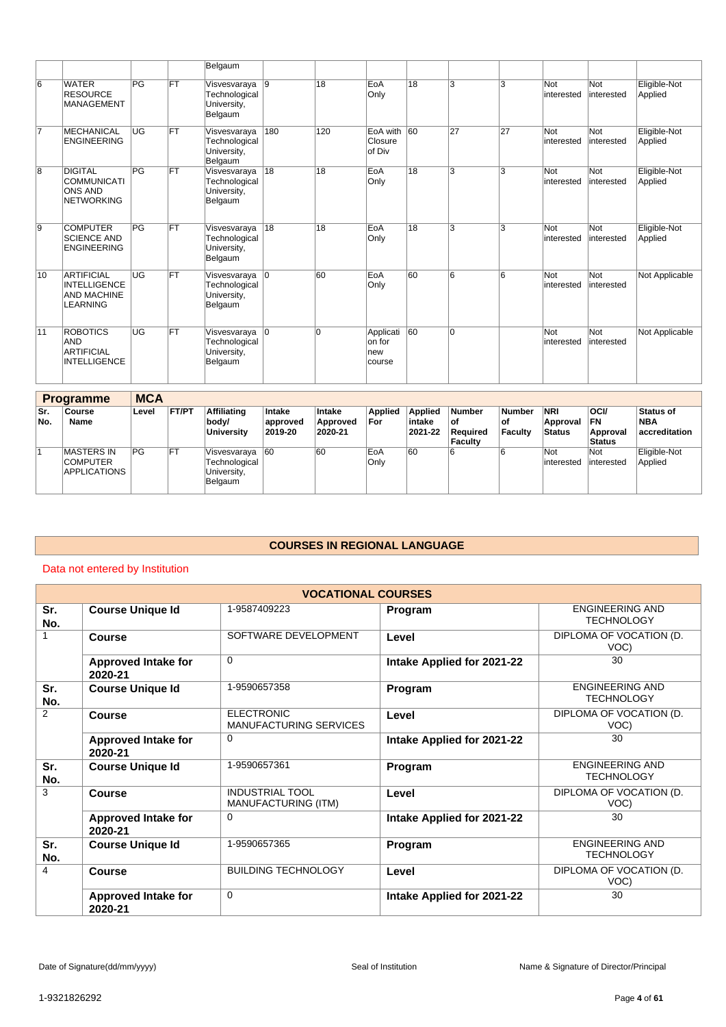| | | | | Belgaum | | | | | | | | | |
|---|---|---|---|---|---|---|---|---|---|---|---|---|---|
| 6 | WATER RESOURCE MANAGEMENT | PG | FT | Visvesvaraya Technological University, Belgaum | 9 | 18 | EoA Only | 18 | 3 | 3 | Not interested | Not interested | Eligible-Not Applied |
| 7 | MECHANICAL ENGINEERING | UG | FT | Visvesvaraya Technological University, Belgaum | 180 | 120 | EoA with Closure of Div | 60 | 27 | 27 | Not interested | Not interested | Eligible-Not Applied |
| 8 | DIGITAL COMMUNICATIONS AND NETWORKING | PG | FT | Visvesvaraya Technological University, Belgaum | 18 | 18 | EoA Only | 18 | 3 | 3 | Not interested | Not interested | Eligible-Not Applied |
| 9 | COMPUTER SCIENCE AND ENGINEERING | PG | FT | Visvesvaraya Technological University, Belgaum | 18 | 18 | EoA Only | 18 | 3 | 3 | Not interested | Not interested | Eligible-Not Applied |
| 10 | ARTIFICIAL INTELLIGENCE AND MACHINE LEARNING | UG | FT | Visvesvaraya Technological University, Belgaum | 0 | 60 | EoA Only | 60 | 6 | 6 | Not interested | Not interested | Not Applicable |
| 11 | ROBOTICS AND ARTIFICIAL INTELLIGENCE | UG | FT | Visvesvaraya Technological University, Belgaum | 0 | 0 | Application for new course | 60 | 0 | | Not interested | Not interested | Not Applicable |

| **Programme** | **MCA** | | | | | | | | | | | | |
|---|---|---|---|---|---|---|---|---|---|---|---|---|---|
| **Sr. No.** | **Course Name** | **Level** | **FT/PT** | **Affiliating body/ University** | **Intake approved 2019-20** | **Intake Approved 2020-21** | **Applied For** | **Applied intake 2021-22** | **Number of Required Faculty** | **Number of Faculty** | **NRI Approval Status** | **OCI/ FN Approval Status** | **Status of NBA accreditation** |
| 1 | MASTERS IN COMPUTER APPLICATIONS | PG | FT | Visvesvaraya Technological University, Belgaum | 60 | 60 | EoA Only | 60 | 6 | 6 | Not interested | Not interested | Eligible-Not Applied |

## COURSES IN REGIONAL LANGUAGE

Data not entered by Institution

| **VOCATIONAL COURSES** | | | | |
|---|---|---|---|---|
| **Sr. No.** | **Course Unique Id** | 1-9587409223 | **Program** | ENGINEERING AND TECHNOLOGY |
| 1 | **Course** | SOFTWARE DEVELOPMENT | **Level** | DIPLOMA OF VOCATION (D. VOC) |
| | **Approved Intake for 2020-21** | 0 | **Intake Applied for 2021-22** | 30 |
| **Sr. No.** | **Course Unique Id** | 1-9590657358 | **Program** | ENGINEERING AND TECHNOLOGY |
| 2 | **Course** | ELECTRONIC MANUFACTURING SERVICES | **Level** | DIPLOMA OF VOCATION (D. VOC) |
| | **Approved Intake for 2020-21** | 0 | **Intake Applied for 2021-22** | 30 |
| **Sr. No.** | **Course Unique Id** | 1-9590657361 | **Program** | ENGINEERING AND TECHNOLOGY |
| 3 | **Course** | INDUSTRIAL TOOL MANUFACTURING (ITM) | **Level** | DIPLOMA OF VOCATION (D. VOC) |
| | **Approved Intake for 2020-21** | 0 | **Intake Applied for 2021-22** | 30 |
| **Sr. No.** | **Course Unique Id** | 1-9590657365 | **Program** | ENGINEERING AND TECHNOLOGY |
| 4 | **Course** | BUILDING TECHNOLOGY | **Level** | DIPLOMA OF VOCATION (D. VOC) |
| | **Approved Intake for 2020-21** | 0 | **Intake Applied for 2021-22** | 30 |

Date of Signature(dd/mm/yyyy) | Seal of Institution | Name & Signature of Director/Principal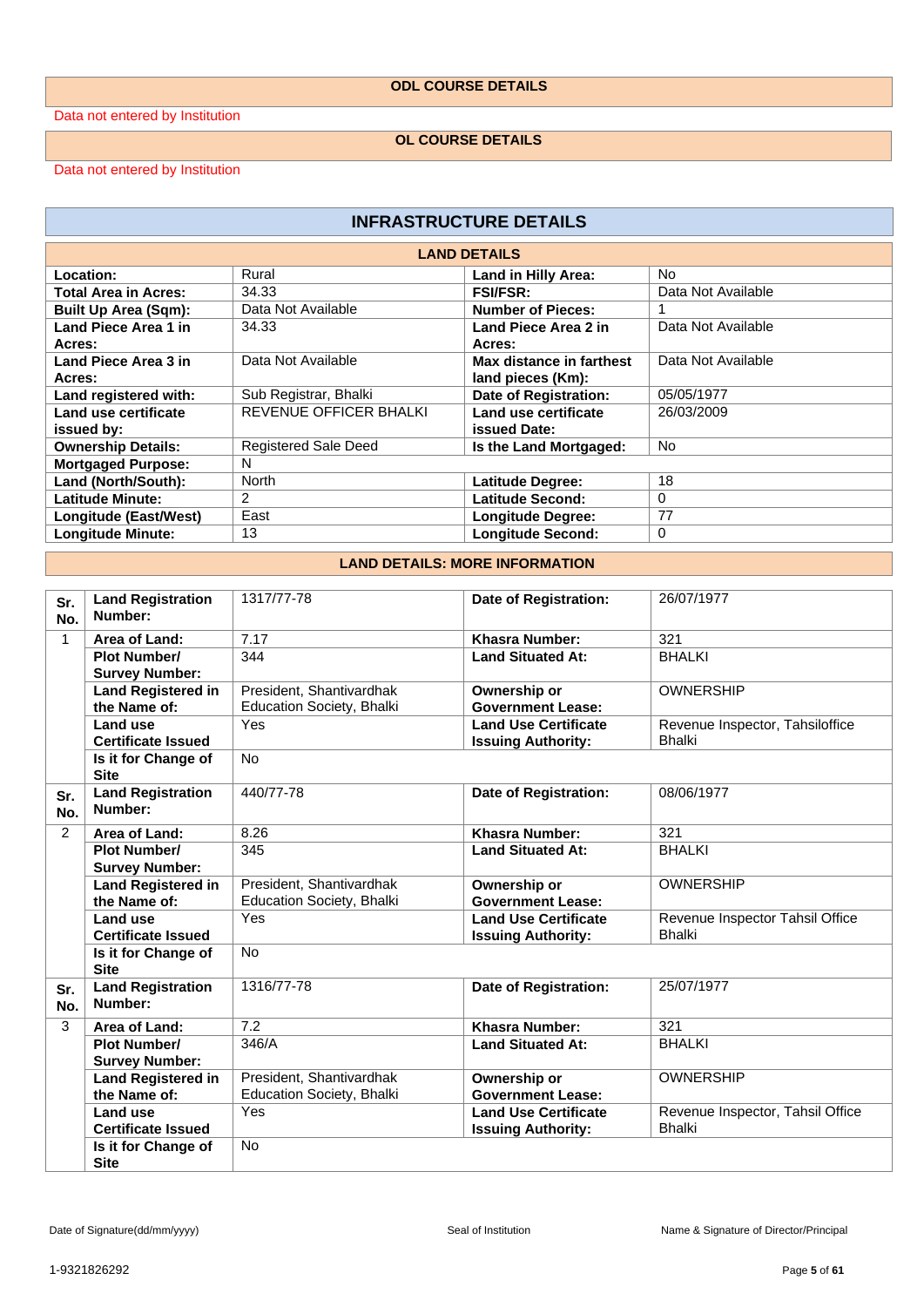## ODL COURSE DETAILS

Data not entered by Institution

## OL COURSE DETAILS

Data not entered by Institution

# INFRASTRUCTURE DETAILS

## LAND DETAILS

| | | | |
|---|---|---|---|
| **Location:** | Rural | **Land in Hilly Area:** | No |
| **Total Area in Acres:** | 34.33 | **FSI/FSR:** | Data Not Available |
| **Built Up Area (Sqm):** | Data Not Available | **Number of Pieces:** | 1 |
| **Land Piece Area 1 in Acres:** | 34.33 | **Land Piece Area 2 in Acres:** | Data Not Available |
| **Land Piece Area 3 in Acres:** | Data Not Available | **Max distance in farthest land pieces (Km):** | Data Not Available |
| **Land registered with:** | Sub Registrar, Bhalki | **Date of Registration:** | 05/05/1977 |
| **Land use certificate issued by:** | REVENUE OFFICER BHALKI | **Land use certificate issued Date:** | 26/03/2009 |
| **Ownership Details:** | Registered Sale Deed | **Is the Land Mortgaged:** | No |
| **Mortgaged Purpose:** | N | | |
| **Land (North/South):** | North | **Latitude Degree:** | 18 |
| **Latitude Minute:** | 2 | **Latitude Second:** | 0 |
| **Longitude (East/West)** | East | **Longitude Degree:** | 77 |
| **Longitude Minute:** | 13 | **Longitude Second:** | 0 |

## LAND DETAILS: MORE INFORMATION

| Sr. No. | | | | |
|---|---|---|---|---|
| **Sr. No.** | **Land Registration Number:** | 1317/77-78 | **Date of Registration:** | 26/07/1977 |
| 1 | **Area of Land:** | 7.17 | **Khasra Number:** | 321 |
| | **Plot Number/ Survey Number:** | 344 | **Land Situated At:** | BHALKI |
| | **Land Registered in the Name of:** | President, Shantivardhak Education Society, Bhalki | **Ownership or Government Lease:** | OWNERSHIP |
| | **Land use Certificate Issued** | Yes | **Land Use Certificate Issuing Authority:** | Revenue Inspector, Tahsiloffice Bhalki |
| | **Is it for Change of Site** | No | | |
| **Sr. No.** | **Land Registration Number:** | 440/77-78 | **Date of Registration:** | 08/06/1977 |
| 2 | **Area of Land:** | 8.26 | **Khasra Number:** | 321 |
| | **Plot Number/ Survey Number:** | 345 | **Land Situated At:** | BHALKI |
| | **Land Registered in the Name of:** | President, Shantivardhak Education Society, Bhalki | **Ownership or Government Lease:** | OWNERSHIP |
| | **Land use Certificate Issued** | Yes | **Land Use Certificate Issuing Authority:** | Revenue Inspector Tahsil Office Bhalki |
| | **Is it for Change of Site** | No | | |
| **Sr. No.** | **Land Registration Number:** | 1316/77-78 | **Date of Registration:** | 25/07/1977 |
| 3 | **Area of Land:** | 7.2 | **Khasra Number:** | 321 |
| | **Plot Number/ Survey Number:** | 346/A | **Land Situated At:** | BHALKI |
| | **Land Registered in the Name of:** | President, Shantivardhak Education Society, Bhalki | **Ownership or Government Lease:** | OWNERSHIP |
| | **Land use Certificate Issued** | Yes | **Land Use Certificate Issuing Authority:** | Revenue Inspector, Tahsil Office Bhalki |
| | **Is it for Change of Site** | No | | |

Date of Signature(dd/mm/yyyy) | Seal of Institution | Name & Signature of Director/Principal

1-9321826292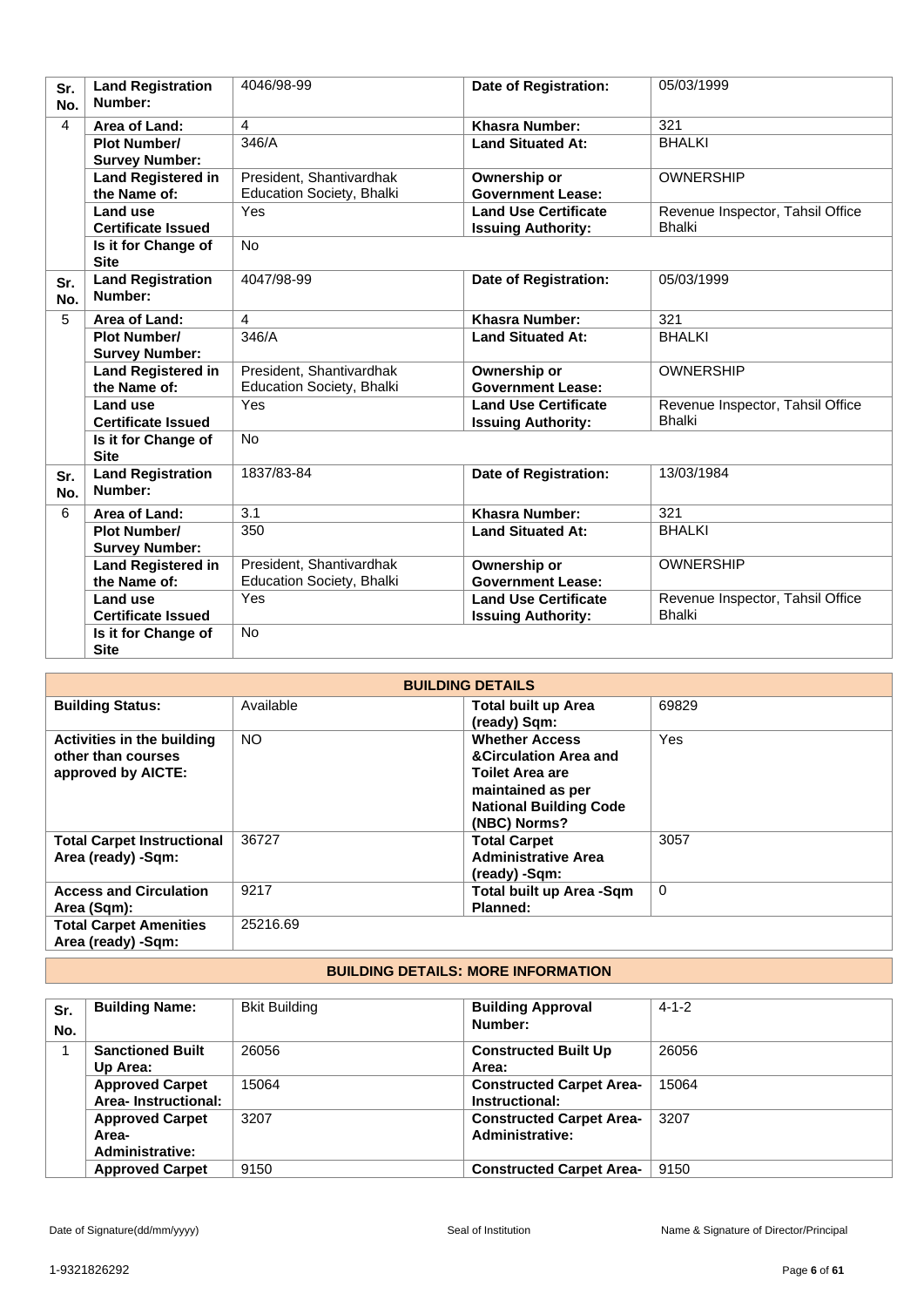| Sr. No. | Land Registration Number: | 4046/98-99 | Date of Registration: | 05/03/1999 |
|---|---|---|---|---|
| 4 | Area of Land: | 4 | Khasra Number: | 321 |
| | Plot Number/ Survey Number: | 346/A | Land Situated At: | BHALKI |
| | Land Registered in the Name of: | President, Shantivardhak Education Society, Bhalki | Ownership or Government Lease: | OWNERSHIP |
| | Land use Certificate Issued | Yes | Land Use Certificate Issuing Authority: | Revenue Inspector, Tahsil Office Bhalki |
| | Is it for Change of Site | No | | |
| Sr. No. | Land Registration Number: | 4047/98-99 | Date of Registration: | 05/03/1999 |
| 5 | Area of Land: | 4 | Khasra Number: | 321 |
| | Plot Number/ Survey Number: | 346/A | Land Situated At: | BHALKI |
| | Land Registered in the Name of: | President, Shantivardhak Education Society, Bhalki | Ownership or Government Lease: | OWNERSHIP |
| | Land use Certificate Issued | Yes | Land Use Certificate Issuing Authority: | Revenue Inspector, Tahsil Office Bhalki |
| | Is it for Change of Site | No | | |
| Sr. No. | Land Registration Number: | 1837/83-84 | Date of Registration: | 13/03/1984 |
| 6 | Area of Land: | 3.1 | Khasra Number: | 321 |
| | Plot Number/ Survey Number: | 350 | Land Situated At: | BHALKI |
| | Land Registered in the Name of: | President, Shantivardhak Education Society, Bhalki | Ownership or Government Lease: | OWNERSHIP |
| | Land use Certificate Issued | Yes | Land Use Certificate Issuing Authority: | Revenue Inspector, Tahsil Office Bhalki |
| | Is it for Change of Site | No | | |

## BUILDING DETAILS

| Building Status: | Available | Total built up Area (ready) Sqm: | 69829 |
|---|---|---|---|
| Activities in the building other than courses approved by AICTE: | NO | Whether Access &Circulation Area and Toilet Area are maintained as per National Building Code (NBC) Norms? | Yes |
| Total Carpet Instructional Area (ready) -Sqm: | 36727 | Total Carpet Administrative Area (ready) -Sqm: | 3057 |
| Access and Circulation Area (Sqm): | 9217 | Total built up Area -Sqm Planned: | 0 |
| Total Carpet Amenities Area (ready) -Sqm: | 25216.69 | | |

## BUILDING DETAILS: MORE INFORMATION

| Sr. No. | Building Name: | Bkit Building | Building Approval Number: | 4-1-2 |
|---|---|---|---|---|
| 1 | Sanctioned Built Up Area: | 26056 | Constructed Built Up Area: | 26056 |
| | Approved Carpet Area- Instructional: | 15064 | Constructed Carpet Area- Instructional: | 15064 |
| | Approved Carpet Area- Administrative: | 3207 | Constructed Carpet Area- Administrative: | 3207 |
| | Approved Carpet | 9150 | Constructed Carpet Area- | 9150 |

Date of Signature(dd/mm/yyyy) Seal of Institution Name & Signature of Director/Principal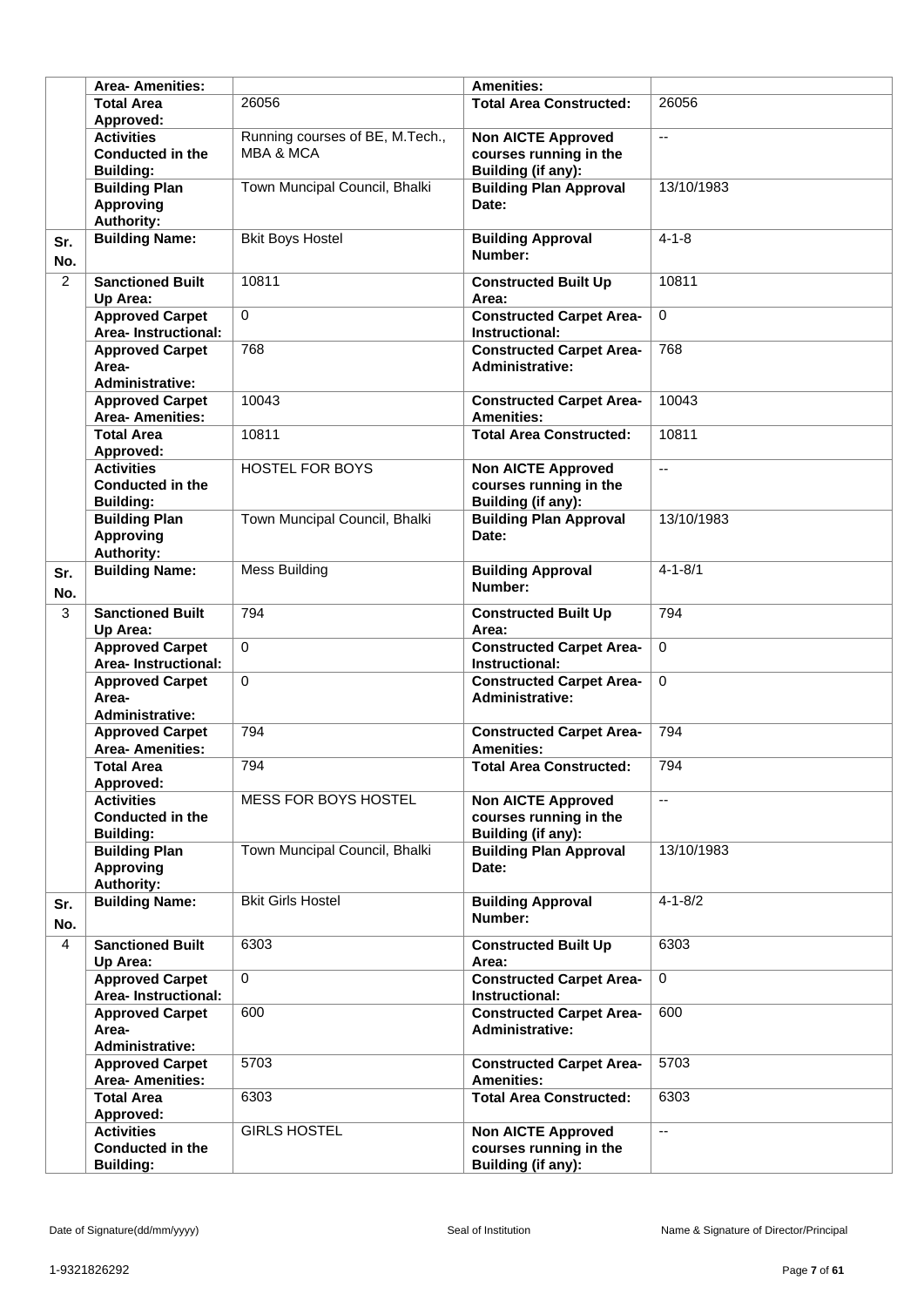|  | Area- Amenities: |  | Amenities: |  |
|---|---|---|---|---|
|  | Total Area Approved: | 26056 | Total Area Constructed: | 26056 |
|  | Activities Conducted in the Building: | Running courses of BE, M.Tech., MBA & MCA | Non AICTE Approved courses running in the Building (if any): | -- |
|  | Building Plan Approving Authority: | Town Muncipal Council, Bhalki | Building Plan Approval Date: | 13/10/1983 |
| Sr. No. | Building Name: | Bkit Boys Hostel | Building Approval Number: | 4-1-8 |
| 2 | Sanctioned Built Up Area: | 10811 | Constructed Built Up Area: | 10811 |
|  | Approved Carpet Area- Instructional: | 0 | Constructed Carpet Area- Instructional: | 0 |
|  | Approved Carpet Area- Administrative: | 768 | Constructed Carpet Area- Administrative: | 768 |
|  | Approved Carpet Area- Amenities: | 10043 | Constructed Carpet Area- Amenities: | 10043 |
|  | Total Area Approved: | 10811 | Total Area Constructed: | 10811 |
|  | Activities Conducted in the Building: | HOSTEL FOR BOYS | Non AICTE Approved courses running in the Building (if any): | -- |
|  | Building Plan Approving Authority: | Town Muncipal Council, Bhalki | Building Plan Approval Date: | 13/10/1983 |
| Sr. No. | Building Name: | Mess Building | Building Approval Number: | 4-1-8/1 |
| 3 | Sanctioned Built Up Area: | 794 | Constructed Built Up Area: | 794 |
|  | Approved Carpet Area- Instructional: | 0 | Constructed Carpet Area- Instructional: | 0 |
|  | Approved Carpet Area- Administrative: | 0 | Constructed Carpet Area- Administrative: | 0 |
|  | Approved Carpet Area- Amenities: | 794 | Constructed Carpet Area- Amenities: | 794 |
|  | Total Area Approved: | 794 | Total Area Constructed: | 794 |
|  | Activities Conducted in the Building: | MESS FOR BOYS HOSTEL | Non AICTE Approved courses running in the Building (if any): | -- |
|  | Building Plan Approving Authority: | Town Muncipal Council, Bhalki | Building Plan Approval Date: | 13/10/1983 |
| Sr. No. | Building Name: | Bkit Girls Hostel | Building Approval Number: | 4-1-8/2 |
| 4 | Sanctioned Built Up Area: | 6303 | Constructed Built Up Area: | 6303 |
|  | Approved Carpet Area- Instructional: | 0 | Constructed Carpet Area- Instructional: | 0 |
|  | Approved Carpet Area- Administrative: | 600 | Constructed Carpet Area- Administrative: | 600 |
|  | Approved Carpet Area- Amenities: | 5703 | Constructed Carpet Area- Amenities: | 5703 |
|  | Total Area Approved: | 6303 | Total Area Constructed: | 6303 |
|  | Activities Conducted in the Building: | GIRLS HOSTEL | Non AICTE Approved courses running in the Building (if any): | -- |

Date of Signature(dd/mm/yyyy) Seal of Institution Name & Signature of Director/Principal

1-9321826292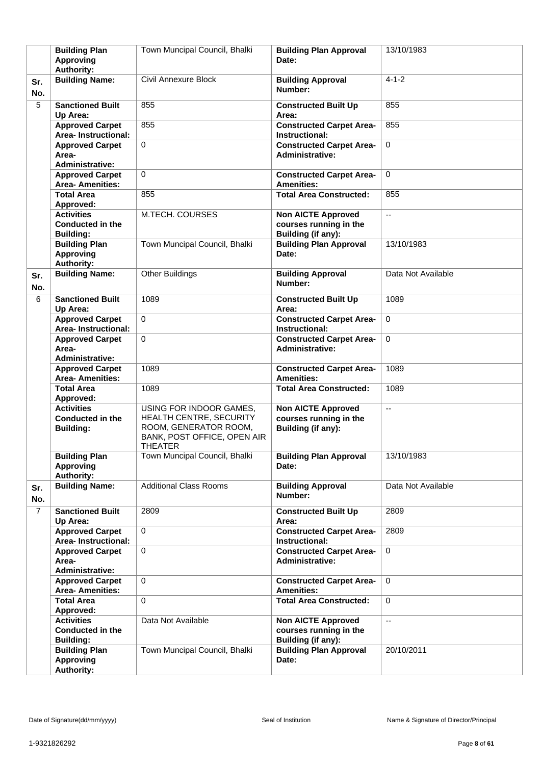| | | | | |
|---|---|---|---|---|
| | **Building Plan Approving Authority:** | Town Muncipal Council, Bhalki | **Building Plan Approval Date:** | 13/10/1983 |
| **Sr. No.** | **Building Name:** | Civil Annexure Block | **Building Approval Number:** | 4-1-2 |
| 5 | **Sanctioned Built Up Area:** | 855 | **Constructed Built Up Area:** | 855 |
| | **Approved Carpet Area- Instructional:** | 855 | **Constructed Carpet Area- Instructional:** | 855 |
| | **Approved Carpet Area- Administrative:** | 0 | **Constructed Carpet Area- Administrative:** | 0 |
| | **Approved Carpet Area- Amenities:** | 0 | **Constructed Carpet Area- Amenities:** | 0 |
| | **Total Area Approved:** | 855 | **Total Area Constructed:** | 855 |
| | **Activities Conducted in the Building:** | M.TECH. COURSES | **Non AICTE Approved courses running in the Building (if any):** | -- |
| | **Building Plan Approving Authority:** | Town Muncipal Council, Bhalki | **Building Plan Approval Date:** | 13/10/1983 |
| **Sr. No.** | **Building Name:** | Other Buildings | **Building Approval Number:** | Data Not Available |
| 6 | **Sanctioned Built Up Area:** | 1089 | **Constructed Built Up Area:** | 1089 |
| | **Approved Carpet Area- Instructional:** | 0 | **Constructed Carpet Area- Instructional:** | 0 |
| | **Approved Carpet Area- Administrative:** | 0 | **Constructed Carpet Area- Administrative:** | 0 |
| | **Approved Carpet Area- Amenities:** | 1089 | **Constructed Carpet Area- Amenities:** | 1089 |
| | **Total Area Approved:** | 1089 | **Total Area Constructed:** | 1089 |
| | **Activities Conducted in the Building:** | USING FOR INDOOR GAMES, HEALTH CENTRE, SECURITY ROOM, GENERATOR ROOM, BANK, POST OFFICE, OPEN AIR THEATER | **Non AICTE Approved courses running in the Building (if any):** | -- |
| | **Building Plan Approving Authority:** | Town Muncipal Council, Bhalki | **Building Plan Approval Date:** | 13/10/1983 |
| **Sr. No.** | **Building Name:** | Additional Class Rooms | **Building Approval Number:** | Data Not Available |
| 7 | **Sanctioned Built Up Area:** | 2809 | **Constructed Built Up Area:** | 2809 |
| | **Approved Carpet Area- Instructional:** | 0 | **Constructed Carpet Area- Instructional:** | 2809 |
| | **Approved Carpet Area- Administrative:** | 0 | **Constructed Carpet Area- Administrative:** | 0 |
| | **Approved Carpet Area- Amenities:** | 0 | **Constructed Carpet Area- Amenities:** | 0 |
| | **Total Area Approved:** | 0 | **Total Area Constructed:** | 0 |
| | **Activities Conducted in the Building:** | Data Not Available | **Non AICTE Approved courses running in the Building (if any):** | -- |
| | **Building Plan Approving Authority:** | Town Muncipal Council, Bhalki | **Building Plan Approval Date:** | 20/10/2011 |

Date of Signature(dd/mm/yyyy) | Seal of Institution | Name & Signature of Director/Principal

1-9321826292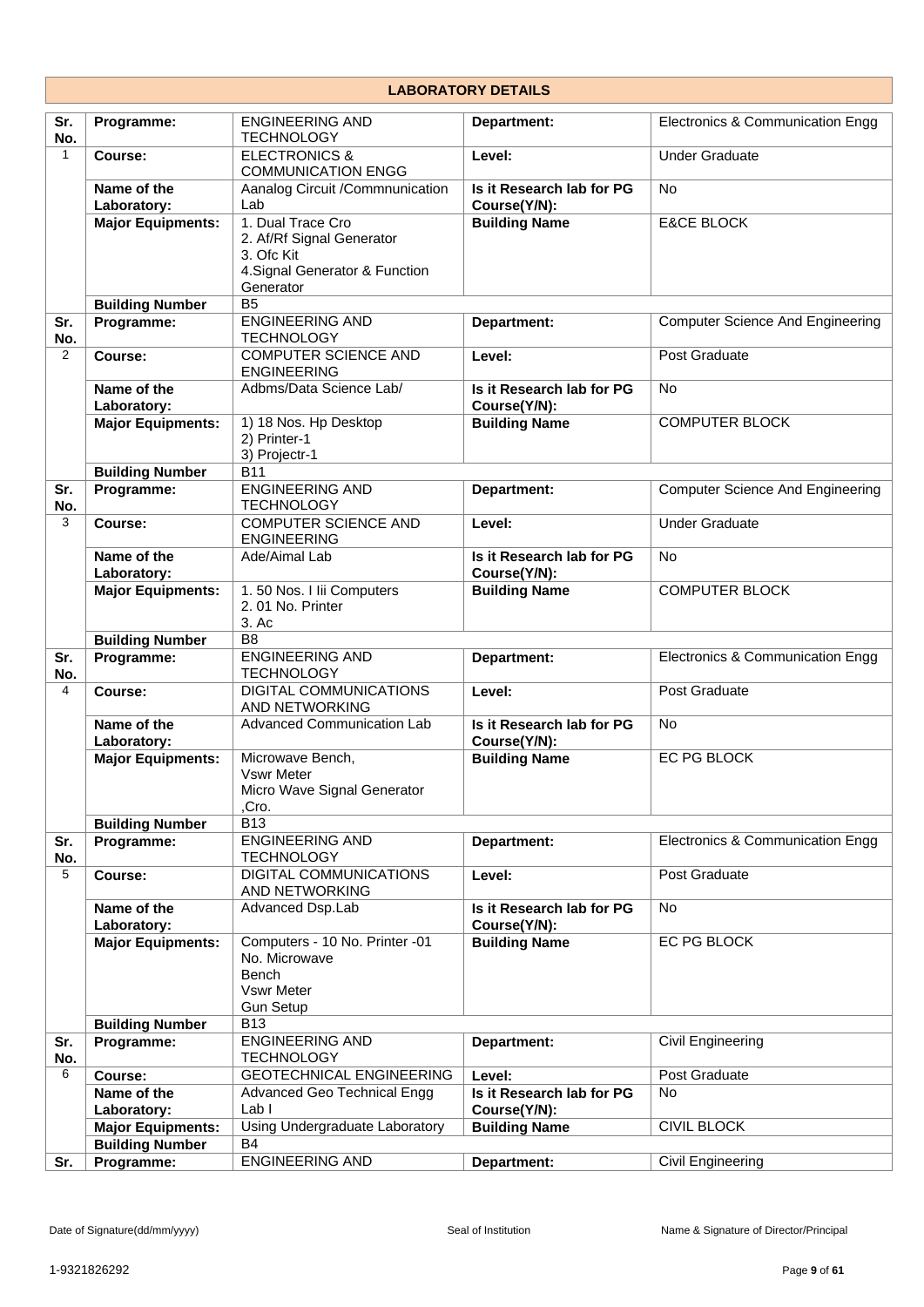## LABORATORY DETAILS

| Sr. No. | Programme: | ENGINEERING AND TECHNOLOGY | Department: | Electronics & Communication Engg |
|---|---|---|---|---|
| 1 | Course: | ELECTRONICS & COMMUNICATION ENGG | Level: | Under Graduate |
| | Name of the Laboratory: | Aanalog Circuit /Commnunication Lab | Is it Research lab for PG Course(Y/N): | No |
| | Major Equipments: | 1. Dual Trace Cro<br>2. Af/Rf Signal Generator<br>3. Ofc Kit<br>4.Signal Generator & Function Generator | Building Name | E&CE BLOCK |
| | Building Number | B5 | | |
| Sr. No. | Programme: | ENGINEERING AND TECHNOLOGY | Department: | Computer Science And Engineering |
| 2 | Course: | COMPUTER SCIENCE AND ENGINEERING | Level: | Post Graduate |
| | Name of the Laboratory: | Adbms/Data Science Lab/ | Is it Research lab for PG Course(Y/N): | No |
| | Major Equipments: | 1) 18 Nos. Hp Desktop<br>2) Printer-1<br>3) Projectr-1 | Building Name | COMPUTER BLOCK |
| | Building Number | B11 | | |
| Sr. No. | Programme: | ENGINEERING AND TECHNOLOGY | Department: | Computer Science And Engineering |
| 3 | Course: | COMPUTER SCIENCE AND ENGINEERING | Level: | Under Graduate |
| | Name of the Laboratory: | Ade/Aimal Lab | Is it Research lab for PG Course(Y/N): | No |
| | Major Equipments: | 1. 50 Nos. I Iii Computers<br>2. 01 No. Printer<br>3. Ac | Building Name | COMPUTER BLOCK |
| | Building Number | B8 | | |
| Sr. No. | Programme: | ENGINEERING AND TECHNOLOGY | Department: | Electronics & Communication Engg |
| 4 | Course: | DIGITAL COMMUNICATIONS AND NETWORKING | Level: | Post Graduate |
| | Name of the Laboratory: | Advanced Communication Lab | Is it Research lab for PG Course(Y/N): | No |
| | Major Equipments: | Microwave Bench,<br>Vswr Meter<br>Micro Wave Signal Generator ,Cro. | Building Name | EC PG BLOCK |
| | Building Number | B13 | | |
| Sr. No. | Programme: | ENGINEERING AND TECHNOLOGY | Department: | Electronics & Communication Engg |
| 5 | Course: | DIGITAL COMMUNICATIONS AND NETWORKING | Level: | Post Graduate |
| | Name of the Laboratory: | Advanced Dsp.Lab | Is it Research lab for PG Course(Y/N): | No |
| | Major Equipments: | Computers - 10 No. Printer -01 No. Microwave<br>Bench<br>Vswr Meter<br>Gun Setup | Building Name | EC PG BLOCK |
| | Building Number | B13 | | |
| Sr. No. | Programme: | ENGINEERING AND TECHNOLOGY | Department: | Civil Engineering |
| 6 | Course: | GEOTECHNICAL ENGINEERING | Level: | Post Graduate |
| | Name of the Laboratory: | Advanced Geo Technical Engg Lab I | Is it Research lab for PG Course(Y/N): | No |
| | Major Equipments: | Using Undergraduate Laboratory | Building Name | CIVIL BLOCK |
| | Building Number | B4 | | |
| Sr. | Programme: | ENGINEERING AND | Department: | Civil Engineering |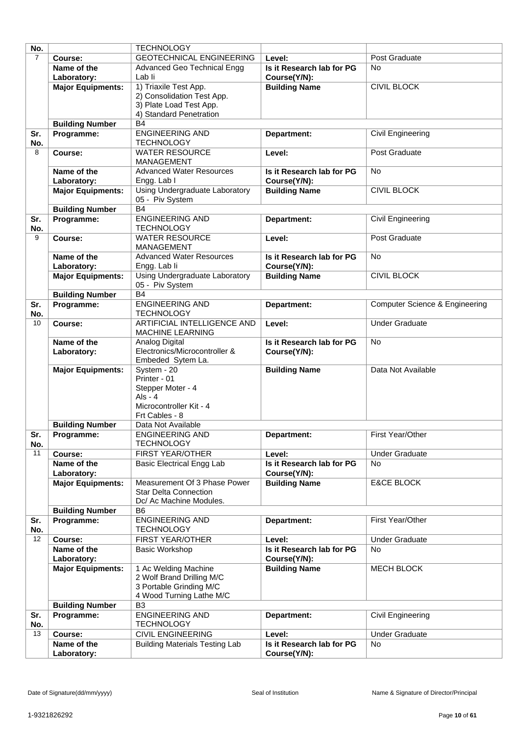| No. | | TECHNOLOGY | | |
|---|---|---|---|---|
| 7 | **Course:** | GEOTECHNICAL ENGINEERING | **Level:** | Post Graduate |
| | **Name of the Laboratory:** | Advanced Geo Technical Engg Lab Ii | **Is it Research lab for PG Course(Y/N):** | No |
| | **Major Equipments:** | 1) Triaxile Test App.<br>2) Consolidation Test App.<br>3) Plate Load Test App.<br>4) Standard Penetration | **Building Name** | CIVIL BLOCK |
| | **Building Number** | B4 | | |
| **Sr. No.** | **Programme:** | ENGINEERING AND TECHNOLOGY | **Department:** | Civil Engineering |
| 8 | **Course:** | WATER RESOURCE MANAGEMENT | **Level:** | Post Graduate |
| | **Name of the Laboratory:** | Advanced Water Resources Engg. Lab I | **Is it Research lab for PG Course(Y/N):** | No |
| | **Major Equipments:** | Using Undergraduate Laboratory 05 - Piv System | **Building Name** | CIVIL BLOCK |
| | **Building Number** | B4 | | |
| **Sr. No.** | **Programme:** | ENGINEERING AND TECHNOLOGY | **Department:** | Civil Engineering |
| 9 | **Course:** | WATER RESOURCE MANAGEMENT | **Level:** | Post Graduate |
| | **Name of the Laboratory:** | Advanced Water Resources Engg. Lab Ii | **Is it Research lab for PG Course(Y/N):** | No |
| | **Major Equipments:** | Using Undergraduate Laboratory 05 - Piv System | **Building Name** | CIVIL BLOCK |
| | **Building Number** | B4 | | |
| **Sr. No.** | **Programme:** | ENGINEERING AND TECHNOLOGY | **Department:** | Computer Science & Engineering |
| 10 | **Course:** | ARTIFICIAL INTELLIGENCE AND MACHINE LEARNING | **Level:** | Under Graduate |
| | **Name of the Laboratory:** | Analog Digital Electronics/Microcontroller & Embeded Sytem La. | **Is it Research lab for PG Course(Y/N):** | No |
| | **Major Equipments:** | System - 20<br>Printer - 01<br>Stepper Moter - 4<br>Als - 4<br>Microcontroller Kit - 4<br>Frt Cables - 8 | **Building Name** | Data Not Available |
| | **Building Number** | Data Not Available | | |
| **Sr. No.** | **Programme:** | ENGINEERING AND TECHNOLOGY | **Department:** | First Year/Other |
| 11 | **Course:** | FIRST YEAR/OTHER | **Level:** | Under Graduate |
| | **Name of the Laboratory:** | Basic Electrical Engg Lab | **Is it Research lab for PG Course(Y/N):** | No |
| | **Major Equipments:** | Measurement Of 3 Phase Power Star Delta Connection Dc/ Ac Machine Modules. | **Building Name** | E&CE BLOCK |
| | **Building Number** | B6 | | |
| **Sr. No.** | **Programme:** | ENGINEERING AND TECHNOLOGY | **Department:** | First Year/Other |
| 12 | **Course:** | FIRST YEAR/OTHER | **Level:** | Under Graduate |
| | **Name of the Laboratory:** | Basic Workshop | **Is it Research lab for PG Course(Y/N):** | No |
| | **Major Equipments:** | 1 Ac Welding Machine<br>2 Wolf Brand Drilling M/C<br>3 Portable Grinding M/C<br>4 Wood Turning Lathe M/C | **Building Name** | MECH BLOCK |
| | **Building Number** | B3 | | |
| **Sr. No.** | **Programme:** | ENGINEERING AND TECHNOLOGY | **Department:** | Civil Engineering |
| 13 | **Course:** | CIVIL ENGINEERING | **Level:** | Under Graduate |
| | **Name of the Laboratory:** | Building Materials Testing Lab | **Is it Research lab for PG Course(Y/N):** | No |

Date of Signature(dd/mm/yyyy) Seal of Institution Name & Signature of Director/Principal

1-9321826292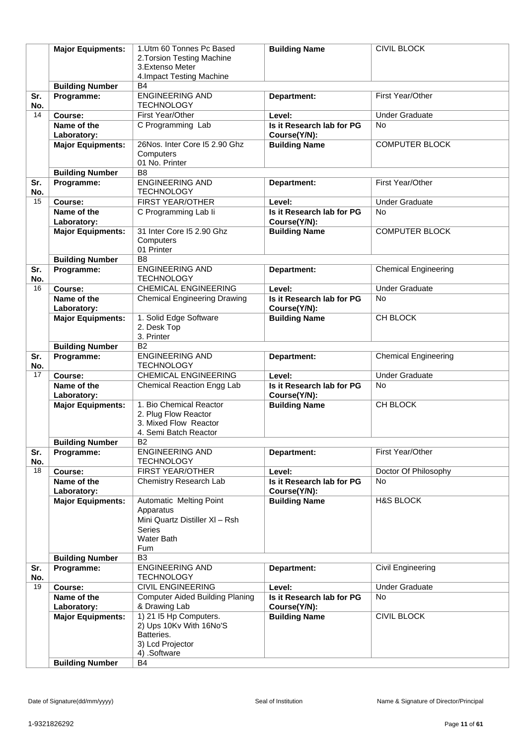|  | **Major Equipments:** | 1.Utm 60 Tonnes Pc Based<br>2.Torsion Testing Machine<br>3.Extenso Meter<br>4.Impact Testing Machine | **Building Name** | CIVIL BLOCK |
|---|---|---|---|---|
|  | **Building Number** | B4 |  |  |
| **Sr. No.** | **Programme:** | ENGINEERING AND TECHNOLOGY | **Department:** | First Year/Other |
| 14 | **Course:** | First Year/Other | **Level:** | Under Graduate |
|  | **Name of the Laboratory:** | C Programming Lab | **Is it Research lab for PG Course(Y/N):** | No |
|  | **Major Equipments:** | 26Nos. Inter Core I5 2.90 Ghz Computers<br>01 No. Printer | **Building Name** | COMPUTER BLOCK |
|  | **Building Number** | B8 |  |  |
| **Sr. No.** | **Programme:** | ENGINEERING AND TECHNOLOGY | **Department:** | First Year/Other |
| 15 | **Course:** | FIRST YEAR/OTHER | **Level:** | Under Graduate |
|  | **Name of the Laboratory:** | C Programming Lab Ii | **Is it Research lab for PG Course(Y/N):** | No |
|  | **Major Equipments:** | 31 Inter Core I5 2.90 Ghz Computers<br>01 Printer | **Building Name** | COMPUTER BLOCK |
|  | **Building Number** | B8 |  |  |
| **Sr. No.** | **Programme:** | ENGINEERING AND TECHNOLOGY | **Department:** | Chemical Engineering |
| 16 | **Course:** | CHEMICAL ENGINEERING | **Level:** | Under Graduate |
|  | **Name of the Laboratory:** | Chemical Engineering Drawing | **Is it Research lab for PG Course(Y/N):** | No |
|  | **Major Equipments:** | 1. Solid Edge Software<br>2. Desk Top<br>3. Printer | **Building Name** | CH BLOCK |
|  | **Building Number** | B2 |  |  |
| **Sr. No.** | **Programme:** | ENGINEERING AND TECHNOLOGY | **Department:** | Chemical Engineering |
| 17 | **Course:** | CHEMICAL ENGINEERING | **Level:** | Under Graduate |
|  | **Name of the Laboratory:** | Chemical Reaction Engg Lab | **Is it Research lab for PG Course(Y/N):** | No |
|  | **Major Equipments:** | 1. Bio Chemical Reactor<br>2. Plug Flow Reactor<br>3. Mixed Flow Reactor<br>4. Semi Batch Reactor | **Building Name** | CH BLOCK |
|  | **Building Number** | B2 |  |  |
| **Sr. No.** | **Programme:** | ENGINEERING AND TECHNOLOGY | **Department:** | First Year/Other |
| 18 | **Course:** | FIRST YEAR/OTHER | **Level:** | Doctor Of Philosophy |
|  | **Name of the Laboratory:** | Chemistry Research Lab | **Is it Research lab for PG Course(Y/N):** | No |
|  | **Major Equipments:** | Automatic Melting Point Apparatus<br>Mini Quartz Distiller Xl – Rsh Series<br>Water Bath<br>Fum | **Building Name** | H&S BLOCK |
|  | **Building Number** | B3 |  |  |
| **Sr. No.** | **Programme:** | ENGINEERING AND TECHNOLOGY | **Department:** | Civil Engineering |
| 19 | **Course:** | CIVIL ENGINEERING | **Level:** | Under Graduate |
|  | **Name of the Laboratory:** | Computer Aided Building Planing & Drawing Lab | **Is it Research lab for PG Course(Y/N):** | No |
|  | **Major Equipments:** | 1) 21 I5 Hp Computers.<br>2) Ups 10Kv With 16No'S Batteries.<br>3) Lcd Projector<br>4) .Software | **Building Name** | CIVIL BLOCK |
|  | **Building Number** | B4 |  |  |

Date of Signature(dd/mm/yyyy) Seal of Institution Name & Signature of Director/Principal

1-9321826292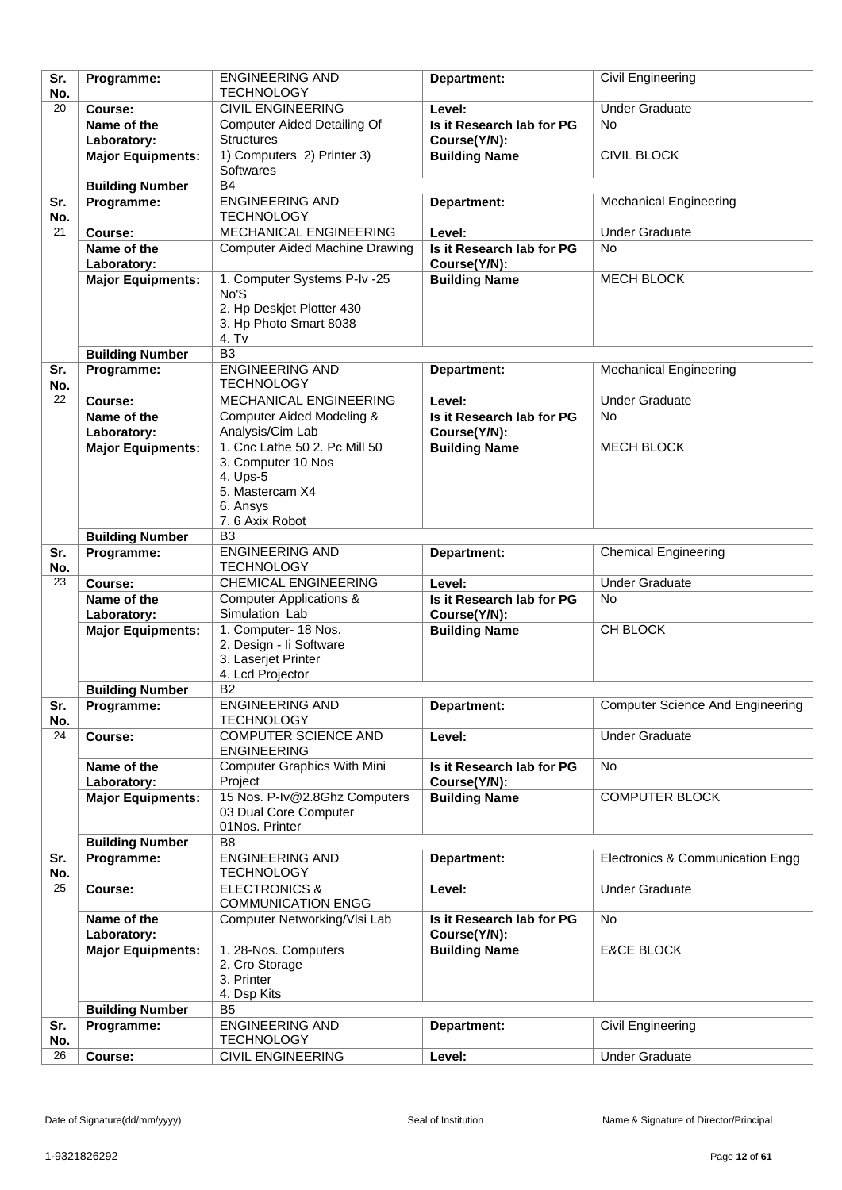| Sr. No. | Programme: | ENGINEERING AND TECHNOLOGY | Department: | Civil Engineering |
|---|---|---|---|---|
| 20 | Course: | CIVIL ENGINEERING | Level: | Under Graduate |
| | Name of the Laboratory: | Computer Aided Detailing Of Structures | Is it Research lab for PG Course(Y/N): | No |
| | Major Equipments: | 1) Computers 2) Printer 3) Softwares | Building Name | CIVIL BLOCK |
| | Building Number | B4 | | |
| Sr. No. | Programme: | ENGINEERING AND TECHNOLOGY | Department: | Mechanical Engineering |
| 21 | Course: | MECHANICAL ENGINEERING | Level: | Under Graduate |
| | Name of the Laboratory: | Computer Aided Machine Drawing | Is it Research lab for PG Course(Y/N): | No |
| | Major Equipments: | 1. Computer Systems P-Iv -25 No'S<br>2. Hp Deskjet Plotter 430<br>3. Hp Photo Smart 8038<br>4. Tv | Building Name | MECH BLOCK |
| | Building Number | B3 | | |
| Sr. No. | Programme: | ENGINEERING AND TECHNOLOGY | Department: | Mechanical Engineering |
| 22 | Course: | MECHANICAL ENGINEERING | Level: | Under Graduate |
| | Name of the Laboratory: | Computer Aided Modeling & Analysis/Cim Lab | Is it Research lab for PG Course(Y/N): | No |
| | Major Equipments: | 1. Cnc Lathe 50 2. Pc Mill 50<br>3. Computer 10 Nos<br>4. Ups-5<br>5. Mastercam X4<br>6. Ansys<br>7. 6 Axix Robot | Building Name | MECH BLOCK |
| | Building Number | B3 | | |
| Sr. No. | Programme: | ENGINEERING AND TECHNOLOGY | Department: | Chemical Engineering |
| 23 | Course: | CHEMICAL ENGINEERING | Level: | Under Graduate |
| | Name of the Laboratory: | Computer Applications & Simulation Lab | Is it Research lab for PG Course(Y/N): | No |
| | Major Equipments: | 1. Computer- 18 Nos.<br>2. Design - Ii Software<br>3. Laserjet Printer<br>4. Lcd Projector | Building Name | CH BLOCK |
| | Building Number | B2 | | |
| Sr. No. | Programme: | ENGINEERING AND TECHNOLOGY | Department: | Computer Science And Engineering |
| 24 | Course: | COMPUTER SCIENCE AND ENGINEERING | Level: | Under Graduate |
| | Name of the Laboratory: | Computer Graphics With Mini Project | Is it Research lab for PG Course(Y/N): | No |
| | Major Equipments: | 15 Nos. P-Iv@2.8Ghz Computers<br>03 Dual Core Computer<br>01Nos. Printer | Building Name | COMPUTER BLOCK |
| | Building Number | B8 | | |
| Sr. No. | Programme: | ENGINEERING AND TECHNOLOGY | Department: | Electronics & Communication Engg |
| 25 | Course: | ELECTRONICS & COMMUNICATION ENGG | Level: | Under Graduate |
| | Name of the Laboratory: | Computer Networking/Vlsi Lab | Is it Research lab for PG Course(Y/N): | No |
| | Major Equipments: | 1. 28-Nos. Computers<br>2. Cro Storage<br>3. Printer<br>4. Dsp Kits | Building Name | E&CE BLOCK |
| | Building Number | B5 | | |
| Sr. No. | Programme: | ENGINEERING AND TECHNOLOGY | Department: | Civil Engineering |
| 26 | Course: | CIVIL ENGINEERING | Level: | Under Graduate |

Date of Signature(dd/mm/yyyy) Seal of Institution Name & Signature of Director/Principal

1-9321826292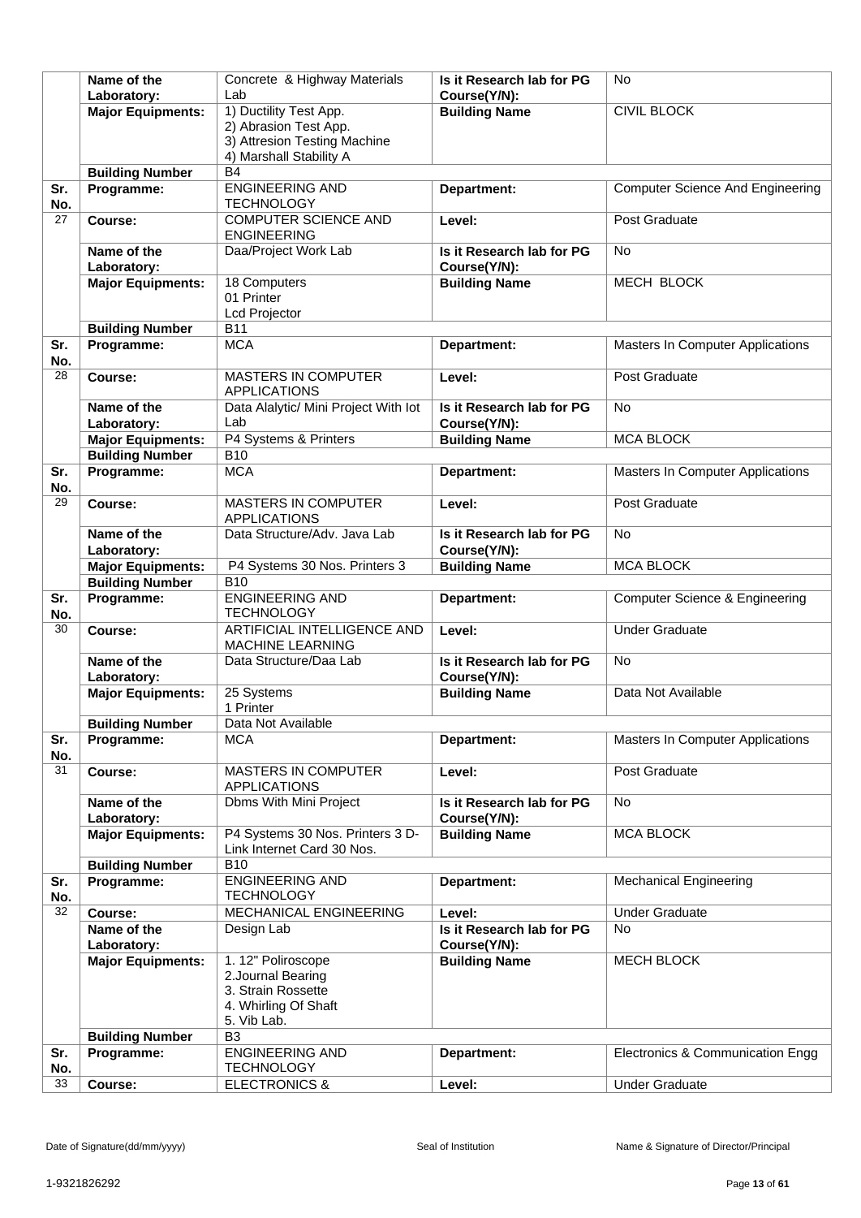| Sr. No. | | | | |
|---|---|---|---|---|
| | **Name of the Laboratory:** | Concrete & Highway Materials Lab | **Is it Research lab for PG Course(Y/N):** | No |
| | **Major Equipments:** | 1) Ductility Test App.<br>2) Abrasion Test App.<br>3) Attresion Testing Machine<br>4) Marshall Stability A | **Building Name** | CIVIL BLOCK |
| | **Building Number** | B4 | | |
| **Sr. No.** | **Programme:** | ENGINEERING AND TECHNOLOGY | **Department:** | Computer Science And Engineering |
| 27 | **Course:** | COMPUTER SCIENCE AND ENGINEERING | **Level:** | Post Graduate |
| | **Name of the Laboratory:** | Daa/Project Work Lab | **Is it Research lab for PG Course(Y/N):** | No |
| | **Major Equipments:** | 18 Computers<br>01 Printer<br>Lcd Projector | **Building Name** | MECH BLOCK |
| | **Building Number** | B11 | | |
| **Sr. No.** | **Programme:** | MCA | **Department:** | Masters In Computer Applications |
| 28 | **Course:** | MASTERS IN COMPUTER APPLICATIONS | **Level:** | Post Graduate |
| | **Name of the Laboratory:** | Data Alalytic/ Mini Project With Iot Lab | **Is it Research lab for PG Course(Y/N):** | No |
| | **Major Equipments:** | P4 Systems & Printers | **Building Name** | MCA BLOCK |
| | **Building Number** | B10 | | |
| **Sr. No.** | **Programme:** | MCA | **Department:** | Masters In Computer Applications |
| 29 | **Course:** | MASTERS IN COMPUTER APPLICATIONS | **Level:** | Post Graduate |
| | **Name of the Laboratory:** | Data Structure/Adv. Java Lab | **Is it Research lab for PG Course(Y/N):** | No |
| | **Major Equipments:** | P4 Systems 30 Nos. Printers 3 | **Building Name** | MCA BLOCK |
| | **Building Number** | B10 | | |
| **Sr. No.** | **Programme:** | ENGINEERING AND TECHNOLOGY | **Department:** | Computer Science & Engineering |
| 30 | **Course:** | ARTIFICIAL INTELLIGENCE AND MACHINE LEARNING | **Level:** | Under Graduate |
| | **Name of the Laboratory:** | Data Structure/Daa Lab | **Is it Research lab for PG Course(Y/N):** | No |
| | **Major Equipments:** | 25 Systems<br>1 Printer | **Building Name** | Data Not Available |
| | **Building Number** | Data Not Available | | |
| **Sr. No.** | **Programme:** | MCA | **Department:** | Masters In Computer Applications |
| 31 | **Course:** | MASTERS IN COMPUTER APPLICATIONS | **Level:** | Post Graduate |
| | **Name of the Laboratory:** | Dbms With Mini Project | **Is it Research lab for PG Course(Y/N):** | No |
| | **Major Equipments:** | P4 Systems 30 Nos. Printers 3 D-Link Internet Card 30 Nos. | **Building Name** | MCA BLOCK |
| | **Building Number** | B10 | | |
| **Sr. No.** | **Programme:** | ENGINEERING AND TECHNOLOGY | **Department:** | Mechanical Engineering |
| 32 | **Course:** | MECHANICAL ENGINEERING | **Level:** | Under Graduate |
| | **Name of the Laboratory:** | Design Lab | **Is it Research lab for PG Course(Y/N):** | No |
| | **Major Equipments:** | 1. 12" Poliroscope<br>2.Journal Bearing<br>3. Strain Rossette<br>4. Whirling Of Shaft<br>5. Vib Lab. | **Building Name** | MECH BLOCK |
| | **Building Number** | B3 | | |
| **Sr. No.** | **Programme:** | ENGINEERING AND TECHNOLOGY | **Department:** | Electronics & Communication Engg |
| 33 | **Course:** | ELECTRONICS & | **Level:** | Under Graduate |

Date of Signature(dd/mm/yyyy) &nbsp;&nbsp;&nbsp;&nbsp; Seal of Institution &nbsp;&nbsp;&nbsp;&nbsp; Name & Signature of Director/Principal

1-9321826292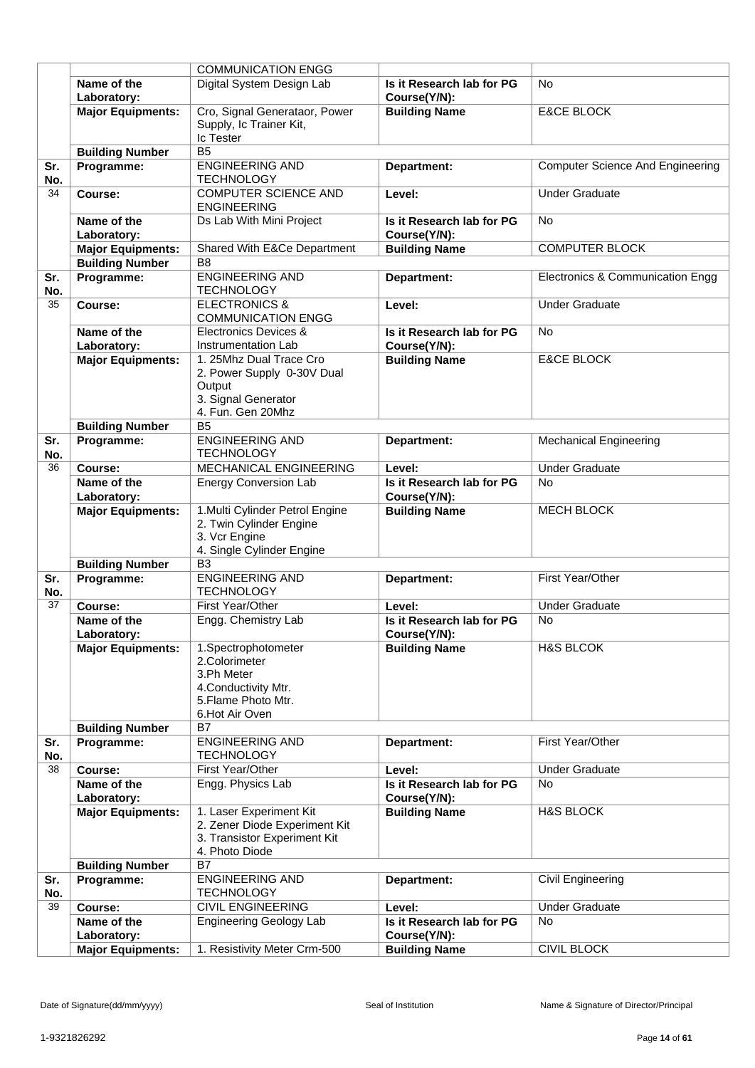| | | | | |
|---|---|---|---|---|
| | | COMMUNICATION ENGG | | |
| | **Name of the Laboratory:** | Digital System Design Lab | **Is it Research lab for PG Course(Y/N):** | No |
| | **Major Equipments:** | Cro, Signal Generataor, Power Supply, Ic Trainer Kit, Ic Tester | **Building Name** | E&CE BLOCK |
| | **Building Number** | B5 | | |
| **Sr. No.** | **Programme:** | ENGINEERING AND TECHNOLOGY | **Department:** | Computer Science And Engineering |
| 34 | **Course:** | COMPUTER SCIENCE AND ENGINEERING | **Level:** | Under Graduate |
| | **Name of the Laboratory:** | Ds Lab With Mini Project | **Is it Research lab for PG Course(Y/N):** | No |
| | **Major Equipments:** | Shared With E&Ce Department | **Building Name** | COMPUTER BLOCK |
| | **Building Number** | B8 | | |
| **Sr. No.** | **Programme:** | ENGINEERING AND TECHNOLOGY | **Department:** | Electronics & Communication Engg |
| 35 | **Course:** | ELECTRONICS & COMMUNICATION ENGG | **Level:** | Under Graduate |
| | **Name of the Laboratory:** | Electronics Devices & Instrumentation Lab | **Is it Research lab for PG Course(Y/N):** | No |
| | **Major Equipments:** | 1. 25Mhz Dual Trace Cro<br>2. Power Supply 0-30V Dual Output<br>3. Signal Generator<br>4. Fun. Gen 20Mhz | **Building Name** | E&CE BLOCK |
| | **Building Number** | B5 | | |
| **Sr. No.** | **Programme:** | ENGINEERING AND TECHNOLOGY | **Department:** | Mechanical Engineering |
| 36 | **Course:** | MECHANICAL ENGINEERING | **Level:** | Under Graduate |
| | **Name of the Laboratory:** | Energy Conversion Lab | **Is it Research lab for PG Course(Y/N):** | No |
| | **Major Equipments:** | 1.Multi Cylinder Petrol Engine<br>2. Twin Cylinder Engine<br>3. Vcr Engine<br>4. Single Cylinder Engine | **Building Name** | MECH BLOCK |
| | **Building Number** | B3 | | |
| **Sr. No.** | **Programme:** | ENGINEERING AND TECHNOLOGY | **Department:** | First Year/Other |
| 37 | **Course:** | First Year/Other | **Level:** | Under Graduate |
| | **Name of the Laboratory:** | Engg. Chemistry Lab | **Is it Research lab for PG Course(Y/N):** | No |
| | **Major Equipments:** | 1.Spectrophotometer<br>2.Colorimeter<br>3.Ph Meter<br>4.Conductivity Mtr.<br>5.Flame Photo Mtr.<br>6.Hot Air Oven | **Building Name** | H&S BLCOK |
| | **Building Number** | B7 | | |
| **Sr. No.** | **Programme:** | ENGINEERING AND TECHNOLOGY | **Department:** | First Year/Other |
| 38 | **Course:** | First Year/Other | **Level:** | Under Graduate |
| | **Name of the Laboratory:** | Engg. Physics Lab | **Is it Research lab for PG Course(Y/N):** | No |
| | **Major Equipments:** | 1. Laser Experiment Kit<br>2. Zener Diode Experiment Kit<br>3. Transistor Experiment Kit<br>4. Photo Diode | **Building Name** | H&S BLOCK |
| | **Building Number** | B7 | | |
| **Sr. No.** | **Programme:** | ENGINEERING AND TECHNOLOGY | **Department:** | Civil Engineering |
| 39 | **Course:** | CIVIL ENGINEERING | **Level:** | Under Graduate |
| | **Name of the Laboratory:** | Engineering Geology Lab | **Is it Research lab for PG Course(Y/N):** | No |
| | **Major Equipments:** | 1. Resistivity Meter Crm-500 | **Building Name** | CIVIL BLOCK |

Date of Signature(dd/mm/yyyy) Seal of Institution Name & Signature of Director/Principal

1-9321826292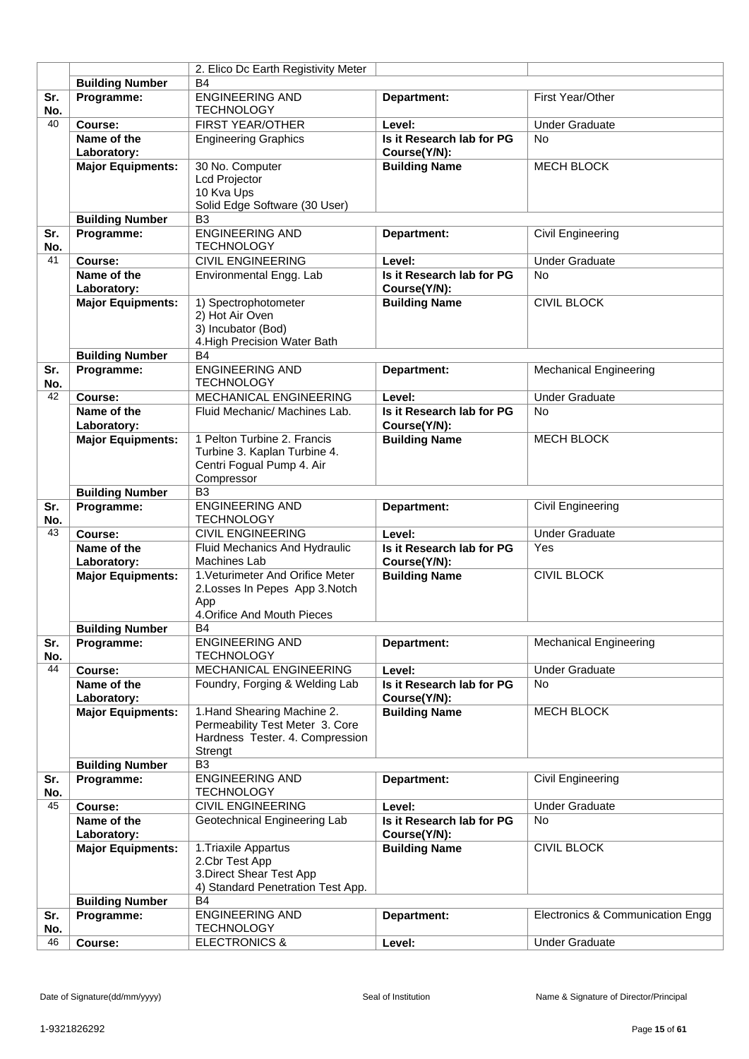| | | | | |
|---|---|---|---|---|
| | | 2. Elico Dc Earth Registivity Meter | | |
| | **Building Number** | B4 | | |
| **Sr. No.** | **Programme:** | ENGINEERING AND TECHNOLOGY | **Department:** | First Year/Other |
| 40 | **Course:** | FIRST YEAR/OTHER | **Level:** | Under Graduate |
| | **Name of the Laboratory:** | Engineering Graphics | **Is it Research lab for PG Course(Y/N):** | No |
| | **Major Equipments:** | 30 No. Computer<br>Lcd Projector<br>10 Kva Ups<br>Solid Edge Software (30 User) | **Building Name** | MECH BLOCK |
| | **Building Number** | B3 | | |
| **Sr. No.** | **Programme:** | ENGINEERING AND TECHNOLOGY | **Department:** | Civil Engineering |
| 41 | **Course:** | CIVIL ENGINEERING | **Level:** | Under Graduate |
| | **Name of the Laboratory:** | Environmental Engg. Lab | **Is it Research lab for PG Course(Y/N):** | No |
| | **Major Equipments:** | 1) Spectrophotometer<br>2) Hot Air Oven<br>3) Incubator (Bod)<br>4.High Precision Water Bath | **Building Name** | CIVIL BLOCK |
| | **Building Number** | B4 | | |
| **Sr. No.** | **Programme:** | ENGINEERING AND TECHNOLOGY | **Department:** | Mechanical Engineering |
| 42 | **Course:** | MECHANICAL ENGINEERING | **Level:** | Under Graduate |
| | **Name of the Laboratory:** | Fluid Mechanic/ Machines Lab. | **Is it Research lab for PG Course(Y/N):** | No |
| | **Major Equipments:** | 1 Pelton Turbine 2. Francis Turbine 3. Kaplan Turbine 4. Centri Fogual Pump 4. Air Compressor | **Building Name** | MECH BLOCK |
| | **Building Number** | B3 | | |
| **Sr. No.** | **Programme:** | ENGINEERING AND TECHNOLOGY | **Department:** | Civil Engineering |
| 43 | **Course:** | CIVIL ENGINEERING | **Level:** | Under Graduate |
| | **Name of the Laboratory:** | Fluid Mechanics And Hydraulic Machines Lab | **Is it Research lab for PG Course(Y/N):** | Yes |
| | **Major Equipments:** | 1.Veturimeter And Orifice Meter 2.Losses In Pepes App 3.Notch App<br>4.Orifice And Mouth Pieces | **Building Name** | CIVIL BLOCK |
| | **Building Number** | B4 | | |
| **Sr. No.** | **Programme:** | ENGINEERING AND TECHNOLOGY | **Department:** | Mechanical Engineering |
| 44 | **Course:** | MECHANICAL ENGINEERING | **Level:** | Under Graduate |
| | **Name of the Laboratory:** | Foundry, Forging & Welding Lab | **Is it Research lab for PG Course(Y/N):** | No |
| | **Major Equipments:** | 1.Hand Shearing Machine 2. Permeability Test Meter 3. Core Hardness Tester. 4. Compression Strengt | **Building Name** | MECH BLOCK |
| | **Building Number** | B3 | | |
| **Sr. No.** | **Programme:** | ENGINEERING AND TECHNOLOGY | **Department:** | Civil Engineering |
| 45 | **Course:** | CIVIL ENGINEERING | **Level:** | Under Graduate |
| | **Name of the Laboratory:** | Geotechnical Engineering Lab | **Is it Research lab for PG Course(Y/N):** | No |
| | **Major Equipments:** | 1.Triaxile Appartus<br>2.Cbr Test App<br>3.Direct Shear Test App<br>4) Standard Penetration Test App. | **Building Name** | CIVIL BLOCK |
| | **Building Number** | B4 | | |
| **Sr. No.** | **Programme:** | ENGINEERING AND TECHNOLOGY | **Department:** | Electronics & Communication Engg |
| 46 | **Course:** | ELECTRONICS & | **Level:** | Under Graduate |

Date of Signature(dd/mm/yyyy) Seal of Institution Name & Signature of Director/Principal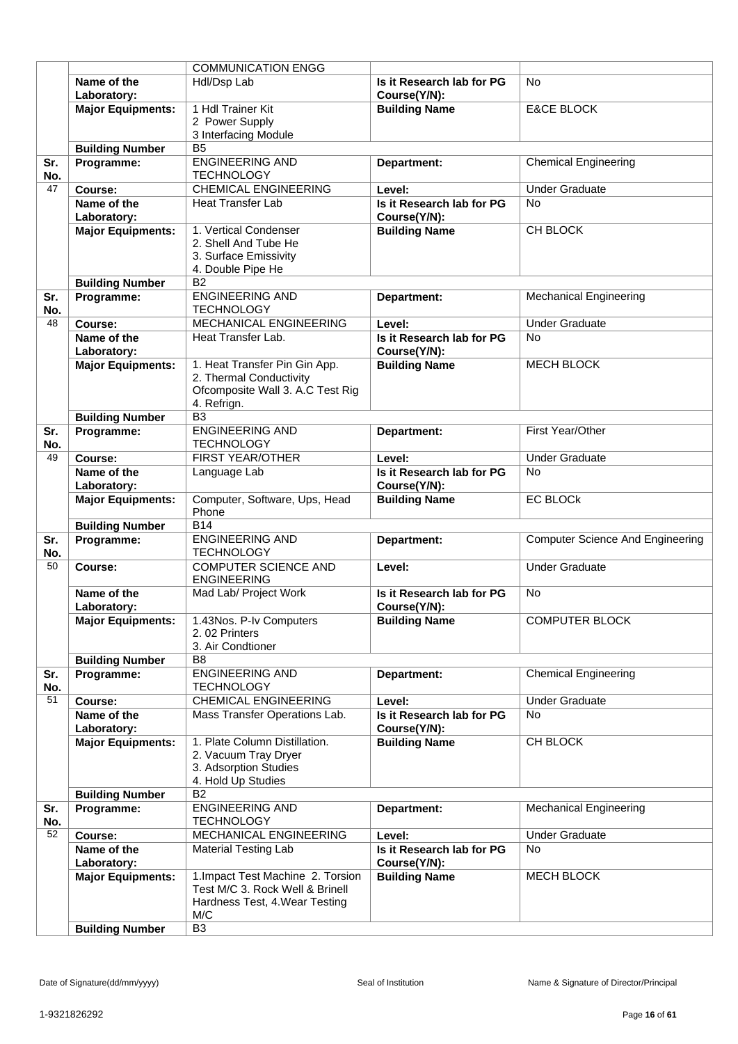| Sr. No. | | | | |
|---|---|---|---|---|
| | | COMMUNICATION ENGG | | |
| | Name of the Laboratory: | Hdl/Dsp Lab | Is it Research lab for PG Course(Y/N): | No |
| | Major Equipments: | 1 Hdl Trainer Kit<br>2 Power Supply<br>3 Interfacing Module | Building Name | E&CE BLOCK |
| | Building Number | B5 | | |
| Sr. No. | Programme: | ENGINEERING AND TECHNOLOGY | Department: | Chemical Engineering |
| 47 | Course: | CHEMICAL ENGINEERING | Level: | Under Graduate |
| | Name of the Laboratory: | Heat Transfer Lab | Is it Research lab for PG Course(Y/N): | No |
| | Major Equipments: | 1. Vertical Condenser<br>2. Shell And Tube He<br>3. Surface Emissivity<br>4. Double Pipe He | Building Name | CH BLOCK |
| | Building Number | B2 | | |
| Sr. No. | Programme: | ENGINEERING AND TECHNOLOGY | Department: | Mechanical Engineering |
| 48 | Course: | MECHANICAL ENGINEERING | Level: | Under Graduate |
| | Name of the Laboratory: | Heat Transfer Lab. | Is it Research lab for PG Course(Y/N): | No |
| | Major Equipments: | 1. Heat Transfer Pin Gin App.<br>2. Thermal Conductivity Ofcomposite Wall 3. A.C Test Rig<br>4. Refrign. | Building Name | MECH BLOCK |
| | Building Number | B3 | | |
| Sr. No. | Programme: | ENGINEERING AND TECHNOLOGY | Department: | First Year/Other |
| 49 | Course: | FIRST YEAR/OTHER | Level: | Under Graduate |
| | Name of the Laboratory: | Language Lab | Is it Research lab for PG Course(Y/N): | No |
| | Major Equipments: | Computer, Software, Ups, Head Phone | Building Name | EC BLOCk |
| | Building Number | B14 | | |
| Sr. No. | Programme: | ENGINEERING AND TECHNOLOGY | Department: | Computer Science And Engineering |
| 50 | Course: | COMPUTER SCIENCE AND ENGINEERING | Level: | Under Graduate |
| | Name of the Laboratory: | Mad Lab/ Project Work | Is it Research lab for PG Course(Y/N): | No |
| | Major Equipments: | 1.43Nos. P-Iv Computers<br>2. 02 Printers<br>3. Air Condtioner | Building Name | COMPUTER BLOCK |
| | Building Number | B8 | | |
| Sr. No. | Programme: | ENGINEERING AND TECHNOLOGY | Department: | Chemical Engineering |
| 51 | Course: | CHEMICAL ENGINEERING | Level: | Under Graduate |
| | Name of the Laboratory: | Mass Transfer Operations Lab. | Is it Research lab for PG Course(Y/N): | No |
| | Major Equipments: | 1. Plate Column Distillation.<br>2. Vacuum Tray Dryer<br>3. Adsorption Studies<br>4. Hold Up Studies | Building Name | CH BLOCK |
| | Building Number | B2 | | |
| Sr. No. | Programme: | ENGINEERING AND TECHNOLOGY | Department: | Mechanical Engineering |
| 52 | Course: | MECHANICAL ENGINEERING | Level: | Under Graduate |
| | Name of the Laboratory: | Material Testing Lab | Is it Research lab for PG Course(Y/N): | No |
| | Major Equipments: | 1.Impact Test Machine 2. Torsion Test M/C 3. Rock Well & Brinell Hardness Test, 4.Wear Testing M/C | Building Name | MECH BLOCK |
| | Building Number | B3 | | |

Date of Signature(dd/mm/yyyy) | Seal of Institution | Name & Signature of Director/Principal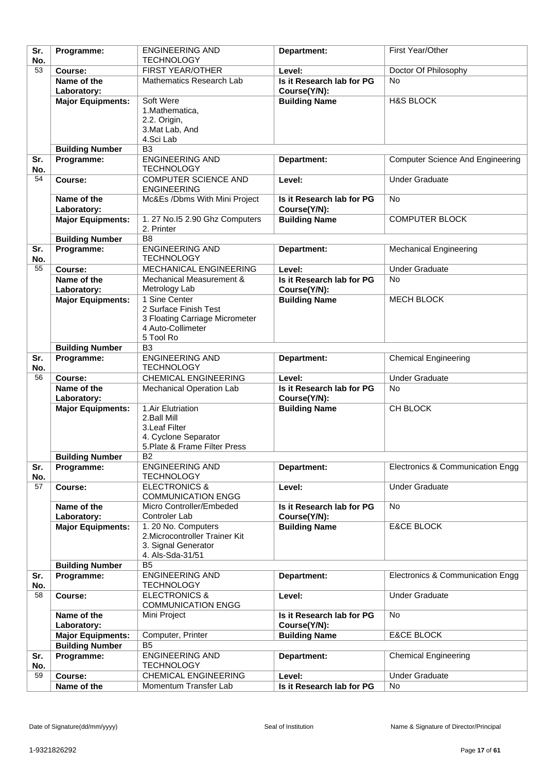| Sr. No. | Programme: | ENGINEERING AND TECHNOLOGY | Department: | First Year/Other |
|---|---|---|---|---|
| 53 | Course: | FIRST YEAR/OTHER | Level: | Doctor Of Philosophy |
| | Name of the Laboratory: | Mathematics Research Lab | Is it Research lab for PG Course(Y/N): | No |
| | Major Equipments: | Soft Were<br>1.Mathematica,<br>2.2. Origin,<br>3.Mat Lab, And<br>4.Sci Lab | Building Name | H&S BLOCK |
| | Building Number | B3 | | |
| Sr. No. | Programme: | ENGINEERING AND TECHNOLOGY | Department: | Computer Science And Engineering |
| 54 | Course: | COMPUTER SCIENCE AND ENGINEERING | Level: | Under Graduate |
| | Name of the Laboratory: | Mc&Es /Dbms With Mini Project | Is it Research lab for PG Course(Y/N): | No |
| | Major Equipments: | 1. 27 No.I5 2.90 Ghz Computers<br>2. Printer | Building Name | COMPUTER BLOCK |
| | Building Number | B8 | | |
| Sr. No. | Programme: | ENGINEERING AND TECHNOLOGY | Department: | Mechanical Engineering |
| 55 | Course: | MECHANICAL ENGINEERING | Level: | Under Graduate |
| | Name of the Laboratory: | Mechanical Measurement & Metrology Lab | Is it Research lab for PG Course(Y/N): | No |
| | Major Equipments: | 1 Sine Center<br>2 Surface Finish Test<br>3 Floating Carriage Micrometer<br>4 Auto-Collimeter<br>5 Tool Ro | Building Name | MECH BLOCK |
| | Building Number | B3 | | |
| Sr. No. | Programme: | ENGINEERING AND TECHNOLOGY | Department: | Chemical Engineering |
| 56 | Course: | CHEMICAL ENGINEERING | Level: | Under Graduate |
| | Name of the Laboratory: | Mechanical Operation Lab | Is it Research lab for PG Course(Y/N): | No |
| | Major Equipments: | 1.Air Elutriation<br>2.Ball Mill<br>3.Leaf Filter<br>4. Cyclone Separator<br>5.Plate & Frame Filter Press | Building Name | CH BLOCK |
| | Building Number | B2 | | |
| Sr. No. | Programme: | ENGINEERING AND TECHNOLOGY | Department: | Electronics & Communication Engg |
| 57 | Course: | ELECTRONICS & COMMUNICATION ENGG | Level: | Under Graduate |
| | Name of the Laboratory: | Micro Controller/Embeded Controler Lab | Is it Research lab for PG Course(Y/N): | No |
| | Major Equipments: | 1. 20 No. Computers<br>2.Microcontroller Trainer Kit<br>3. Signal Generator<br>4. Als-Sda-31/51 | Building Name | E&CE BLOCK |
| | Building Number | B5 | | |
| Sr. No. | Programme: | ENGINEERING AND TECHNOLOGY | Department: | Electronics & Communication Engg |
| 58 | Course: | ELECTRONICS & COMMUNICATION ENGG | Level: | Under Graduate |
| | Name of the Laboratory: | Mini Project | Is it Research lab for PG Course(Y/N): | No |
| | Major Equipments: | Computer, Printer | Building Name | E&CE BLOCK |
| | Building Number | B5 | | |
| Sr. No. | Programme: | ENGINEERING AND TECHNOLOGY | Department: | Chemical Engineering |
| 59 | Course: | CHEMICAL ENGINEERING | Level: | Under Graduate |
| | Name of the | Momentum Transfer Lab | Is it Research lab for PG | No |

Date of Signature(dd/mm/yyyy) Seal of Institution Name & Signature of Director/Principal

1-9321826292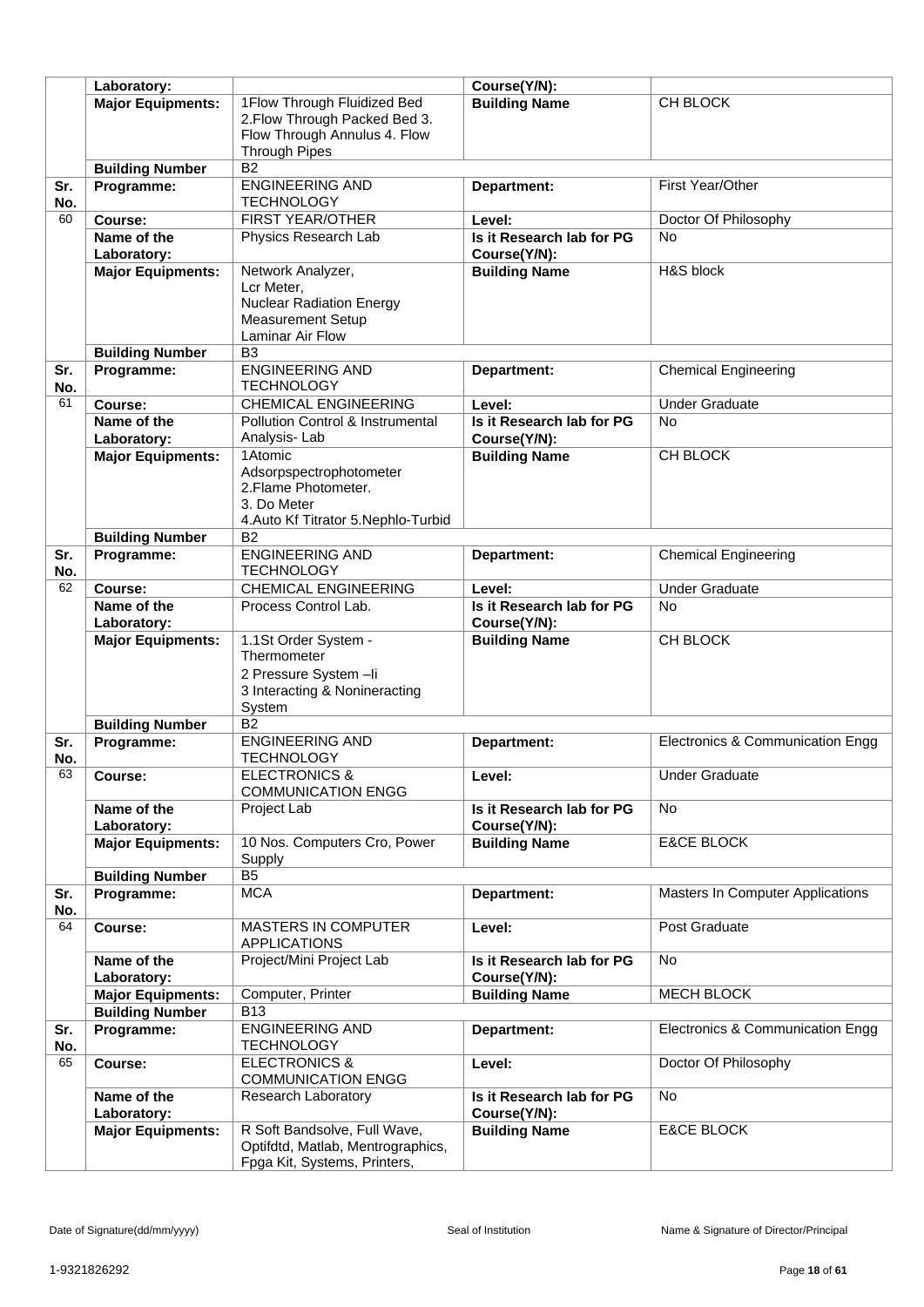| Sr. No. | | | | |
|---|---|---|---|---|
| | Laboratory: | | Course(Y/N): | |
| | Major Equipments: | 1Flow Through Fluidized Bed 2.Flow Through Packed Bed 3. Flow Through Annulus 4. Flow Through Pipes | Building Name | CH BLOCK |
| | Building Number | B2 | | |
| Sr. No. | Programme: | ENGINEERING AND TECHNOLOGY | Department: | First Year/Other |
| 60 | Course: | FIRST YEAR/OTHER | Level: | Doctor Of Philosophy |
| | Name of the Laboratory: | Physics Research Lab | Is it Research lab for PG Course(Y/N): | No |
| | Major Equipments: | Network Analyzer, Lcr Meter, Nuclear Radiation Energy Measurement Setup Laminar Air Flow | Building Name | H&S block |
| | Building Number | B3 | | |
| Sr. No. | Programme: | ENGINEERING AND TECHNOLOGY | Department: | Chemical Engineering |
| 61 | Course: | CHEMICAL ENGINEERING | Level: | Under Graduate |
| | Name of the Laboratory: | Pollution Control & Instrumental Analysis- Lab | Is it Research lab for PG Course(Y/N): | No |
| | Major Equipments: | 1Atomic Adsorpspectrophotometer 2.Flame Photometer. 3. Do Meter 4.Auto Kf Titrator 5.Nephlo-Turbid | Building Name | CH BLOCK |
| | Building Number | B2 | | |
| Sr. No. | Programme: | ENGINEERING AND TECHNOLOGY | Department: | Chemical Engineering |
| 62 | Course: | CHEMICAL ENGINEERING | Level: | Under Graduate |
| | Name of the Laboratory: | Process Control Lab. | Is it Research lab for PG Course(Y/N): | No |
| | Major Equipments: | 1.1St Order System - Thermometer 2 Pressure System –Ii 3 Interacting & Nonineracting System | Building Name | CH BLOCK |
| | Building Number | B2 | | |
| Sr. No. | Programme: | ENGINEERING AND TECHNOLOGY | Department: | Electronics & Communication Engg |
| 63 | Course: | ELECTRONICS & COMMUNICATION ENGG | Level: | Under Graduate |
| | Name of the Laboratory: | Project Lab | Is it Research lab for PG Course(Y/N): | No |
| | Major Equipments: | 10 Nos. Computers Cro, Power Supply | Building Name | E&CE BLOCK |
| | Building Number | B5 | | |
| Sr. No. | Programme: | MCA | Department: | Masters In Computer Applications |
| 64 | Course: | MASTERS IN COMPUTER APPLICATIONS | Level: | Post Graduate |
| | Name of the Laboratory: | Project/Mini Project Lab | Is it Research lab for PG Course(Y/N): | No |
| | Major Equipments: | Computer, Printer | Building Name | MECH BLOCK |
| | Building Number | B13 | | |
| Sr. No. | Programme: | ENGINEERING AND TECHNOLOGY | Department: | Electronics & Communication Engg |
| 65 | Course: | ELECTRONICS & COMMUNICATION ENGG | Level: | Doctor Of Philosophy |
| | Name of the Laboratory: | Research Laboratory | Is it Research lab for PG Course(Y/N): | No |
| | Major Equipments: | R Soft Bandsolve, Full Wave, Optifdtd, Matlab, Mentrographics, Fpga Kit, Systems, Printers, | Building Name | E&CE BLOCK |

Date of Signature(dd/mm/yyyy) Seal of Institution Name & Signature of Director/Principal

1-9321826292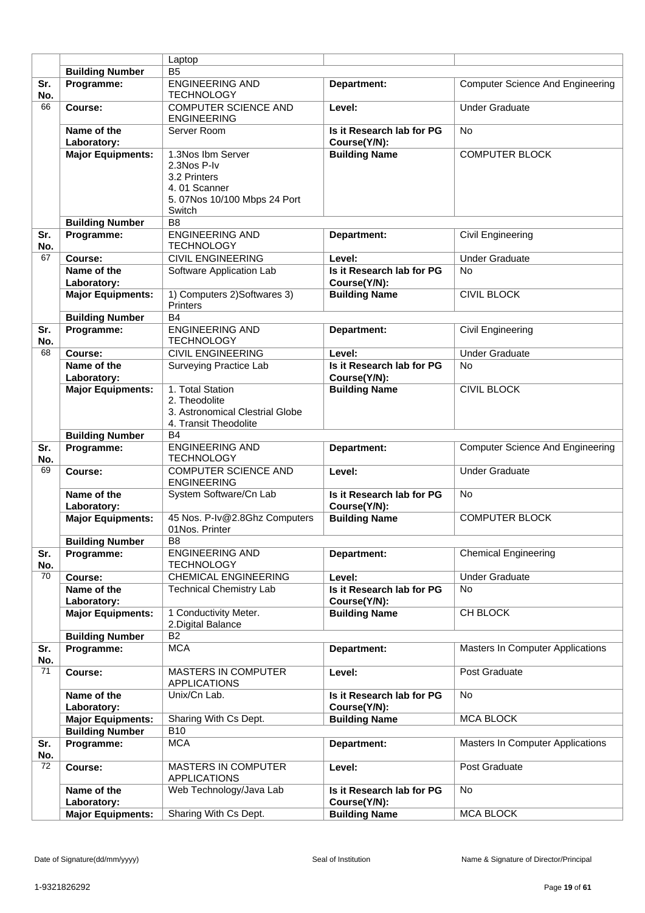| | | Laptop | | |
|---|---|---|---|---|
| | **Building Number** | B5 | | |
| **Sr. No.** | **Programme:** | ENGINEERING AND TECHNOLOGY | **Department:** | Computer Science And Engineering |
| 66 | **Course:** | COMPUTER SCIENCE AND ENGINEERING | **Level:** | Under Graduate |
| | **Name of the Laboratory:** | Server Room | **Is it Research lab for PG Course(Y/N):** | No |
| | **Major Equipments:** | 1.3Nos Ibm Server<br>2.3Nos P-Iv<br>3.2 Printers<br>4. 01 Scanner<br>5. 07Nos 10/100 Mbps 24 Port Switch | **Building Name** | COMPUTER BLOCK |
| | **Building Number** | B8 | | |
| **Sr. No.** | **Programme:** | ENGINEERING AND TECHNOLOGY | **Department:** | Civil Engineering |
| 67 | **Course:** | CIVIL ENGINEERING | **Level:** | Under Graduate |
| | **Name of the Laboratory:** | Software Application Lab | **Is it Research lab for PG Course(Y/N):** | No |
| | **Major Equipments:** | 1) Computers 2)Softwares 3) Printers | **Building Name** | CIVIL BLOCK |
| | **Building Number** | B4 | | |
| **Sr. No.** | **Programme:** | ENGINEERING AND TECHNOLOGY | **Department:** | Civil Engineering |
| 68 | **Course:** | CIVIL ENGINEERING | **Level:** | Under Graduate |
| | **Name of the Laboratory:** | Surveying Practice Lab | **Is it Research lab for PG Course(Y/N):** | No |
| | **Major Equipments:** | 1. Total Station<br>2. Theodolite<br>3. Astronomical Clestrial Globe<br>4. Transit Theodolite | **Building Name** | CIVIL BLOCK |
| | **Building Number** | B4 | | |
| **Sr. No.** | **Programme:** | ENGINEERING AND TECHNOLOGY | **Department:** | Computer Science And Engineering |
| 69 | **Course:** | COMPUTER SCIENCE AND ENGINEERING | **Level:** | Under Graduate |
| | **Name of the Laboratory:** | System Software/Cn Lab | **Is it Research lab for PG Course(Y/N):** | No |
| | **Major Equipments:** | 45 Nos. P-Iv@2.8Ghz Computers 01Nos. Printer | **Building Name** | COMPUTER BLOCK |
| | **Building Number** | B8 | | |
| **Sr. No.** | **Programme:** | ENGINEERING AND TECHNOLOGY | **Department:** | Chemical Engineering |
| 70 | **Course:** | CHEMICAL ENGINEERING | **Level:** | Under Graduate |
| | **Name of the Laboratory:** | Technical Chemistry Lab | **Is it Research lab for PG Course(Y/N):** | No |
| | **Major Equipments:** | 1 Conductivity Meter.<br>2.Digital Balance | **Building Name** | CH BLOCK |
| | **Building Number** | B2 | | |
| **Sr. No.** | **Programme:** | MCA | **Department:** | Masters In Computer Applications |
| 71 | **Course:** | MASTERS IN COMPUTER APPLICATIONS | **Level:** | Post Graduate |
| | **Name of the Laboratory:** | Unix/Cn Lab. | **Is it Research lab for PG Course(Y/N):** | No |
| | **Major Equipments:** | Sharing With Cs Dept. | **Building Name** | MCA BLOCK |
| | **Building Number** | B10 | | |
| **Sr. No.** | **Programme:** | MCA | **Department:** | Masters In Computer Applications |
| 72 | **Course:** | MASTERS IN COMPUTER APPLICATIONS | **Level:** | Post Graduate |
| | **Name of the Laboratory:** | Web Technology/Java Lab | **Is it Research lab for PG Course(Y/N):** | No |
| | **Major Equipments:** | Sharing With Cs Dept. | **Building Name** | MCA BLOCK |

Date of Signature(dd/mm/yyyy) Seal of Institution Name & Signature of Director/Principal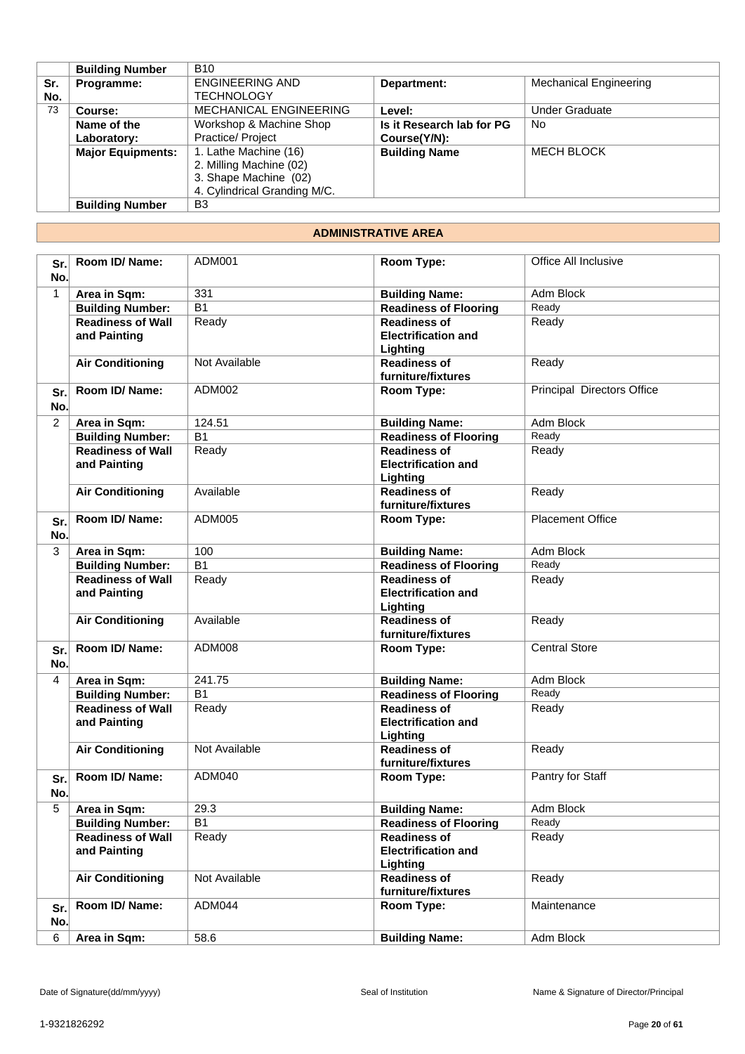| | Building Number | B10 | | |
|---|---|---|---|---|
| Sr. No. | Programme: | ENGINEERING AND TECHNOLOGY | Department: | Mechanical Engineering |
| 73 | Course: | MECHANICAL ENGINEERING | Level: | Under Graduate |
| | Name of the Laboratory: | Workshop & Machine Shop Practice/ Project | Is it Research lab for PG Course(Y/N): | No |
| | Major Equipments: | 1. Lathe Machine (16)<br>2. Milling Machine (02)<br>3. Shape Machine (02)<br>4. Cylindrical Granding M/C. | Building Name | MECH BLOCK |
| | Building Number | B3 | | |

## ADMINISTRATIVE AREA

| Sr. No. | Room ID/ Name: | ADM001 | Room Type: | Office All Inclusive |
|---|---|---|---|---|
| 1 | Area in Sqm: | 331 | Building Name: | Adm Block |
| | Building Number: | B1 | Readiness of Flooring | Ready |
| | Readiness of Wall and Painting | Ready | Readiness of Electrification and Lighting | Ready |
| | Air Conditioning | Not Available | Readiness of furniture/fixtures | Ready |
| Sr. No. | Room ID/ Name: | ADM002 | Room Type: | Principal Directors Office |
| 2 | Area in Sqm: | 124.51 | Building Name: | Adm Block |
| | Building Number: | B1 | Readiness of Flooring | Ready |
| | Readiness of Wall and Painting | Ready | Readiness of Electrification and Lighting | Ready |
| | Air Conditioning | Available | Readiness of furniture/fixtures | Ready |
| Sr. No. | Room ID/ Name: | ADM005 | Room Type: | Placement Office |
| 3 | Area in Sqm: | 100 | Building Name: | Adm Block |
| | Building Number: | B1 | Readiness of Flooring | Ready |
| | Readiness of Wall and Painting | Ready | Readiness of Electrification and Lighting | Ready |
| | Air Conditioning | Available | Readiness of furniture/fixtures | Ready |
| Sr. No. | Room ID/ Name: | ADM008 | Room Type: | Central Store |
| 4 | Area in Sqm: | 241.75 | Building Name: | Adm Block |
| | Building Number: | B1 | Readiness of Flooring | Ready |
| | Readiness of Wall and Painting | Ready | Readiness of Electrification and Lighting | Ready |
| | Air Conditioning | Not Available | Readiness of furniture/fixtures | Ready |
| Sr. No. | Room ID/ Name: | ADM040 | Room Type: | Pantry for Staff |
| 5 | Area in Sqm: | 29.3 | Building Name: | Adm Block |
| | Building Number: | B1 | Readiness of Flooring | Ready |
| | Readiness of Wall and Painting | Ready | Readiness of Electrification and Lighting | Ready |
| | Air Conditioning | Not Available | Readiness of furniture/fixtures | Ready |
| Sr. No. | Room ID/ Name: | ADM044 | Room Type: | Maintenance |
| 6 | Area in Sqm: | 58.6 | Building Name: | Adm Block |

Date of Signature(dd/mm/yyyy) Seal of Institution Name & Signature of Director/Principal

1-9321826292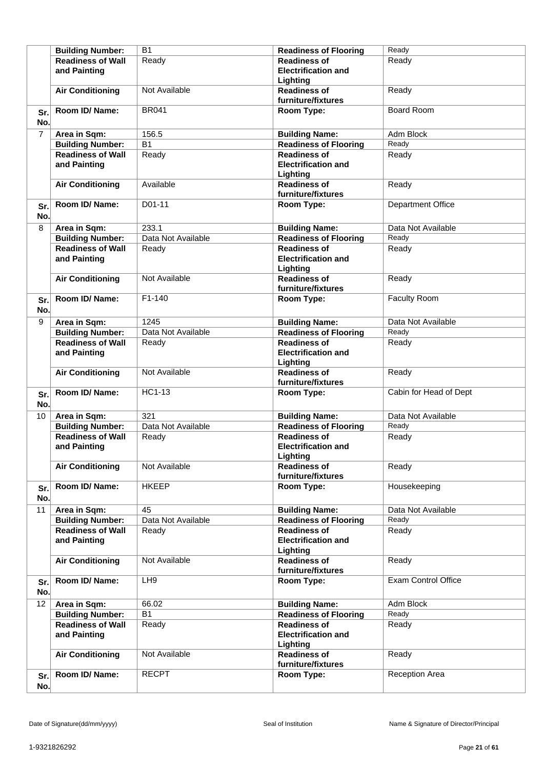| | | | | |
|---|---|---|---|---|
| | **Building Number:** | B1 | **Readiness of Flooring** | Ready |
| | **Readiness of Wall and Painting** | Ready | **Readiness of Electrification and Lighting** | Ready |
| | **Air Conditioning** | Not Available | **Readiness of furniture/fixtures** | Ready |
| **Sr. No.** | **Room ID/ Name:** | BR041 | **Room Type:** | Board Room |
| 7 | **Area in Sqm:** | 156.5 | **Building Name:** | Adm Block |
| | **Building Number:** | B1 | **Readiness of Flooring** | Ready |
| | **Readiness of Wall and Painting** | Ready | **Readiness of Electrification and Lighting** | Ready |
| | **Air Conditioning** | Available | **Readiness of furniture/fixtures** | Ready |
| **Sr. No.** | **Room ID/ Name:** | D01-11 | **Room Type:** | Department Office |
| 8 | **Area in Sqm:** | 233.1 | **Building Name:** | Data Not Available |
| | **Building Number:** | Data Not Available | **Readiness of Flooring** | Ready |
| | **Readiness of Wall and Painting** | Ready | **Readiness of Electrification and Lighting** | Ready |
| | **Air Conditioning** | Not Available | **Readiness of furniture/fixtures** | Ready |
| **Sr. No.** | **Room ID/ Name:** | F1-140 | **Room Type:** | Faculty Room |
| 9 | **Area in Sqm:** | 1245 | **Building Name:** | Data Not Available |
| | **Building Number:** | Data Not Available | **Readiness of Flooring** | Ready |
| | **Readiness of Wall and Painting** | Ready | **Readiness of Electrification and Lighting** | Ready |
| | **Air Conditioning** | Not Available | **Readiness of furniture/fixtures** | Ready |
| **Sr. No.** | **Room ID/ Name:** | HC1-13 | **Room Type:** | Cabin for Head of Dept |
| 10 | **Area in Sqm:** | 321 | **Building Name:** | Data Not Available |
| | **Building Number:** | Data Not Available | **Readiness of Flooring** | Ready |
| | **Readiness of Wall and Painting** | Ready | **Readiness of Electrification and Lighting** | Ready |
| | **Air Conditioning** | Not Available | **Readiness of furniture/fixtures** | Ready |
| **Sr. No.** | **Room ID/ Name:** | HKEEP | **Room Type:** | Housekeeping |
| 11 | **Area in Sqm:** | 45 | **Building Name:** | Data Not Available |
| | **Building Number:** | Data Not Available | **Readiness of Flooring** | Ready |
| | **Readiness of Wall and Painting** | Ready | **Readiness of Electrification and Lighting** | Ready |
| | **Air Conditioning** | Not Available | **Readiness of furniture/fixtures** | Ready |
| **Sr. No.** | **Room ID/ Name:** | LH9 | **Room Type:** | Exam Control Office |
| 12 | **Area in Sqm:** | 66.02 | **Building Name:** | Adm Block |
| | **Building Number:** | B1 | **Readiness of Flooring** | Ready |
| | **Readiness of Wall and Painting** | Ready | **Readiness of Electrification and Lighting** | Ready |
| | **Air Conditioning** | Not Available | **Readiness of furniture/fixtures** | Ready |
| **Sr. No.** | **Room ID/ Name:** | RECPT | **Room Type:** | Reception Area |

Date of Signature(dd/mm/yyyy) | Seal of Institution | Name & Signature of Director/Principal

1-9321826292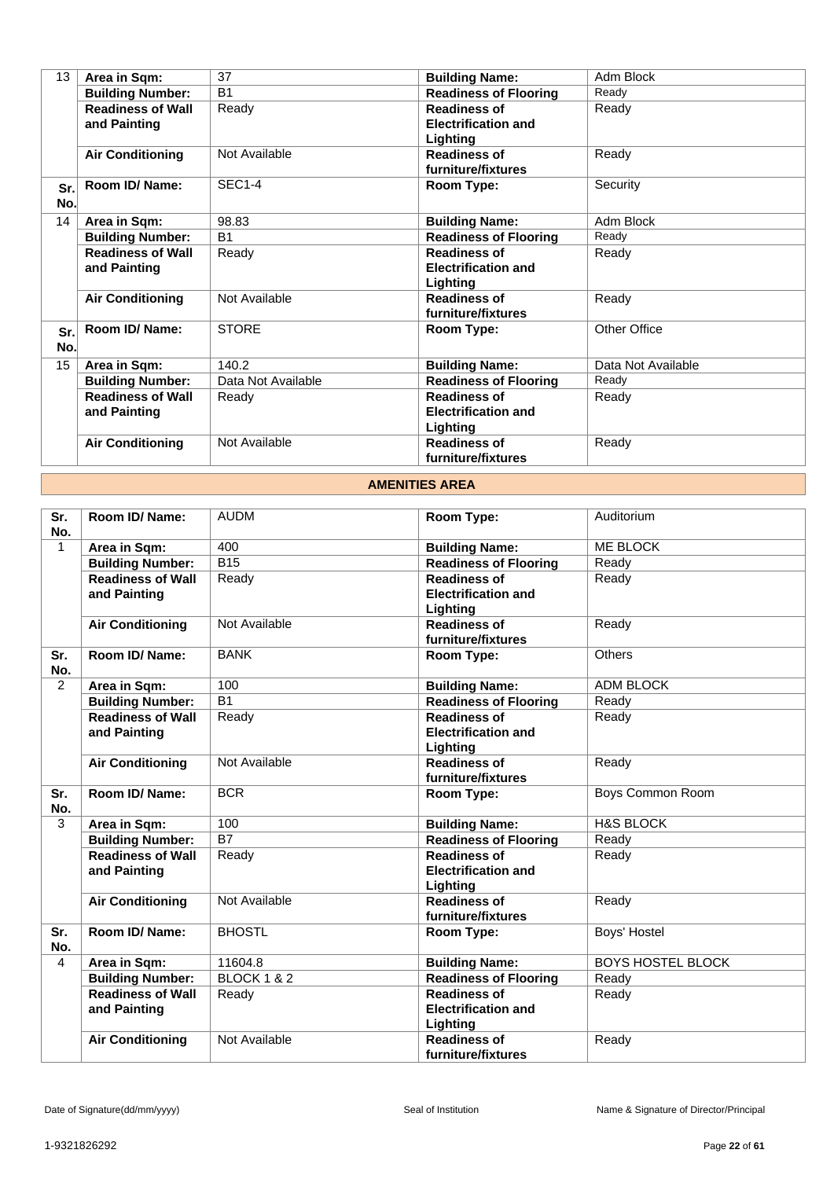| Sr. No. | | | | |
|---|---|---|---|---|
| 13 | **Area in Sqm:** | 37 | **Building Name:** | Adm Block |
| | **Building Number:** | B1 | **Readiness of Flooring** | Ready |
| | **Readiness of Wall and Painting** | Ready | **Readiness of Electrification and Lighting** | Ready |
| | **Air Conditioning** | Not Available | **Readiness of furniture/fixtures** | Ready |
| **Sr. No.** | **Room ID/ Name:** | SEC1-4 | **Room Type:** | Security |
| 14 | **Area in Sqm:** | 98.83 | **Building Name:** | Adm Block |
| | **Building Number:** | B1 | **Readiness of Flooring** | Ready |
| | **Readiness of Wall and Painting** | Ready | **Readiness of Electrification and Lighting** | Ready |
| | **Air Conditioning** | Not Available | **Readiness of furniture/fixtures** | Ready |
| **Sr. No.** | **Room ID/ Name:** | STORE | **Room Type:** | Other Office |
| 15 | **Area in Sqm:** | 140.2 | **Building Name:** | Data Not Available |
| | **Building Number:** | Data Not Available | **Readiness of Flooring** | Ready |
| | **Readiness of Wall and Painting** | Ready | **Readiness of Electrification and Lighting** | Ready |
| | **Air Conditioning** | Not Available | **Readiness of furniture/fixtures** | Ready |

## AMENITIES AREA

| Sr. No. | Room ID/ Name: | AUDM | Room Type: | Auditorium |
|---|---|---|---|---|
| 1 | **Area in Sqm:** | 400 | **Building Name:** | ME BLOCK |
| | **Building Number:** | B15 | **Readiness of Flooring** | Ready |
| | **Readiness of Wall and Painting** | Ready | **Readiness of Electrification and Lighting** | Ready |
| | **Air Conditioning** | Not Available | **Readiness of furniture/fixtures** | Ready |
| **Sr. No.** | **Room ID/ Name:** | BANK | **Room Type:** | Others |
| 2 | **Area in Sqm:** | 100 | **Building Name:** | ADM BLOCK |
| | **Building Number:** | B1 | **Readiness of Flooring** | Ready |
| | **Readiness of Wall and Painting** | Ready | **Readiness of Electrification and Lighting** | Ready |
| | **Air Conditioning** | Not Available | **Readiness of furniture/fixtures** | Ready |
| **Sr. No.** | **Room ID/ Name:** | BCR | **Room Type:** | Boys Common Room |
| 3 | **Area in Sqm:** | 100 | **Building Name:** | H&S BLOCK |
| | **Building Number:** | B7 | **Readiness of Flooring** | Ready |
| | **Readiness of Wall and Painting** | Ready | **Readiness of Electrification and Lighting** | Ready |
| | **Air Conditioning** | Not Available | **Readiness of furniture/fixtures** | Ready |
| **Sr. No.** | **Room ID/ Name:** | BHOSTL | **Room Type:** | Boys' Hostel |
| 4 | **Area in Sqm:** | 11604.8 | **Building Name:** | BOYS HOSTEL BLOCK |
| | **Building Number:** | BLOCK 1 & 2 | **Readiness of Flooring** | Ready |
| | **Readiness of Wall and Painting** | Ready | **Readiness of Electrification and Lighting** | Ready |
| | **Air Conditioning** | Not Available | **Readiness of furniture/fixtures** | Ready |

Date of Signature(dd/mm/yyyy) Seal of Institution Name & Signature of Director/Principal

1-9321826292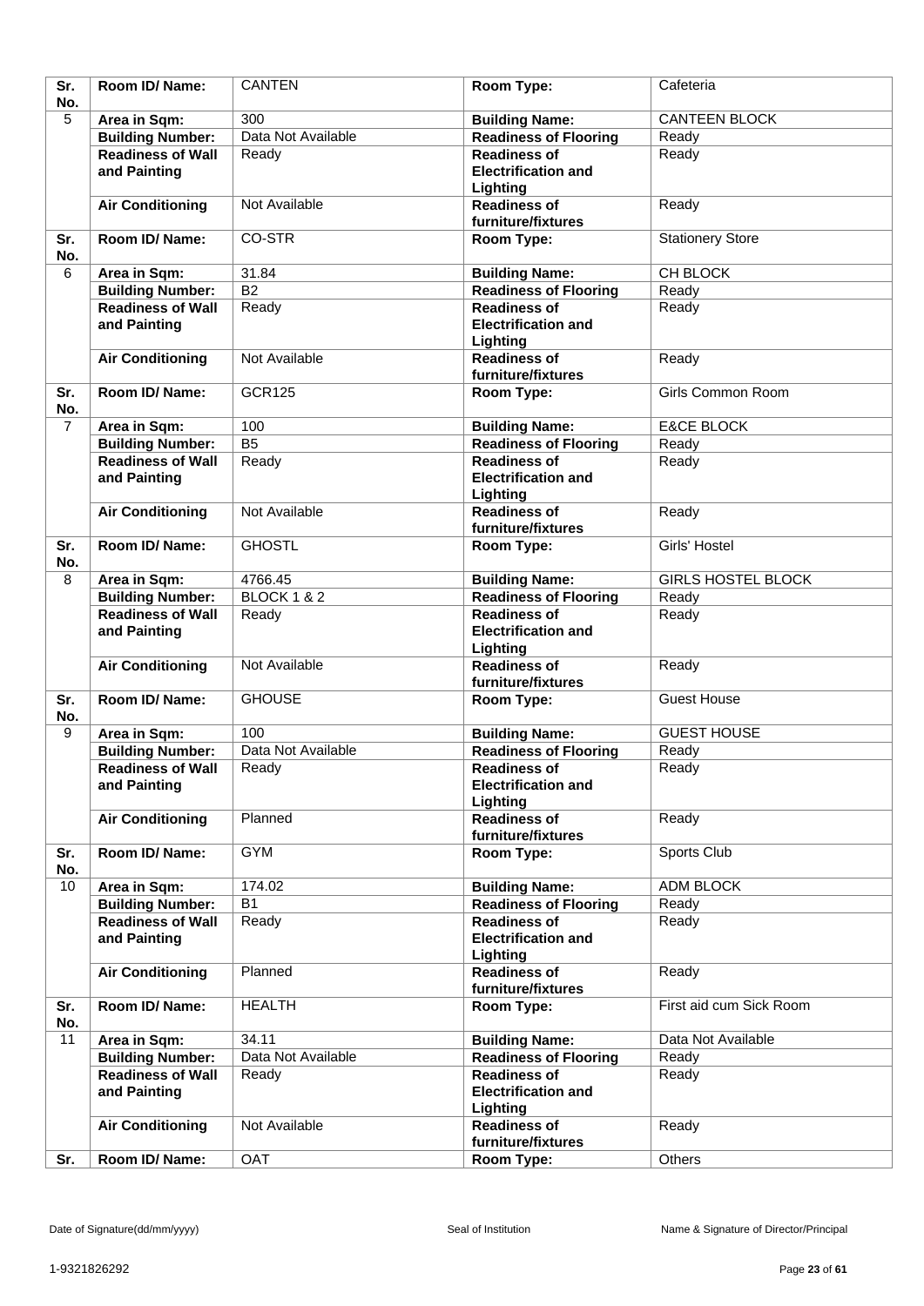| Sr. No. | Room ID/ Name: | CANTEN | Room Type: | Cafeteria |
|---|---|---|---|---|
| 5 | Area in Sqm: | 300 | Building Name: | CANTEEN BLOCK |
| | Building Number: | Data Not Available | Readiness of Flooring | Ready |
| | Readiness of Wall and Painting | Ready | Readiness of Electrification and Lighting | Ready |
| | Air Conditioning | Not Available | Readiness of furniture/fixtures | Ready |
| Sr. No. | Room ID/ Name: | CO-STR | Room Type: | Stationery Store |
| 6 | Area in Sqm: | 31.84 | Building Name: | CH BLOCK |
| | Building Number: | B2 | Readiness of Flooring | Ready |
| | Readiness of Wall and Painting | Ready | Readiness of Electrification and Lighting | Ready |
| | Air Conditioning | Not Available | Readiness of furniture/fixtures | Ready |
| Sr. No. | Room ID/ Name: | GCR125 | Room Type: | Girls Common Room |
| 7 | Area in Sqm: | 100 | Building Name: | E&CE BLOCK |
| | Building Number: | B5 | Readiness of Flooring | Ready |
| | Readiness of Wall and Painting | Ready | Readiness of Electrification and Lighting | Ready |
| | Air Conditioning | Not Available | Readiness of furniture/fixtures | Ready |
| Sr. No. | Room ID/ Name: | GHOSTL | Room Type: | Girls' Hostel |
| 8 | Area in Sqm: | 4766.45 | Building Name: | GIRLS HOSTEL BLOCK |
| | Building Number: | BLOCK 1 & 2 | Readiness of Flooring | Ready |
| | Readiness of Wall and Painting | Ready | Readiness of Electrification and Lighting | Ready |
| | Air Conditioning | Not Available | Readiness of furniture/fixtures | Ready |
| Sr. No. | Room ID/ Name: | GHOUSE | Room Type: | Guest House |
| 9 | Area in Sqm: | 100 | Building Name: | GUEST HOUSE |
| | Building Number: | Data Not Available | Readiness of Flooring | Ready |
| | Readiness of Wall and Painting | Ready | Readiness of Electrification and Lighting | Ready |
| | Air Conditioning | Planned | Readiness of furniture/fixtures | Ready |
| Sr. No. | Room ID/ Name: | GYM | Room Type: | Sports Club |
| 10 | Area in Sqm: | 174.02 | Building Name: | ADM BLOCK |
| | Building Number: | B1 | Readiness of Flooring | Ready |
| | Readiness of Wall and Painting | Ready | Readiness of Electrification and Lighting | Ready |
| | Air Conditioning | Planned | Readiness of furniture/fixtures | Ready |
| Sr. No. | Room ID/ Name: | HEALTH | Room Type: | First aid cum Sick Room |
| 11 | Area in Sqm: | 34.11 | Building Name: | Data Not Available |
| | Building Number: | Data Not Available | Readiness of Flooring | Ready |
| | Readiness of Wall and Painting | Ready | Readiness of Electrification and Lighting | Ready |
| | Air Conditioning | Not Available | Readiness of furniture/fixtures | Ready |
| Sr. | Room ID/ Name: | OAT | Room Type: | Others |

Date of Signature(dd/mm/yyyy) Seal of Institution Name & Signature of Director/Principal

1-9321826292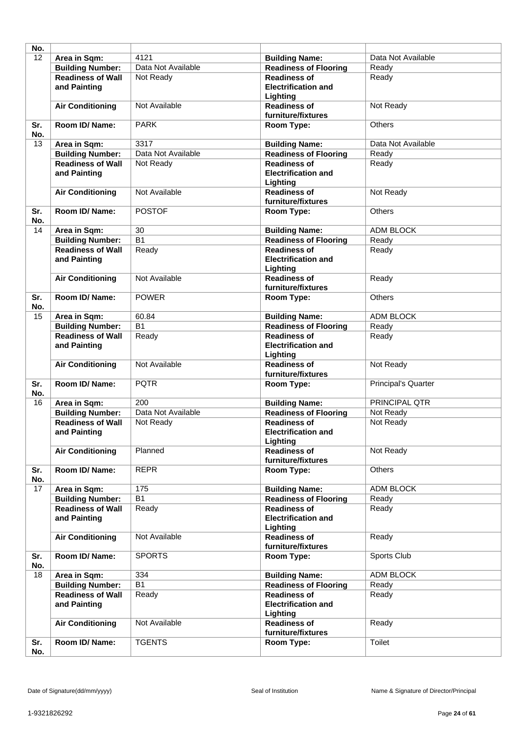| Sr. No. | | | | |
|---|---|---|---|---|
| 12 | **Area in Sqm:** | 4121 | **Building Name:** | Data Not Available |
| | **Building Number:** | Data Not Available | **Readiness of Flooring** | Ready |
| | **Readiness of Wall and Painting** | Not Ready | **Readiness of Electrification and Lighting** | Ready |
| | **Air Conditioning** | Not Available | **Readiness of furniture/fixtures** | Not Ready |
| **Sr. No.** | **Room ID/ Name:** | PARK | **Room Type:** | Others |
| 13 | **Area in Sqm:** | 3317 | **Building Name:** | Data Not Available |
| | **Building Number:** | Data Not Available | **Readiness of Flooring** | Ready |
| | **Readiness of Wall and Painting** | Not Ready | **Readiness of Electrification and Lighting** | Ready |
| | **Air Conditioning** | Not Available | **Readiness of furniture/fixtures** | Not Ready |
| **Sr. No.** | **Room ID/ Name:** | POSTOF | **Room Type:** | Others |
| 14 | **Area in Sqm:** | 30 | **Building Name:** | ADM BLOCK |
| | **Building Number:** | B1 | **Readiness of Flooring** | Ready |
| | **Readiness of Wall and Painting** | Ready | **Readiness of Electrification and Lighting** | Ready |
| | **Air Conditioning** | Not Available | **Readiness of furniture/fixtures** | Ready |
| **Sr. No.** | **Room ID/ Name:** | POWER | **Room Type:** | Others |
| 15 | **Area in Sqm:** | 60.84 | **Building Name:** | ADM BLOCK |
| | **Building Number:** | B1 | **Readiness of Flooring** | Ready |
| | **Readiness of Wall and Painting** | Ready | **Readiness of Electrification and Lighting** | Ready |
| | **Air Conditioning** | Not Available | **Readiness of furniture/fixtures** | Not Ready |
| **Sr. No.** | **Room ID/ Name:** | PQTR | **Room Type:** | Principal's Quarter |
| 16 | **Area in Sqm:** | 200 | **Building Name:** | PRINCIPAL QTR |
| | **Building Number:** | Data Not Available | **Readiness of Flooring** | Not Ready |
| | **Readiness of Wall and Painting** | Not Ready | **Readiness of Electrification and Lighting** | Not Ready |
| | **Air Conditioning** | Planned | **Readiness of furniture/fixtures** | Not Ready |
| **Sr. No.** | **Room ID/ Name:** | REPR | **Room Type:** | Others |
| 17 | **Area in Sqm:** | 175 | **Building Name:** | ADM BLOCK |
| | **Building Number:** | B1 | **Readiness of Flooring** | Ready |
| | **Readiness of Wall and Painting** | Ready | **Readiness of Electrification and Lighting** | Ready |
| | **Air Conditioning** | Not Available | **Readiness of furniture/fixtures** | Ready |
| **Sr. No.** | **Room ID/ Name:** | SPORTS | **Room Type:** | Sports Club |
| 18 | **Area in Sqm:** | 334 | **Building Name:** | ADM BLOCK |
| | **Building Number:** | B1 | **Readiness of Flooring** | Ready |
| | **Readiness of Wall and Painting** | Ready | **Readiness of Electrification and Lighting** | Ready |
| | **Air Conditioning** | Not Available | **Readiness of furniture/fixtures** | Ready |
| **Sr. No.** | **Room ID/ Name:** | TGENTS | **Room Type:** | Toilet |

Date of Signature(dd/mm/yyyy) | Seal of Institution | Name & Signature of Director/Principal

1-9321826292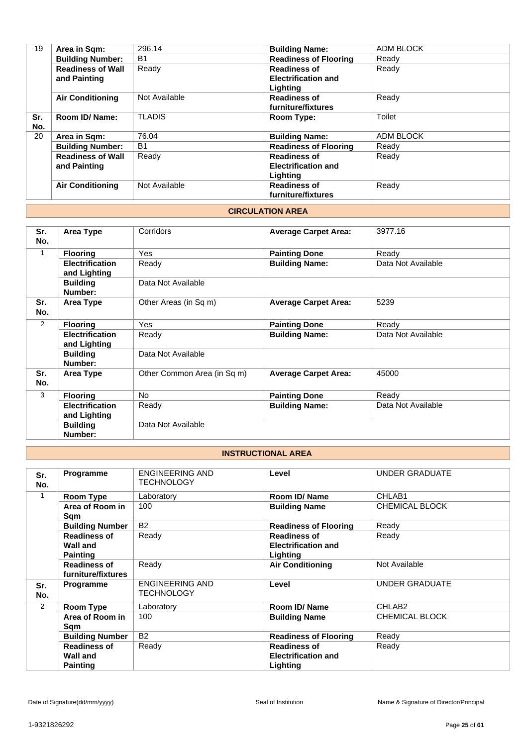| 19 | **Area in Sqm:** | 296.14 | **Building Name:** | ADM BLOCK |
|---|---|---|---|---|
| | **Building Number:** | B1 | **Readiness of Flooring** | Ready |
| | **Readiness of Wall and Painting** | Ready | **Readiness of Electrification and Lighting** | Ready |
| | **Air Conditioning** | Not Available | **Readiness of furniture/fixtures** | Ready |
| **Sr. No.** | **Room ID/ Name:** | TLADIS | **Room Type:** | Toilet |
| 20 | **Area in Sqm:** | 76.04 | **Building Name:** | ADM BLOCK |
| | **Building Number:** | B1 | **Readiness of Flooring** | Ready |
| | **Readiness of Wall and Painting** | Ready | **Readiness of Electrification and Lighting** | Ready |
| | **Air Conditioning** | Not Available | **Readiness of furniture/fixtures** | Ready |

## CIRCULATION AREA

| **Sr. No.** | **Area Type** | Corridors | **Average Carpet Area:** | 3977.16 |
|---|---|---|---|---|
| 1 | **Flooring** | Yes | **Painting Done** | Ready |
| | **Electrification and Lighting** | Ready | **Building Name:** | Data Not Available |
| | **Building Number:** | Data Not Available | | |
| **Sr. No.** | **Area Type** | Other Areas (in Sq m) | **Average Carpet Area:** | 5239 |
| 2 | **Flooring** | Yes | **Painting Done** | Ready |
| | **Electrification and Lighting** | Ready | **Building Name:** | Data Not Available |
| | **Building Number:** | Data Not Available | | |
| **Sr. No.** | **Area Type** | Other Common Area (in Sq m) | **Average Carpet Area:** | 45000 |
| 3 | **Flooring** | No | **Painting Done** | Ready |
| | **Electrification and Lighting** | Ready | **Building Name:** | Data Not Available |
| | **Building Number:** | Data Not Available | | |

## INSTRUCTIONAL AREA

| **Sr. No.** | **Programme** | ENGINEERING AND TECHNOLOGY | **Level** | UNDER GRADUATE |
|---|---|---|---|---|
| 1 | **Room Type** | Laboratory | **Room ID/ Name** | CHLAB1 |
| | **Area of Room in Sqm** | 100 | **Building Name** | CHEMICAL BLOCK |
| | **Building Number** | B2 | **Readiness of Flooring** | Ready |
| | **Readiness of Wall and Painting** | Ready | **Readiness of Electrification and Lighting** | Ready |
| | **Readiness of furniture/fixtures** | Ready | **Air Conditioning** | Not Available |
| **Sr. No.** | **Programme** | ENGINEERING AND TECHNOLOGY | **Level** | UNDER GRADUATE |
| 2 | **Room Type** | Laboratory | **Room ID/ Name** | CHLAB2 |
| | **Area of Room in Sqm** | 100 | **Building Name** | CHEMICAL BLOCK |
| | **Building Number** | B2 | **Readiness of Flooring** | Ready |
| | **Readiness of Wall and Painting** | Ready | **Readiness of Electrification and Lighting** | Ready |

Date of Signature(dd/mm/yyyy) | Seal of Institution | Name & Signature of Director/Principal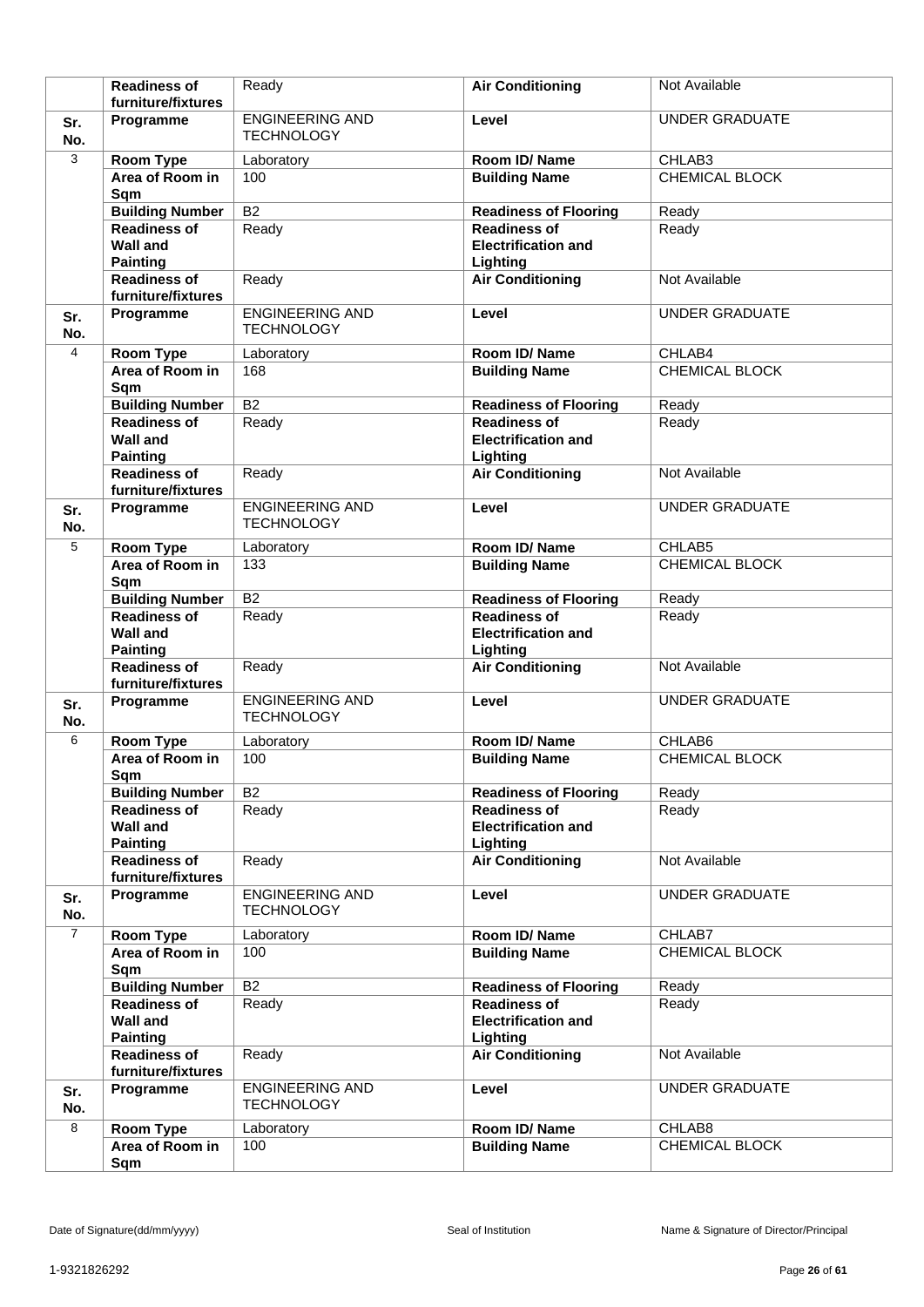| | | | | |
|---|---|---|---|---|
| | **Readiness of furniture/fixtures** | Ready | **Air Conditioning** | Not Available |
| **Sr. No.** | **Programme** | ENGINEERING AND TECHNOLOGY | **Level** | UNDER GRADUATE |
| 3 | **Room Type** | Laboratory | **Room ID/ Name** | CHLAB3 |
| | **Area of Room in Sqm** | 100 | **Building Name** | CHEMICAL BLOCK |
| | **Building Number** | B2 | **Readiness of Flooring** | Ready |
| | **Readiness of Wall and Painting** | Ready | **Readiness of Electrification and Lighting** | Ready |
| | **Readiness of furniture/fixtures** | Ready | **Air Conditioning** | Not Available |
| **Sr. No.** | **Programme** | ENGINEERING AND TECHNOLOGY | **Level** | UNDER GRADUATE |
| 4 | **Room Type** | Laboratory | **Room ID/ Name** | CHLAB4 |
| | **Area of Room in Sqm** | 168 | **Building Name** | CHEMICAL BLOCK |
| | **Building Number** | B2 | **Readiness of Flooring** | Ready |
| | **Readiness of Wall and Painting** | Ready | **Readiness of Electrification and Lighting** | Ready |
| | **Readiness of furniture/fixtures** | Ready | **Air Conditioning** | Not Available |
| **Sr. No.** | **Programme** | ENGINEERING AND TECHNOLOGY | **Level** | UNDER GRADUATE |
| 5 | **Room Type** | Laboratory | **Room ID/ Name** | CHLAB5 |
| | **Area of Room in Sqm** | 133 | **Building Name** | CHEMICAL BLOCK |
| | **Building Number** | B2 | **Readiness of Flooring** | Ready |
| | **Readiness of Wall and Painting** | Ready | **Readiness of Electrification and Lighting** | Ready |
| | **Readiness of furniture/fixtures** | Ready | **Air Conditioning** | Not Available |
| **Sr. No.** | **Programme** | ENGINEERING AND TECHNOLOGY | **Level** | UNDER GRADUATE |
| 6 | **Room Type** | Laboratory | **Room ID/ Name** | CHLAB6 |
| | **Area of Room in Sqm** | 100 | **Building Name** | CHEMICAL BLOCK |
| | **Building Number** | B2 | **Readiness of Flooring** | Ready |
| | **Readiness of Wall and Painting** | Ready | **Readiness of Electrification and Lighting** | Ready |
| | **Readiness of furniture/fixtures** | Ready | **Air Conditioning** | Not Available |
| **Sr. No.** | **Programme** | ENGINEERING AND TECHNOLOGY | **Level** | UNDER GRADUATE |
| 7 | **Room Type** | Laboratory | **Room ID/ Name** | CHLAB7 |
| | **Area of Room in Sqm** | 100 | **Building Name** | CHEMICAL BLOCK |
| | **Building Number** | B2 | **Readiness of Flooring** | Ready |
| | **Readiness of Wall and Painting** | Ready | **Readiness of Electrification and Lighting** | Ready |
| | **Readiness of furniture/fixtures** | Ready | **Air Conditioning** | Not Available |
| **Sr. No.** | **Programme** | ENGINEERING AND TECHNOLOGY | **Level** | UNDER GRADUATE |
| 8 | **Room Type** | Laboratory | **Room ID/ Name** | CHLAB8 |
| | **Area of Room in Sqm** | 100 | **Building Name** | CHEMICAL BLOCK |

Date of Signature(dd/mm/yyyy) Seal of Institution Name & Signature of Director/Principal

1-9321826292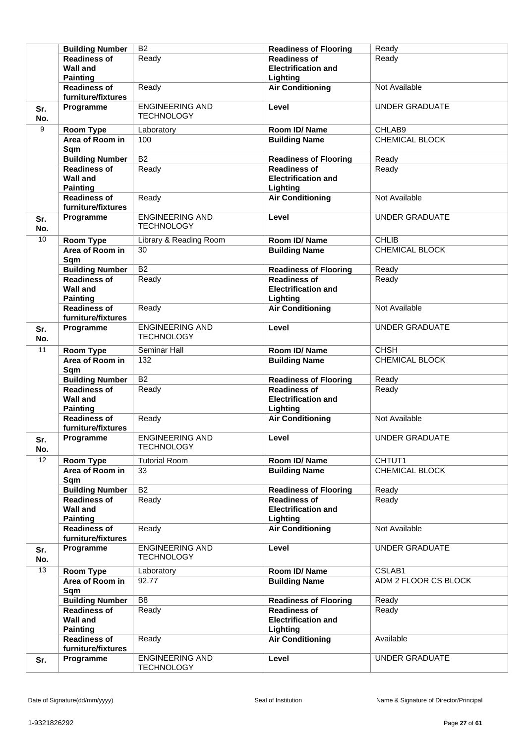|  |  |  |  |  |
|---|---|---|---|---|
|  | **Building Number** | B2 | **Readiness of Flooring** | Ready |
|  | **Readiness of Wall and Painting** | Ready | **Readiness of Electrification and Lighting** | Ready |
|  | **Readiness of furniture/fixtures** | Ready | **Air Conditioning** | Not Available |
| **Sr. No.** | **Programme** | ENGINEERING AND TECHNOLOGY | **Level** | UNDER GRADUATE |
| 9 | **Room Type** | Laboratory | **Room ID/ Name** | CHLAB9 |
|  | **Area of Room in Sqm** | 100 | **Building Name** | CHEMICAL BLOCK |
|  | **Building Number** | B2 | **Readiness of Flooring** | Ready |
|  | **Readiness of Wall and Painting** | Ready | **Readiness of Electrification and Lighting** | Ready |
|  | **Readiness of furniture/fixtures** | Ready | **Air Conditioning** | Not Available |
| **Sr. No.** | **Programme** | ENGINEERING AND TECHNOLOGY | **Level** | UNDER GRADUATE |
| 10 | **Room Type** | Library & Reading Room | **Room ID/ Name** | CHLIB |
|  | **Area of Room in Sqm** | 30 | **Building Name** | CHEMICAL BLOCK |
|  | **Building Number** | B2 | **Readiness of Flooring** | Ready |
|  | **Readiness of Wall and Painting** | Ready | **Readiness of Electrification and Lighting** | Ready |
|  | **Readiness of furniture/fixtures** | Ready | **Air Conditioning** | Not Available |
| **Sr. No.** | **Programme** | ENGINEERING AND TECHNOLOGY | **Level** | UNDER GRADUATE |
| 11 | **Room Type** | Seminar Hall | **Room ID/ Name** | CHSH |
|  | **Area of Room in Sqm** | 132 | **Building Name** | CHEMICAL BLOCK |
|  | **Building Number** | B2 | **Readiness of Flooring** | Ready |
|  | **Readiness of Wall and Painting** | Ready | **Readiness of Electrification and Lighting** | Ready |
|  | **Readiness of furniture/fixtures** | Ready | **Air Conditioning** | Not Available |
| **Sr. No.** | **Programme** | ENGINEERING AND TECHNOLOGY | **Level** | UNDER GRADUATE |
| 12 | **Room Type** | Tutorial Room | **Room ID/ Name** | CHTUT1 |
|  | **Area of Room in Sqm** | 33 | **Building Name** | CHEMICAL BLOCK |
|  | **Building Number** | B2 | **Readiness of Flooring** | Ready |
|  | **Readiness of Wall and Painting** | Ready | **Readiness of Electrification and Lighting** | Ready |
|  | **Readiness of furniture/fixtures** | Ready | **Air Conditioning** | Not Available |
| **Sr. No.** | **Programme** | ENGINEERING AND TECHNOLOGY | **Level** | UNDER GRADUATE |
| 13 | **Room Type** | Laboratory | **Room ID/ Name** | CSLAB1 |
|  | **Area of Room in Sqm** | 92.77 | **Building Name** | ADM 2 FLOOR CS BLOCK |
|  | **Building Number** | B8 | **Readiness of Flooring** | Ready |
|  | **Readiness of Wall and Painting** | Ready | **Readiness of Electrification and Lighting** | Ready |
|  | **Readiness of furniture/fixtures** | Ready | **Air Conditioning** | Available |
| **Sr.** | **Programme** | ENGINEERING AND TECHNOLOGY | **Level** | UNDER GRADUATE |

Date of Signature(dd/mm/yyyy) | Seal of Institution | Name & Signature of Director/Principal

1-9321826292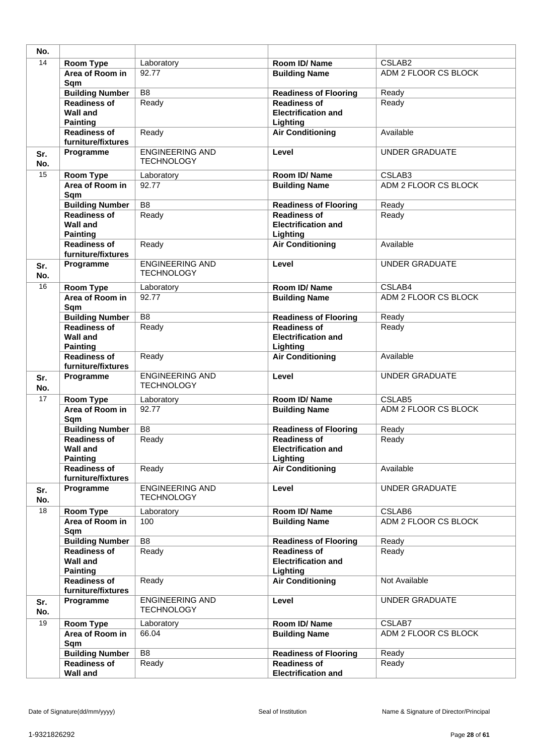| No. | | | | |
|---|---|---|---|---|
| 14 | **Room Type** | Laboratory | **Room ID/ Name** | CSLAB2 |
| | **Area of Room in Sqm** | 92.77 | **Building Name** | ADM 2 FLOOR CS BLOCK |
| | **Building Number** | B8 | **Readiness of Flooring** | Ready |
| | **Readiness of Wall and Painting** | Ready | **Readiness of Electrification and Lighting** | Ready |
| | **Readiness of furniture/fixtures** | Ready | **Air Conditioning** | Available |
| **Sr. No.** | **Programme** | ENGINEERING AND TECHNOLOGY | **Level** | UNDER GRADUATE |
| 15 | **Room Type** | Laboratory | **Room ID/ Name** | CSLAB3 |
| | **Area of Room in Sqm** | 92.77 | **Building Name** | ADM 2 FLOOR CS BLOCK |
| | **Building Number** | B8 | **Readiness of Flooring** | Ready |
| | **Readiness of Wall and Painting** | Ready | **Readiness of Electrification and Lighting** | Ready |
| | **Readiness of furniture/fixtures** | Ready | **Air Conditioning** | Available |
| **Sr. No.** | **Programme** | ENGINEERING AND TECHNOLOGY | **Level** | UNDER GRADUATE |
| 16 | **Room Type** | Laboratory | **Room ID/ Name** | CSLAB4 |
| | **Area of Room in Sqm** | 92.77 | **Building Name** | ADM 2 FLOOR CS BLOCK |
| | **Building Number** | B8 | **Readiness of Flooring** | Ready |
| | **Readiness of Wall and Painting** | Ready | **Readiness of Electrification and Lighting** | Ready |
| | **Readiness of furniture/fixtures** | Ready | **Air Conditioning** | Available |
| **Sr. No.** | **Programme** | ENGINEERING AND TECHNOLOGY | **Level** | UNDER GRADUATE |
| 17 | **Room Type** | Laboratory | **Room ID/ Name** | CSLAB5 |
| | **Area of Room in Sqm** | 92.77 | **Building Name** | ADM 2 FLOOR CS BLOCK |
| | **Building Number** | B8 | **Readiness of Flooring** | Ready |
| | **Readiness of Wall and Painting** | Ready | **Readiness of Electrification and Lighting** | Ready |
| | **Readiness of furniture/fixtures** | Ready | **Air Conditioning** | Available |
| **Sr. No.** | **Programme** | ENGINEERING AND TECHNOLOGY | **Level** | UNDER GRADUATE |
| 18 | **Room Type** | Laboratory | **Room ID/ Name** | CSLAB6 |
| | **Area of Room in Sqm** | 100 | **Building Name** | ADM 2 FLOOR CS BLOCK |
| | **Building Number** | B8 | **Readiness of Flooring** | Ready |
| | **Readiness of Wall and Painting** | Ready | **Readiness of Electrification and Lighting** | Ready |
| | **Readiness of furniture/fixtures** | Ready | **Air Conditioning** | Not Available |
| **Sr. No.** | **Programme** | ENGINEERING AND TECHNOLOGY | **Level** | UNDER GRADUATE |
| 19 | **Room Type** | Laboratory | **Room ID/ Name** | CSLAB7 |
| | **Area of Room in Sqm** | 66.04 | **Building Name** | ADM 2 FLOOR CS BLOCK |
| | **Building Number** | B8 | **Readiness of Flooring** | Ready |
| | **Readiness of Wall and** | Ready | **Readiness of Electrification and** | Ready |

Date of Signature(dd/mm/yyyy) Seal of Institution Name & Signature of Director/Principal

1-9321826292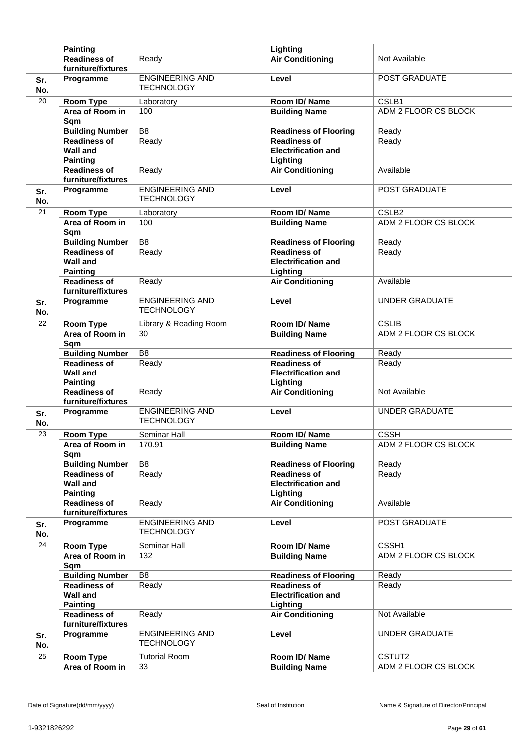|  | Painting |  | Lighting |  |
|---|---|---|---|---|
|  | Readiness of furniture/fixtures | Ready | Air Conditioning | Not Available |
| Sr. No. | Programme | ENGINEERING AND TECHNOLOGY | Level | POST GRADUATE |
| 20 | Room Type | Laboratory | Room ID/ Name | CSLB1 |
|  | Area of Room in Sqm | 100 | Building Name | ADM 2 FLOOR CS BLOCK |
|  | Building Number | B8 | Readiness of Flooring | Ready |
|  | Readiness of Wall and Painting | Ready | Readiness of Electrification and Lighting | Ready |
|  | Readiness of furniture/fixtures | Ready | Air Conditioning | Available |
| Sr. No. | Programme | ENGINEERING AND TECHNOLOGY | Level | POST GRADUATE |
| 21 | Room Type | Laboratory | Room ID/ Name | CSLB2 |
|  | Area of Room in Sqm | 100 | Building Name | ADM 2 FLOOR CS BLOCK |
|  | Building Number | B8 | Readiness of Flooring | Ready |
|  | Readiness of Wall and Painting | Ready | Readiness of Electrification and Lighting | Ready |
|  | Readiness of furniture/fixtures | Ready | Air Conditioning | Available |
| Sr. No. | Programme | ENGINEERING AND TECHNOLOGY | Level | UNDER GRADUATE |
| 22 | Room Type | Library & Reading Room | Room ID/ Name | CSLIB |
|  | Area of Room in Sqm | 30 | Building Name | ADM 2 FLOOR CS BLOCK |
|  | Building Number | B8 | Readiness of Flooring | Ready |
|  | Readiness of Wall and Painting | Ready | Readiness of Electrification and Lighting | Ready |
|  | Readiness of furniture/fixtures | Ready | Air Conditioning | Not Available |
| Sr. No. | Programme | ENGINEERING AND TECHNOLOGY | Level | UNDER GRADUATE |
| 23 | Room Type | Seminar Hall | Room ID/ Name | CSSH |
|  | Area of Room in Sqm | 170.91 | Building Name | ADM 2 FLOOR CS BLOCK |
|  | Building Number | B8 | Readiness of Flooring | Ready |
|  | Readiness of Wall and Painting | Ready | Readiness of Electrification and Lighting | Ready |
|  | Readiness of furniture/fixtures | Ready | Air Conditioning | Available |
| Sr. No. | Programme | ENGINEERING AND TECHNOLOGY | Level | POST GRADUATE |
| 24 | Room Type | Seminar Hall | Room ID/ Name | CSSH1 |
|  | Area of Room in Sqm | 132 | Building Name | ADM 2 FLOOR CS BLOCK |
|  | Building Number | B8 | Readiness of Flooring | Ready |
|  | Readiness of Wall and Painting | Ready | Readiness of Electrification and Lighting | Ready |
|  | Readiness of furniture/fixtures | Ready | Air Conditioning | Not Available |
| Sr. No. | Programme | ENGINEERING AND TECHNOLOGY | Level | UNDER GRADUATE |
| 25 | Room Type | Tutorial Room | Room ID/ Name | CSTUT2 |
|  | Area of Room in | 33 | Building Name | ADM 2 FLOOR CS BLOCK |

Date of Signature(dd/mm/yyyy) Seal of Institution Name & Signature of Director/Principal

1-9321826292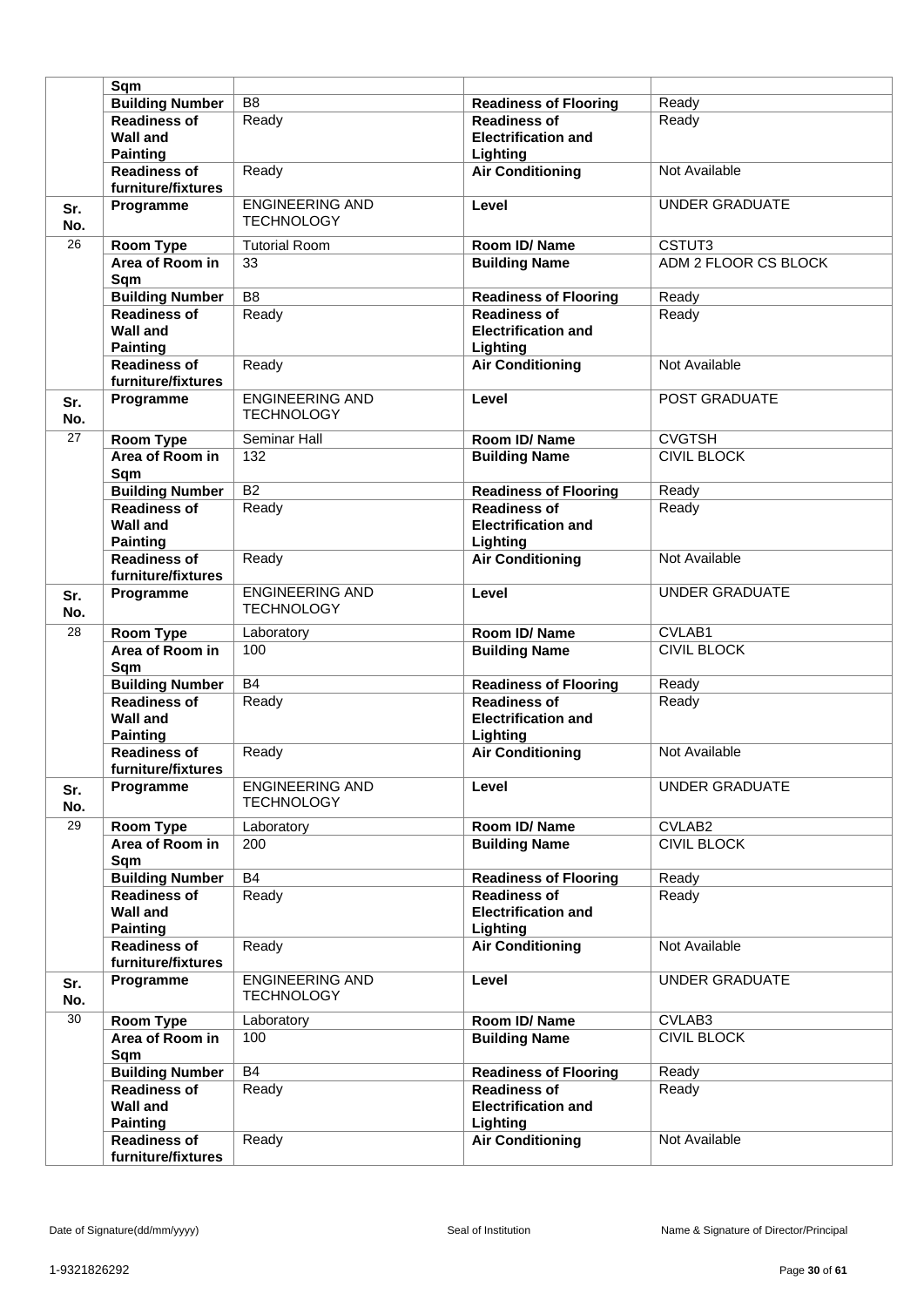| | | | | |
|---|---|---|---|---|
| | **Sqm** | | | |
| | **Building Number** | B8 | **Readiness of Flooring** | Ready |
| | **Readiness of Wall and Painting** | Ready | **Readiness of Electrification and Lighting** | Ready |
| | **Readiness of furniture/fixtures** | Ready | **Air Conditioning** | Not Available |
| **Sr. No.** | **Programme** | ENGINEERING AND TECHNOLOGY | **Level** | UNDER GRADUATE |
| 26 | **Room Type** | Tutorial Room | **Room ID/ Name** | CSTUT3 |
| | **Area of Room in Sqm** | 33 | **Building Name** | ADM 2 FLOOR CS BLOCK |
| | **Building Number** | B8 | **Readiness of Flooring** | Ready |
| | **Readiness of Wall and Painting** | Ready | **Readiness of Electrification and Lighting** | Ready |
| | **Readiness of furniture/fixtures** | Ready | **Air Conditioning** | Not Available |
| **Sr. No.** | **Programme** | ENGINEERING AND TECHNOLOGY | **Level** | POST GRADUATE |
| 27 | **Room Type** | Seminar Hall | **Room ID/ Name** | CVGTSH |
| | **Area of Room in Sqm** | 132 | **Building Name** | CIVIL BLOCK |
| | **Building Number** | B2 | **Readiness of Flooring** | Ready |
| | **Readiness of Wall and Painting** | Ready | **Readiness of Electrification and Lighting** | Ready |
| | **Readiness of furniture/fixtures** | Ready | **Air Conditioning** | Not Available |
| **Sr. No.** | **Programme** | ENGINEERING AND TECHNOLOGY | **Level** | UNDER GRADUATE |
| 28 | **Room Type** | Laboratory | **Room ID/ Name** | CVLAB1 |
| | **Area of Room in Sqm** | 100 | **Building Name** | CIVIL BLOCK |
| | **Building Number** | B4 | **Readiness of Flooring** | Ready |
| | **Readiness of Wall and Painting** | Ready | **Readiness of Electrification and Lighting** | Ready |
| | **Readiness of furniture/fixtures** | Ready | **Air Conditioning** | Not Available |
| **Sr. No.** | **Programme** | ENGINEERING AND TECHNOLOGY | **Level** | UNDER GRADUATE |
| 29 | **Room Type** | Laboratory | **Room ID/ Name** | CVLAB2 |
| | **Area of Room in Sqm** | 200 | **Building Name** | CIVIL BLOCK |
| | **Building Number** | B4 | **Readiness of Flooring** | Ready |
| | **Readiness of Wall and Painting** | Ready | **Readiness of Electrification and Lighting** | Ready |
| | **Readiness of furniture/fixtures** | Ready | **Air Conditioning** | Not Available |
| **Sr. No.** | **Programme** | ENGINEERING AND TECHNOLOGY | **Level** | UNDER GRADUATE |
| 30 | **Room Type** | Laboratory | **Room ID/ Name** | CVLAB3 |
| | **Area of Room in Sqm** | 100 | **Building Name** | CIVIL BLOCK |
| | **Building Number** | B4 | **Readiness of Flooring** | Ready |
| | **Readiness of Wall and Painting** | Ready | **Readiness of Electrification and Lighting** | Ready |
| | **Readiness of furniture/fixtures** | Ready | **Air Conditioning** | Not Available |

Date of Signature(dd/mm/yyyy) Seal of Institution Name & Signature of Director/Principal

1-9321826292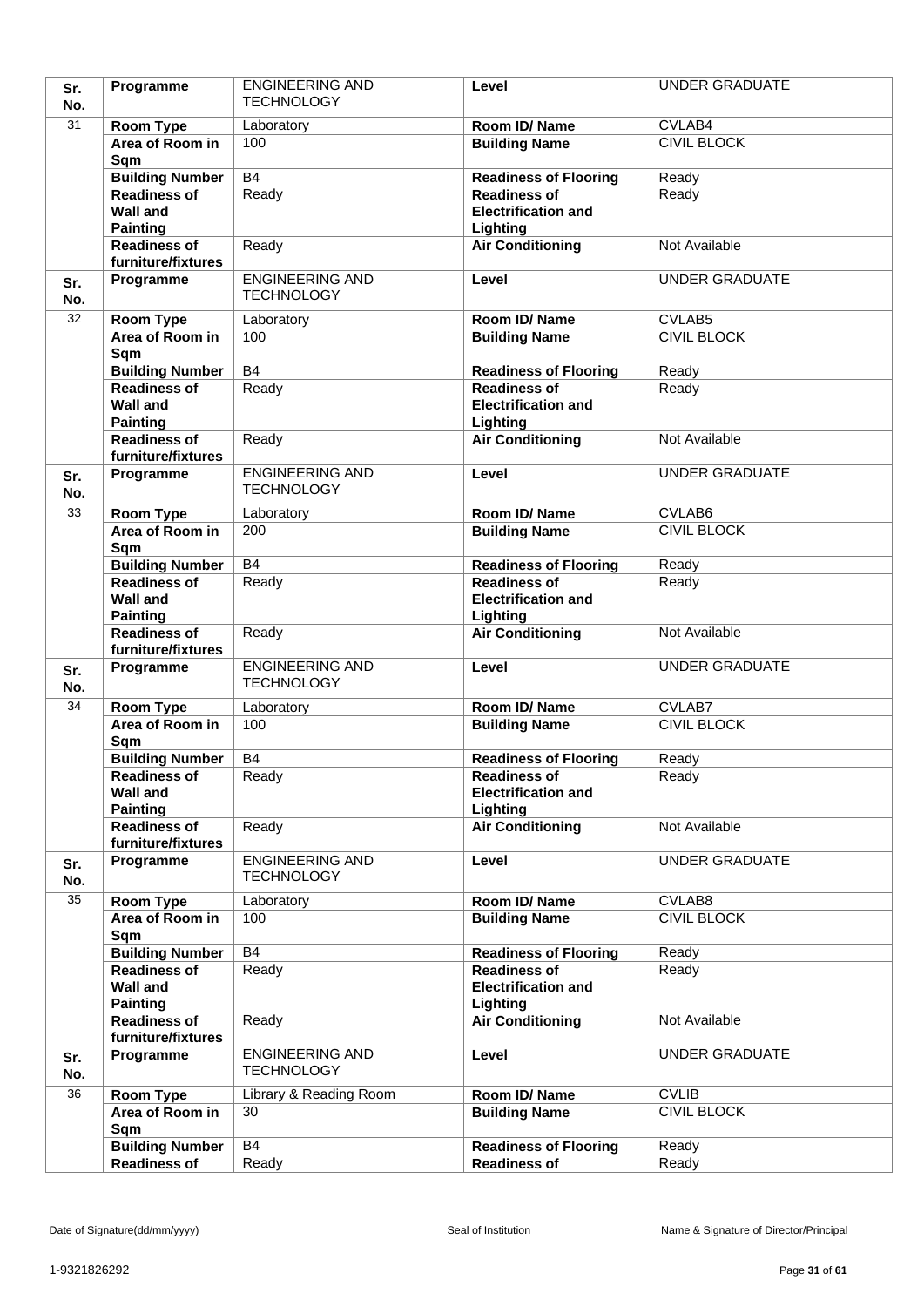| Sr. No. | Programme | ENGINEERING AND TECHNOLOGY | Level | UNDER GRADUATE |
|---|---|---|---|---|
| 31 | Room Type | Laboratory | Room ID/ Name | CVLAB4 |
| | Area of Room in Sqm | 100 | Building Name | CIVIL BLOCK |
| | Building Number | B4 | Readiness of Flooring | Ready |
| | Readiness of Wall and Painting | Ready | Readiness of Electrification and Lighting | Ready |
| | Readiness of furniture/fixtures | Ready | Air Conditioning | Not Available |
| Sr. No. | Programme | ENGINEERING AND TECHNOLOGY | Level | UNDER GRADUATE |
| 32 | Room Type | Laboratory | Room ID/ Name | CVLAB5 |
| | Area of Room in Sqm | 100 | Building Name | CIVIL BLOCK |
| | Building Number | B4 | Readiness of Flooring | Ready |
| | Readiness of Wall and Painting | Ready | Readiness of Electrification and Lighting | Ready |
| | Readiness of furniture/fixtures | Ready | Air Conditioning | Not Available |
| Sr. No. | Programme | ENGINEERING AND TECHNOLOGY | Level | UNDER GRADUATE |
| 33 | Room Type | Laboratory | Room ID/ Name | CVLAB6 |
| | Area of Room in Sqm | 200 | Building Name | CIVIL BLOCK |
| | Building Number | B4 | Readiness of Flooring | Ready |
| | Readiness of Wall and Painting | Ready | Readiness of Electrification and Lighting | Ready |
| | Readiness of furniture/fixtures | Ready | Air Conditioning | Not Available |
| Sr. No. | Programme | ENGINEERING AND TECHNOLOGY | Level | UNDER GRADUATE |
| 34 | Room Type | Laboratory | Room ID/ Name | CVLAB7 |
| | Area of Room in Sqm | 100 | Building Name | CIVIL BLOCK |
| | Building Number | B4 | Readiness of Flooring | Ready |
| | Readiness of Wall and Painting | Ready | Readiness of Electrification and Lighting | Ready |
| | Readiness of furniture/fixtures | Ready | Air Conditioning | Not Available |
| Sr. No. | Programme | ENGINEERING AND TECHNOLOGY | Level | UNDER GRADUATE |
| 35 | Room Type | Laboratory | Room ID/ Name | CVLAB8 |
| | Area of Room in Sqm | 100 | Building Name | CIVIL BLOCK |
| | Building Number | B4 | Readiness of Flooring | Ready |
| | Readiness of Wall and Painting | Ready | Readiness of Electrification and Lighting | Ready |
| | Readiness of furniture/fixtures | Ready | Air Conditioning | Not Available |
| Sr. No. | Programme | ENGINEERING AND TECHNOLOGY | Level | UNDER GRADUATE |
| 36 | Room Type | Library & Reading Room | Room ID/ Name | CVLIB |
| | Area of Room in Sqm | 30 | Building Name | CIVIL BLOCK |
| | Building Number | B4 | Readiness of Flooring | Ready |
| | Readiness of | Ready | Readiness of | Ready |

Date of Signature(dd/mm/yyyy) Seal of Institution Name & Signature of Director/Principal

1-9321826292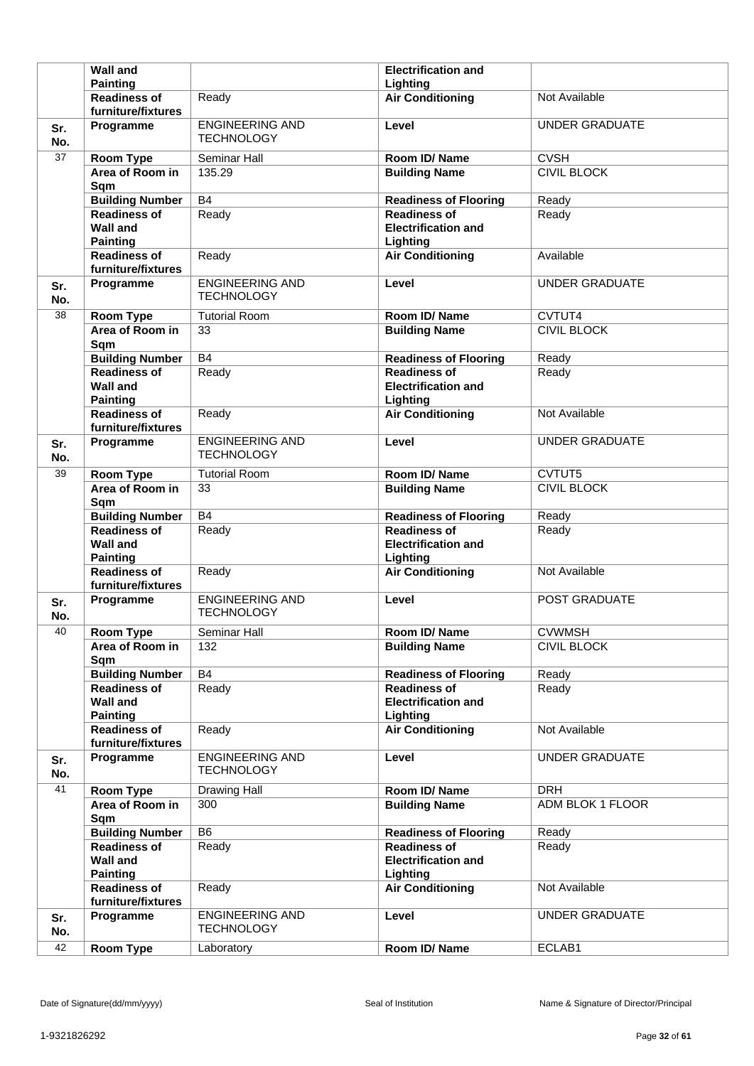| | | | | |
|---|---|---|---|---|
| | **Wall and Painting** | | **Electrification and Lighting** | |
| | **Readiness of furniture/fixtures** | Ready | **Air Conditioning** | Not Available |
| **Sr. No.** | **Programme** | ENGINEERING AND TECHNOLOGY | **Level** | UNDER GRADUATE |
| 37 | **Room Type** | Seminar Hall | **Room ID/ Name** | CVSH |
| | **Area of Room in Sqm** | 135.29 | **Building Name** | CIVIL BLOCK |
| | **Building Number** | B4 | **Readiness of Flooring** | Ready |
| | **Readiness of Wall and Painting** | Ready | **Readiness of Electrification and Lighting** | Ready |
| | **Readiness of furniture/fixtures** | Ready | **Air Conditioning** | Available |
| **Sr. No.** | **Programme** | ENGINEERING AND TECHNOLOGY | **Level** | UNDER GRADUATE |
| 38 | **Room Type** | Tutorial Room | **Room ID/ Name** | CVTUT4 |
| | **Area of Room in Sqm** | 33 | **Building Name** | CIVIL BLOCK |
| | **Building Number** | B4 | **Readiness of Flooring** | Ready |
| | **Readiness of Wall and Painting** | Ready | **Readiness of Electrification and Lighting** | Ready |
| | **Readiness of furniture/fixtures** | Ready | **Air Conditioning** | Not Available |
| **Sr. No.** | **Programme** | ENGINEERING AND TECHNOLOGY | **Level** | UNDER GRADUATE |
| 39 | **Room Type** | Tutorial Room | **Room ID/ Name** | CVTUT5 |
| | **Area of Room in Sqm** | 33 | **Building Name** | CIVIL BLOCK |
| | **Building Number** | B4 | **Readiness of Flooring** | Ready |
| | **Readiness of Wall and Painting** | Ready | **Readiness of Electrification and Lighting** | Ready |
| | **Readiness of furniture/fixtures** | Ready | **Air Conditioning** | Not Available |
| **Sr. No.** | **Programme** | ENGINEERING AND TECHNOLOGY | **Level** | POST GRADUATE |
| 40 | **Room Type** | Seminar Hall | **Room ID/ Name** | CVWMSH |
| | **Area of Room in Sqm** | 132 | **Building Name** | CIVIL BLOCK |
| | **Building Number** | B4 | **Readiness of Flooring** | Ready |
| | **Readiness of Wall and Painting** | Ready | **Readiness of Electrification and Lighting** | Ready |
| | **Readiness of furniture/fixtures** | Ready | **Air Conditioning** | Not Available |
| **Sr. No.** | **Programme** | ENGINEERING AND TECHNOLOGY | **Level** | UNDER GRADUATE |
| 41 | **Room Type** | Drawing Hall | **Room ID/ Name** | DRH |
| | **Area of Room in Sqm** | 300 | **Building Name** | ADM BLOK 1 FLOOR |
| | **Building Number** | B6 | **Readiness of Flooring** | Ready |
| | **Readiness of Wall and Painting** | Ready | **Readiness of Electrification and Lighting** | Ready |
| | **Readiness of furniture/fixtures** | Ready | **Air Conditioning** | Not Available |
| **Sr. No.** | **Programme** | ENGINEERING AND TECHNOLOGY | **Level** | UNDER GRADUATE |
| 42 | **Room Type** | Laboratory | **Room ID/ Name** | ECLAB1 |

Date of Signature(dd/mm/yyyy) Seal of Institution Name & Signature of Director/Principal

1-9321826292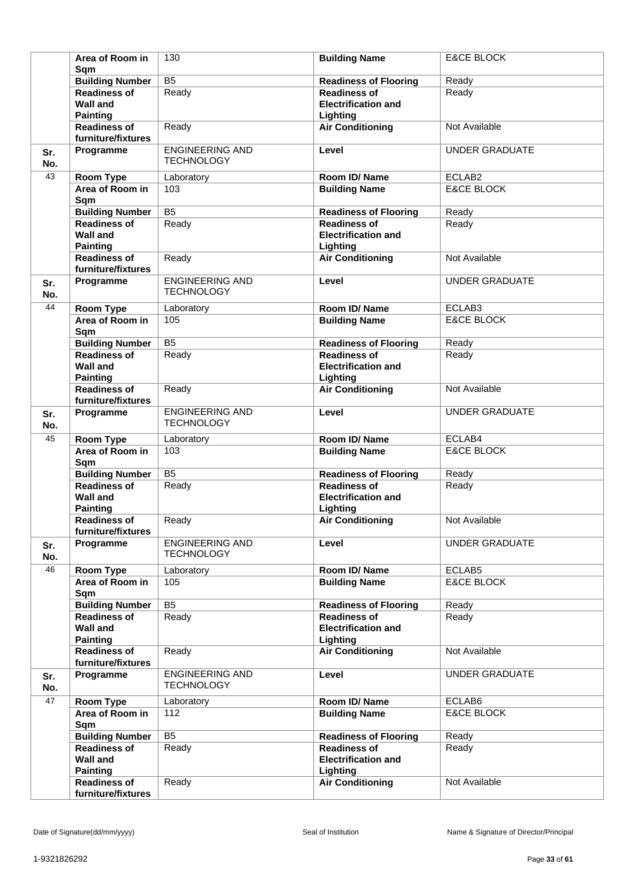| | | | | |
|---|---|---|---|---|
| | **Area of Room in Sqm** | 130 | **Building Name** | E&CE BLOCK |
| | **Building Number** | B5 | **Readiness of Flooring** | Ready |
| | **Readiness of Wall and Painting** | Ready | **Readiness of Electrification and Lighting** | Ready |
| | **Readiness of furniture/fixtures** | Ready | **Air Conditioning** | Not Available |
| **Sr. No.** | **Programme** | ENGINEERING AND TECHNOLOGY | **Level** | UNDER GRADUATE |
| 43 | **Room Type** | Laboratory | **Room ID/ Name** | ECLAB2 |
| | **Area of Room in Sqm** | 103 | **Building Name** | E&CE BLOCK |
| | **Building Number** | B5 | **Readiness of Flooring** | Ready |
| | **Readiness of Wall and Painting** | Ready | **Readiness of Electrification and Lighting** | Ready |
| | **Readiness of furniture/fixtures** | Ready | **Air Conditioning** | Not Available |
| **Sr. No.** | **Programme** | ENGINEERING AND TECHNOLOGY | **Level** | UNDER GRADUATE |
| 44 | **Room Type** | Laboratory | **Room ID/ Name** | ECLAB3 |
| | **Area of Room in Sqm** | 105 | **Building Name** | E&CE BLOCK |
| | **Building Number** | B5 | **Readiness of Flooring** | Ready |
| | **Readiness of Wall and Painting** | Ready | **Readiness of Electrification and Lighting** | Ready |
| | **Readiness of furniture/fixtures** | Ready | **Air Conditioning** | Not Available |
| **Sr. No.** | **Programme** | ENGINEERING AND TECHNOLOGY | **Level** | UNDER GRADUATE |
| 45 | **Room Type** | Laboratory | **Room ID/ Name** | ECLAB4 |
| | **Area of Room in Sqm** | 103 | **Building Name** | E&CE BLOCK |
| | **Building Number** | B5 | **Readiness of Flooring** | Ready |
| | **Readiness of Wall and Painting** | Ready | **Readiness of Electrification and Lighting** | Ready |
| | **Readiness of furniture/fixtures** | Ready | **Air Conditioning** | Not Available |
| **Sr. No.** | **Programme** | ENGINEERING AND TECHNOLOGY | **Level** | UNDER GRADUATE |
| 46 | **Room Type** | Laboratory | **Room ID/ Name** | ECLAB5 |
| | **Area of Room in Sqm** | 105 | **Building Name** | E&CE BLOCK |
| | **Building Number** | B5 | **Readiness of Flooring** | Ready |
| | **Readiness of Wall and Painting** | Ready | **Readiness of Electrification and Lighting** | Ready |
| | **Readiness of furniture/fixtures** | Ready | **Air Conditioning** | Not Available |
| **Sr. No.** | **Programme** | ENGINEERING AND TECHNOLOGY | **Level** | UNDER GRADUATE |
| 47 | **Room Type** | Laboratory | **Room ID/ Name** | ECLAB6 |
| | **Area of Room in Sqm** | 112 | **Building Name** | E&CE BLOCK |
| | **Building Number** | B5 | **Readiness of Flooring** | Ready |
| | **Readiness of Wall and Painting** | Ready | **Readiness of Electrification and Lighting** | Ready |
| | **Readiness of furniture/fixtures** | Ready | **Air Conditioning** | Not Available |

Date of Signature(dd/mm/yyyy) Seal of Institution Name & Signature of Director/Principal

1-9321826292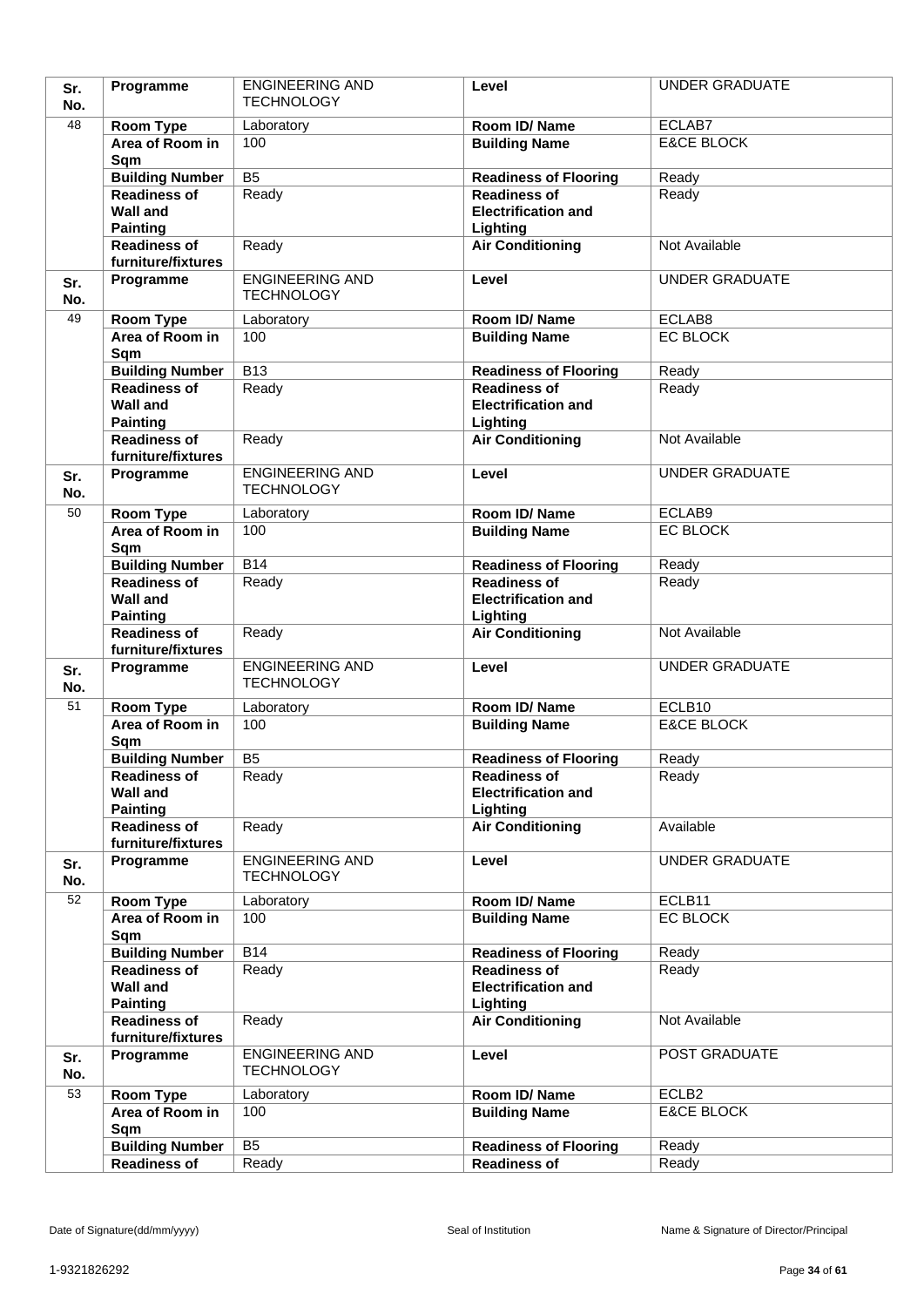| Sr. No. | Programme | ENGINEERING AND TECHNOLOGY | Level | UNDER GRADUATE |
|---|---|---|---|---|
| 48 | Room Type | Laboratory | Room ID/ Name | ECLAB7 |
| | Area of Room in Sqm | 100 | Building Name | E&CE BLOCK |
| | Building Number | B5 | Readiness of Flooring | Ready |
| | Readiness of Wall and Painting | Ready | Readiness of Electrification and Lighting | Ready |
| | Readiness of furniture/fixtures | Ready | Air Conditioning | Not Available |
| Sr. No. | Programme | ENGINEERING AND TECHNOLOGY | Level | UNDER GRADUATE |
| 49 | Room Type | Laboratory | Room ID/ Name | ECLAB8 |
| | Area of Room in Sqm | 100 | Building Name | EC BLOCK |
| | Building Number | B13 | Readiness of Flooring | Ready |
| | Readiness of Wall and Painting | Ready | Readiness of Electrification and Lighting | Ready |
| | Readiness of furniture/fixtures | Ready | Air Conditioning | Not Available |
| Sr. No. | Programme | ENGINEERING AND TECHNOLOGY | Level | UNDER GRADUATE |
| 50 | Room Type | Laboratory | Room ID/ Name | ECLAB9 |
| | Area of Room in Sqm | 100 | Building Name | EC BLOCK |
| | Building Number | B14 | Readiness of Flooring | Ready |
| | Readiness of Wall and Painting | Ready | Readiness of Electrification and Lighting | Ready |
| | Readiness of furniture/fixtures | Ready | Air Conditioning | Not Available |
| Sr. No. | Programme | ENGINEERING AND TECHNOLOGY | Level | UNDER GRADUATE |
| 51 | Room Type | Laboratory | Room ID/ Name | ECLB10 |
| | Area of Room in Sqm | 100 | Building Name | E&CE BLOCK |
| | Building Number | B5 | Readiness of Flooring | Ready |
| | Readiness of Wall and Painting | Ready | Readiness of Electrification and Lighting | Ready |
| | Readiness of furniture/fixtures | Ready | Air Conditioning | Available |
| Sr. No. | Programme | ENGINEERING AND TECHNOLOGY | Level | UNDER GRADUATE |
| 52 | Room Type | Laboratory | Room ID/ Name | ECLB11 |
| | Area of Room in Sqm | 100 | Building Name | EC BLOCK |
| | Building Number | B14 | Readiness of Flooring | Ready |
| | Readiness of Wall and Painting | Ready | Readiness of Electrification and Lighting | Ready |
| | Readiness of furniture/fixtures | Ready | Air Conditioning | Not Available |
| Sr. No. | Programme | ENGINEERING AND TECHNOLOGY | Level | POST GRADUATE |
| 53 | Room Type | Laboratory | Room ID/ Name | ECLB2 |
| | Area of Room in Sqm | 100 | Building Name | E&CE BLOCK |
| | Building Number | B5 | Readiness of Flooring | Ready |
| | Readiness of | Ready | Readiness of | Ready |

Date of Signature(dd/mm/yyyy) Seal of Institution Name & Signature of Director/Principal

1-9321826292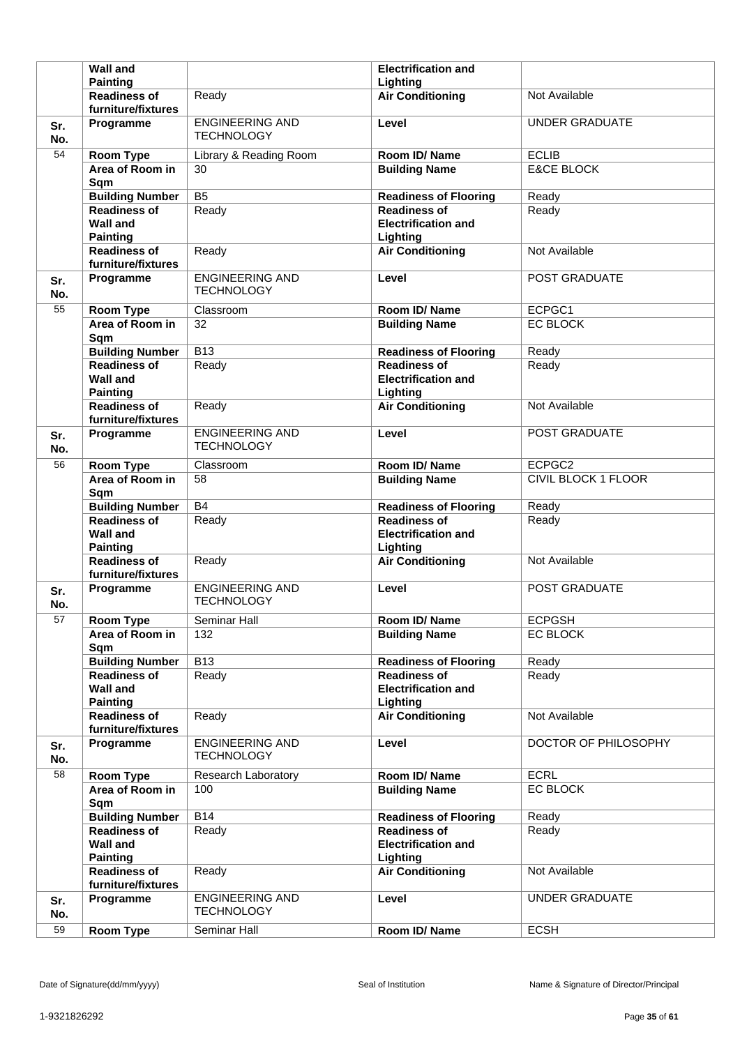|  | Wall and Painting |  | Electrification and Lighting |  |
|---|---|---|---|---|
|  | Readiness of furniture/fixtures | Ready | Air Conditioning | Not Available |
| Sr. No. | Programme | ENGINEERING AND TECHNOLOGY | Level | UNDER GRADUATE |
| 54 | Room Type | Library & Reading Room | Room ID/ Name | ECLIB |
|  | Area of Room in Sqm | 30 | Building Name | E&CE BLOCK |
|  | Building Number | B5 | Readiness of Flooring | Ready |
|  | Readiness of Wall and Painting | Ready | Readiness of Electrification and Lighting | Ready |
|  | Readiness of furniture/fixtures | Ready | Air Conditioning | Not Available |
| Sr. No. | Programme | ENGINEERING AND TECHNOLOGY | Level | POST GRADUATE |
| 55 | Room Type | Classroom | Room ID/ Name | ECPGC1 |
|  | Area of Room in Sqm | 32 | Building Name | EC BLOCK |
|  | Building Number | B13 | Readiness of Flooring | Ready |
|  | Readiness of Wall and Painting | Ready | Readiness of Electrification and Lighting | Ready |
|  | Readiness of furniture/fixtures | Ready | Air Conditioning | Not Available |
| Sr. No. | Programme | ENGINEERING AND TECHNOLOGY | Level | POST GRADUATE |
| 56 | Room Type | Classroom | Room ID/ Name | ECPGC2 |
|  | Area of Room in Sqm | 58 | Building Name | CIVIL BLOCK 1 FLOOR |
|  | Building Number | B4 | Readiness of Flooring | Ready |
|  | Readiness of Wall and Painting | Ready | Readiness of Electrification and Lighting | Ready |
|  | Readiness of furniture/fixtures | Ready | Air Conditioning | Not Available |
| Sr. No. | Programme | ENGINEERING AND TECHNOLOGY | Level | POST GRADUATE |
| 57 | Room Type | Seminar Hall | Room ID/ Name | ECPGSH |
|  | Area of Room in Sqm | 132 | Building Name | EC BLOCK |
|  | Building Number | B13 | Readiness of Flooring | Ready |
|  | Readiness of Wall and Painting | Ready | Readiness of Electrification and Lighting | Ready |
|  | Readiness of furniture/fixtures | Ready | Air Conditioning | Not Available |
| Sr. No. | Programme | ENGINEERING AND TECHNOLOGY | Level | DOCTOR OF PHILOSOPHY |
| 58 | Room Type | Research Laboratory | Room ID/ Name | ECRL |
|  | Area of Room in Sqm | 100 | Building Name | EC BLOCK |
|  | Building Number | B14 | Readiness of Flooring | Ready |
|  | Readiness of Wall and Painting | Ready | Readiness of Electrification and Lighting | Ready |
|  | Readiness of furniture/fixtures | Ready | Air Conditioning | Not Available |
| Sr. No. | Programme | ENGINEERING AND TECHNOLOGY | Level | UNDER GRADUATE |
| 59 | Room Type | Seminar Hall | Room ID/ Name | ECSH |

Date of Signature(dd/mm/yyyy) | Seal of Institution | Name & Signature of Director/Principal

1-9321826292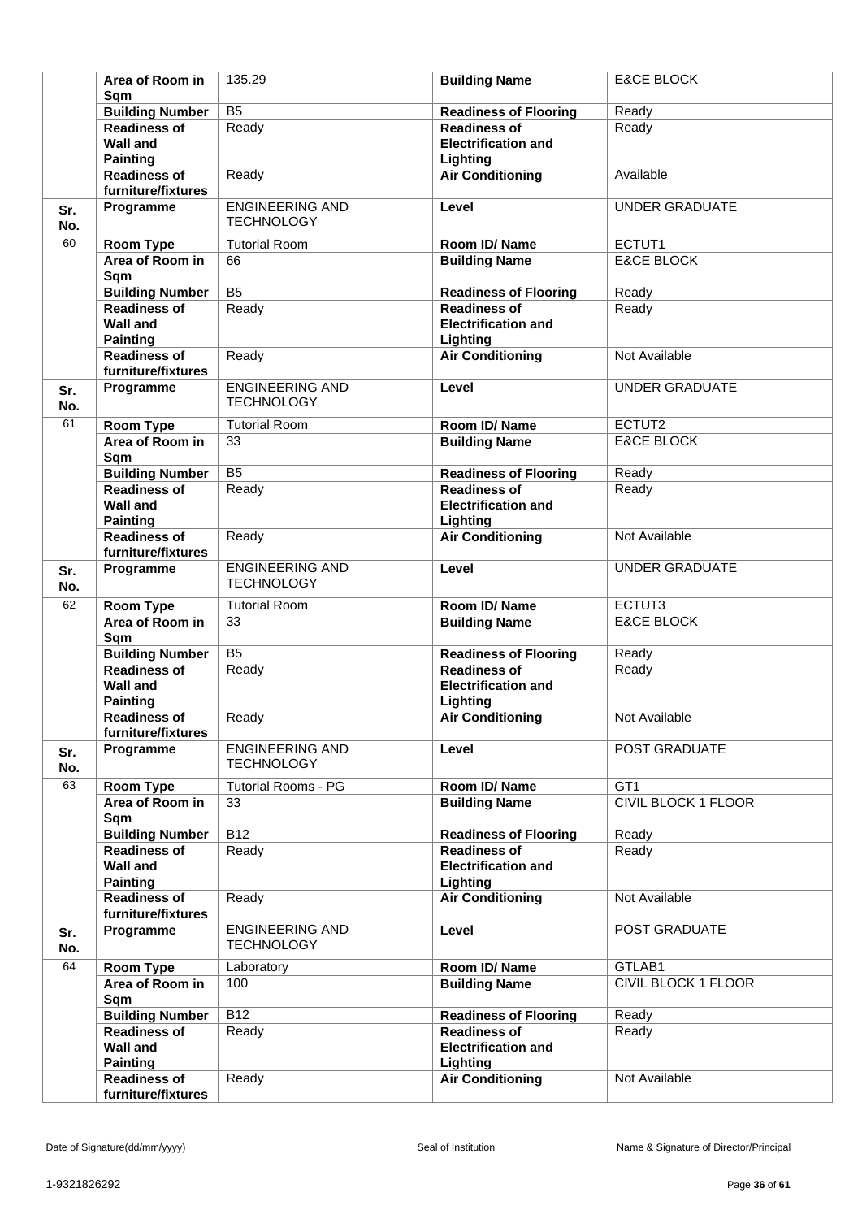| | | | | |
|---|---|---|---|---|
| | **Area of Room in Sqm** | 135.29 | **Building Name** | E&CE BLOCK |
| | **Building Number** | B5 | **Readiness of Flooring** | Ready |
| | **Readiness of Wall and Painting** | Ready | **Readiness of Electrification and Lighting** | Ready |
| | **Readiness of furniture/fixtures** | Ready | **Air Conditioning** | Available |
| **Sr. No.** | **Programme** | ENGINEERING AND TECHNOLOGY | **Level** | UNDER GRADUATE |
| 60 | **Room Type** | Tutorial Room | **Room ID/ Name** | ECTUT1 |
| | **Area of Room in Sqm** | 66 | **Building Name** | E&CE BLOCK |
| | **Building Number** | B5 | **Readiness of Flooring** | Ready |
| | **Readiness of Wall and Painting** | Ready | **Readiness of Electrification and Lighting** | Ready |
| | **Readiness of furniture/fixtures** | Ready | **Air Conditioning** | Not Available |
| **Sr. No.** | **Programme** | ENGINEERING AND TECHNOLOGY | **Level** | UNDER GRADUATE |
| 61 | **Room Type** | Tutorial Room | **Room ID/ Name** | ECTUT2 |
| | **Area of Room in Sqm** | 33 | **Building Name** | E&CE BLOCK |
| | **Building Number** | B5 | **Readiness of Flooring** | Ready |
| | **Readiness of Wall and Painting** | Ready | **Readiness of Electrification and Lighting** | Ready |
| | **Readiness of furniture/fixtures** | Ready | **Air Conditioning** | Not Available |
| **Sr. No.** | **Programme** | ENGINEERING AND TECHNOLOGY | **Level** | UNDER GRADUATE |
| 62 | **Room Type** | Tutorial Room | **Room ID/ Name** | ECTUT3 |
| | **Area of Room in Sqm** | 33 | **Building Name** | E&CE BLOCK |
| | **Building Number** | B5 | **Readiness of Flooring** | Ready |
| | **Readiness of Wall and Painting** | Ready | **Readiness of Electrification and Lighting** | Ready |
| | **Readiness of furniture/fixtures** | Ready | **Air Conditioning** | Not Available |
| **Sr. No.** | **Programme** | ENGINEERING AND TECHNOLOGY | **Level** | POST GRADUATE |
| 63 | **Room Type** | Tutorial Rooms - PG | **Room ID/ Name** | GT1 |
| | **Area of Room in Sqm** | 33 | **Building Name** | CIVIL BLOCK 1 FLOOR |
| | **Building Number** | B12 | **Readiness of Flooring** | Ready |
| | **Readiness of Wall and Painting** | Ready | **Readiness of Electrification and Lighting** | Ready |
| | **Readiness of furniture/fixtures** | Ready | **Air Conditioning** | Not Available |
| **Sr. No.** | **Programme** | ENGINEERING AND TECHNOLOGY | **Level** | POST GRADUATE |
| 64 | **Room Type** | Laboratory | **Room ID/ Name** | GTLAB1 |
| | **Area of Room in Sqm** | 100 | **Building Name** | CIVIL BLOCK 1 FLOOR |
| | **Building Number** | B12 | **Readiness of Flooring** | Ready |
| | **Readiness of Wall and Painting** | Ready | **Readiness of Electrification and Lighting** | Ready |
| | **Readiness of furniture/fixtures** | Ready | **Air Conditioning** | Not Available |

Date of Signature(dd/mm/yyyy) Seal of Institution Name & Signature of Director/Principal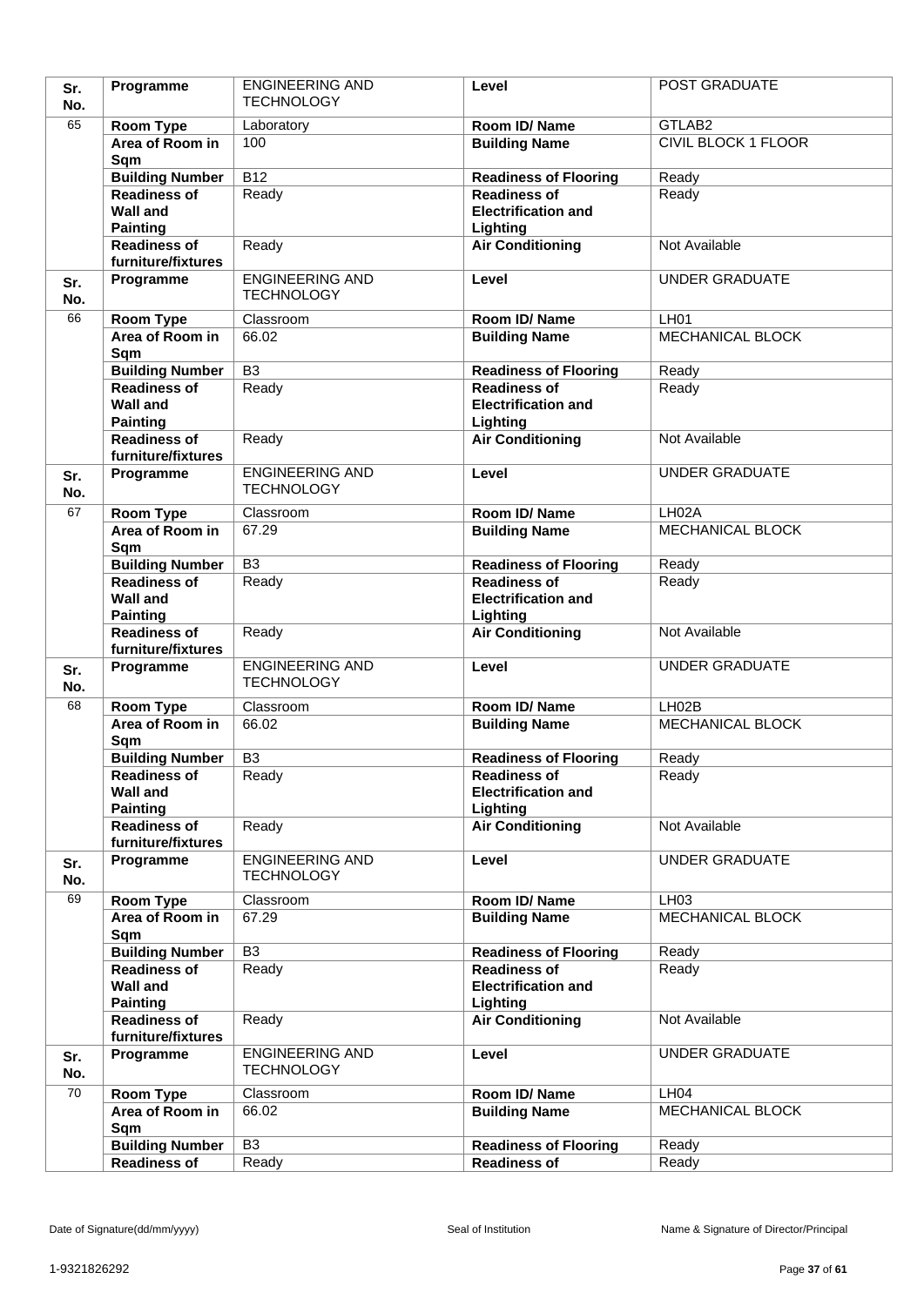| Sr. No. | Programme | ENGINEERING AND TECHNOLOGY | Level | POST GRADUATE |
|---|---|---|---|---|
| 65 | Room Type | Laboratory | Room ID/ Name | GTLAB2 |
| | Area of Room in Sqm | 100 | Building Name | CIVIL BLOCK 1 FLOOR |
| | Building Number | B12 | Readiness of Flooring | Ready |
| | Readiness of Wall and Painting | Ready | Readiness of Electrification and Lighting | Ready |
| | Readiness of furniture/fixtures | Ready | Air Conditioning | Not Available |
| Sr. No. | Programme | ENGINEERING AND TECHNOLOGY | Level | UNDER GRADUATE |
| 66 | Room Type | Classroom | Room ID/ Name | LH01 |
| | Area of Room in Sqm | 66.02 | Building Name | MECHANICAL BLOCK |
| | Building Number | B3 | Readiness of Flooring | Ready |
| | Readiness of Wall and Painting | Ready | Readiness of Electrification and Lighting | Ready |
| | Readiness of furniture/fixtures | Ready | Air Conditioning | Not Available |
| Sr. No. | Programme | ENGINEERING AND TECHNOLOGY | Level | UNDER GRADUATE |
| 67 | Room Type | Classroom | Room ID/ Name | LH02A |
| | Area of Room in Sqm | 67.29 | Building Name | MECHANICAL BLOCK |
| | Building Number | B3 | Readiness of Flooring | Ready |
| | Readiness of Wall and Painting | Ready | Readiness of Electrification and Lighting | Ready |
| | Readiness of furniture/fixtures | Ready | Air Conditioning | Not Available |
| Sr. No. | Programme | ENGINEERING AND TECHNOLOGY | Level | UNDER GRADUATE |
| 68 | Room Type | Classroom | Room ID/ Name | LH02B |
| | Area of Room in Sqm | 66.02 | Building Name | MECHANICAL BLOCK |
| | Building Number | B3 | Readiness of Flooring | Ready |
| | Readiness of Wall and Painting | Ready | Readiness of Electrification and Lighting | Ready |
| | Readiness of furniture/fixtures | Ready | Air Conditioning | Not Available |
| Sr. No. | Programme | ENGINEERING AND TECHNOLOGY | Level | UNDER GRADUATE |
| 69 | Room Type | Classroom | Room ID/ Name | LH03 |
| | Area of Room in Sqm | 67.29 | Building Name | MECHANICAL BLOCK |
| | Building Number | B3 | Readiness of Flooring | Ready |
| | Readiness of Wall and Painting | Ready | Readiness of Electrification and Lighting | Ready |
| | Readiness of furniture/fixtures | Ready | Air Conditioning | Not Available |
| Sr. No. | Programme | ENGINEERING AND TECHNOLOGY | Level | UNDER GRADUATE |
| 70 | Room Type | Classroom | Room ID/ Name | LH04 |
| | Area of Room in Sqm | 66.02 | Building Name | MECHANICAL BLOCK |
| | Building Number | B3 | Readiness of Flooring | Ready |
| | Readiness of | Ready | Readiness of | Ready |

Date of Signature(dd/mm/yyyy) Seal of Institution Name & Signature of Director/Principal

1-9321826292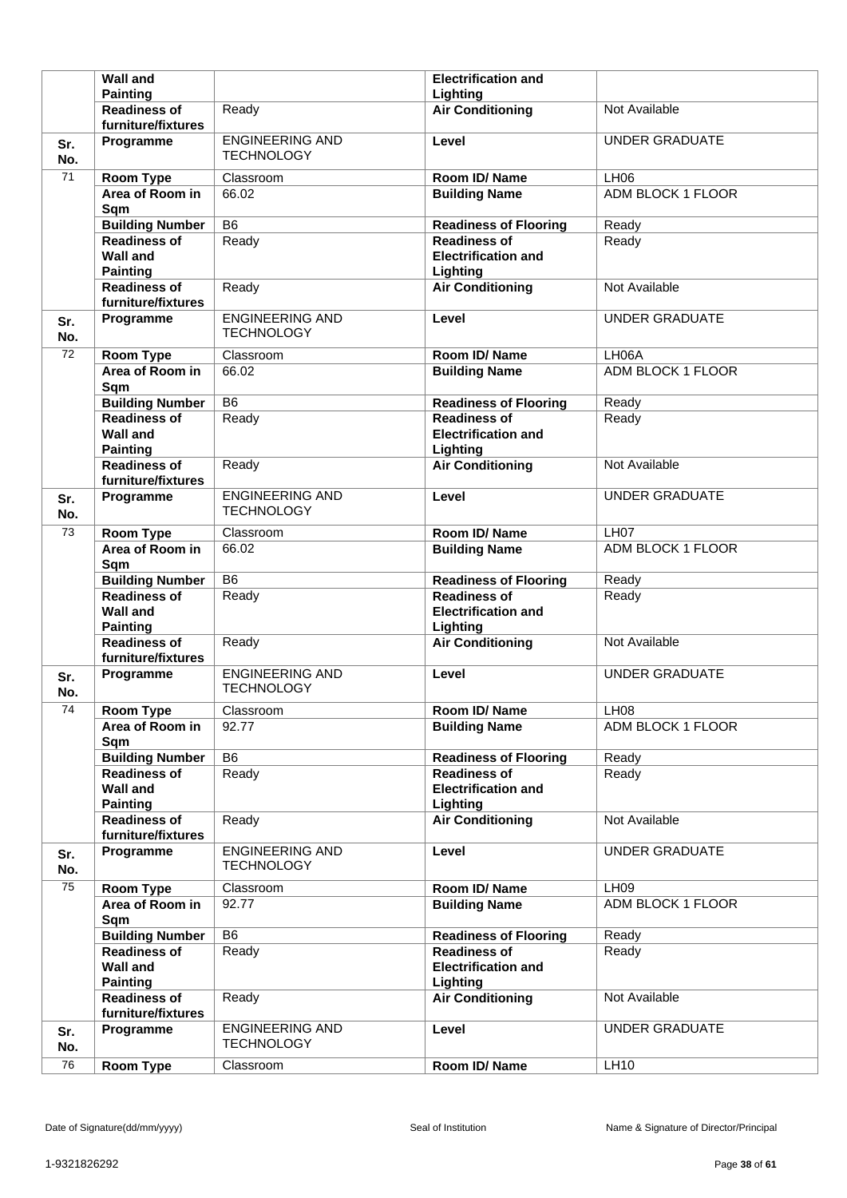| | | | | |
|---|---|---|---|---|
| | **Wall and Painting** | | **Electrification and Lighting** | |
| | **Readiness of furniture/fixtures** | Ready | **Air Conditioning** | Not Available |
| **Sr. No.** | **Programme** | ENGINEERING AND TECHNOLOGY | **Level** | UNDER GRADUATE |
| 71 | **Room Type** | Classroom | **Room ID/ Name** | LH06 |
| | **Area of Room in Sqm** | 66.02 | **Building Name** | ADM BLOCK 1 FLOOR |
| | **Building Number** | B6 | **Readiness of Flooring** | Ready |
| | **Readiness of Wall and Painting** | Ready | **Readiness of Electrification and Lighting** | Ready |
| | **Readiness of furniture/fixtures** | Ready | **Air Conditioning** | Not Available |
| **Sr. No.** | **Programme** | ENGINEERING AND TECHNOLOGY | **Level** | UNDER GRADUATE |
| 72 | **Room Type** | Classroom | **Room ID/ Name** | LH06A |
| | **Area of Room in Sqm** | 66.02 | **Building Name** | ADM BLOCK 1 FLOOR |
| | **Building Number** | B6 | **Readiness of Flooring** | Ready |
| | **Readiness of Wall and Painting** | Ready | **Readiness of Electrification and Lighting** | Ready |
| | **Readiness of furniture/fixtures** | Ready | **Air Conditioning** | Not Available |
| **Sr. No.** | **Programme** | ENGINEERING AND TECHNOLOGY | **Level** | UNDER GRADUATE |
| 73 | **Room Type** | Classroom | **Room ID/ Name** | LH07 |
| | **Area of Room in Sqm** | 66.02 | **Building Name** | ADM BLOCK 1 FLOOR |
| | **Building Number** | B6 | **Readiness of Flooring** | Ready |
| | **Readiness of Wall and Painting** | Ready | **Readiness of Electrification and Lighting** | Ready |
| | **Readiness of furniture/fixtures** | Ready | **Air Conditioning** | Not Available |
| **Sr. No.** | **Programme** | ENGINEERING AND TECHNOLOGY | **Level** | UNDER GRADUATE |
| 74 | **Room Type** | Classroom | **Room ID/ Name** | LH08 |
| | **Area of Room in Sqm** | 92.77 | **Building Name** | ADM BLOCK 1 FLOOR |
| | **Building Number** | B6 | **Readiness of Flooring** | Ready |
| | **Readiness of Wall and Painting** | Ready | **Readiness of Electrification and Lighting** | Ready |
| | **Readiness of furniture/fixtures** | Ready | **Air Conditioning** | Not Available |
| **Sr. No.** | **Programme** | ENGINEERING AND TECHNOLOGY | **Level** | UNDER GRADUATE |
| 75 | **Room Type** | Classroom | **Room ID/ Name** | LH09 |
| | **Area of Room in Sqm** | 92.77 | **Building Name** | ADM BLOCK 1 FLOOR |
| | **Building Number** | B6 | **Readiness of Flooring** | Ready |
| | **Readiness of Wall and Painting** | Ready | **Readiness of Electrification and Lighting** | Ready |
| | **Readiness of furniture/fixtures** | Ready | **Air Conditioning** | Not Available |
| **Sr. No.** | **Programme** | ENGINEERING AND TECHNOLOGY | **Level** | UNDER GRADUATE |
| 76 | **Room Type** | Classroom | **Room ID/ Name** | LH10 |

Date of Signature(dd/mm/yyyy) | Seal of Institution | Name & Signature of Director/Principal

1-9321826292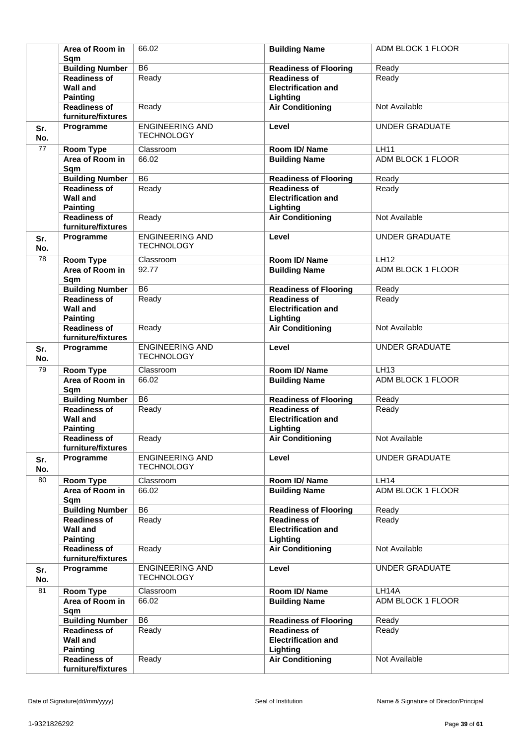| | | | | |
|---|---|---|---|---|
| | **Area of Room in Sqm** | 66.02 | **Building Name** | ADM BLOCK 1 FLOOR |
| | **Building Number** | B6 | **Readiness of Flooring** | Ready |
| | **Readiness of Wall and Painting** | Ready | **Readiness of Electrification and Lighting** | Ready |
| | **Readiness of furniture/fixtures** | Ready | **Air Conditioning** | Not Available |
| **Sr. No.** | **Programme** | ENGINEERING AND TECHNOLOGY | **Level** | UNDER GRADUATE |
| 77 | **Room Type** | Classroom | **Room ID/ Name** | LH11 |
| | **Area of Room in Sqm** | 66.02 | **Building Name** | ADM BLOCK 1 FLOOR |
| | **Building Number** | B6 | **Readiness of Flooring** | Ready |
| | **Readiness of Wall and Painting** | Ready | **Readiness of Electrification and Lighting** | Ready |
| | **Readiness of furniture/fixtures** | Ready | **Air Conditioning** | Not Available |
| **Sr. No.** | **Programme** | ENGINEERING AND TECHNOLOGY | **Level** | UNDER GRADUATE |
| 78 | **Room Type** | Classroom | **Room ID/ Name** | LH12 |
| | **Area of Room in Sqm** | 92.77 | **Building Name** | ADM BLOCK 1 FLOOR |
| | **Building Number** | B6 | **Readiness of Flooring** | Ready |
| | **Readiness of Wall and Painting** | Ready | **Readiness of Electrification and Lighting** | Ready |
| | **Readiness of furniture/fixtures** | Ready | **Air Conditioning** | Not Available |
| **Sr. No.** | **Programme** | ENGINEERING AND TECHNOLOGY | **Level** | UNDER GRADUATE |
| 79 | **Room Type** | Classroom | **Room ID/ Name** | LH13 |
| | **Area of Room in Sqm** | 66.02 | **Building Name** | ADM BLOCK 1 FLOOR |
| | **Building Number** | B6 | **Readiness of Flooring** | Ready |
| | **Readiness of Wall and Painting** | Ready | **Readiness of Electrification and Lighting** | Ready |
| | **Readiness of furniture/fixtures** | Ready | **Air Conditioning** | Not Available |
| **Sr. No.** | **Programme** | ENGINEERING AND TECHNOLOGY | **Level** | UNDER GRADUATE |
| 80 | **Room Type** | Classroom | **Room ID/ Name** | LH14 |
| | **Area of Room in Sqm** | 66.02 | **Building Name** | ADM BLOCK 1 FLOOR |
| | **Building Number** | B6 | **Readiness of Flooring** | Ready |
| | **Readiness of Wall and Painting** | Ready | **Readiness of Electrification and Lighting** | Ready |
| | **Readiness of furniture/fixtures** | Ready | **Air Conditioning** | Not Available |
| **Sr. No.** | **Programme** | ENGINEERING AND TECHNOLOGY | **Level** | UNDER GRADUATE |
| 81 | **Room Type** | Classroom | **Room ID/ Name** | LH14A |
| | **Area of Room in Sqm** | 66.02 | **Building Name** | ADM BLOCK 1 FLOOR |
| | **Building Number** | B6 | **Readiness of Flooring** | Ready |
| | **Readiness of Wall and Painting** | Ready | **Readiness of Electrification and Lighting** | Ready |
| | **Readiness of furniture/fixtures** | Ready | **Air Conditioning** | Not Available |

Date of Signature(dd/mm/yyyy) Seal of Institution Name & Signature of Director/Principal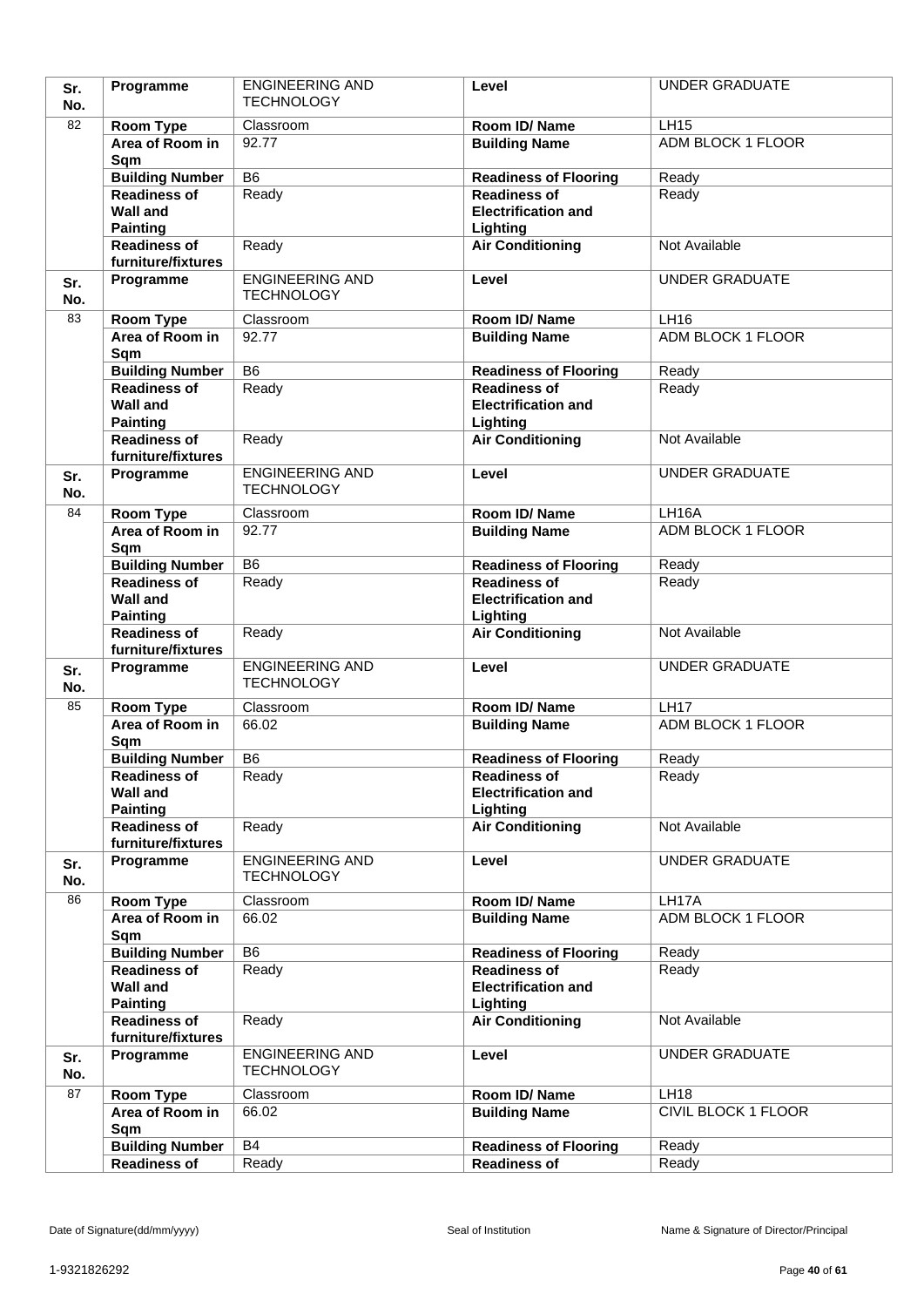| Sr. No. | Programme | ENGINEERING AND TECHNOLOGY | Level | UNDER GRADUATE |
|---|---|---|---|---|
| 82 | Room Type | Classroom | Room ID/ Name | LH15 |
| | Area of Room in Sqm | 92.77 | Building Name | ADM BLOCK 1 FLOOR |
| | Building Number | B6 | Readiness of Flooring | Ready |
| | Readiness of Wall and Painting | Ready | Readiness of Electrification and Lighting | Ready |
| | Readiness of furniture/fixtures | Ready | Air Conditioning | Not Available |
| Sr. No. | Programme | ENGINEERING AND TECHNOLOGY | Level | UNDER GRADUATE |
| 83 | Room Type | Classroom | Room ID/ Name | LH16 |
| | Area of Room in Sqm | 92.77 | Building Name | ADM BLOCK 1 FLOOR |
| | Building Number | B6 | Readiness of Flooring | Ready |
| | Readiness of Wall and Painting | Ready | Readiness of Electrification and Lighting | Ready |
| | Readiness of furniture/fixtures | Ready | Air Conditioning | Not Available |
| Sr. No. | Programme | ENGINEERING AND TECHNOLOGY | Level | UNDER GRADUATE |
| 84 | Room Type | Classroom | Room ID/ Name | LH16A |
| | Area of Room in Sqm | 92.77 | Building Name | ADM BLOCK 1 FLOOR |
| | Building Number | B6 | Readiness of Flooring | Ready |
| | Readiness of Wall and Painting | Ready | Readiness of Electrification and Lighting | Ready |
| | Readiness of furniture/fixtures | Ready | Air Conditioning | Not Available |
| Sr. No. | Programme | ENGINEERING AND TECHNOLOGY | Level | UNDER GRADUATE |
| 85 | Room Type | Classroom | Room ID/ Name | LH17 |
| | Area of Room in Sqm | 66.02 | Building Name | ADM BLOCK 1 FLOOR |
| | Building Number | B6 | Readiness of Flooring | Ready |
| | Readiness of Wall and Painting | Ready | Readiness of Electrification and Lighting | Ready |
| | Readiness of furniture/fixtures | Ready | Air Conditioning | Not Available |
| Sr. No. | Programme | ENGINEERING AND TECHNOLOGY | Level | UNDER GRADUATE |
| 86 | Room Type | Classroom | Room ID/ Name | LH17A |
| | Area of Room in Sqm | 66.02 | Building Name | ADM BLOCK 1 FLOOR |
| | Building Number | B6 | Readiness of Flooring | Ready |
| | Readiness of Wall and Painting | Ready | Readiness of Electrification and Lighting | Ready |
| | Readiness of furniture/fixtures | Ready | Air Conditioning | Not Available |
| Sr. No. | Programme | ENGINEERING AND TECHNOLOGY | Level | UNDER GRADUATE |
| 87 | Room Type | Classroom | Room ID/ Name | LH18 |
| | Area of Room in Sqm | 66.02 | Building Name | CIVIL BLOCK 1 FLOOR |
| | Building Number | B4 | Readiness of Flooring | Ready |
| | Readiness of | Ready | Readiness of | Ready |

Date of Signature(dd/mm/yyyy) | Seal of Institution | Name & Signature of Director/Principal

1-9321826292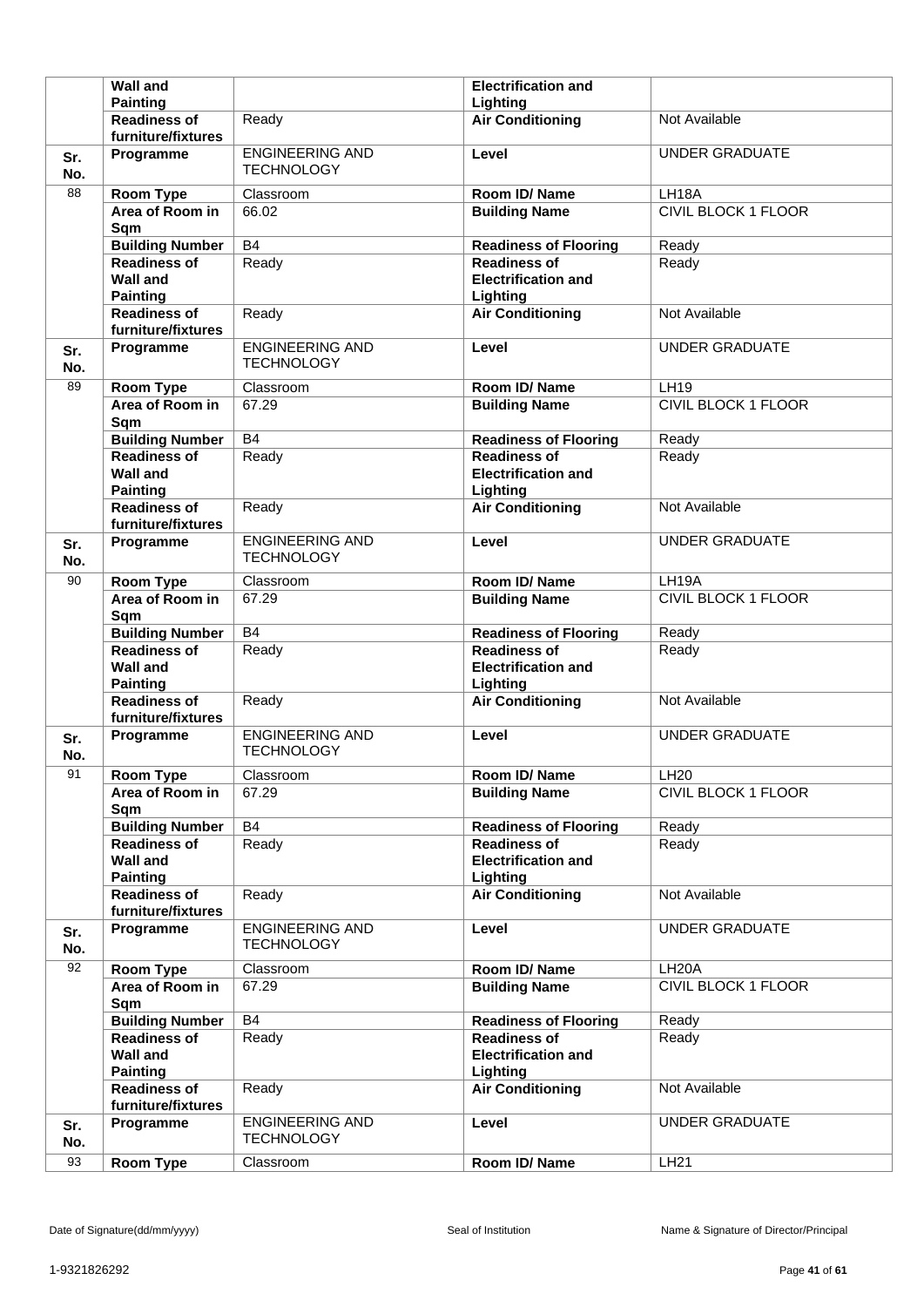| | Wall and Painting | | Electrification and Lighting | |
|---|---|---|---|---|
| | Readiness of furniture/fixtures | Ready | Air Conditioning | Not Available |
| Sr. No. | Programme | ENGINEERING AND TECHNOLOGY | Level | UNDER GRADUATE |
| 88 | Room Type | Classroom | Room ID/ Name | LH18A |
| | Area of Room in Sqm | 66.02 | Building Name | CIVIL BLOCK 1 FLOOR |
| | Building Number | B4 | Readiness of Flooring | Ready |
| | Readiness of Wall and Painting | Ready | Readiness of Electrification and Lighting | Ready |
| | Readiness of furniture/fixtures | Ready | Air Conditioning | Not Available |
| Sr. No. | Programme | ENGINEERING AND TECHNOLOGY | Level | UNDER GRADUATE |
| 89 | Room Type | Classroom | Room ID/ Name | LH19 |
| | Area of Room in Sqm | 67.29 | Building Name | CIVIL BLOCK 1 FLOOR |
| | Building Number | B4 | Readiness of Flooring | Ready |
| | Readiness of Wall and Painting | Ready | Readiness of Electrification and Lighting | Ready |
| | Readiness of furniture/fixtures | Ready | Air Conditioning | Not Available |
| Sr. No. | Programme | ENGINEERING AND TECHNOLOGY | Level | UNDER GRADUATE |
| 90 | Room Type | Classroom | Room ID/ Name | LH19A |
| | Area of Room in Sqm | 67.29 | Building Name | CIVIL BLOCK 1 FLOOR |
| | Building Number | B4 | Readiness of Flooring | Ready |
| | Readiness of Wall and Painting | Ready | Readiness of Electrification and Lighting | Ready |
| | Readiness of furniture/fixtures | Ready | Air Conditioning | Not Available |
| Sr. No. | Programme | ENGINEERING AND TECHNOLOGY | Level | UNDER GRADUATE |
| 91 | Room Type | Classroom | Room ID/ Name | LH20 |
| | Area of Room in Sqm | 67.29 | Building Name | CIVIL BLOCK 1 FLOOR |
| | Building Number | B4 | Readiness of Flooring | Ready |
| | Readiness of Wall and Painting | Ready | Readiness of Electrification and Lighting | Ready |
| | Readiness of furniture/fixtures | Ready | Air Conditioning | Not Available |
| Sr. No. | Programme | ENGINEERING AND TECHNOLOGY | Level | UNDER GRADUATE |
| 92 | Room Type | Classroom | Room ID/ Name | LH20A |
| | Area of Room in Sqm | 67.29 | Building Name | CIVIL BLOCK 1 FLOOR |
| | Building Number | B4 | Readiness of Flooring | Ready |
| | Readiness of Wall and Painting | Ready | Readiness of Electrification and Lighting | Ready |
| | Readiness of furniture/fixtures | Ready | Air Conditioning | Not Available |
| Sr. No. | Programme | ENGINEERING AND TECHNOLOGY | Level | UNDER GRADUATE |
| 93 | Room Type | Classroom | Room ID/ Name | LH21 |

Date of Signature(dd/mm/yyyy) Seal of Institution Name & Signature of Director/Principal

1-9321826292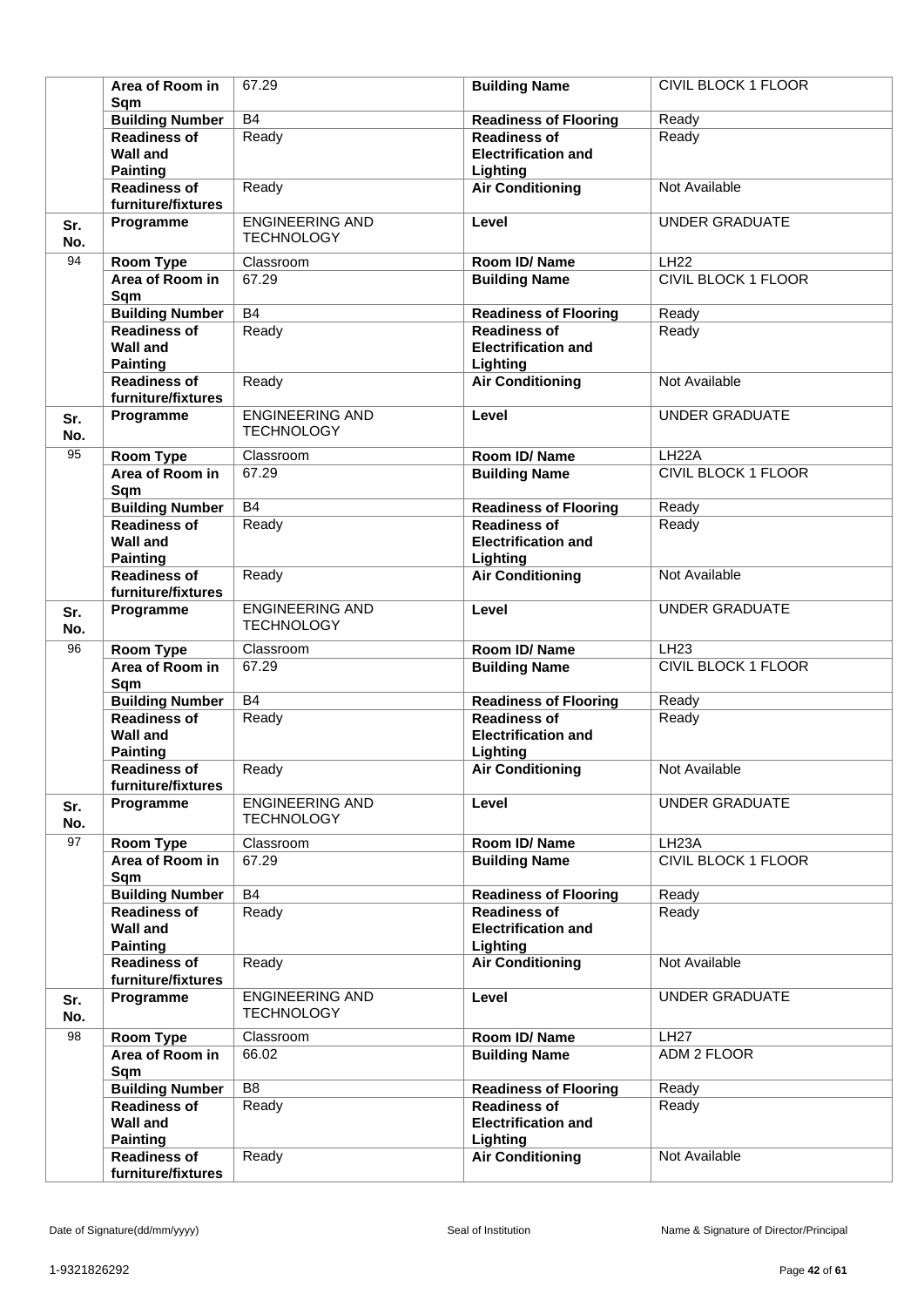| | | | | |
|---|---|---|---|---|
| | **Area of Room in Sqm** | 67.29 | **Building Name** | CIVIL BLOCK 1 FLOOR |
| | **Building Number** | B4 | **Readiness of Flooring** | Ready |
| | **Readiness of Wall and Painting** | Ready | **Readiness of Electrification and Lighting** | Ready |
| | **Readiness of furniture/fixtures** | Ready | **Air Conditioning** | Not Available |
| **Sr. No.** | **Programme** | ENGINEERING AND TECHNOLOGY | **Level** | UNDER GRADUATE |
| 94 | **Room Type** | Classroom | **Room ID/ Name** | LH22 |
| | **Area of Room in Sqm** | 67.29 | **Building Name** | CIVIL BLOCK 1 FLOOR |
| | **Building Number** | B4 | **Readiness of Flooring** | Ready |
| | **Readiness of Wall and Painting** | Ready | **Readiness of Electrification and Lighting** | Ready |
| | **Readiness of furniture/fixtures** | Ready | **Air Conditioning** | Not Available |
| **Sr. No.** | **Programme** | ENGINEERING AND TECHNOLOGY | **Level** | UNDER GRADUATE |
| 95 | **Room Type** | Classroom | **Room ID/ Name** | LH22A |
| | **Area of Room in Sqm** | 67.29 | **Building Name** | CIVIL BLOCK 1 FLOOR |
| | **Building Number** | B4 | **Readiness of Flooring** | Ready |
| | **Readiness of Wall and Painting** | Ready | **Readiness of Electrification and Lighting** | Ready |
| | **Readiness of furniture/fixtures** | Ready | **Air Conditioning** | Not Available |
| **Sr. No.** | **Programme** | ENGINEERING AND TECHNOLOGY | **Level** | UNDER GRADUATE |
| 96 | **Room Type** | Classroom | **Room ID/ Name** | LH23 |
| | **Area of Room in Sqm** | 67.29 | **Building Name** | CIVIL BLOCK 1 FLOOR |
| | **Building Number** | B4 | **Readiness of Flooring** | Ready |
| | **Readiness of Wall and Painting** | Ready | **Readiness of Electrification and Lighting** | Ready |
| | **Readiness of furniture/fixtures** | Ready | **Air Conditioning** | Not Available |
| **Sr. No.** | **Programme** | ENGINEERING AND TECHNOLOGY | **Level** | UNDER GRADUATE |
| 97 | **Room Type** | Classroom | **Room ID/ Name** | LH23A |
| | **Area of Room in Sqm** | 67.29 | **Building Name** | CIVIL BLOCK 1 FLOOR |
| | **Building Number** | B4 | **Readiness of Flooring** | Ready |
| | **Readiness of Wall and Painting** | Ready | **Readiness of Electrification and Lighting** | Ready |
| | **Readiness of furniture/fixtures** | Ready | **Air Conditioning** | Not Available |
| **Sr. No.** | **Programme** | ENGINEERING AND TECHNOLOGY | **Level** | UNDER GRADUATE |
| 98 | **Room Type** | Classroom | **Room ID/ Name** | LH27 |
| | **Area of Room in Sqm** | 66.02 | **Building Name** | ADM 2 FLOOR |
| | **Building Number** | B8 | **Readiness of Flooring** | Ready |
| | **Readiness of Wall and Painting** | Ready | **Readiness of Electrification and Lighting** | Ready |
| | **Readiness of furniture/fixtures** | Ready | **Air Conditioning** | Not Available |

Date of Signature(dd/mm/yyyy) Seal of Institution Name & Signature of Director/Principal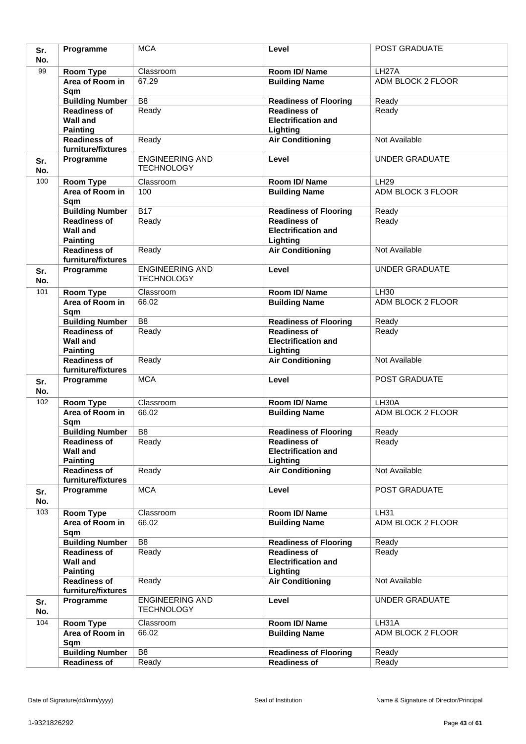| Sr. No. | Programme | MCA | Level | POST GRADUATE |
|---|---|---|---|---|
| 99 | Room Type | Classroom | Room ID/ Name | LH27A |
| | Area of Room in Sqm | 67.29 | Building Name | ADM BLOCK 2 FLOOR |
| | Building Number | B8 | Readiness of Flooring | Ready |
| | Readiness of Wall and Painting | Ready | Readiness of Electrification and Lighting | Ready |
| | Readiness of furniture/fixtures | Ready | Air Conditioning | Not Available |
| Sr. No. | Programme | ENGINEERING AND TECHNOLOGY | Level | UNDER GRADUATE |
| 100 | Room Type | Classroom | Room ID/ Name | LH29 |
| | Area of Room in Sqm | 100 | Building Name | ADM BLOCK 3 FLOOR |
| | Building Number | B17 | Readiness of Flooring | Ready |
| | Readiness of Wall and Painting | Ready | Readiness of Electrification and Lighting | Ready |
| | Readiness of furniture/fixtures | Ready | Air Conditioning | Not Available |
| Sr. No. | Programme | ENGINEERING AND TECHNOLOGY | Level | UNDER GRADUATE |
| 101 | Room Type | Classroom | Room ID/ Name | LH30 |
| | Area of Room in Sqm | 66.02 | Building Name | ADM BLOCK 2 FLOOR |
| | Building Number | B8 | Readiness of Flooring | Ready |
| | Readiness of Wall and Painting | Ready | Readiness of Electrification and Lighting | Ready |
| | Readiness of furniture/fixtures | Ready | Air Conditioning | Not Available |
| Sr. No. | Programme | MCA | Level | POST GRADUATE |
| 102 | Room Type | Classroom | Room ID/ Name | LH30A |
| | Area of Room in Sqm | 66.02 | Building Name | ADM BLOCK 2 FLOOR |
| | Building Number | B8 | Readiness of Flooring | Ready |
| | Readiness of Wall and Painting | Ready | Readiness of Electrification and Lighting | Ready |
| | Readiness of furniture/fixtures | Ready | Air Conditioning | Not Available |
| Sr. No. | Programme | MCA | Level | POST GRADUATE |
| 103 | Room Type | Classroom | Room ID/ Name | LH31 |
| | Area of Room in Sqm | 66.02 | Building Name | ADM BLOCK 2 FLOOR |
| | Building Number | B8 | Readiness of Flooring | Ready |
| | Readiness of Wall and Painting | Ready | Readiness of Electrification and Lighting | Ready |
| | Readiness of furniture/fixtures | Ready | Air Conditioning | Not Available |
| Sr. No. | Programme | ENGINEERING AND TECHNOLOGY | Level | UNDER GRADUATE |
| 104 | Room Type | Classroom | Room ID/ Name | LH31A |
| | Area of Room in Sqm | 66.02 | Building Name | ADM BLOCK 2 FLOOR |
| | Building Number | B8 | Readiness of Flooring | Ready |
| | Readiness of | Ready | Readiness of | Ready |

Date of Signature(dd/mm/yyyy) Seal of Institution Name & Signature of Director/Principal

1-9321826292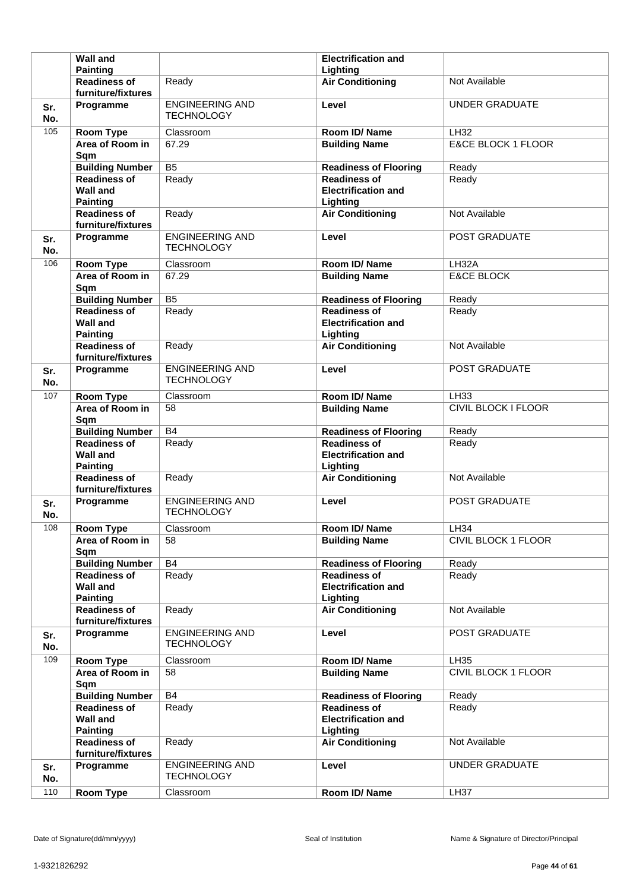|  |  |  |  |  |
|---|---|---|---|---|
|  | **Wall and Painting** |  | **Electrification and Lighting** |  |
|  | **Readiness of furniture/fixtures** | Ready | **Air Conditioning** | Not Available |
| **Sr. No.** | **Programme** | ENGINEERING AND TECHNOLOGY | **Level** | UNDER GRADUATE |
| 105 | **Room Type** | Classroom | **Room ID/ Name** | LH32 |
|  | **Area of Room in Sqm** | 67.29 | **Building Name** | E&CE BLOCK 1 FLOOR |
|  | **Building Number** | B5 | **Readiness of Flooring** | Ready |
|  | **Readiness of Wall and Painting** | Ready | **Readiness of Electrification and Lighting** | Ready |
|  | **Readiness of furniture/fixtures** | Ready | **Air Conditioning** | Not Available |
| **Sr. No.** | **Programme** | ENGINEERING AND TECHNOLOGY | **Level** | POST GRADUATE |
| 106 | **Room Type** | Classroom | **Room ID/ Name** | LH32A |
|  | **Area of Room in Sqm** | 67.29 | **Building Name** | E&CE BLOCK |
|  | **Building Number** | B5 | **Readiness of Flooring** | Ready |
|  | **Readiness of Wall and Painting** | Ready | **Readiness of Electrification and Lighting** | Ready |
|  | **Readiness of furniture/fixtures** | Ready | **Air Conditioning** | Not Available |
| **Sr. No.** | **Programme** | ENGINEERING AND TECHNOLOGY | **Level** | POST GRADUATE |
| 107 | **Room Type** | Classroom | **Room ID/ Name** | LH33 |
|  | **Area of Room in Sqm** | 58 | **Building Name** | CIVIL BLOCK I FLOOR |
|  | **Building Number** | B4 | **Readiness of Flooring** | Ready |
|  | **Readiness of Wall and Painting** | Ready | **Readiness of Electrification and Lighting** | Ready |
|  | **Readiness of furniture/fixtures** | Ready | **Air Conditioning** | Not Available |
| **Sr. No.** | **Programme** | ENGINEERING AND TECHNOLOGY | **Level** | POST GRADUATE |
| 108 | **Room Type** | Classroom | **Room ID/ Name** | LH34 |
|  | **Area of Room in Sqm** | 58 | **Building Name** | CIVIL BLOCK 1 FLOOR |
|  | **Building Number** | B4 | **Readiness of Flooring** | Ready |
|  | **Readiness of Wall and Painting** | Ready | **Readiness of Electrification and Lighting** | Ready |
|  | **Readiness of furniture/fixtures** | Ready | **Air Conditioning** | Not Available |
| **Sr. No.** | **Programme** | ENGINEERING AND TECHNOLOGY | **Level** | POST GRADUATE |
| 109 | **Room Type** | Classroom | **Room ID/ Name** | LH35 |
|  | **Area of Room in Sqm** | 58 | **Building Name** | CIVIL BLOCK 1 FLOOR |
|  | **Building Number** | B4 | **Readiness of Flooring** | Ready |
|  | **Readiness of Wall and Painting** | Ready | **Readiness of Electrification and Lighting** | Ready |
|  | **Readiness of furniture/fixtures** | Ready | **Air Conditioning** | Not Available |
| **Sr. No.** | **Programme** | ENGINEERING AND TECHNOLOGY | **Level** | UNDER GRADUATE |
| 110 | **Room Type** | Classroom | **Room ID/ Name** | LH37 |

Date of Signature(dd/mm/yyyy) Seal of Institution Name & Signature of Director/Principal

1-9321826292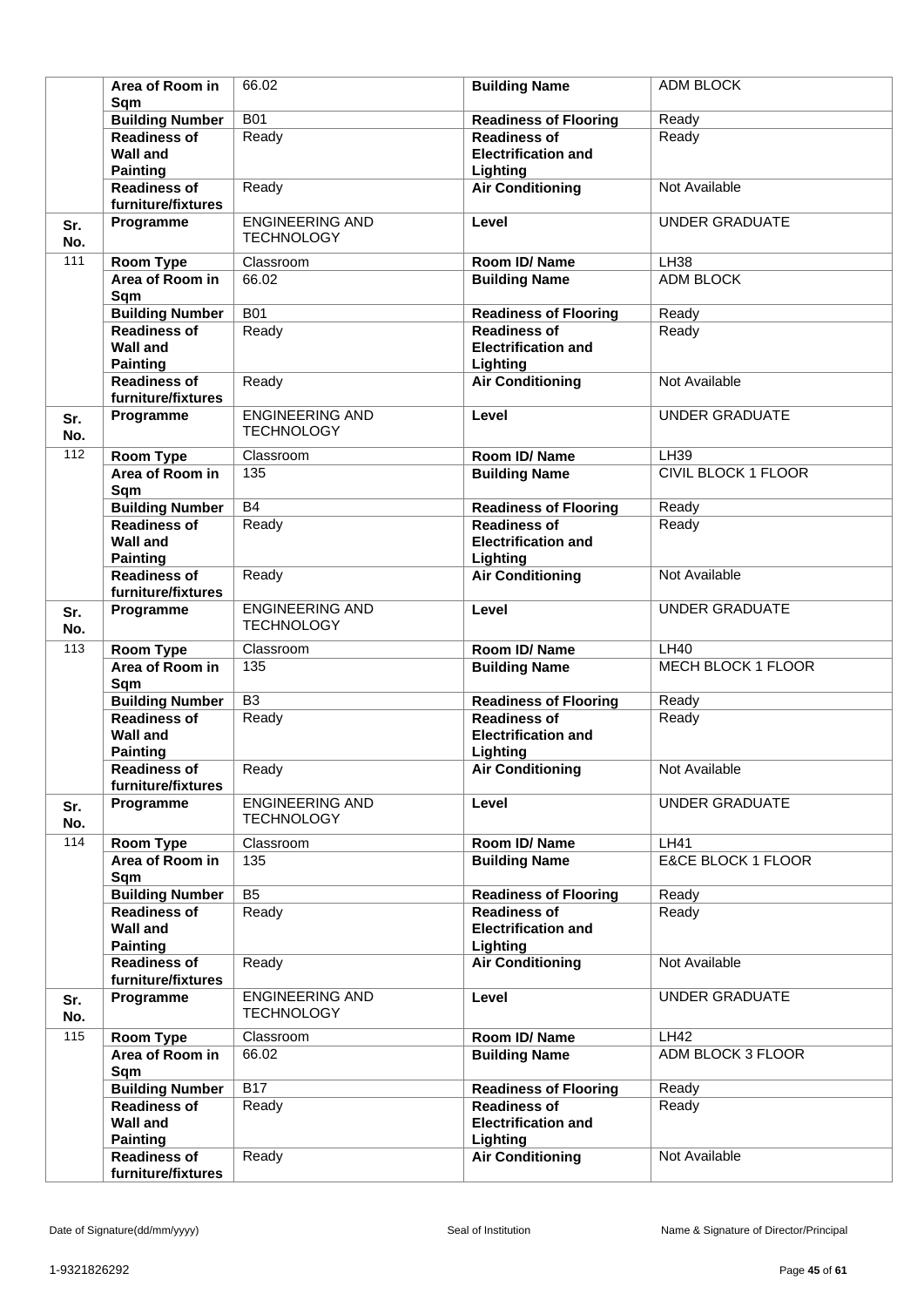| | | | | |
|---|---|---|---|---|
| | **Area of Room in Sqm** | 66.02 | **Building Name** | ADM BLOCK |
| | **Building Number** | B01 | **Readiness of Flooring** | Ready |
| | **Readiness of Wall and Painting** | Ready | **Readiness of Electrification and Lighting** | Ready |
| | **Readiness of furniture/fixtures** | Ready | **Air Conditioning** | Not Available |
| **Sr. No.** | **Programme** | ENGINEERING AND TECHNOLOGY | **Level** | UNDER GRADUATE |
| 111 | **Room Type** | Classroom | **Room ID/ Name** | LH38 |
| | **Area of Room in Sqm** | 66.02 | **Building Name** | ADM BLOCK |
| | **Building Number** | B01 | **Readiness of Flooring** | Ready |
| | **Readiness of Wall and Painting** | Ready | **Readiness of Electrification and Lighting** | Ready |
| | **Readiness of furniture/fixtures** | Ready | **Air Conditioning** | Not Available |
| **Sr. No.** | **Programme** | ENGINEERING AND TECHNOLOGY | **Level** | UNDER GRADUATE |
| 112 | **Room Type** | Classroom | **Room ID/ Name** | LH39 |
| | **Area of Room in Sqm** | 135 | **Building Name** | CIVIL BLOCK 1 FLOOR |
| | **Building Number** | B4 | **Readiness of Flooring** | Ready |
| | **Readiness of Wall and Painting** | Ready | **Readiness of Electrification and Lighting** | Ready |
| | **Readiness of furniture/fixtures** | Ready | **Air Conditioning** | Not Available |
| **Sr. No.** | **Programme** | ENGINEERING AND TECHNOLOGY | **Level** | UNDER GRADUATE |
| 113 | **Room Type** | Classroom | **Room ID/ Name** | LH40 |
| | **Area of Room in Sqm** | 135 | **Building Name** | MECH BLOCK 1 FLOOR |
| | **Building Number** | B3 | **Readiness of Flooring** | Ready |
| | **Readiness of Wall and Painting** | Ready | **Readiness of Electrification and Lighting** | Ready |
| | **Readiness of furniture/fixtures** | Ready | **Air Conditioning** | Not Available |
| **Sr. No.** | **Programme** | ENGINEERING AND TECHNOLOGY | **Level** | UNDER GRADUATE |
| 114 | **Room Type** | Classroom | **Room ID/ Name** | LH41 |
| | **Area of Room in Sqm** | 135 | **Building Name** | E&CE BLOCK 1 FLOOR |
| | **Building Number** | B5 | **Readiness of Flooring** | Ready |
| | **Readiness of Wall and Painting** | Ready | **Readiness of Electrification and Lighting** | Ready |
| | **Readiness of furniture/fixtures** | Ready | **Air Conditioning** | Not Available |
| **Sr. No.** | **Programme** | ENGINEERING AND TECHNOLOGY | **Level** | UNDER GRADUATE |
| 115 | **Room Type** | Classroom | **Room ID/ Name** | LH42 |
| | **Area of Room in Sqm** | 66.02 | **Building Name** | ADM BLOCK 3 FLOOR |
| | **Building Number** | B17 | **Readiness of Flooring** | Ready |
| | **Readiness of Wall and Painting** | Ready | **Readiness of Electrification and Lighting** | Ready |
| | **Readiness of furniture/fixtures** | Ready | **Air Conditioning** | Not Available |

Date of Signature(dd/mm/yyyy) Seal of Institution Name & Signature of Director/Principal

1-9321826292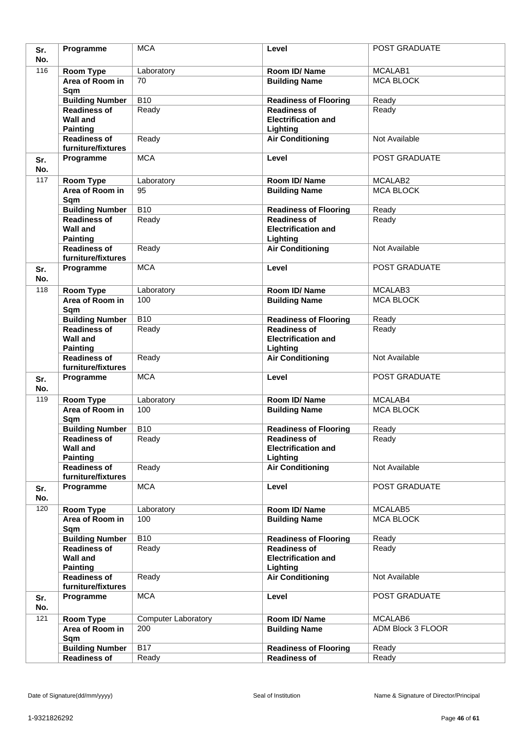| Sr. No. | Programme | MCA | Level | POST GRADUATE |
|---|---|---|---|---|
| 116 | Room Type | Laboratory | Room ID/ Name | MCALAB1 |
| | Area of Room in Sqm | 70 | Building Name | MCA BLOCK |
| | Building Number | B10 | Readiness of Flooring | Ready |
| | Readiness of Wall and Painting | Ready | Readiness of Electrification and Lighting | Ready |
| | Readiness of furniture/fixtures | Ready | Air Conditioning | Not Available |
| Sr. No. | Programme | MCA | Level | POST GRADUATE |
| 117 | Room Type | Laboratory | Room ID/ Name | MCALAB2 |
| | Area of Room in Sqm | 95 | Building Name | MCA BLOCK |
| | Building Number | B10 | Readiness of Flooring | Ready |
| | Readiness of Wall and Painting | Ready | Readiness of Electrification and Lighting | Ready |
| | Readiness of furniture/fixtures | Ready | Air Conditioning | Not Available |
| Sr. No. | Programme | MCA | Level | POST GRADUATE |
| 118 | Room Type | Laboratory | Room ID/ Name | MCALAB3 |
| | Area of Room in Sqm | 100 | Building Name | MCA BLOCK |
| | Building Number | B10 | Readiness of Flooring | Ready |
| | Readiness of Wall and Painting | Ready | Readiness of Electrification and Lighting | Ready |
| | Readiness of furniture/fixtures | Ready | Air Conditioning | Not Available |
| Sr. No. | Programme | MCA | Level | POST GRADUATE |
| 119 | Room Type | Laboratory | Room ID/ Name | MCALAB4 |
| | Area of Room in Sqm | 100 | Building Name | MCA BLOCK |
| | Building Number | B10 | Readiness of Flooring | Ready |
| | Readiness of Wall and Painting | Ready | Readiness of Electrification and Lighting | Ready |
| | Readiness of furniture/fixtures | Ready | Air Conditioning | Not Available |
| Sr. No. | Programme | MCA | Level | POST GRADUATE |
| 120 | Room Type | Laboratory | Room ID/ Name | MCALAB5 |
| | Area of Room in Sqm | 100 | Building Name | MCA BLOCK |
| | Building Number | B10 | Readiness of Flooring | Ready |
| | Readiness of Wall and Painting | Ready | Readiness of Electrification and Lighting | Ready |
| | Readiness of furniture/fixtures | Ready | Air Conditioning | Not Available |
| Sr. No. | Programme | MCA | Level | POST GRADUATE |
| 121 | Room Type | Computer Laboratory | Room ID/ Name | MCALAB6 |
| | Area of Room in Sqm | 200 | Building Name | ADM Block 3 FLOOR |
| | Building Number | B17 | Readiness of Flooring | Ready |
| | Readiness of | Ready | Readiness of | Ready |

Date of Signature(dd/mm/yyyy) Seal of Institution Name & Signature of Director/Principal

1-9321826292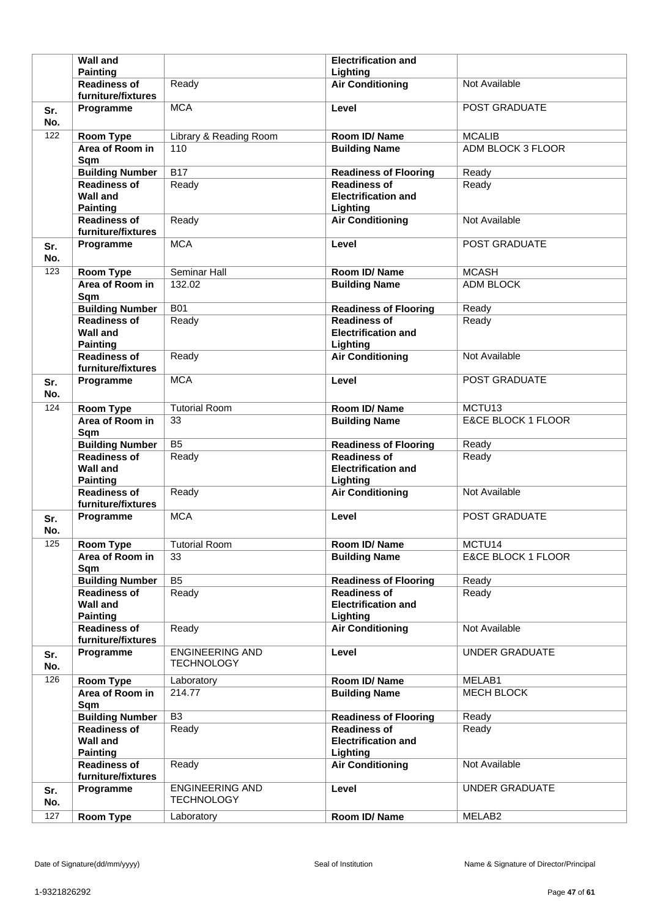| Sr. No. | | | | |
|---|---|---|---|---|
| | Wall and Painting | | Electrification and Lighting | |
| | Readiness of furniture/fixtures | Ready | Air Conditioning | Not Available |
| Sr. No. | Programme | MCA | Level | POST GRADUATE |
| 122 | Room Type | Library & Reading Room | Room ID/ Name | MCALIB |
| | Area of Room in Sqm | 110 | Building Name | ADM BLOCK 3 FLOOR |
| | Building Number | B17 | Readiness of Flooring | Ready |
| | Readiness of Wall and Painting | Ready | Readiness of Electrification and Lighting | Ready |
| | Readiness of furniture/fixtures | Ready | Air Conditioning | Not Available |
| Sr. No. | Programme | MCA | Level | POST GRADUATE |
| 123 | Room Type | Seminar Hall | Room ID/ Name | MCASH |
| | Area of Room in Sqm | 132.02 | Building Name | ADM BLOCK |
| | Building Number | B01 | Readiness of Flooring | Ready |
| | Readiness of Wall and Painting | Ready | Readiness of Electrification and Lighting | Ready |
| | Readiness of furniture/fixtures | Ready | Air Conditioning | Not Available |
| Sr. No. | Programme | MCA | Level | POST GRADUATE |
| 124 | Room Type | Tutorial Room | Room ID/ Name | MCTU13 |
| | Area of Room in Sqm | 33 | Building Name | E&CE BLOCK 1 FLOOR |
| | Building Number | B5 | Readiness of Flooring | Ready |
| | Readiness of Wall and Painting | Ready | Readiness of Electrification and Lighting | Ready |
| | Readiness of furniture/fixtures | Ready | Air Conditioning | Not Available |
| Sr. No. | Programme | MCA | Level | POST GRADUATE |
| 125 | Room Type | Tutorial Room | Room ID/ Name | MCTU14 |
| | Area of Room in Sqm | 33 | Building Name | E&CE BLOCK 1 FLOOR |
| | Building Number | B5 | Readiness of Flooring | Ready |
| | Readiness of Wall and Painting | Ready | Readiness of Electrification and Lighting | Ready |
| | Readiness of furniture/fixtures | Ready | Air Conditioning | Not Available |
| Sr. No. | Programme | ENGINEERING AND TECHNOLOGY | Level | UNDER GRADUATE |
| 126 | Room Type | Laboratory | Room ID/ Name | MELAB1 |
| | Area of Room in Sqm | 214.77 | Building Name | MECH BLOCK |
| | Building Number | B3 | Readiness of Flooring | Ready |
| | Readiness of Wall and Painting | Ready | Readiness of Electrification and Lighting | Ready |
| | Readiness of furniture/fixtures | Ready | Air Conditioning | Not Available |
| Sr. No. | Programme | ENGINEERING AND TECHNOLOGY | Level | UNDER GRADUATE |
| 127 | Room Type | Laboratory | Room ID/ Name | MELAB2 |

Date of Signature(dd/mm/yyyy) | Seal of Institution | Name & Signature of Director/Principal

1-9321826292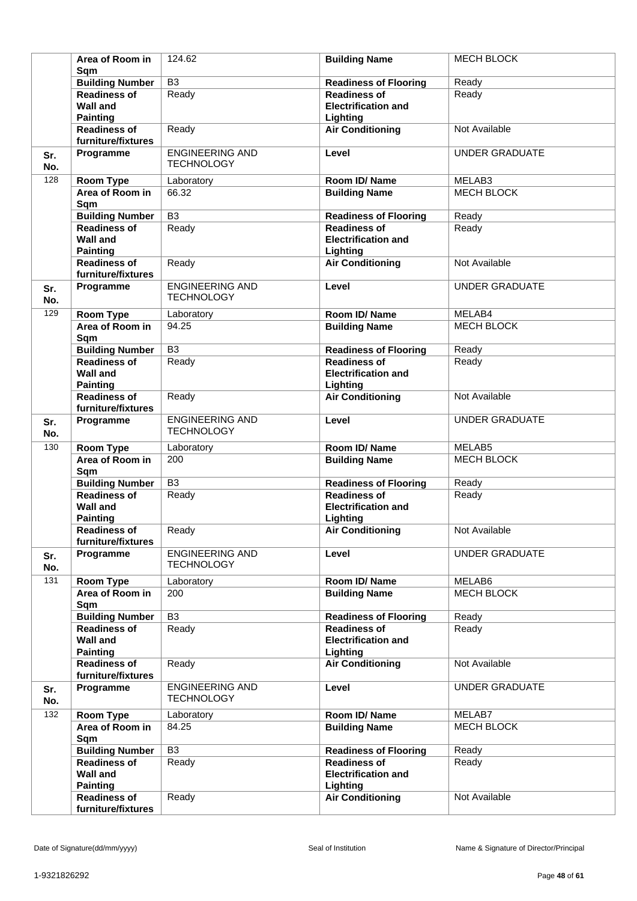| | | | | |
|---|---|---|---|---|
| | **Area of Room in Sqm** | 124.62 | **Building Name** | MECH BLOCK |
| | **Building Number** | B3 | **Readiness of Flooring** | Ready |
| | **Readiness of Wall and Painting** | Ready | **Readiness of Electrification and Lighting** | Ready |
| | **Readiness of furniture/fixtures** | Ready | **Air Conditioning** | Not Available |
| **Sr. No.** | **Programme** | ENGINEERING AND TECHNOLOGY | **Level** | UNDER GRADUATE |
| 128 | **Room Type** | Laboratory | **Room ID/ Name** | MELAB3 |
| | **Area of Room in Sqm** | 66.32 | **Building Name** | MECH BLOCK |
| | **Building Number** | B3 | **Readiness of Flooring** | Ready |
| | **Readiness of Wall and Painting** | Ready | **Readiness of Electrification and Lighting** | Ready |
| | **Readiness of furniture/fixtures** | Ready | **Air Conditioning** | Not Available |
| **Sr. No.** | **Programme** | ENGINEERING AND TECHNOLOGY | **Level** | UNDER GRADUATE |
| 129 | **Room Type** | Laboratory | **Room ID/ Name** | MELAB4 |
| | **Area of Room in Sqm** | 94.25 | **Building Name** | MECH BLOCK |
| | **Building Number** | B3 | **Readiness of Flooring** | Ready |
| | **Readiness of Wall and Painting** | Ready | **Readiness of Electrification and Lighting** | Ready |
| | **Readiness of furniture/fixtures** | Ready | **Air Conditioning** | Not Available |
| **Sr. No.** | **Programme** | ENGINEERING AND TECHNOLOGY | **Level** | UNDER GRADUATE |
| 130 | **Room Type** | Laboratory | **Room ID/ Name** | MELAB5 |
| | **Area of Room in Sqm** | 200 | **Building Name** | MECH BLOCK |
| | **Building Number** | B3 | **Readiness of Flooring** | Ready |
| | **Readiness of Wall and Painting** | Ready | **Readiness of Electrification and Lighting** | Ready |
| | **Readiness of furniture/fixtures** | Ready | **Air Conditioning** | Not Available |
| **Sr. No.** | **Programme** | ENGINEERING AND TECHNOLOGY | **Level** | UNDER GRADUATE |
| 131 | **Room Type** | Laboratory | **Room ID/ Name** | MELAB6 |
| | **Area of Room in Sqm** | 200 | **Building Name** | MECH BLOCK |
| | **Building Number** | B3 | **Readiness of Flooring** | Ready |
| | **Readiness of Wall and Painting** | Ready | **Readiness of Electrification and Lighting** | Ready |
| | **Readiness of furniture/fixtures** | Ready | **Air Conditioning** | Not Available |
| **Sr. No.** | **Programme** | ENGINEERING AND TECHNOLOGY | **Level** | UNDER GRADUATE |
| 132 | **Room Type** | Laboratory | **Room ID/ Name** | MELAB7 |
| | **Area of Room in Sqm** | 84.25 | **Building Name** | MECH BLOCK |
| | **Building Number** | B3 | **Readiness of Flooring** | Ready |
| | **Readiness of Wall and Painting** | Ready | **Readiness of Electrification and Lighting** | Ready |
| | **Readiness of furniture/fixtures** | Ready | **Air Conditioning** | Not Available |

Date of Signature(dd/mm/yyyy) Seal of Institution Name & Signature of Director/Principal

1-9321826292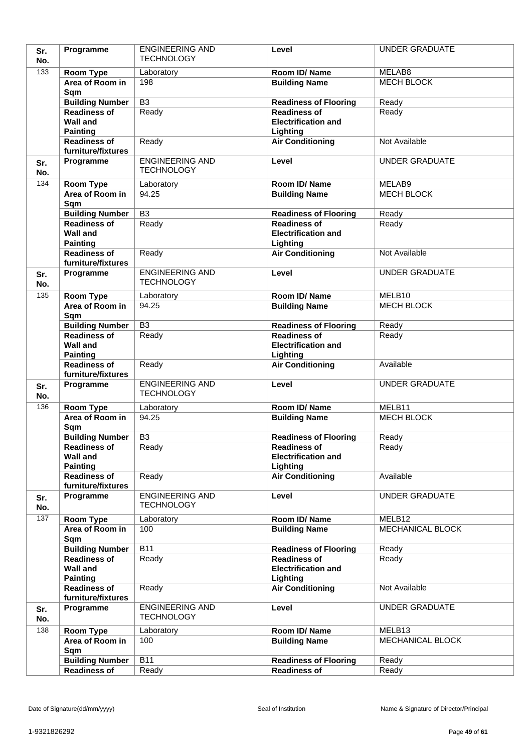| Sr. No. | Programme | ENGINEERING AND TECHNOLOGY | Level | UNDER GRADUATE |
|---|---|---|---|---|
| 133 | Room Type | Laboratory | Room ID/ Name | MELAB8 |
| | Area of Room in Sqm | 198 | Building Name | MECH BLOCK |
| | Building Number | B3 | Readiness of Flooring | Ready |
| | Readiness of Wall and Painting | Ready | Readiness of Electrification and Lighting | Ready |
| | Readiness of furniture/fixtures | Ready | Air Conditioning | Not Available |
| Sr. No. | Programme | ENGINEERING AND TECHNOLOGY | Level | UNDER GRADUATE |
| 134 | Room Type | Laboratory | Room ID/ Name | MELAB9 |
| | Area of Room in Sqm | 94.25 | Building Name | MECH BLOCK |
| | Building Number | B3 | Readiness of Flooring | Ready |
| | Readiness of Wall and Painting | Ready | Readiness of Electrification and Lighting | Ready |
| | Readiness of furniture/fixtures | Ready | Air Conditioning | Not Available |
| Sr. No. | Programme | ENGINEERING AND TECHNOLOGY | Level | UNDER GRADUATE |
| 135 | Room Type | Laboratory | Room ID/ Name | MELB10 |
| | Area of Room in Sqm | 94.25 | Building Name | MECH BLOCK |
| | Building Number | B3 | Readiness of Flooring | Ready |
| | Readiness of Wall and Painting | Ready | Readiness of Electrification and Lighting | Ready |
| | Readiness of furniture/fixtures | Ready | Air Conditioning | Available |
| Sr. No. | Programme | ENGINEERING AND TECHNOLOGY | Level | UNDER GRADUATE |
| 136 | Room Type | Laboratory | Room ID/ Name | MELB11 |
| | Area of Room in Sqm | 94.25 | Building Name | MECH BLOCK |
| | Building Number | B3 | Readiness of Flooring | Ready |
| | Readiness of Wall and Painting | Ready | Readiness of Electrification and Lighting | Ready |
| | Readiness of furniture/fixtures | Ready | Air Conditioning | Available |
| Sr. No. | Programme | ENGINEERING AND TECHNOLOGY | Level | UNDER GRADUATE |
| 137 | Room Type | Laboratory | Room ID/ Name | MELB12 |
| | Area of Room in Sqm | 100 | Building Name | MECHANICAL BLOCK |
| | Building Number | B11 | Readiness of Flooring | Ready |
| | Readiness of Wall and Painting | Ready | Readiness of Electrification and Lighting | Ready |
| | Readiness of furniture/fixtures | Ready | Air Conditioning | Not Available |
| Sr. No. | Programme | ENGINEERING AND TECHNOLOGY | Level | UNDER GRADUATE |
| 138 | Room Type | Laboratory | Room ID/ Name | MELB13 |
| | Area of Room in Sqm | 100 | Building Name | MECHANICAL BLOCK |
| | Building Number | B11 | Readiness of Flooring | Ready |
| | Readiness of | Ready | Readiness of | Ready |

Date of Signature(dd/mm/yyyy) | Seal of Institution | Name & Signature of Director/Principal

1-9321826292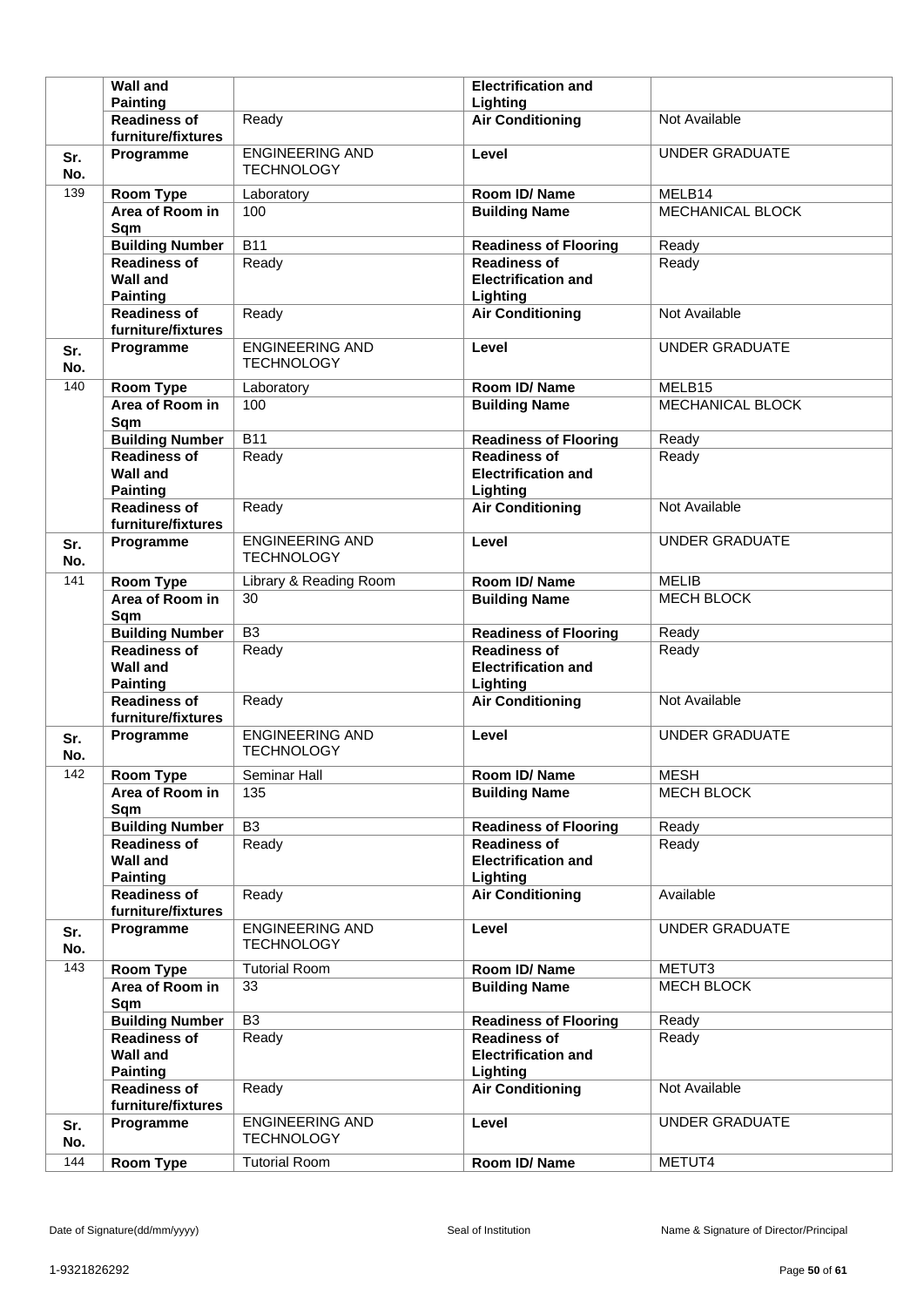| | | | | |
|---|---|---|---|---|
| | **Wall and Painting** | | **Electrification and Lighting** | |
| | **Readiness of furniture/fixtures** | Ready | **Air Conditioning** | Not Available |
| **Sr. No.** | **Programme** | ENGINEERING AND TECHNOLOGY | **Level** | UNDER GRADUATE |
| 139 | **Room Type** | Laboratory | **Room ID/ Name** | MELB14 |
| | **Area of Room in Sqm** | 100 | **Building Name** | MECHANICAL BLOCK |
| | **Building Number** | B11 | **Readiness of Flooring** | Ready |
| | **Readiness of Wall and Painting** | Ready | **Readiness of Electrification and Lighting** | Ready |
| | **Readiness of furniture/fixtures** | Ready | **Air Conditioning** | Not Available |
| **Sr. No.** | **Programme** | ENGINEERING AND TECHNOLOGY | **Level** | UNDER GRADUATE |
| 140 | **Room Type** | Laboratory | **Room ID/ Name** | MELB15 |
| | **Area of Room in Sqm** | 100 | **Building Name** | MECHANICAL BLOCK |
| | **Building Number** | B11 | **Readiness of Flooring** | Ready |
| | **Readiness of Wall and Painting** | Ready | **Readiness of Electrification and Lighting** | Ready |
| | **Readiness of furniture/fixtures** | Ready | **Air Conditioning** | Not Available |
| **Sr. No.** | **Programme** | ENGINEERING AND TECHNOLOGY | **Level** | UNDER GRADUATE |
| 141 | **Room Type** | Library & Reading Room | **Room ID/ Name** | MELIB |
| | **Area of Room in Sqm** | 30 | **Building Name** | MECH BLOCK |
| | **Building Number** | B3 | **Readiness of Flooring** | Ready |
| | **Readiness of Wall and Painting** | Ready | **Readiness of Electrification and Lighting** | Ready |
| | **Readiness of furniture/fixtures** | Ready | **Air Conditioning** | Not Available |
| **Sr. No.** | **Programme** | ENGINEERING AND TECHNOLOGY | **Level** | UNDER GRADUATE |
| 142 | **Room Type** | Seminar Hall | **Room ID/ Name** | MESH |
| | **Area of Room in Sqm** | 135 | **Building Name** | MECH BLOCK |
| | **Building Number** | B3 | **Readiness of Flooring** | Ready |
| | **Readiness of Wall and Painting** | Ready | **Readiness of Electrification and Lighting** | Ready |
| | **Readiness of furniture/fixtures** | Ready | **Air Conditioning** | Available |
| **Sr. No.** | **Programme** | ENGINEERING AND TECHNOLOGY | **Level** | UNDER GRADUATE |
| 143 | **Room Type** | Tutorial Room | **Room ID/ Name** | METUT3 |
| | **Area of Room in Sqm** | 33 | **Building Name** | MECH BLOCK |
| | **Building Number** | B3 | **Readiness of Flooring** | Ready |
| | **Readiness of Wall and Painting** | Ready | **Readiness of Electrification and Lighting** | Ready |
| | **Readiness of furniture/fixtures** | Ready | **Air Conditioning** | Not Available |
| **Sr. No.** | **Programme** | ENGINEERING AND TECHNOLOGY | **Level** | UNDER GRADUATE |
| 144 | **Room Type** | Tutorial Room | **Room ID/ Name** | METUT4 |

Date of Signature(dd/mm/yyyy) Seal of Institution Name & Signature of Director/Principal

1-9321826292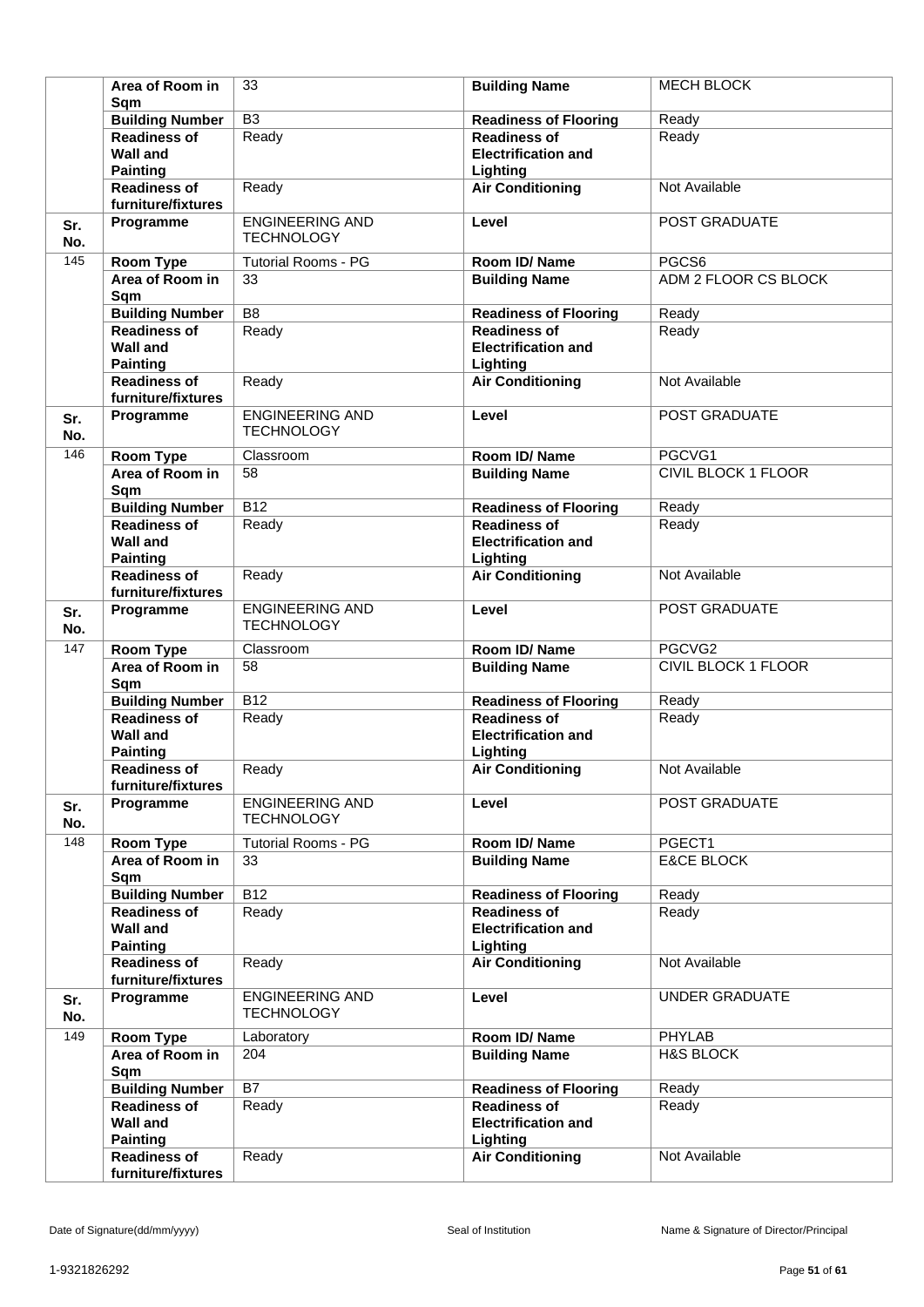| | | | | |
|---|---|---|---|---|
| | **Area of Room in Sqm** | 33 | **Building Name** | MECH BLOCK |
| | **Building Number** | B3 | **Readiness of Flooring** | Ready |
| | **Readiness of Wall and Painting** | Ready | **Readiness of Electrification and Lighting** | Ready |
| | **Readiness of furniture/fixtures** | Ready | **Air Conditioning** | Not Available |
| **Sr. No.** | **Programme** | ENGINEERING AND TECHNOLOGY | **Level** | POST GRADUATE |
| 145 | **Room Type** | Tutorial Rooms - PG | **Room ID/ Name** | PGCS6 |
| | **Area of Room in Sqm** | 33 | **Building Name** | ADM 2 FLOOR CS BLOCK |
| | **Building Number** | B8 | **Readiness of Flooring** | Ready |
| | **Readiness of Wall and Painting** | Ready | **Readiness of Electrification and Lighting** | Ready |
| | **Readiness of furniture/fixtures** | Ready | **Air Conditioning** | Not Available |
| **Sr. No.** | **Programme** | ENGINEERING AND TECHNOLOGY | **Level** | POST GRADUATE |
| 146 | **Room Type** | Classroom | **Room ID/ Name** | PGCVG1 |
| | **Area of Room in Sqm** | 58 | **Building Name** | CIVIL BLOCK 1 FLOOR |
| | **Building Number** | B12 | **Readiness of Flooring** | Ready |
| | **Readiness of Wall and Painting** | Ready | **Readiness of Electrification and Lighting** | Ready |
| | **Readiness of furniture/fixtures** | Ready | **Air Conditioning** | Not Available |
| **Sr. No.** | **Programme** | ENGINEERING AND TECHNOLOGY | **Level** | POST GRADUATE |
| 147 | **Room Type** | Classroom | **Room ID/ Name** | PGCVG2 |
| | **Area of Room in Sqm** | 58 | **Building Name** | CIVIL BLOCK 1 FLOOR |
| | **Building Number** | B12 | **Readiness of Flooring** | Ready |
| | **Readiness of Wall and Painting** | Ready | **Readiness of Electrification and Lighting** | Ready |
| | **Readiness of furniture/fixtures** | Ready | **Air Conditioning** | Not Available |
| **Sr. No.** | **Programme** | ENGINEERING AND TECHNOLOGY | **Level** | POST GRADUATE |
| 148 | **Room Type** | Tutorial Rooms - PG | **Room ID/ Name** | PGECT1 |
| | **Area of Room in Sqm** | 33 | **Building Name** | E&CE BLOCK |
| | **Building Number** | B12 | **Readiness of Flooring** | Ready |
| | **Readiness of Wall and Painting** | Ready | **Readiness of Electrification and Lighting** | Ready |
| | **Readiness of furniture/fixtures** | Ready | **Air Conditioning** | Not Available |
| **Sr. No.** | **Programme** | ENGINEERING AND TECHNOLOGY | **Level** | UNDER GRADUATE |
| 149 | **Room Type** | Laboratory | **Room ID/ Name** | PHYLAB |
| | **Area of Room in Sqm** | 204 | **Building Name** | H&S BLOCK |
| | **Building Number** | B7 | **Readiness of Flooring** | Ready |
| | **Readiness of Wall and Painting** | Ready | **Readiness of Electrification and Lighting** | Ready |
| | **Readiness of furniture/fixtures** | Ready | **Air Conditioning** | Not Available |

Date of Signature(dd/mm/yyyy) Seal of Institution Name & Signature of Director/Principal

1-9321826292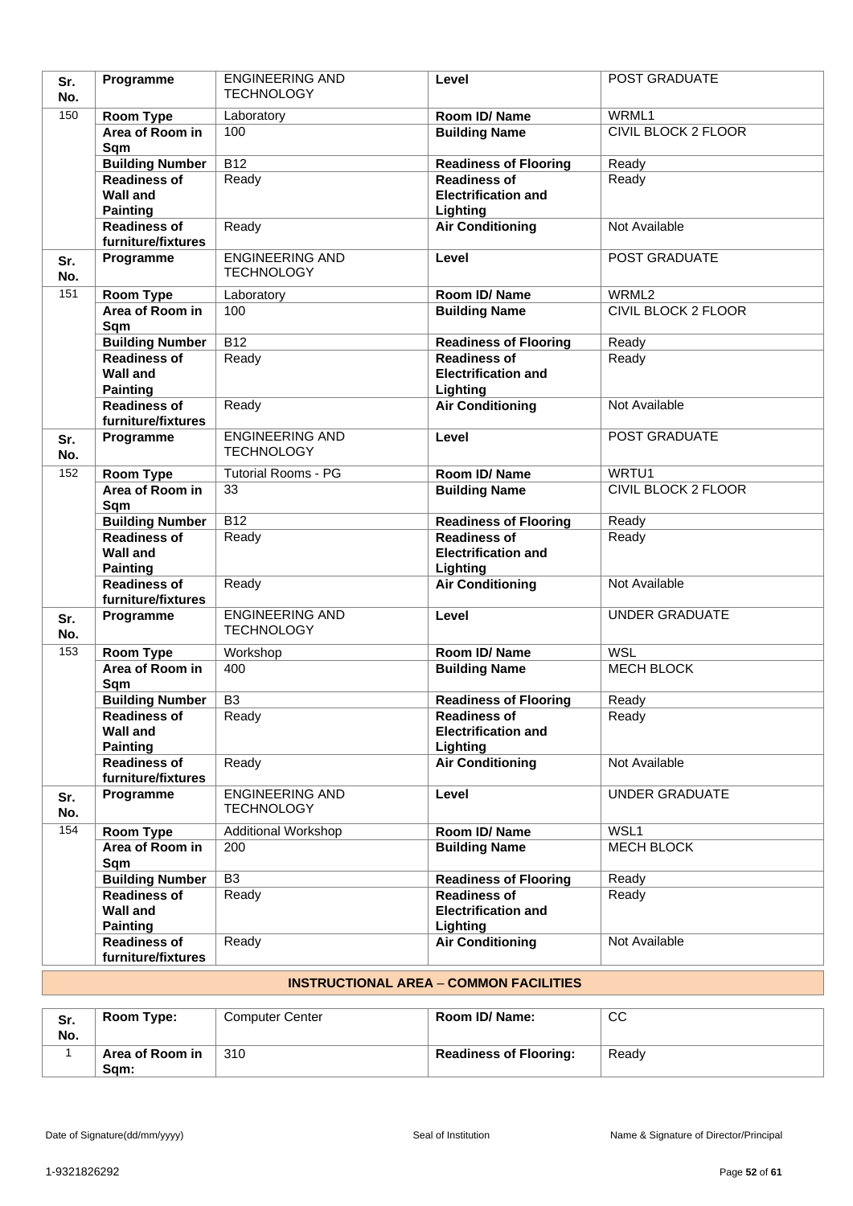| Sr. No. | Programme | ENGINEERING AND TECHNOLOGY | Level | POST GRADUATE |
|---|---|---|---|---|
| 150 | Room Type | Laboratory | Room ID/ Name | WRML1 |
| | Area of Room in Sqm | 100 | Building Name | CIVIL BLOCK 2 FLOOR |
| | Building Number | B12 | Readiness of Flooring | Ready |
| | Readiness of Wall and Painting | Ready | Readiness of Electrification and Lighting | Ready |
| | Readiness of furniture/fixtures | Ready | Air Conditioning | Not Available |
| Sr. No. | Programme | ENGINEERING AND TECHNOLOGY | Level | POST GRADUATE |
| 151 | Room Type | Laboratory | Room ID/ Name | WRML2 |
| | Area of Room in Sqm | 100 | Building Name | CIVIL BLOCK 2 FLOOR |
| | Building Number | B12 | Readiness of Flooring | Ready |
| | Readiness of Wall and Painting | Ready | Readiness of Electrification and Lighting | Ready |
| | Readiness of furniture/fixtures | Ready | Air Conditioning | Not Available |
| Sr. No. | Programme | ENGINEERING AND TECHNOLOGY | Level | POST GRADUATE |
| 152 | Room Type | Tutorial Rooms - PG | Room ID/ Name | WRTU1 |
| | Area of Room in Sqm | 33 | Building Name | CIVIL BLOCK 2 FLOOR |
| | Building Number | B12 | Readiness of Flooring | Ready |
| | Readiness of Wall and Painting | Ready | Readiness of Electrification and Lighting | Ready |
| | Readiness of furniture/fixtures | Ready | Air Conditioning | Not Available |
| Sr. No. | Programme | ENGINEERING AND TECHNOLOGY | Level | UNDER GRADUATE |
| 153 | Room Type | Workshop | Room ID/ Name | WSL |
| | Area of Room in Sqm | 400 | Building Name | MECH BLOCK |
| | Building Number | B3 | Readiness of Flooring | Ready |
| | Readiness of Wall and Painting | Ready | Readiness of Electrification and Lighting | Ready |
| | Readiness of furniture/fixtures | Ready | Air Conditioning | Not Available |
| Sr. No. | Programme | ENGINEERING AND TECHNOLOGY | Level | UNDER GRADUATE |
| 154 | Room Type | Additional Workshop | Room ID/ Name | WSL1 |
| | Area of Room in Sqm | 200 | Building Name | MECH BLOCK |
| | Building Number | B3 | Readiness of Flooring | Ready |
| | Readiness of Wall and Painting | Ready | Readiness of Electrification and Lighting | Ready |
| | Readiness of furniture/fixtures | Ready | Air Conditioning | Not Available |

## INSTRUCTIONAL AREA – COMMON FACILITIES

| Sr. No. | Room Type: | Computer Center | Room ID/ Name: | CC |
|---|---|---|---|---|
| 1 | Area of Room in Sqm: | 310 | Readiness of Flooring: | Ready |

Date of Signature(dd/mm/yyyy) | Seal of Institution | Name & Signature of Director/Principal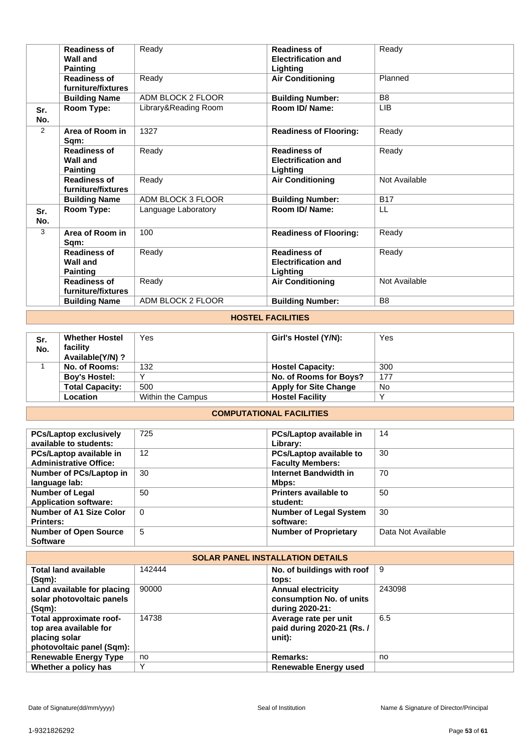| Sr. No. | | | | |
|---|---|---|---|---|
| | **Readiness of Wall and Painting** | Ready | **Readiness of Electrification and Lighting** | Ready |
| | **Readiness of furniture/fixtures** | Ready | **Air Conditioning** | Planned |
| | **Building Name** | ADM BLOCK 2 FLOOR | **Building Number:** | B8 |
| **Sr. No.** | **Room Type:** | Library&Reading Room | **Room ID/ Name:** | LIB |
| 2 | **Area of Room in Sqm:** | 1327 | **Readiness of Flooring:** | Ready |
| | **Readiness of Wall and Painting** | Ready | **Readiness of Electrification and Lighting** | Ready |
| | **Readiness of furniture/fixtures** | Ready | **Air Conditioning** | Not Available |
| | **Building Name** | ADM BLOCK 3 FLOOR | **Building Number:** | B17 |
| **Sr. No.** | **Room Type:** | Language Laboratory | **Room ID/ Name:** | LL |
| 3 | **Area of Room in Sqm:** | 100 | **Readiness of Flooring:** | Ready |
| | **Readiness of Wall and Painting** | Ready | **Readiness of Electrification and Lighting** | Ready |
| | **Readiness of furniture/fixtures** | Ready | **Air Conditioning** | Not Available |
| | **Building Name** | ADM BLOCK 2 FLOOR | **Building Number:** | B8 |

## HOSTEL FACILITIES

| Sr. No. | | | | |
|---|---|---|---|---|
| | **Whether Hostel facility Available(Y/N) ?** | Yes | **Girl's Hostel (Y/N):** | Yes |
| 1 | **No. of Rooms:** | 132 | **Hostel Capacity:** | 300 |
| | **Boy's Hostel:** | Y | **No. of Rooms for Boys?** | 177 |
| | **Total Capacity:** | 500 | **Apply for Site Change** | No |
| | **Location** | Within the Campus | **Hostel Facility** | Y |

## COMPUTATIONAL FACILITIES

| | | | |
|---|---|---|---|
| **PCs/Laptop exclusively available to students:** | 725 | **PCs/Laptop available in Library:** | 14 |
| **PCs/Laptop available in Administrative Office:** | 12 | **PCs/Laptop available to Faculty Members:** | 30 |
| **Number of PCs/Laptop in language lab:** | 30 | **Internet Bandwidth in Mbps:** | 70 |
| **Number of Legal Application software:** | 50 | **Printers available to student:** | 50 |
| **Number of A1 Size Color Printers:** | 0 | **Number of Legal System software:** | 30 |
| **Number of Open Source Software** | 5 | **Number of Proprietary** | Data Not Available |

## SOLAR PANEL INSTALLATION DETAILS

| | | | |
|---|---|---|---|
| **Total land available (Sqm):** | 142444 | **No. of buildings with roof tops:** | 9 |
| **Land available for placing solar photovoltaic panels (Sqm):** | 90000 | **Annual electricity consumption No. of units during 2020-21:** | 243098 |
| **Total approximate roof-top area available for placing solar photovoltaic panel (Sqm):** | 14738 | **Average rate per unit paid during 2020-21 (Rs. / unit):** | 6.5 |
| **Renewable Energy Type** | no | **Remarks:** | no |
| **Whether a policy has** | Y | **Renewable Energy used** | |

Date of Signature(dd/mm/yyyy) | Seal of Institution | Name & Signature of Director/Principal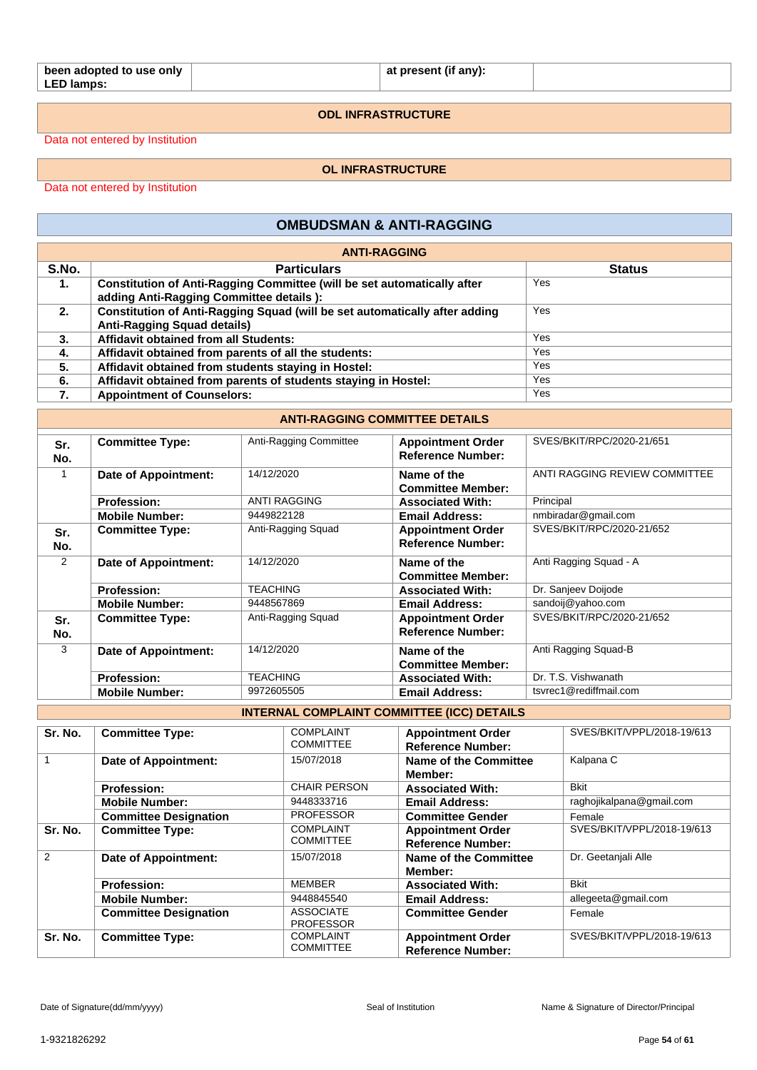| been adopted to use only LED lamps: | | at present (if any): | |
|---|---|---|---|

## ODL INFRASTRUCTURE

Data not entered by Institution

## OL INFRASTRUCTURE

Data not entered by Institution

# OMBUDSMAN & ANTI-RAGGING

## ANTI-RAGGING

| S.No. | Particulars | Status |
|---|---|---|
| 1. | Constitution of Anti-Ragging Committee (will be set automatically after adding Anti-Ragging Committee details ): | Yes |
| 2. | Constitution of Anti-Ragging Squad (will be set automatically after adding Anti-Ragging Squad details) | Yes |
| 3. | Affidavit obtained from all Students: | Yes |
| 4. | Affidavit obtained from parents of all the students: | Yes |
| 5. | Affidavit obtained from students staying in Hostel: | Yes |
| 6. | Affidavit obtained from parents of students staying in Hostel: | Yes |
| 7. | Appointment of Counselors: | Yes |

## ANTI-RAGGING COMMITTEE DETAILS

| Sr. No. | Committee Type: | Anti-Ragging Committee | Appointment Order Reference Number: | SVES/BKIT/RPC/2020-21/651 |
|---|---|---|---|---|
| 1 | Date of Appointment: | 14/12/2020 | Name of the Committee Member: | ANTI RAGGING REVIEW COMMITTEE |
| | Profession: | ANTI RAGGING | Associated With: | Principal |
| | Mobile Number: | 9449822128 | Email Address: | nmbiradar@gmail.com |
| Sr. No. | Committee Type: | Anti-Ragging Squad | Appointment Order Reference Number: | SVES/BKIT/RPC/2020-21/652 |
| 2 | Date of Appointment: | 14/12/2020 | Name of the Committee Member: | Anti Ragging Squad - A |
| | Profession: | TEACHING | Associated With: | Dr. Sanjeev Doijode |
| | Mobile Number: | 9448567869 | Email Address: | sandoij@yahoo.com |
| Sr. No. | Committee Type: | Anti-Ragging Squad | Appointment Order Reference Number: | SVES/BKIT/RPC/2020-21/652 |
| 3 | Date of Appointment: | 14/12/2020 | Name of the Committee Member: | Anti Ragging Squad-B |
| | Profession: | TEACHING | Associated With: | Dr. T.S. Vishwanath |
| | Mobile Number: | 9972605505 | Email Address: | tsvrec1@rediffmail.com |

## INTERNAL COMPLAINT COMMITTEE (ICC) DETAILS

| Sr. No. | Committee Type: | COMPLAINT COMMITTEE | Appointment Order Reference Number: | SVES/BKIT/VPPL/2018-19/613 |
|---|---|---|---|---|
| 1 | Date of Appointment: | 15/07/2018 | Name of the Committee Member: | Kalpana C |
| | Profession: | CHAIR PERSON | Associated With: | Bkit |
| | Mobile Number: | 9448333716 | Email Address: | raghojikalpana@gmail.com |
| | Committee Designation | PROFESSOR | Committee Gender | Female |
| Sr. No. | Committee Type: | COMPLAINT COMMITTEE | Appointment Order Reference Number: | SVES/BKIT/VPPL/2018-19/613 |
| 2 | Date of Appointment: | 15/07/2018 | Name of the Committee Member: | Dr. Geetanjali Alle |
| | Profession: | MEMBER | Associated With: | Bkit |
| | Mobile Number: | 9448845540 | Email Address: | allegeeta@gmail.com |
| | Committee Designation | ASSOCIATE PROFESSOR | Committee Gender | Female |
| Sr. No. | Committee Type: | COMPLAINT COMMITTEE | Appointment Order Reference Number: | SVES/BKIT/VPPL/2018-19/613 |

Date of Signature(dd/mm/yyyy) | Seal of Institution | Name & Signature of Director/Principal

1-9321826292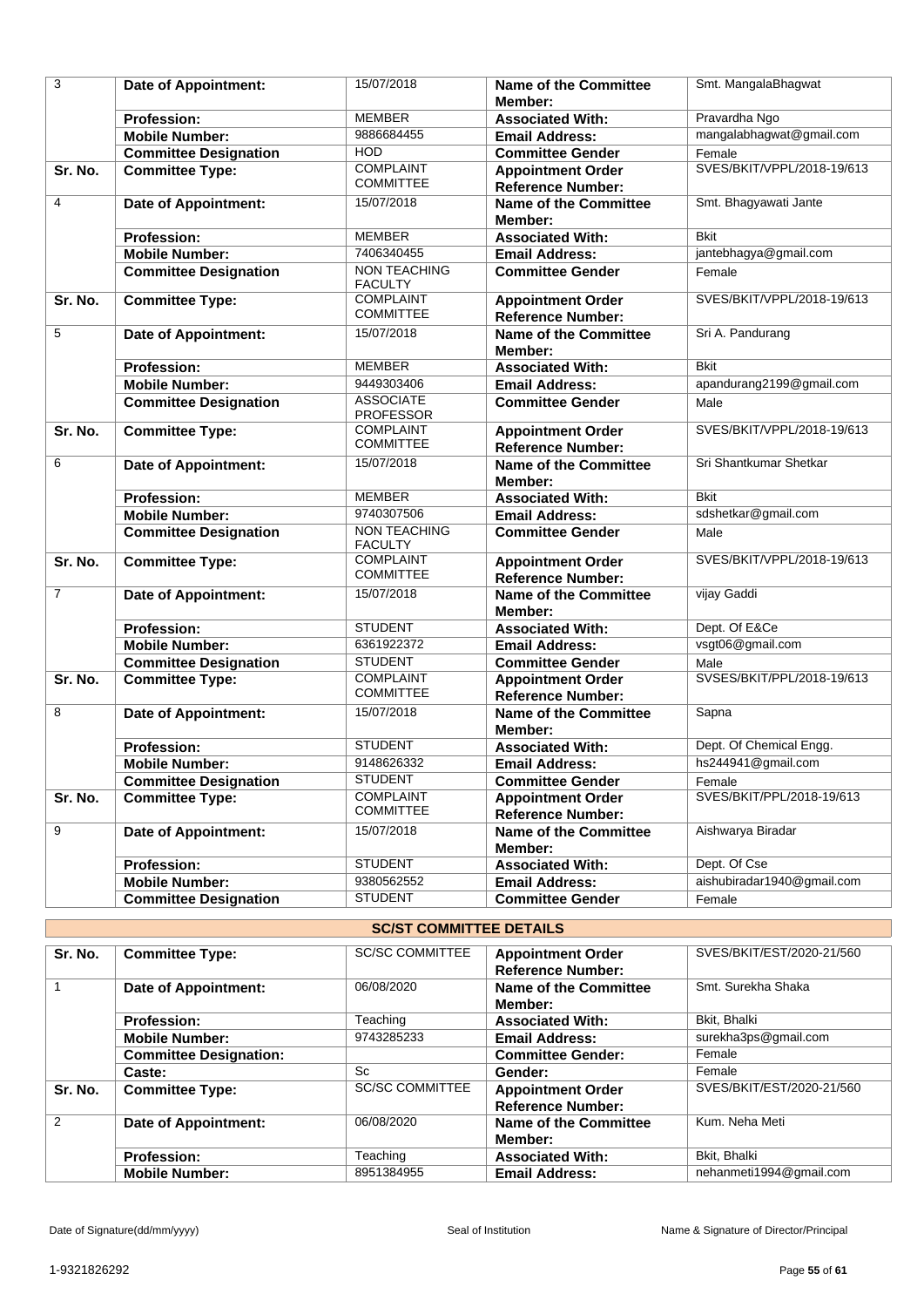| 3 | **Date of Appointment:** | 15/07/2018 | **Name of the Committee Member:** | Smt. MangalaBhagwat |
|---|---|---|---|---|
| | **Profession:** | MEMBER | **Associated With:** | Pravardha Ngo |
| | **Mobile Number:** | 9886684455 | **Email Address:** | mangalabhagwat@gmail.com |
| | **Committee Designation** | HOD | **Committee Gender** | Female |
| **Sr. No.** | **Committee Type:** | COMPLAINT COMMITTEE | **Appointment Order Reference Number:** | SVES/BKIT/VPPL/2018-19/613 |
| 4 | **Date of Appointment:** | 15/07/2018 | **Name of the Committee Member:** | Smt. Bhagyawati Jante |
| | **Profession:** | MEMBER | **Associated With:** | Bkit |
| | **Mobile Number:** | 7406340455 | **Email Address:** | jantebhagya@gmail.com |
| | **Committee Designation** | NON TEACHING FACULTY | **Committee Gender** | Female |
| **Sr. No.** | **Committee Type:** | COMPLAINT COMMITTEE | **Appointment Order Reference Number:** | SVES/BKIT/VPPL/2018-19/613 |
| 5 | **Date of Appointment:** | 15/07/2018 | **Name of the Committee Member:** | Sri A. Pandurang |
| | **Profession:** | MEMBER | **Associated With:** | Bkit |
| | **Mobile Number:** | 9449303406 | **Email Address:** | apandurang2199@gmail.com |
| | **Committee Designation** | ASSOCIATE PROFESSOR | **Committee Gender** | Male |
| **Sr. No.** | **Committee Type:** | COMPLAINT COMMITTEE | **Appointment Order Reference Number:** | SVES/BKIT/VPPL/2018-19/613 |
| 6 | **Date of Appointment:** | 15/07/2018 | **Name of the Committee Member:** | Sri Shantkumar Shetkar |
| | **Profession:** | MEMBER | **Associated With:** | Bkit |
| | **Mobile Number:** | 9740307506 | **Email Address:** | sdshetkar@gmail.com |
| | **Committee Designation** | NON TEACHING FACULTY | **Committee Gender** | Male |
| **Sr. No.** | **Committee Type:** | COMPLAINT COMMITTEE | **Appointment Order Reference Number:** | SVES/BKIT/VPPL/2018-19/613 |
| 7 | **Date of Appointment:** | 15/07/2018 | **Name of the Committee Member:** | vijay Gaddi |
| | **Profession:** | STUDENT | **Associated With:** | Dept. Of E&Ce |
| | **Mobile Number:** | 6361922372 | **Email Address:** | vsgt06@gmail.com |
| | **Committee Designation** | STUDENT | **Committee Gender** | Male |
| **Sr. No.** | **Committee Type:** | COMPLAINT COMMITTEE | **Appointment Order Reference Number:** | SVSES/BKIT/PPL/2018-19/613 |
| 8 | **Date of Appointment:** | 15/07/2018 | **Name of the Committee Member:** | Sapna |
| | **Profession:** | STUDENT | **Associated With:** | Dept. Of Chemical Engg. |
| | **Mobile Number:** | 9148626332 | **Email Address:** | hs244941@gmail.com |
| | **Committee Designation** | STUDENT | **Committee Gender** | Female |
| **Sr. No.** | **Committee Type:** | COMPLAINT COMMITTEE | **Appointment Order Reference Number:** | SVES/BKIT/PPL/2018-19/613 |
| 9 | **Date of Appointment:** | 15/07/2018 | **Name of the Committee Member:** | Aishwarya Biradar |
| | **Profession:** | STUDENT | **Associated With:** | Dept. Of Cse |
| | **Mobile Number:** | 9380562552 | **Email Address:** | aishubiradar1940@gmail.com |
| | **Committee Designation** | STUDENT | **Committee Gender** | Female |

## SC/ST COMMITTEE DETAILS

| **Sr. No.** | **Committee Type:** | SC/SC COMMITTEE | **Appointment Order Reference Number:** | SVES/BKIT/EST/2020-21/560 |
|---|---|---|---|---|
| 1 | **Date of Appointment:** | 06/08/2020 | **Name of the Committee Member:** | Smt. Surekha Shaka |
| | **Profession:** | Teaching | **Associated With:** | Bkit, Bhalki |
| | **Mobile Number:** | 9743285233 | **Email Address:** | surekha3ps@gmail.com |
| | **Committee Designation:** | | **Committee Gender:** | Female |
| | **Caste:** | Sc | **Gender:** | Female |
| **Sr. No.** | **Committee Type:** | SC/SC COMMITTEE | **Appointment Order Reference Number:** | SVES/BKIT/EST/2020-21/560 |
| 2 | **Date of Appointment:** | 06/08/2020 | **Name of the Committee Member:** | Kum. Neha Meti |
| | **Profession:** | Teaching | **Associated With:** | Bkit, Bhalki |
| | **Mobile Number:** | 8951384955 | **Email Address:** | nehanmeti1994@gmail.com |

Date of Signature(dd/mm/yyyy) Seal of Institution Name & Signature of Director/Principal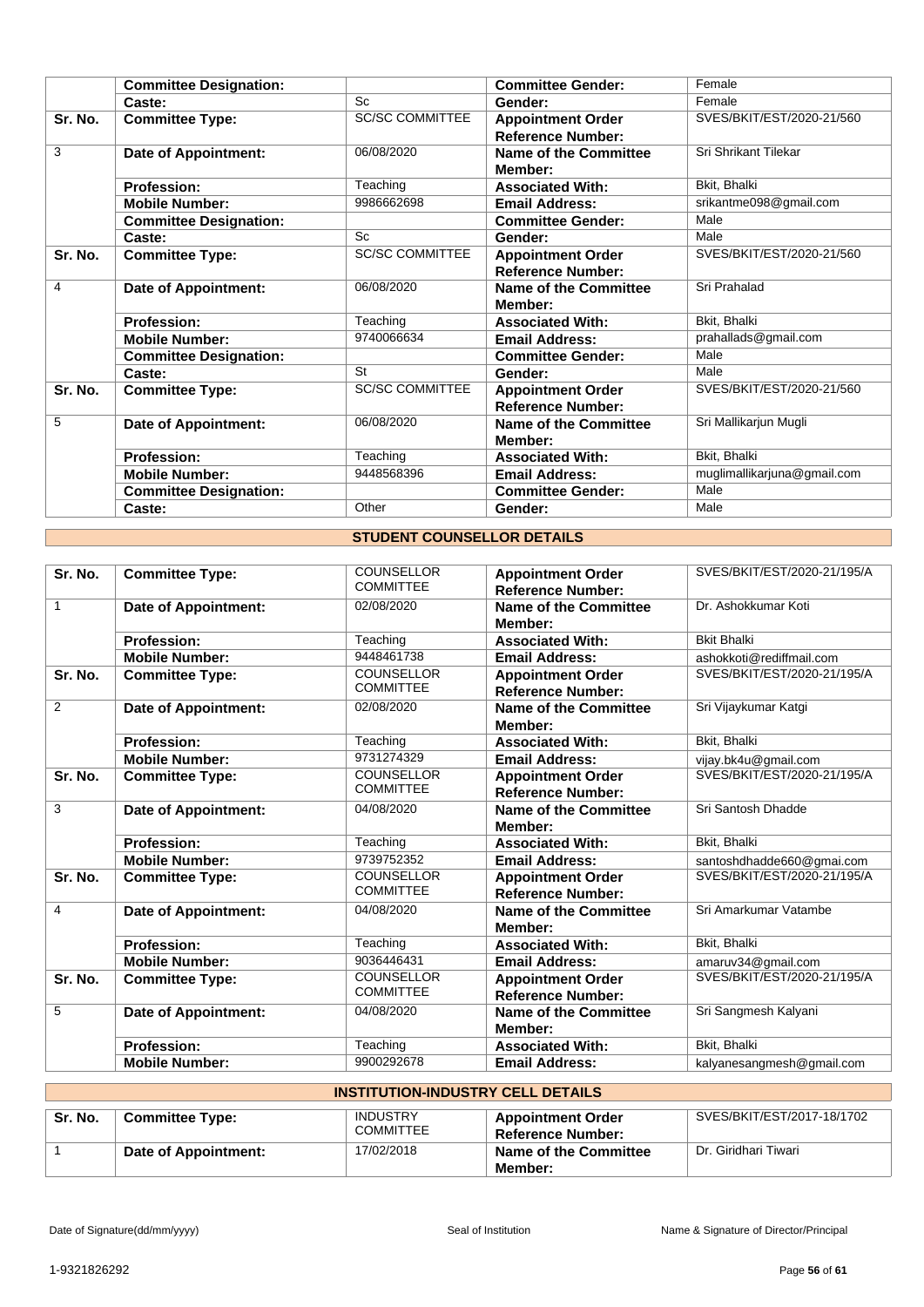| | | | | |
|---|---|---|---|---|
| | **Committee Designation:** | | **Committee Gender:** | Female |
| | **Caste:** | Sc | **Gender:** | Female |
| **Sr. No.** | **Committee Type:** | SC/SC COMMITTEE | **Appointment Order Reference Number:** | SVES/BKIT/EST/2020-21/560 |
| 3 | **Date of Appointment:** | 06/08/2020 | **Name of the Committee Member:** | Sri Shrikant Tilekar |
| | **Profession:** | Teaching | **Associated With:** | Bkit, Bhalki |
| | **Mobile Number:** | 9986662698 | **Email Address:** | srikantme098@gmail.com |
| | **Committee Designation:** | | **Committee Gender:** | Male |
| | **Caste:** | Sc | **Gender:** | Male |
| **Sr. No.** | **Committee Type:** | SC/SC COMMITTEE | **Appointment Order Reference Number:** | SVES/BKIT/EST/2020-21/560 |
| 4 | **Date of Appointment:** | 06/08/2020 | **Name of the Committee Member:** | Sri Prahalad |
| | **Profession:** | Teaching | **Associated With:** | Bkit, Bhalki |
| | **Mobile Number:** | 9740066634 | **Email Address:** | prahallads@gmail.com |
| | **Committee Designation:** | | **Committee Gender:** | Male |
| | **Caste:** | St | **Gender:** | Male |
| **Sr. No.** | **Committee Type:** | SC/SC COMMITTEE | **Appointment Order Reference Number:** | SVES/BKIT/EST/2020-21/560 |
| 5 | **Date of Appointment:** | 06/08/2020 | **Name of the Committee Member:** | Sri Mallikarjun Mugli |
| | **Profession:** | Teaching | **Associated With:** | Bkit, Bhalki |
| | **Mobile Number:** | 9448568396 | **Email Address:** | muglimallikarjuna@gmail.com |
| | **Committee Designation:** | | **Committee Gender:** | Male |
| | **Caste:** | Other | **Gender:** | Male |

## STUDENT COUNSELLOR DETAILS

| | | | | |
|---|---|---|---|---|
| **Sr. No.** | **Committee Type:** | COUNSELLOR COMMITTEE | **Appointment Order Reference Number:** | SVES/BKIT/EST/2020-21/195/A |
| 1 | **Date of Appointment:** | 02/08/2020 | **Name of the Committee Member:** | Dr. Ashokkumar Koti |
| | **Profession:** | Teaching | **Associated With:** | Bkit Bhalki |
| | **Mobile Number:** | 9448461738 | **Email Address:** | ashokkoti@rediffmail.com |
| **Sr. No.** | **Committee Type:** | COUNSELLOR COMMITTEE | **Appointment Order Reference Number:** | SVES/BKIT/EST/2020-21/195/A |
| 2 | **Date of Appointment:** | 02/08/2020 | **Name of the Committee Member:** | Sri Vijaykumar Katgi |
| | **Profession:** | Teaching | **Associated With:** | Bkit, Bhalki |
| | **Mobile Number:** | 9731274329 | **Email Address:** | vijay.bk4u@gmail.com |
| **Sr. No.** | **Committee Type:** | COUNSELLOR COMMITTEE | **Appointment Order Reference Number:** | SVES/BKIT/EST/2020-21/195/A |
| 3 | **Date of Appointment:** | 04/08/2020 | **Name of the Committee Member:** | Sri Santosh Dhadde |
| | **Profession:** | Teaching | **Associated With:** | Bkit, Bhalki |
| | **Mobile Number:** | 9739752352 | **Email Address:** | santoshdhadde660@gmai.com |
| **Sr. No.** | **Committee Type:** | COUNSELLOR COMMITTEE | **Appointment Order Reference Number:** | SVES/BKIT/EST/2020-21/195/A |
| 4 | **Date of Appointment:** | 04/08/2020 | **Name of the Committee Member:** | Sri Amarkumar Vatambe |
| | **Profession:** | Teaching | **Associated With:** | Bkit, Bhalki |
| | **Mobile Number:** | 9036446431 | **Email Address:** | amaruv34@gmail.com |
| **Sr. No.** | **Committee Type:** | COUNSELLOR COMMITTEE | **Appointment Order Reference Number:** | SVES/BKIT/EST/2020-21/195/A |
| 5 | **Date of Appointment:** | 04/08/2020 | **Name of the Committee Member:** | Sri Sangmesh Kalyani |
| | **Profession:** | Teaching | **Associated With:** | Bkit, Bhalki |
| | **Mobile Number:** | 9900292678 | **Email Address:** | kalyanesangmesh@gmail.com |

## INSTITUTION-INDUSTRY CELL DETAILS

| | | | | |
|---|---|---|---|---|
| **Sr. No.** | **Committee Type:** | INDUSTRY COMMITTEE | **Appointment Order Reference Number:** | SVES/BKIT/EST/2017-18/1702 |
| 1 | **Date of Appointment:** | 17/02/2018 | **Name of the Committee Member:** | Dr. Giridhari Tiwari |

Date of Signature(dd/mm/yyyy) | Seal of Institution | Name & Signature of Director/Principal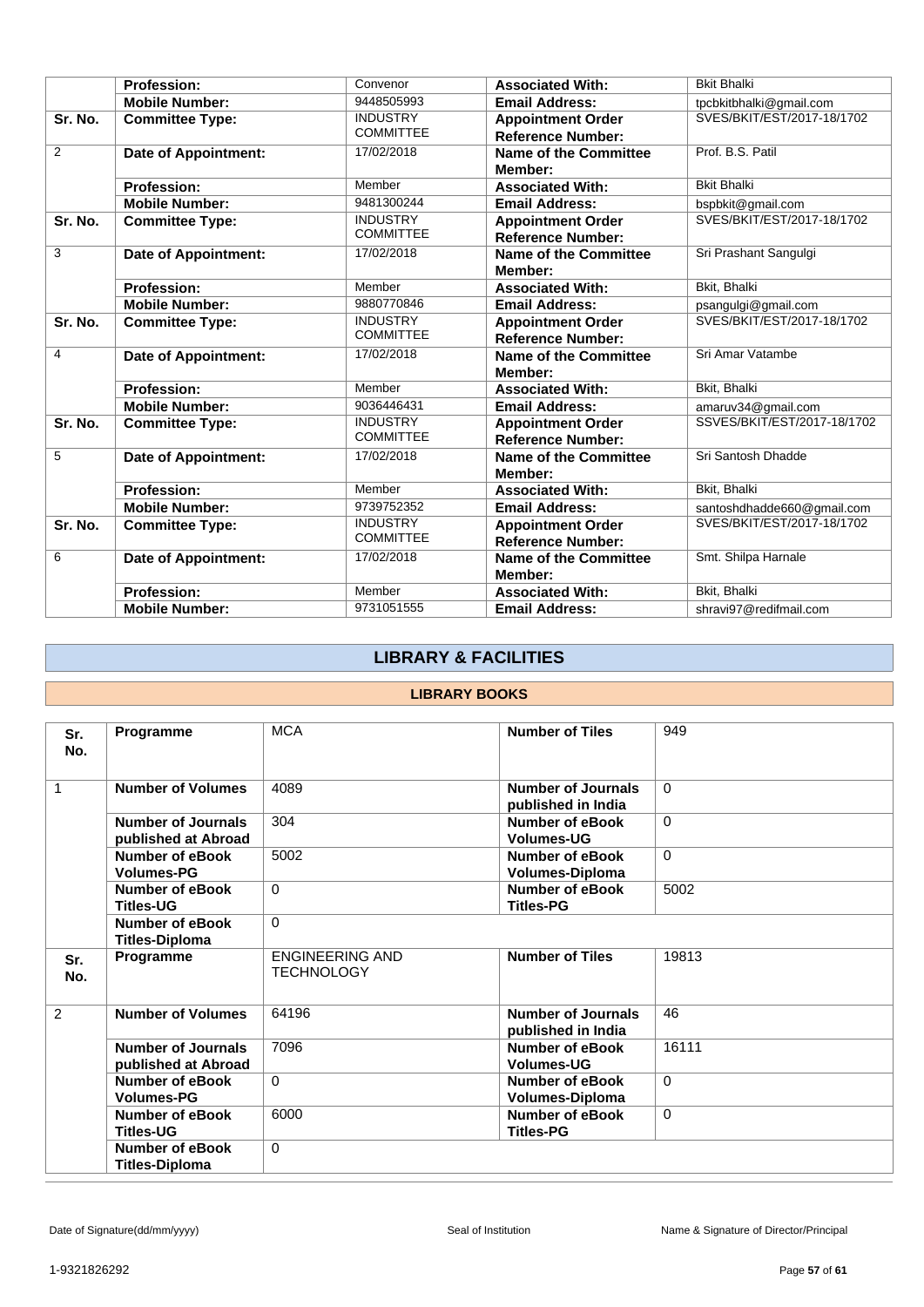| | | | | |
|---|---|---|---|---|
| | **Profession:** | Convenor | **Associated With:** | Bkit Bhalki |
| | **Mobile Number:** | 9448505993 | **Email Address:** | tpcbkitbhalki@gmail.com |
| **Sr. No.** | **Committee Type:** | INDUSTRY COMMITTEE | **Appointment Order Reference Number:** | SVES/BKIT/EST/2017-18/1702 |
| 2 | **Date of Appointment:** | 17/02/2018 | **Name of the Committee Member:** | Prof. B.S. Patil |
| | **Profession:** | Member | **Associated With:** | Bkit Bhalki |
| | **Mobile Number:** | 9481300244 | **Email Address:** | bspbkit@gmail.com |
| **Sr. No.** | **Committee Type:** | INDUSTRY COMMITTEE | **Appointment Order Reference Number:** | SVES/BKIT/EST/2017-18/1702 |
| 3 | **Date of Appointment:** | 17/02/2018 | **Name of the Committee Member:** | Sri Prashant Sangulgi |
| | **Profession:** | Member | **Associated With:** | Bkit, Bhalki |
| | **Mobile Number:** | 9880770846 | **Email Address:** | psangulgi@gmail.com |
| **Sr. No.** | **Committee Type:** | INDUSTRY COMMITTEE | **Appointment Order Reference Number:** | SVES/BKIT/EST/2017-18/1702 |
| 4 | **Date of Appointment:** | 17/02/2018 | **Name of the Committee Member:** | Sri Amar Vatambe |
| | **Profession:** | Member | **Associated With:** | Bkit, Bhalki |
| | **Mobile Number:** | 9036446431 | **Email Address:** | amaruv34@gmail.com |
| **Sr. No.** | **Committee Type:** | INDUSTRY COMMITTEE | **Appointment Order Reference Number:** | SSVES/BKIT/EST/2017-18/1702 |
| 5 | **Date of Appointment:** | 17/02/2018 | **Name of the Committee Member:** | Sri Santosh Dhadde |
| | **Profession:** | Member | **Associated With:** | Bkit, Bhalki |
| | **Mobile Number:** | 9739752352 | **Email Address:** | santoshdhadde660@gmail.com |
| **Sr. No.** | **Committee Type:** | INDUSTRY COMMITTEE | **Appointment Order Reference Number:** | SVES/BKIT/EST/2017-18/1702 |
| 6 | **Date of Appointment:** | 17/02/2018 | **Name of the Committee Member:** | Smt. Shilpa Harnale |
| | **Profession:** | Member | **Associated With:** | Bkit, Bhalki |
| | **Mobile Number:** | 9731051555 | **Email Address:** | shravi97@redifmail.com |

## LIBRARY & FACILITIES

### LIBRARY BOOKS

| | | | | |
|---|---|---|---|---|
| **Sr. No.** | **Programme** | MCA | **Number of Tiles** | 949 |
| 1 | **Number of Volumes** | 4089 | **Number of Journals published in India** | 0 |
| | **Number of Journals published at Abroad** | 304 | **Number of eBook Volumes-UG** | 0 |
| | **Number of eBook Volumes-PG** | 5002 | **Number of eBook Volumes-Diploma** | 0 |
| | **Number of eBook Titles-UG** | 0 | **Number of eBook Titles-PG** | 5002 |
| | **Number of eBook Titles-Diploma** | 0 | | |
| **Sr. No.** | **Programme** | ENGINEERING AND TECHNOLOGY | **Number of Tiles** | 19813 |
| 2 | **Number of Volumes** | 64196 | **Number of Journals published in India** | 46 |
| | **Number of Journals published at Abroad** | 7096 | **Number of eBook Volumes-UG** | 16111 |
| | **Number of eBook Volumes-PG** | 0 | **Number of eBook Volumes-Diploma** | 0 |
| | **Number of eBook Titles-UG** | 6000 | **Number of eBook Titles-PG** | 0 |
| | **Number of eBook Titles-Diploma** | 0 | | |

Date of Signature(dd/mm/yyyy) Seal of Institution Name & Signature of Director/Principal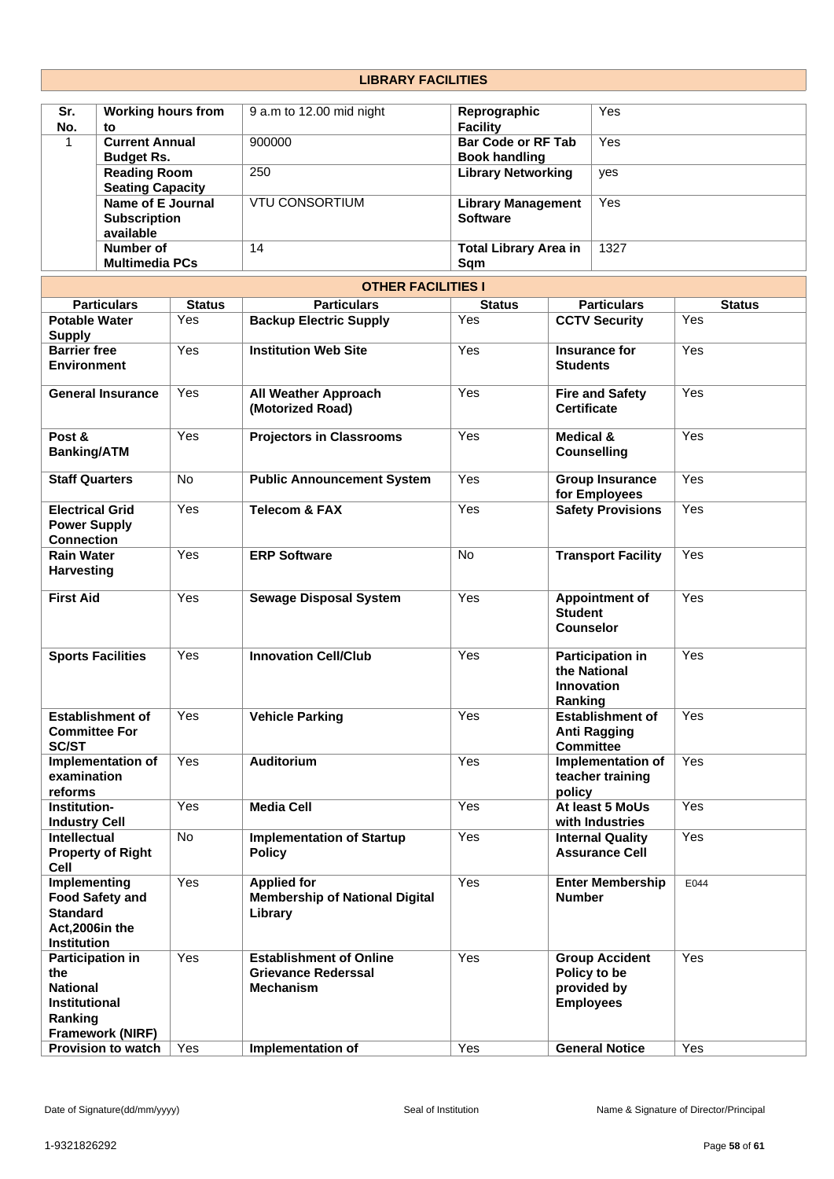## LIBRARY FACILITIES

| Sr. No. | Working hours from to | 9 a.m to 12.00 mid night | Reprographic Facility | Yes |
|---|---|---|---|---|
| 1 | Current Annual Budget Rs. | 900000 | Bar Code or RF Tab Book handling | Yes |
| | Reading Room Seating Capacity | 250 | Library Networking | yes |
| | Name of E Journal Subscription available | VTU CONSORTIUM | Library Management Software | Yes |
| | Number of Multimedia PCs | 14 | Total Library Area in Sqm | 1327 |

## OTHER FACILITIES I

| Particulars | Status | Particulars | Status | Particulars | Status |
|---|---|---|---|---|---|
| Potable Water Supply | Yes | Backup Electric Supply | Yes | CCTV Security | Yes |
| Barrier free Environment | Yes | Institution Web Site | Yes | Insurance for Students | Yes |
| General Insurance | Yes | All Weather Approach (Motorized Road) | Yes | Fire and Safety Certificate | Yes |
| Post & Banking/ATM | Yes | Projectors in Classrooms | Yes | Medical & Counselling | Yes |
| Staff Quarters | No | Public Announcement System | Yes | Group Insurance for Employees | Yes |
| Electrical Grid Power Supply Connection | Yes | Telecom & FAX | Yes | Safety Provisions | Yes |
| Rain Water Harvesting | Yes | ERP Software | No | Transport Facility | Yes |
| First Aid | Yes | Sewage Disposal System | Yes | Appointment of Student Counselor | Yes |
| Sports Facilities | Yes | Innovation Cell/Club | Yes | Participation in the National Innovation Ranking | Yes |
| Establishment of Committee For SC/ST | Yes | Vehicle Parking | Yes | Establishment of Anti Ragging Committee | Yes |
| Implementation of examination reforms | Yes | Auditorium | Yes | Implementation of teacher training policy | Yes |
| Institution-Industry Cell | Yes | Media Cell | Yes | At least 5 MoUs with Industries | Yes |
| Intellectual Property of Right Cell | No | Implementation of Startup Policy | Yes | Internal Quality Assurance Cell | Yes |
| Implementing Food Safety and Standard Act,2006in the Institution | Yes | Applied for Membership of National Digital Library | Yes | Enter Membership Number | E044 |
| Participation in the National Institutional Ranking Framework (NIRF) | Yes | Establishment of Online Grievance Rederssal Mechanism | Yes | Group Accident Policy to be provided by Employees | Yes |
| Provision to watch | Yes | Implementation of | Yes | General Notice | Yes |

Date of Signature(dd/mm/yyyy) Seal of Institution Name & Signature of Director/Principal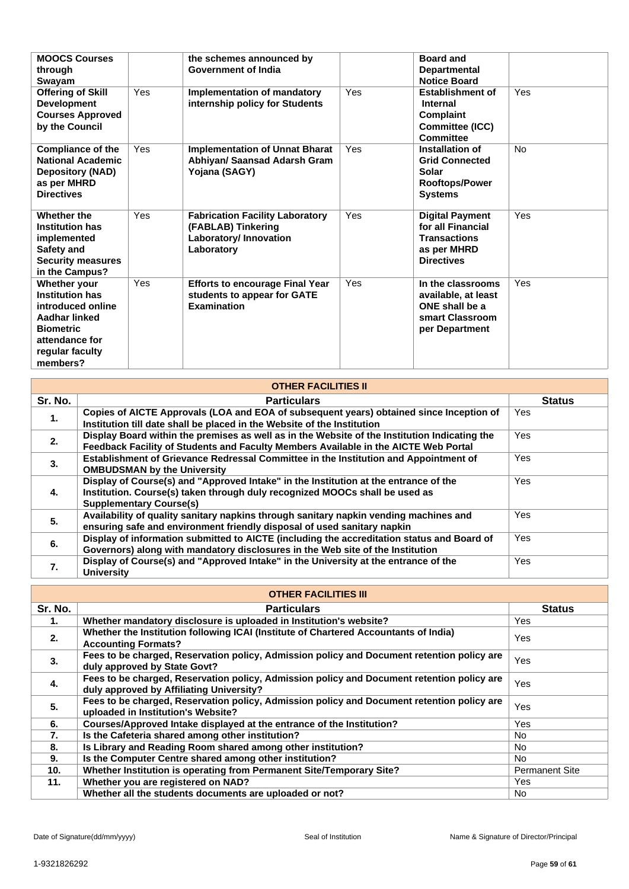| | | | | | |
|---|---|---|---|---|---|
| **MOOCS Courses through Swayam** | | **the schemes announced by Government of India** | | **Board and Departmental Notice Board** | |
| **Offering of Skill Development Courses Approved by the Council** | Yes | **Implementation of mandatory internship policy for Students** | Yes | **Establishment of Internal Complaint Committee (ICC) Committee** | Yes |
| **Compliance of the National Academic Depository (NAD) as per MHRD Directives** | Yes | **Implementation of Unnat Bharat Abhiyan/ Saansad Adarsh Gram Yojana (SAGY)** | Yes | **Installation of Grid Connected Solar Rooftops/Power Systems** | No |
| **Whether the Institution has implemented Safety and Security measures in the Campus?** | Yes | **Fabrication Facility Laboratory (FABLAB) Tinkering Laboratory/ Innovation Laboratory** | Yes | **Digital Payment for all Financial Transactions as per MHRD Directives** | Yes |
| **Whether your Institution has introduced online Aadhar linked Biometric attendance for regular faculty members?** | Yes | **Efforts to encourage Final Year students to appear for GATE Examination** | Yes | **In the classrooms available, at least ONE shall be a smart Classroom per Department** | Yes |

| OTHER FACILITIES II | | |
|---|---|---|
| **Sr. No.** | **Particulars** | **Status** |
| **1.** | **Copies of AICTE Approvals (LOA and EOA of subsequent years) obtained since Inception of Institution till date shall be placed in the Website of the Institution** | Yes |
| **2.** | **Display Board within the premises as well as in the Website of the Institution Indicating the Feedback Facility of Students and Faculty Members Available in the AICTE Web Portal** | Yes |
| **3.** | **Establishment of Grievance Redressal Committee in the Institution and Appointment of OMBUDSMAN by the University** | Yes |
| **4.** | **Display of Course(s) and "Approved Intake" in the Institution at the entrance of the Institution. Course(s) taken through duly recognized MOOCs shall be used as Supplementary Course(s)** | Yes |
| **5.** | **Availability of quality sanitary napkins through sanitary napkin vending machines and ensuring safe and environment friendly disposal of used sanitary napkin** | Yes |
| **6.** | **Display of information submitted to AICTE (including the accreditation status and Board of Governors) along with mandatory disclosures in the Web site of the Institution** | Yes |
| **7.** | **Display of Course(s) and "Approved Intake" in the University at the entrance of the University** | Yes |

| OTHER FACILITIES III | | |
|---|---|---|
| **Sr. No.** | **Particulars** | **Status** |
| **1.** | **Whether mandatory disclosure is uploaded in Institution's website?** | Yes |
| **2.** | **Whether the Institution following ICAI (Institute of Chartered Accountants of India) Accounting Formats?** | Yes |
| **3.** | **Fees to be charged, Reservation policy, Admission policy and Document retention policy are duly approved by State Govt?** | Yes |
| **4.** | **Fees to be charged, Reservation policy, Admission policy and Document retention policy are duly approved by Affiliating University?** | Yes |
| **5.** | **Fees to be charged, Reservation policy, Admission policy and Document retention policy are uploaded in Institution's Website?** | Yes |
| **6.** | **Courses/Approved Intake displayed at the entrance of the Institution?** | Yes |
| **7.** | **Is the Cafeteria shared among other institution?** | No |
| **8.** | **Is Library and Reading Room shared among other institution?** | No |
| **9.** | **Is the Computer Centre shared among other institution?** | No |
| **10.** | **Whether Institution is operating from Permanent Site/Temporary Site?** | Permanent Site |
| **11.** | **Whether you are registered on NAD?** | Yes |
| | **Whether all the students documents are uploaded or not?** | No |

Date of Signature(dd/mm/yyyy) | Seal of Institution | Name & Signature of Director/Principal

1-9321826292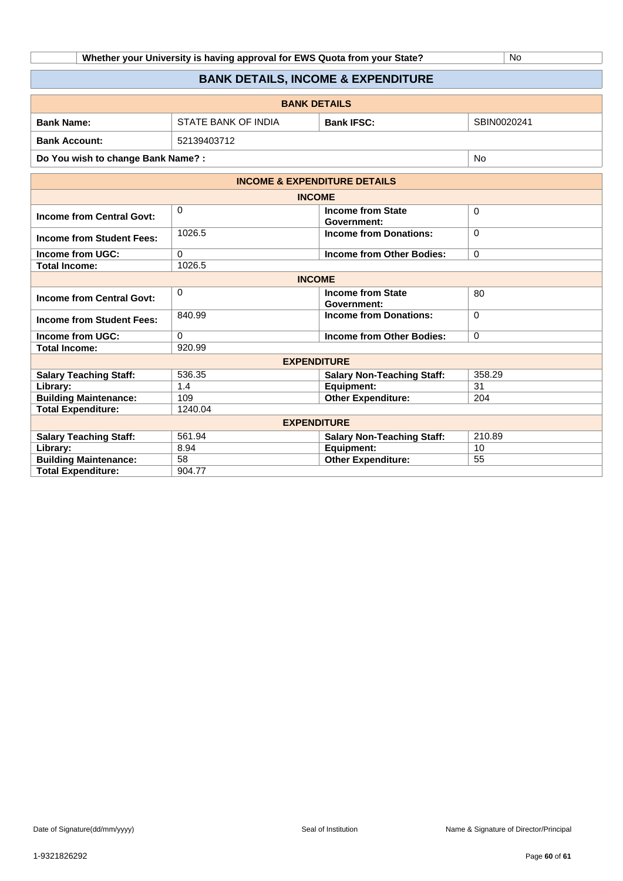| | Whether your University is having approval for EWS Quota from your State? | No |
|---|---|---|

## BANK DETAILS, INCOME & EXPENDITURE

| BANK DETAILS | | | |
|---|---|---|---|
| **Bank Name:** | STATE BANK OF INDIA | **Bank IFSC:** | SBIN0020241 |
| **Bank Account:** | 52139403712 | | |
| **Do You wish to change Bank Name? :** | | | No |

| INCOME & EXPENDITURE DETAILS | | | |
|---|---|---|---|
| **INCOME** | | | |
| **Income from Central Govt:** | 0 | **Income from State Government:** | 0 |
| **Income from Student Fees:** | 1026.5 | **Income from Donations:** | 0 |
| **Income from UGC:** | 0 | **Income from Other Bodies:** | 0 |
| **Total Income:** | 1026.5 | | |
| **INCOME** | | | |
| **Income from Central Govt:** | 0 | **Income from State Government:** | 80 |
| **Income from Student Fees:** | 840.99 | **Income from Donations:** | 0 |
| **Income from UGC:** | 0 | **Income from Other Bodies:** | 0 |
| **Total Income:** | 920.99 | | |
| **EXPENDITURE** | | | |
| **Salary Teaching Staff:** | 536.35 | **Salary Non-Teaching Staff:** | 358.29 |
| **Library:** | 1.4 | **Equipment:** | 31 |
| **Building Maintenance:** | 109 | **Other Expenditure:** | 204 |
| **Total Expenditure:** | 1240.04 | | |
| **EXPENDITURE** | | | |
| **Salary Teaching Staff:** | 561.94 | **Salary Non-Teaching Staff:** | 210.89 |
| **Library:** | 8.94 | **Equipment:** | 10 |
| **Building Maintenance:** | 58 | **Other Expenditure:** | 55 |
| **Total Expenditure:** | 904.77 | | |

Date of Signature(dd/mm/yyyy) Seal of Institution Name & Signature of Director/Principal

1-9321826292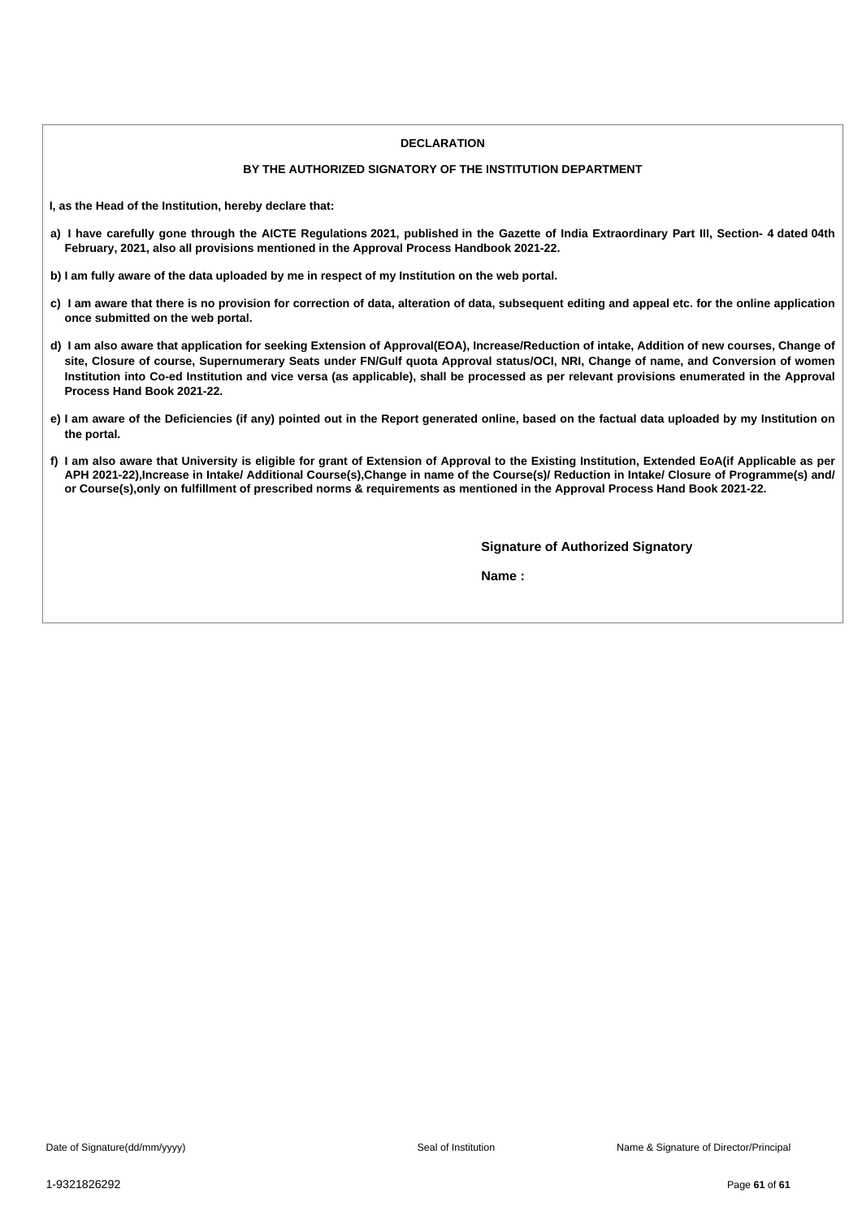## DECLARATION

### BY THE AUTHORIZED SIGNATORY OF THE INSTITUTION DEPARTMENT

**I, as the Head of the Institution, hereby declare that:**

**a) I have carefully gone through the AICTE Regulations 2021, published in the Gazette of India Extraordinary Part III, Section- 4 dated 04th February, 2021, also all provisions mentioned in the Approval Process Handbook 2021-22.**

**b) I am fully aware of the data uploaded by me in respect of my Institution on the web portal.**

**c) I am aware that there is no provision for correction of data, alteration of data, subsequent editing and appeal etc. for the online application once submitted on the web portal.**

**d) I am also aware that application for seeking Extension of Approval(EOA), Increase/Reduction of intake, Addition of new courses, Change of site, Closure of course, Supernumerary Seats under FN/Gulf quota Approval status/OCI, NRI, Change of name, and Conversion of women Institution into Co-ed Institution and vice versa (as applicable), shall be processed as per relevant provisions enumerated in the Approval Process Hand Book 2021-22.**

**e) I am aware of the Deficiencies (if any) pointed out in the Report generated online, based on the factual data uploaded by my Institution on the portal.**

**f) I am also aware that University is eligible for grant of Extension of Approval to the Existing Institution, Extended EoA(if Applicable as per APH 2021-22),Increase in Intake/ Additional Course(s),Change in name of the Course(s)/ Reduction in Intake/ Closure of Programme(s) and/ or Course(s),only on fulfillment of prescribed norms & requirements as mentioned in the Approval Process Hand Book 2021-22.**

**Signature of Authorized Signatory**

**Name :**

Date of Signature(dd/mm/yyyy) &nbsp;&nbsp;&nbsp;&nbsp; Seal of Institution &nbsp;&nbsp;&nbsp;&nbsp; Name & Signature of Director/Principal

1-9321826292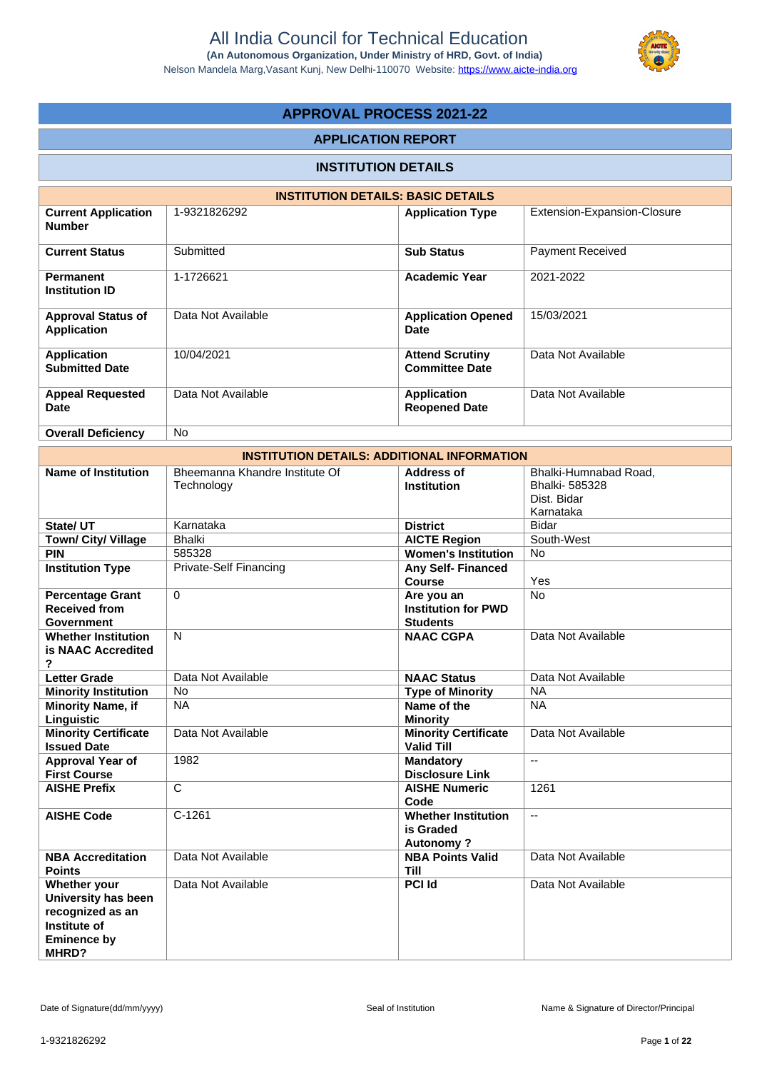# All India Council for Technical Education

**(An Autonomous Organization, Under Ministry of HRD, Govt. of India)**

Nelson Mandela Marg,Vasant Kunj, New Delhi-110070 Website: https://www.aicte-india.org

## APPROVAL PROCESS 2021-22

### APPLICATION REPORT

### INSTITUTION DETAILS

| INSTITUTION DETAILS: BASIC DETAILS | | | |
|---|---|---|---|
| **Current Application Number** | 1-9321826292 | **Application Type** | Extension-Expansion-Closure |
| **Current Status** | Submitted | **Sub Status** | Payment Received |
| **Permanent Institution ID** | 1-1726621 | **Academic Year** | 2021-2022 |
| **Approval Status of Application** | Data Not Available | **Application Opened Date** | 15/03/2021 |
| **Application Submitted Date** | 10/04/2021 | **Attend Scrutiny Committee Date** | Data Not Available |
| **Appeal Requested Date** | Data Not Available | **Application Reopened Date** | Data Not Available |
| **Overall Deficiency** | No | | |

| INSTITUTION DETAILS: ADDITIONAL INFORMATION | | | |
|---|---|---|---|
| **Name of Institution** | Bheemanna Khandre Institute Of Technology | **Address of Institution** | Bhalki-Humnabad Road, Bhalki- 585328 Dist. Bidar Karnataka |
| **State/ UT** | Karnataka | **District** | Bidar |
| **Town/ City/ Village** | Bhalki | **AICTE Region** | South-West |
| **PIN** | 585328 | **Women's Institution** | No |
| **Institution Type** | Private-Self Financing | **Any Self- Financed Course** | Yes |
| **Percentage Grant Received from Government** | 0 | **Are you an Institution for PWD Students** | No |
| **Whether Institution is NAAC Accredited ?** | N | **NAAC CGPA** | Data Not Available |
| **Letter Grade** | Data Not Available | **NAAC Status** | Data Not Available |
| **Minority Institution** | No | **Type of Minority** | NA |
| **Minority Name, if Linguistic** | NA | **Name of the Minority** | NA |
| **Minority Certificate Issued Date** | Data Not Available | **Minority Certificate Valid Till** | Data Not Available |
| **Approval Year of First Course** | 1982 | **Mandatory Disclosure Link** | -- |
| **AISHE Prefix** | C | **AISHE Numeric Code** | 1261 |
| **AISHE Code** | C-1261 | **Whether Institution is Graded Autonomy ?** | -- |
| **NBA Accreditation Points** | Data Not Available | **NBA Points Valid Till** | Data Not Available |
| **Whether your University has been recognized as an Institute of Eminence by MHRD?** | Data Not Available | **PCI Id** | Data Not Available |

Date of Signature(dd/mm/yyyy) Seal of Institution Name & Signature of Director/Principal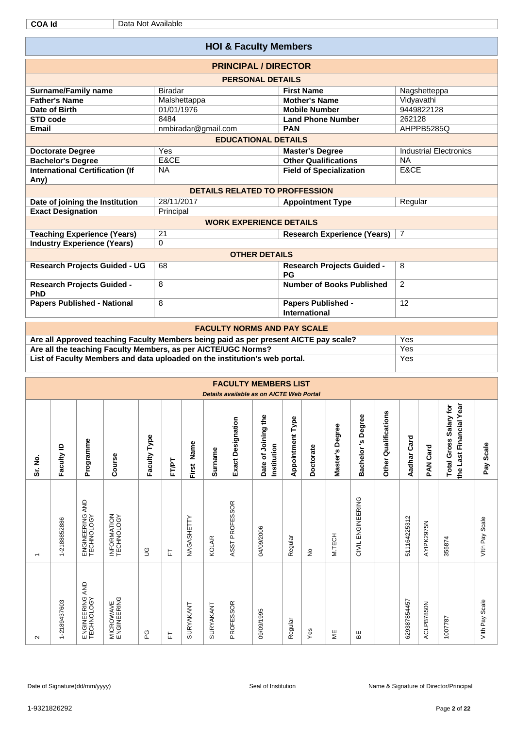| COA Id | Data Not Available |
|---|---|

## HOI & Faculty Members

### PRINCIPAL / DIRECTOR

**PERSONAL DETAILS**

| | | | |
|---|---|---|---|
| **Surname/Family name** | Biradar | **First Name** | Nagshetteppa |
| **Father's Name** | Malshettappa | **Mother's Name** | Vidyavathi |
| **Date of Birth** | 01/01/1976 | **Mobile Number** | 9449822128 |
| **STD code** | 8484 | **Land Phone Number** | 262128 |
| **Email** | nmbiradar@gmail.com | **PAN** | AHPPB5285Q |

**EDUCATIONAL DETAILS**

| | | | |
|---|---|---|---|
| **Doctorate Degree** | Yes | **Master's Degree** | Industrial Electronics |
| **Bachelor's Degree** | E&CE | **Other Qualifications** | NA |
| **International Certification (If Any)** | NA | **Field of Specialization** | E&CE |

**DETAILS RELATED TO PROFFESSION**

| | | | |
|---|---|---|---|
| **Date of joining the Institution** | 28/11/2017 | **Appointment Type** | Regular |
| **Exact Designation** | Principal | | |

**WORK EXPERIENCE DETAILS**

| | | | |
|---|---|---|---|
| **Teaching Experience (Years)** | 21 | **Research Experience (Years)** | 7 |
| **Industry Experience (Years)** | 0 | | |

**OTHER DETAILS**

| | | | |
|---|---|---|---|
| **Research Projects Guided - UG** | 68 | **Research Projects Guided - PG** | 8 |
| **Research Projects Guided - PhD** | 8 | **Number of Books Published** | 2 |
| **Papers Published - National** | 8 | **Papers Published - International** | 12 |

### FACULTY NORMS AND PAY SCALE

| | |
|---|---|
| **Are all Approved teaching Faculty Members being paid as per present AICTE pay scale?** | Yes |
| **Are all the teaching Faculty Members, as per AICTE/UGC Norms?** | Yes |
| **List of Faculty Members and data uploaded on the institution's web portal.** | Yes |

### FACULTY MEMBERS LIST

*Details available as on AICTE Web Portal*

| Sr. No. | Faculty ID | Programme | Course | Faculty Type | FT/PT | First Name | Surname | Exact Designation | Date of Joining the Institution | Appointment Type | Doctorate | Master's Degree | Bachelor's Degree | Other Qualifications | Aadhar Card | PAN Card | Total Gross Salary for the Last Financial Year | Pay Scale |
|---|---|---|---|---|---|---|---|---|---|---|---|---|---|---|---|---|---|---|
| 1 | 1-2188852886 | ENGINEERING AND TECHNOLOGY | INFORMATION TECHNOLOGY | UG | FT | NAGASHETTY | KOLAR | ASST PROFESSOR | 04/09/2006 | Regular | No | M.TECH | CIVIL ENGINEERING | | 511164225312 | AYIPK2975N | 355874 | Vith Pay Scale |
| 2 | 1-2189437603 | ENGINEERING AND TECHNOLOGY | MICROWAVE ENGINEERING | PG | FT | SURYAKANT | SURYAKANT | PROFESSOR | 09/09/1995 | Regular | Yes | ME | BE | | 629387854457 | ACLPB7850N | 1007787 | Vith Pay Scale |

Date of Signature(dd/mm/yyyy) Seal of Institution Name & Signature of Director/Principal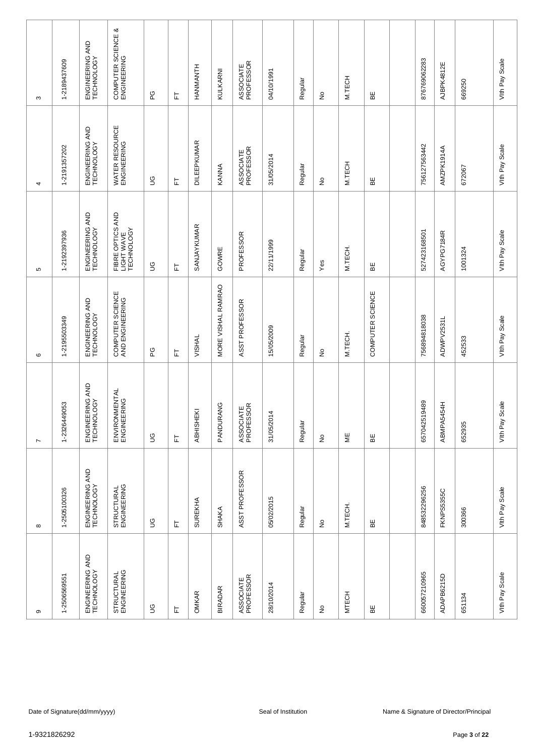| | | | | | | | | | | | | | | | | | | |
|---|---|---|---|---|---|---|---|---|---|---|---|---|---|---|---|---|---|---|
| 3 | 1-2189437609 | ENGINEERING AND TECHNOLOGY | COMPUTER SCIENCE & ENGINEERING | PG | FT | HANMANTH | KULKARNI | ASSOCIATE PROFESSOR | 04/10/1991 | Regular | No | M.TECH | BE | | 87676962283 | AJBPK4812E | 669250 | VIth Pay Scale |
| 4 | 1-2191357202 | ENGINEERING AND TECHNOLOGY | WATER RESOURCE ENGINEERING | UG | FT | DILEEPKUMAR | KANNA | ASSOCIATE PROFESSOR | 31/05/2014 | Regular | No | M.TECH | BE | | 756127563442 | AMZPK1914A | 672067 | VIth Pay Scale |
| 5 | 1-2192397936 | ENGINEERING AND TECHNOLOGY | FIBRE OPTICS AND LIGHT WAVE TECHNOLOGY | UG | FT | SANJAYKUMAR | GOWRE | PROFESSOR | 22/11/1999 | Regular | Yes | M.TECH. | BE | | 527423168501 | AGYPG7184R | 1001324 | VIth Pay Scale |
| 6 | 1-2195503349 | ENGINEERING AND TECHNOLOGY | COMPUTER SCIENCE AND ENGINEERING | PG | FT | VISHAL | MORE VISHAL RAMRAO | ASST PROFESSOR | 15/05/2009 | Regular | No | M.TECH. | COMPUTER SCIENCE | | 756894818038 | ADWPV2531L | 452533 | VIth Pay Scale |
| 7 | 1-2326449053 | ENGINEERING AND TECHNOLOGY | ENVIRONMENTAL ENGINEERING | UG | FT | ABHISHEKI | PANDURANG | ASSOCIATE PROFESSOR | 31/05/2014 | Regular | No | ME | BE | | 657042519489 | ABMPA5454H | 652935 | VIth Pay Scale |
| 8 | 1-2505100326 | ENGINEERING AND TECHNOLOGY | STRUCTURAL ENGINEERING | UG | FT | SUREKHA | SHAKA | ASST PROFESSOR | 05/02/2015 | Regular | No | M.TECH. | BE | | 848532296256 | FKNPS5355C | 300366 | VIth Pay Scale |
| 9 | 1-2506569551 | ENGINEERING AND TECHNOLOGY | STRUCTURAL ENGINEERING | UG | FT | OMKAR | BIRADAR | ASSOCIATE PROFESSOR | 28/10/2014 | Regular | No | MTECH | BE | | 660057210965 | ADAPB6215D | 651134 | VIth Pay Scale |

Date of Signature(dd/mm/yyyy) Seal of Institution Name & Signature of Director/Principal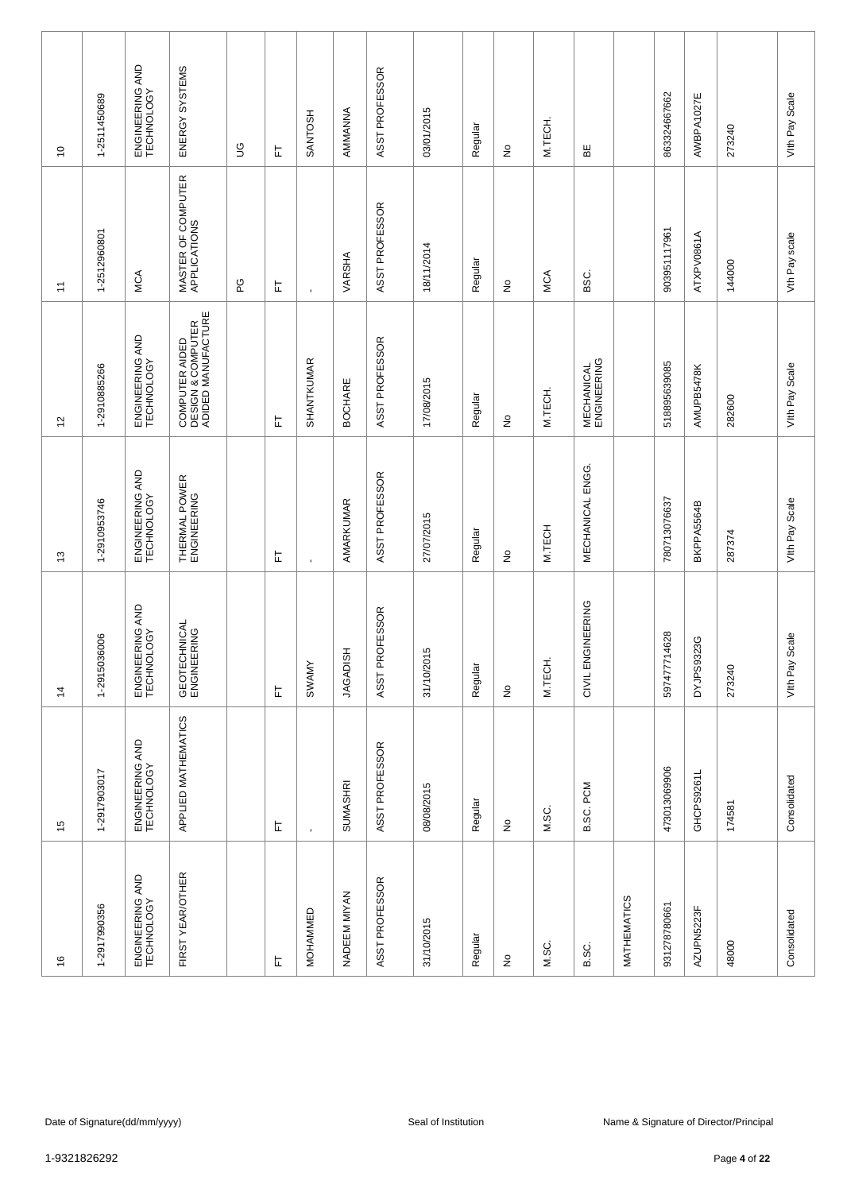| | | | | | | | | | | | | | | | | | | |
|---|---|---|---|---|---|---|---|---|---|---|---|---|---|---|---|---|---|---|
| 10 | 1-2511450689 | ENGINEERING AND TECHNOLOGY | ENERGY SYSTEMS | UG | FT | SANTOSH | AMMANNA | ASST PROFESSOR | 03/01/2015 | Regular | No | M.TECH. | BE | | 863324667662 | AWBPA1027E | 273240 | VIth Pay Scale |
| 11 | 1-2512960801 | MCA | MASTER OF COMPUTER APPLICATIONS | PG | FT | - | VARSHA | ASST PROFESSOR | 18/11/2014 | Regular | No | MCA | BSC. | | 903951117961 | ATXPV0861A | 144000 | Vth Pay scale |
| 12 | 1-2910885266 | ENGINEERING AND TECHNOLOGY | COMPUTER AIDED DESIGN & COMPUTER ADIDED MANUFACTURE | | FT | SHANTKUMAR | BOCHARE | ASST PROFESSOR | 17/08/2015 | Regular | No | M.TECH. | MECHANICAL ENGINEERING | | 518895639085 | AMUPB5478K | 282600 | VIth Pay Scale |
| 13 | 1-2910953746 | ENGINEERING AND TECHNOLOGY | THERMAL POWER ENGINEERING | | FT | - | AMARKUMAR | ASST PROFESSOR | 27/07/2015 | Regular | No | M.TECH | MECHANICAL ENGG. | | 780713076637 | BKPPA5564B | 287374 | VIth Pay Scale |
| 14 | 1-2915036006 | ENGINEERING AND TECHNOLOGY | GEOTECHNICAL ENGINEERING | | FT | SWAMY | JAGADISH | ASST PROFESSOR | 31/10/2015 | Regular | No | M.TECH. | CIVIL ENGINEERING | | 597477714628 | DYJPS9323G | 273240 | VIth Pay Scale |
| 15 | 1-2917903017 | ENGINEERING AND TECHNOLOGY | APPLIED MATHEMATICS | | FT | - | SUMASHRI | ASST PROFESSOR | 08/08/2015 | Regular | No | M.SC. | B.SC. PCM | | 473013069906 | GHCPS9261L | 174581 | Consolidated |
| 16 | 1-2917990356 | ENGINEERING AND TECHNOLOGY | FIRST YEAR/OTHER | | FT | MOHAMMED | NADEEM MIYAN | ASST PROFESSOR | 31/10/2015 | Regular | No | M.SC. | B.SC. | MATHEMATICS | 931278780661 | AZUPN5223F | 48000 | Consolidated |

Date of Signature(dd/mm/yyyy) Seal of Institution Name & Signature of Director/Principal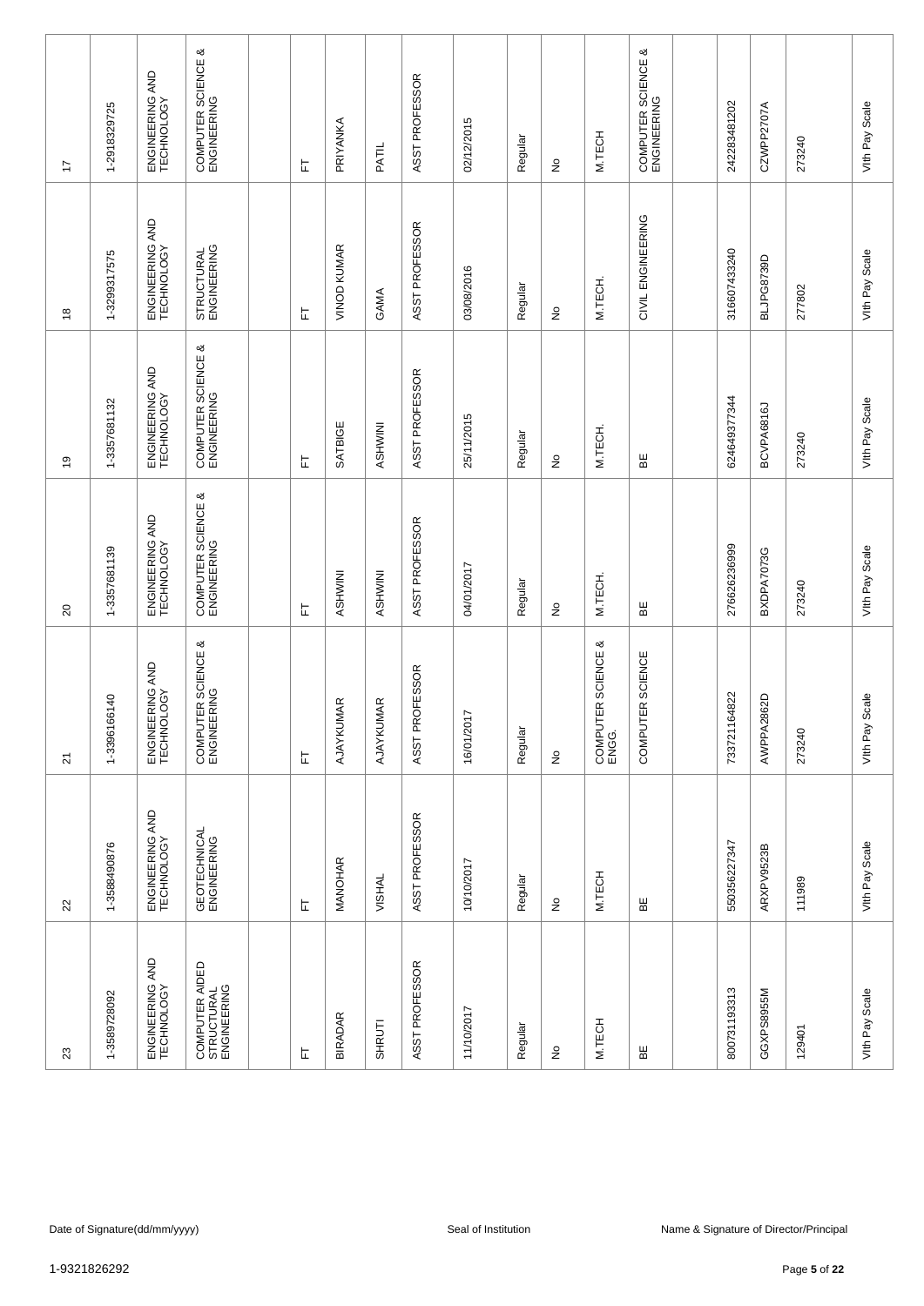| 17 | 1-2918329725 | ENGINEERING AND TECHNOLOGY | COMPUTER SCIENCE & ENGINEERING | | FT | PRIYANKA | PATIL | ASST PROFESSOR | 02/12/2015 | Regular | No | M.TECH | COMPUTER SCIENCE & ENGINEERING | | 242283481202 | CZWPP2707A | 273240 | VIth Pay Scale |
|---|---|---|---|---|---|---|---|---|---|---|---|---|---|---|---|---|---|---|
| 18 | 1-3299317575 | ENGINEERING AND TECHNOLOGY | STRUCTURAL ENGINEERING | | FT | VINOD KUMAR | GAMA | ASST PROFESSOR | 03/08/2016 | Regular | No | M.TECH. | CIVIL ENGINEERING | | 316607433240 | BLJPG8739D | 277802 | VIth Pay Scale |
| 19 | 1-3357681132 | ENGINEERING AND TECHNOLOGY | COMPUTER SCIENCE & ENGINEERING | | FT | SATBIGE | ASHWINI | ASST PROFESSOR | 25/11/2015 | Regular | No | M.TECH. | BE | | 624649377344 | BCVPA6816J | 273240 | VIth Pay Scale |
| 20 | 1-3357681139 | ENGINEERING AND TECHNOLOGY | COMPUTER SCIENCE & ENGINEERING | | FT | ASHWINI | ASHWINI | ASST PROFESSOR | 04/01/2017 | Regular | No | M.TECH. | BE | | 276626236999 | BXDPA7073G | 273240 | VIth Pay Scale |
| 21 | 1-3396166140 | ENGINEERING AND TECHNOLOGY | COMPUTER SCIENCE & ENGINEERING | | FT | AJAYKUMAR | AJAYKUMAR | ASST PROFESSOR | 16/01/2017 | Regular | No | COMPUTER SCIENCE & ENGG. | COMPUTER SCIENCE | | 737211164822 | AWPPA2862D | 273240 | VIth Pay Scale |
| 22 | 1-3588490876 | ENGINEERING AND TECHNOLOGY | GEOTECHNICAL ENGINEERING | | FT | MANOHAR | VISHAL | ASST PROFESSOR | 10/10/2017 | Regular | No | M.TECH | BE | | 550356227347 | ARXPV9523B | 111989 | VIth Pay Scale |
| 23 | 1-3589728092 | ENGINEERING AND TECHNOLOGY | COMPUTER AIDED STRUCTURAL ENGINEERING | | FT | BIRADAR | SHRUTI | ASST PROFESSOR | 11/10/2017 | Regular | No | M.TECH | BE | | 800731193313 | GGXPS8955M | 129401 | VIth Pay Scale |

Date of Signature(dd/mm/yyyy) Seal of Institution Name & Signature of Director/Principal

1-9321826292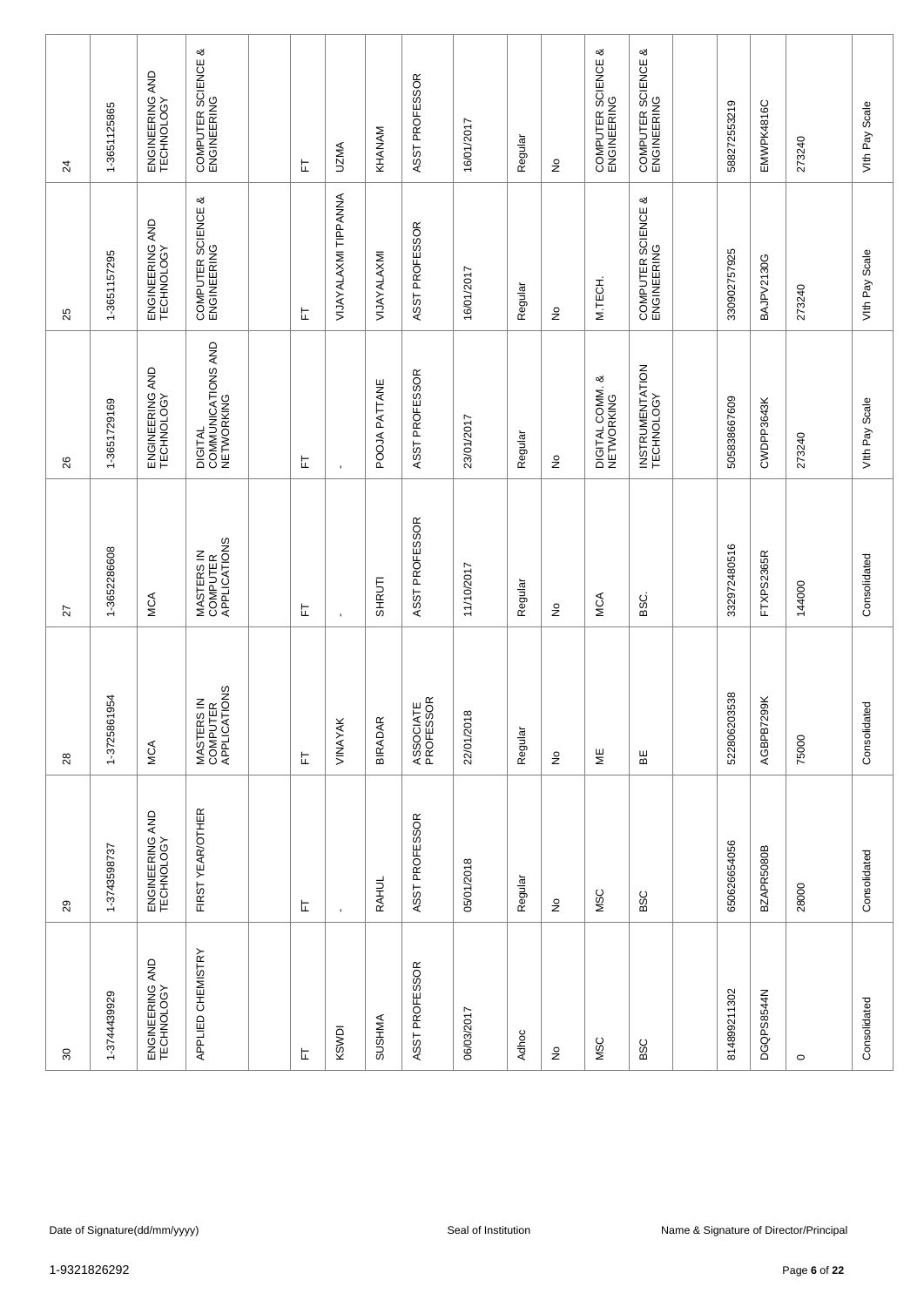| | | | | | | | | | | | | | | | | | | |
|---|---|---|---|---|---|---|---|---|---|---|---|---|---|---|---|---|---|---|
| 24 | 1-3651125865 | ENGINEERING AND TECHNOLOGY | COMPUTER SCIENCE & ENGINEERING | | FT | UZMA | KHANAM | ASST PROFESSOR | 16/01/2017 | Regular | No | COMPUTER SCIENCE & ENGINEERING | COMPUTER SCIENCE & ENGINEERING | | 58827255219 | EMWPK4816C | 273240 | VIth Pay Scale |
| 25 | 1-3651157295 | ENGINEERING AND TECHNOLOGY | COMPUTER SCIENCE & ENGINEERING | | FT | VIJAYALAXMI TIPPANNA | VIJAYALAXMI | ASST PROFESSOR | 16/01/2017 | Regular | No | M.TECH. | COMPUTER SCIENCE & ENGINEERING | | 330902757925 | BAJPV2130G | 273240 | VIth Pay Scale |
| 26 | 1-3651729169 | ENGINEERING AND TECHNOLOGY | DIGITAL COMMUNICATIONS AND NETWORKING | | FT | - | POOJA PATTANE | ASST PROFESSOR | 23/01/2017 | Regular | No | DIGITAL COMM. & NETWORKING | INSTRUMENTATION TECHNOLOGY | | 505838667609 | CWDPP3643K | 273240 | VIth Pay Scale |
| 27 | 1-3652286608 | MCA | MASTERS IN COMPUTER APPLICATIONS | | FT | - | SHRUTI | ASST PROFESSOR | 11/10/2017 | Regular | No | MCA | BSC. | | 332972480516 | FTXPS2365R | 144000 | Consolidated |
| 28 | 1-3725861954 | MCA | MASTERS IN COMPUTER APPLICATIONS | | FT | VINAYAK | BIRADAR | ASSOCIATE PROFESSOR | 22/01/2018 | Regular | No | ME | BE | | 522806203538 | AGBPB7299K | 75000 | Consolidated |
| 29 | 1-3743598737 | ENGINEERING AND TECHNOLOGY | FIRST YEAR/OTHER | | FT | - | RAHUL | ASST PROFESSOR | 05/01/2018 | Regular | No | MSC | BSC | | 650626654056 | BZAPR5080B | 28000 | Consolidated |
| 30 | 1-3744439929 | ENGINEERING AND TECHNOLOGY | APPLIED CHEMISTRY | | FT | KSWDI | SUSHMA | ASST PROFESSOR | 06/03/2017 | Adhoc | No | MSC | BSC | | 814899211302 | DGQPS8544N | 0 | Consolidated |

Date of Signature(dd/mm/yyyy) Seal of Institution Name & Signature of Director/Principal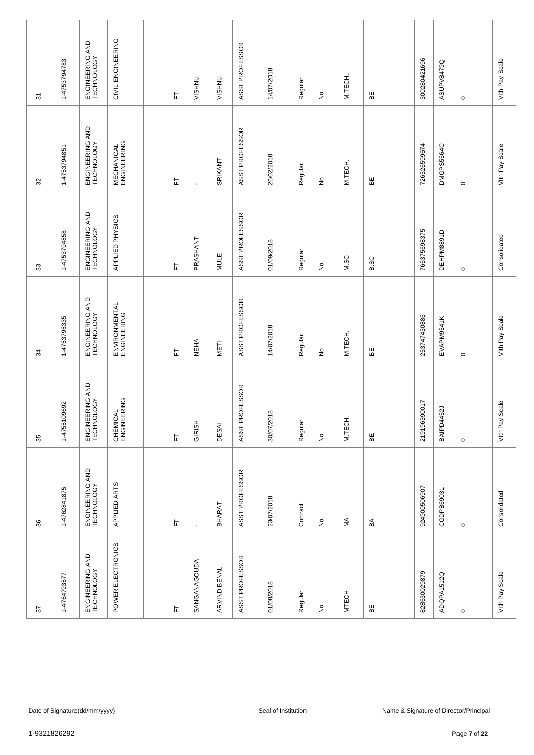| | | | | | | | | | | | | | | | | | | |
|---|---|---|---|---|---|---|---|---|---|---|---|---|---|---|---|---|---|---|
| 31 | 1-4753794783 | ENGINEERING AND TECHNOLOGY | CIVIL ENGINEERING | | FT | VISHNU | VISHNU | ASST PROFESSOR | 14/07/2018 | Regular | No | M.TECH. | BE | | 300280421696 | ASUPV8479Q | 0 | VIth Pay Scale |
| 32 | 1-4753794851 | ENGINEERING AND TECHNOLOGY | MECHANICAL ENGINEERING | | FT | - | SRIKANT | ASST PROFESSOR | 26/02/2018 | Regular | No | M.TECH. | BE | | 726526599674 | DMGPS5564C | 0 | VIth Pay Scale |
| 33 | 1-4753794858 | ENGINEERING AND TECHNOLOGY | APPLIED PHYSICS | | FT | PRASHANT | MULE | ASST PROFESSOR | 01/09/2018 | Regular | No | M.SC | B.SC | | 765375698375 | DEHPM8891D | 0 | Consolidated |
| 34 | 1-4753795335 | ENGINEERING AND TECHNOLOGY | ENVIRONMENTAL ENGINEERING | | FT | NEHA | METI | ASST PROFESSOR | 14/07/2018 | Regular | No | M.TECH. | BE | | 253747430886 | EVAPM9541K | 0 | VIth Pay Scale |
| 35 | 1-4755109692 | ENGINEERING AND TECHNOLOGY | CHEMICAL ENGINEERING | | FT | GIRISH | DESAI | ASST PROFESSOR | 30/07/2018 | Regular | No | M.TECH. | BE | | 219196390017 | BAIPD4452J | 0 | VIth Pay Scale |
| 36 | 1-4762841875 | ENGINEERING AND TECHNOLOGY | APPLIED ARTS | | FT | - | BHARAT | ASST PROFESSOR | 23/07/2018 | Contract | No | MA | BA | | 924900506907 | CGDPB6903L | 0 | Consolidated |
| 37 | 1-4764793577 | ENGINEERING AND TECHNOLOGY | POWER ELECTRONICS | | FT | SANGANAGOUDA | ARVIND BENAL | ASST PROFESSOR | 01/08/2018 | Regular | No | MTECH | BE | | 828630029879 | ADQPA1512Q | 0 | VIth Pay Scale |

Date of Signature(dd/mm/yyyy) Seal of Institution Name & Signature of Director/Principal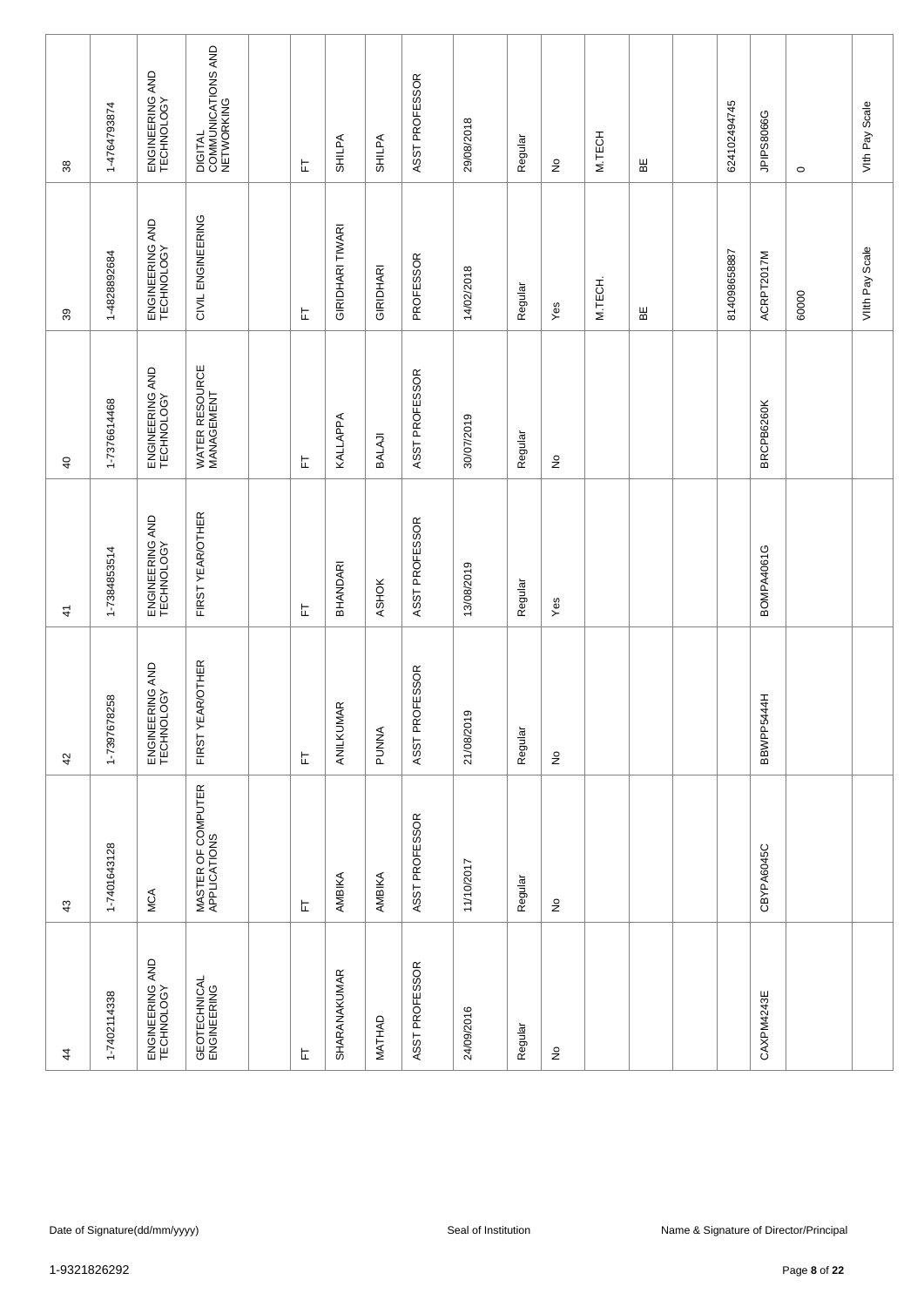| | | | | | | | | | | | | | | | | | | |
|---|---|---|---|---|---|---|---|---|---|---|---|---|---|---|---|---|---|---|
| 38 | 1-4764793874 | ENGINEERING AND TECHNOLOGY | DIGITAL COMMUNICATIONS AND NETWORKING | | FT | SHILPA | SHILPA | ASST PROFESSOR | 29/08/2018 | Regular | No | M.TECH | BE | | 624102494745 | JPIPS8066G | 0 | VIth Pay Scale |
| 39 | 1-4828892684 | ENGINEERING AND TECHNOLOGY | CIVIL ENGINEERING | | FT | GIRIDHARI TIWARI | GIRIDHARI | PROFESSOR | 14/02/2018 | Regular | Yes | M.TECH. | BE | | 814098658887 | ACRPT2017M | 60000 | VIIth Pay Scale |
| 40 | 1-7376614468 | ENGINEERING AND TECHNOLOGY | WATER RESOURCE MANAGEMENT | | FT | KALLAPPA | BALAJI | ASST PROFESSOR | 30/07/2019 | Regular | No | | | | | BRCPB6260K | | |
| 41 | 1-7384853514 | ENGINEERING AND TECHNOLOGY | FIRST YEAR/OTHER | | FT | BHANDARI | ASHOK | ASST PROFESSOR | 13/08/2019 | Regular | Yes | | | | | BOMPA4061G | | |
| 42 | 1-7397678258 | ENGINEERING AND TECHNOLOGY | FIRST YEAR/OTHER | | FT | ANILKUMAR | PUNNA | ASST PROFESSOR | 21/08/2019 | Regular | No | | | | | BBWPP5444H | | |
| 43 | 1-7401643128 | MCA | MASTER OF COMPUTER APPLICATIONS | | FT | AMBIKA | AMBIKA | ASST PROFESSOR | 11/10/2017 | Regular | No | | | | | CBYPA6045C | | |
| 44 | 1-7402114338 | ENGINEERING AND TECHNOLOGY | GEOTECHNICAL ENGINEERING | | FT | SHARANAKUMAR | MATHAD | ASST PROFESSOR | 24/09/2016 | Regular | No | | | | | CAXPM4243E | | |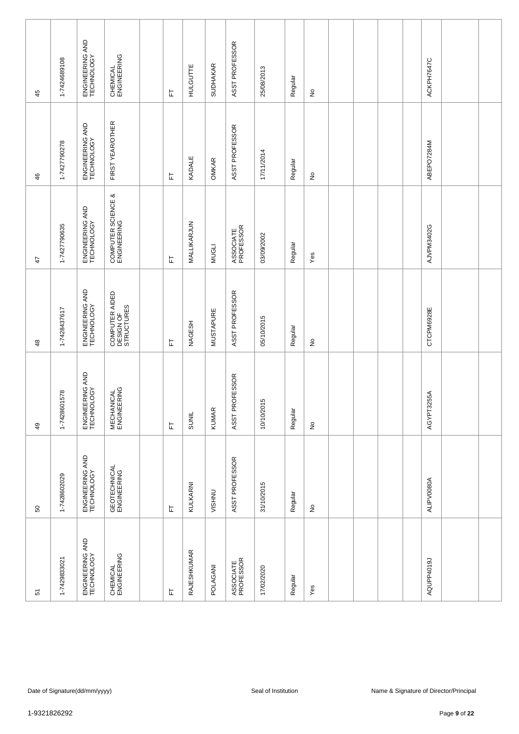| | | | | | | | | | | | | | | | | | | |
|---|---|---|---|---|---|---|---|---|---|---|---|---|---|---|---|---|---|---|
| 45 | 1-7424689108 | ENGINEERING AND TECHNOLOGY | CHEMICAL ENGINEERING | | FT | HULGUTTE | SUDHAKAR | ASST PROFESSOR | 25/08/2013 | Regular | No | | | | | ACKPH7647C | | |
| 46 | 1-7427790278 | ENGINEERING AND TECHNOLOGY | FIRST YEAR/OTHER | | FT | KADALE | OMKAR | ASST PROFESSOR | 17/11/2014 | Regular | No | | | | | ABEPO7284M | | |
| 47 | 1-7427790635 | ENGINEERING AND TECHNOLOGY | COMPUTER SCIENCE & ENGINEERING | | FT | MALLIKARJUN | MUGLI | ASSOCIATE PROFESSOR | 03/09/2002 | Regular | Yes | | | | | AJVPM3402G | | |
| 48 | 1-7428437617 | ENGINEERING AND TECHNOLOGY | COMPUTER AIDED DESIGN OF STRUCTURES | | FT | NAGESH | MUSTAPURE | ASST PROFESSOR | 05/10/2015 | Regular | No | | | | | CTCPM6928E | | |
| 49 | 1-7428601578 | ENGINEERING AND TECHNOLOGY | MECHANICAL ENGINEERING | | FT | SUNIL | KUMAR | ASST PROFESSOR | 10/10/2015 | Regular | No | | | | | AGYPT3255A | | |
| 50 | 1-7428602029 | ENGINEERING AND TECHNOLOGY | GEOTECHNICAL ENGINEERING | | FT | KULKARNI | VISHNU | ASST PROFESSOR | 31/10/2015 | Regular | No | | | | | ALIPV0080A | | |
| 51 | 1-7429833021 | ENGINEERING AND TECHNOLOGY | CHEMICAL ENGINEERING | | FT | RAJESHKUMAR | POLAGANI | ASSOCIATE PROFESSOR | 17/02/2020 | Regular | Yes | | | | | AQUPP4019J | | |

Date of Signature(dd/mm/yyyy) Seal of Institution Name & Signature of Director/Principal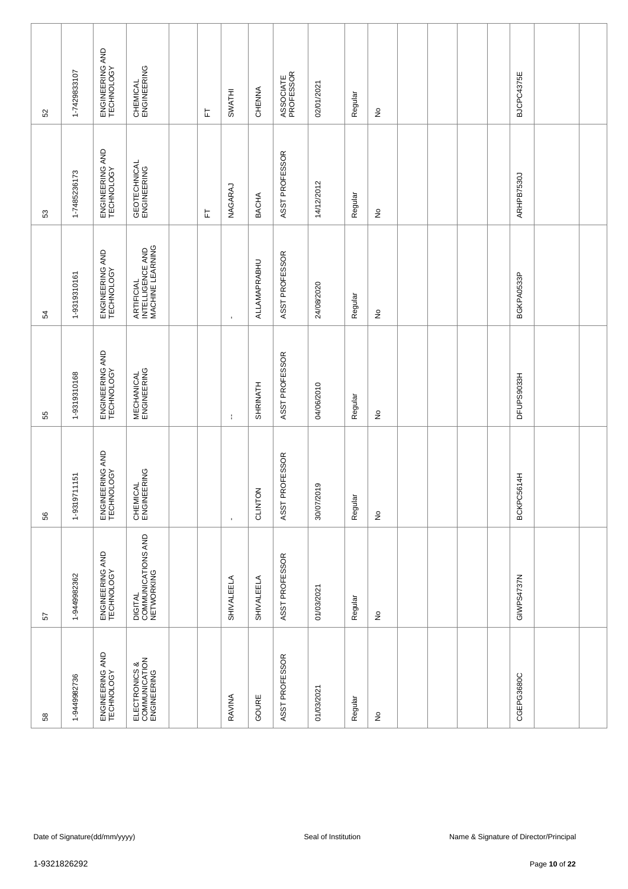| 52 | 1-7429833107 | ENGINEERING AND TECHNOLOGY | CHEMICAL ENGINEERING | | FT | SWATHI | CHENNA | ASSOCIATE PROFESSOR | 02/01/2021 | Regular | No | | | | | BJCPC4375E | | |
|---|---|---|---|---|---|---|---|---|---|---|---|---|---|---|---|---|---|---|
| 53 | 1-7485236173 | ENGINEERING AND TECHNOLOGY | GEOTECHNICAL ENGINEERING | | FT | NAGARAJ | BACHA | ASST PROFESSOR | 14/12/2012 | Regular | No | | | | | ARHPB7530J | | |
| 54 | 1-9319310161 | ENGINEERING AND TECHNOLOGY | ARTIFICIAL INTELLIGENCE AND MACHINE LEARNING | | | - | ALLAMAPRABHU | ASST PROFESSOR | 24/08/2020 | Regular | No | | | | | BGKPA0533P | | |
| 55 | 1-9319310168 | ENGINEERING AND TECHNOLOGY | MECHANICAL ENGINEERING | | | -- | SHRINATH | ASST PROFESSOR | 04/06/2010 | Regular | No | | | | | DFUPS9033H | | |
| 56 | 1-9319711151 | ENGINEERING AND TECHNOLOGY | CHEMICAL ENGINEERING | | | - | CLINTON | ASST PROFESSOR | 30/07/2019 | Regular | No | | | | | BCKPC5614H | | |
| 57 | 1-9449982362 | ENGINEERING AND TECHNOLOGY | DIGITAL COMMUNICATIONS AND NETWORKING | | | SHIVALEELA | SHIVALEELA | ASST PROFESSOR | 01/03/2021 | Regular | No | | | | | GIWPS4737N | | |
| 58 | 1-9449982736 | ENGINEERING AND TECHNOLOGY | ELECTRONICS & COMMUNICATION ENGINEERING | | | RAVINA | GOURE | ASST PROFESSOR | 01/03/2021 | Regular | No | | | | | CGEPG3680C | | |

Date of Signature(dd/mm/yyyy) Seal of Institution Name & Signature of Director/Principal

1-9321826292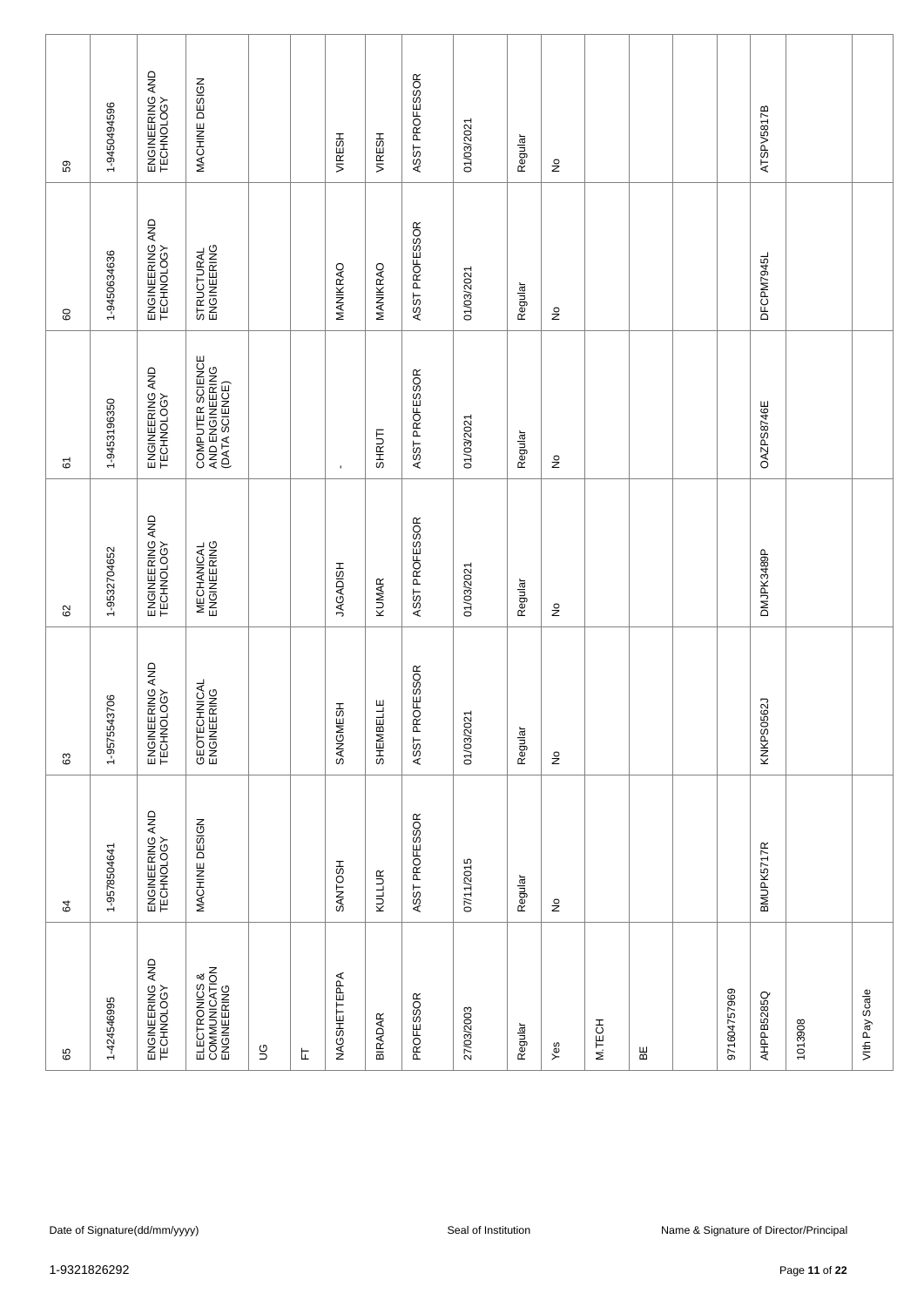| | | | | | | | | | | | | | | | | | | |
|---|---|---|---|---|---|---|---|---|---|---|---|---|---|---|---|---|---|---|
| 59 | 1-9450494596 | ENGINEERING AND TECHNOLOGY | MACHINE DESIGN | | | VIRESH | VIRESH | ASST PROFESSOR | 01/03/2021 | Regular | No | | | | | ATSPV5817B | | |
| 60 | 1-9450634636 | ENGINEERING AND TECHNOLOGY | STRUCTURAL ENGINEERING | | | MANIKRAO | MANIKRAO | ASST PROFESSOR | 01/03/2021 | Regular | No | | | | | DFCPM7945L | | |
| 61 | 1-9453196350 | ENGINEERING AND TECHNOLOGY | COMPUTER SCIENCE AND ENGINEERING (DATA SCIENCE) | | | - | SHRUTI | ASST PROFESSOR | 01/03/2021 | Regular | No | | | | | OAZPS8746E | | |
| 62 | 1-9532704652 | ENGINEERING AND TECHNOLOGY | MECHANICAL ENGINEERING | | | JAGADISH | KUMAR | ASST PROFESSOR | 01/03/2021 | Regular | No | | | | | DMJPK3489P | | |
| 63 | 1-9575543706 | ENGINEERING AND TECHNOLOGY | GEOTECHNICAL ENGINEERING | | | SANGMESH | SHEMBELLE | ASST PROFESSOR | 01/03/2021 | Regular | No | | | | | KNKPS0562J | | |
| 64 | 1-9578504641 | ENGINEERING AND TECHNOLOGY | MACHINE DESIGN | | | SANTOSH | KULLUR | ASST PROFESSOR | 07/11/2015 | Regular | No | | | | | BMUPK5717R | | |
| 65 | 1-424546995 | ENGINEERING AND TECHNOLOGY | ELECTRONICS & COMMUNICATION ENGINEERING | UG | FT | NAGSHETTEPPA | BIRADAR | PROFESSOR | 27/03/2003 | Regular | Yes | M.TECH | BE | | 971604757969 | AHPPB5285Q | 1013908 | VIth Pay Scale |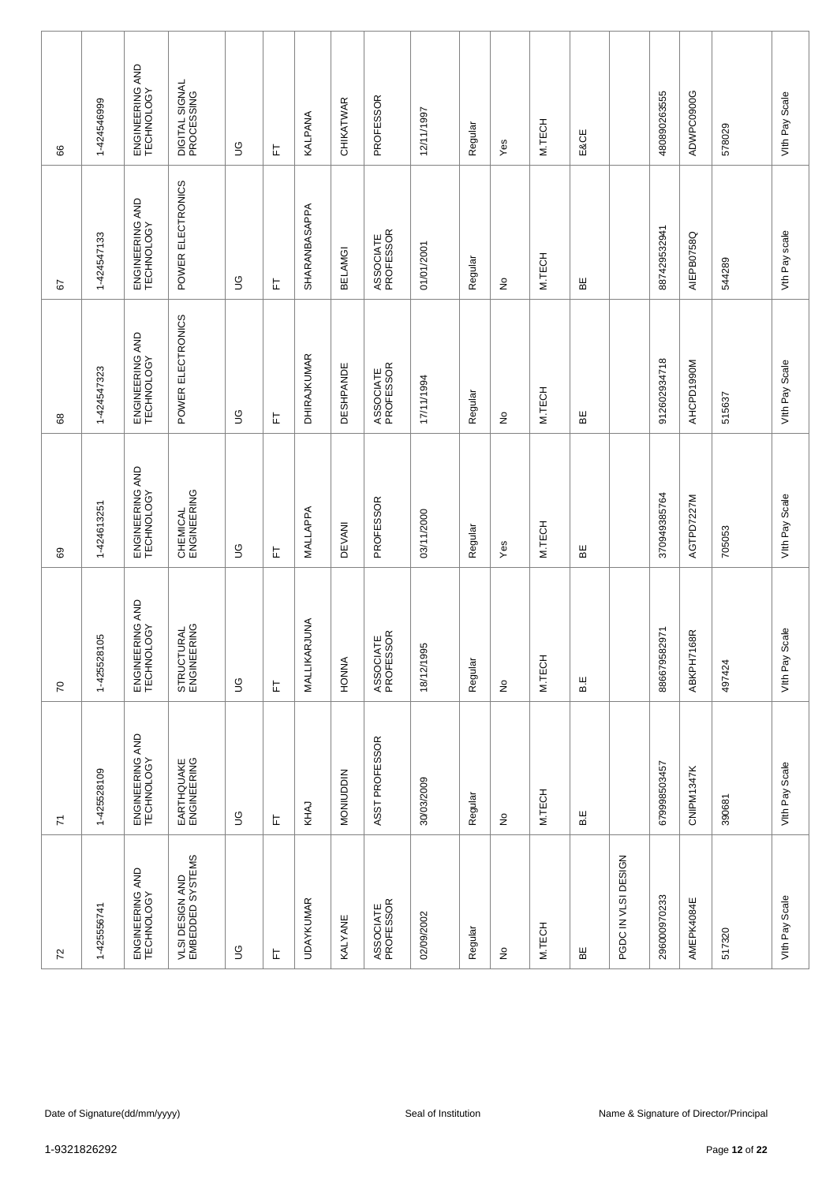| 72 | 71 | 70 | 69 | 68 | 67 | 66 |
|---|---|---|---|---|---|---|
| 1-425556741 | 1-425528109 | 1-425528105 | 1-424613251 | 1-424547323 | 1-424547133 | 1-424546999 |
| ENGINEERING AND TECHNOLOGY | ENGINEERING AND TECHNOLOGY | ENGINEERING AND TECHNOLOGY | ENGINEERING AND TECHNOLOGY | ENGINEERING AND TECHNOLOGY | ENGINEERING AND TECHNOLOGY | ENGINEERING AND TECHNOLOGY |
| VLSI DESIGN AND EMBEDDED SYSTEMS | EARTHQUAKE ENGINEERING | STRUCTURAL ENGINEERING | CHEMICAL ENGINEERING | POWER ELECTRONICS | POWER ELECTRONICS | DIGITAL SIGNAL PROCESSING |
| UG | UG | UG | UG | UG | UG | UG |
| FT | FT | FT | FT | FT | FT | FT |
| UDAYKUMAR | KHAJ | MALLIKARJUNA | MALLAPPA | DHIRAJKUMAR | SHARANBASAPPA | KALPANA |
| KALYANE | MONIUDDIN | HONNA | DEVANI | DESHPANDE | BELAMGI | CHIKATWAR |
| ASSOCIATE PROFESSOR | ASST PROFESSOR | ASSOCIATE PROFESSOR | PROFESSOR | ASSOCIATE PROFESSOR | ASSOCIATE PROFESSOR | PROFESSOR |
| 02/09/2002 | 30/03/2009 | 18/12/1995 | 03/11/2000 | 17/11/1994 | 01/01/2001 | 12/11/1997 |
| Regular | Regular | Regular | Regular | Regular | Regular | Regular |
| No | No | No | Yes | No | No | Yes |
| M.TECH | M.TECH | M.TECH | M.TECH | M.TECH | M.TECH | M.TECH |
| BE | B.E | B.E | BE | BE | BE | E&CE |
| PGDC IN VLSI DESIGN | | | | | | |
| 296000970233 | 679998503457 | 886679582971 | 370949385764 | 912602934718 | 887429532941 | 480890263555 |
| AMEPK4084E | CNIPM1347K | ABKPH7168R | AGTPD7227M | AHCPD1990M | AIEPB0758Q | ADWPC0900G |
| 517320 | 390681 | 497424 | 705053 | 515637 | 544289 | 578029 |
| VIth Pay Scale | VIth Pay Scale | VIth Pay Scale | VIth Pay Scale | VIth Pay Scale | Vth Pay scale | VIth Pay Scale |

Date of Signature(dd/mm/yyyy) | Seal of Institution | Name & Signature of Director/Principal

1-9321826292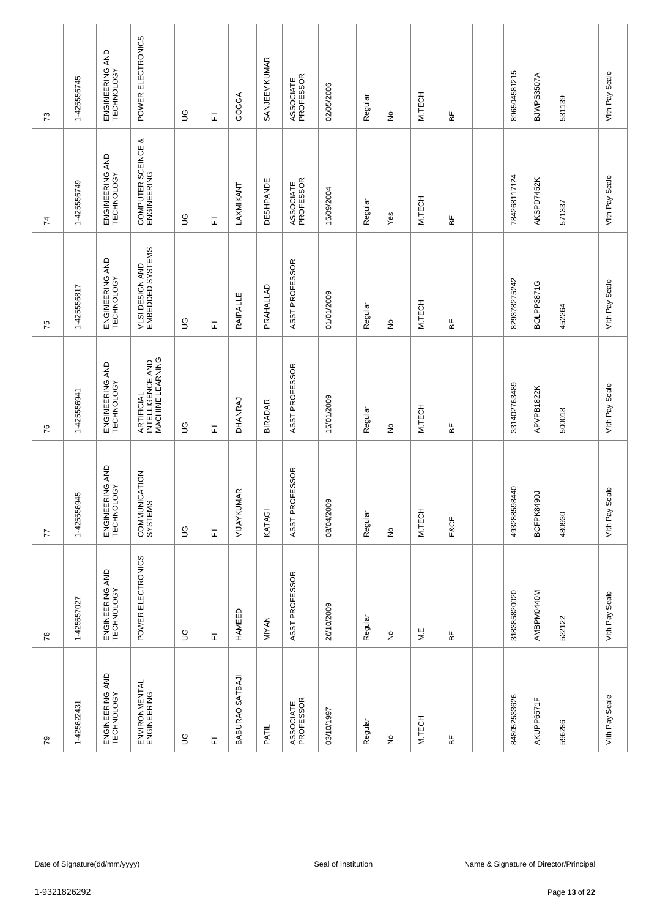| 73 | 1-425556745 | ENGINEERING AND TECHNOLOGY | POWER ELECTRONICS | UG | FT | GOGGA | SANJEEV KUMAR | ASSOCIATE PROFESSOR | 02/05/2006 | Regular | No | M.TECH | BE | | 896504581215 | BJWPS3507A | 531139 | VIth Pay Scale |
|---|---|---|---|---|---|---|---|---|---|---|---|---|---|---|---|---|---|---|
| 74 | 1-425556749 | ENGINEERING AND TECHNOLOGY | COMPUTER SCEINCE & ENGINEERING | UG | FT | LAXMIKANT | DESHPANDE | ASSOCIATE PROFESSOR | 15/09/2004 | Regular | Yes | M.TECH | BE | | 784268117124 | AKSPD7452K | 571337 | VIth Pay Scale |
| 75 | 1-425556817 | ENGINEERING AND TECHNOLOGY | VLSI DESIGN AND EMBEDDED SYSTEMS | UG | FT | RAIPALLE | PRAHALLAD | ASST PROFESSOR | 01/01/2009 | Regular | No | M.TECH | BE | | 829378275242 | BOLPP3871G | 452264 | VIth Pay Scale |
| 76 | 1-425556941 | ENGINEERING AND TECHNOLOGY | ARTIFICIAL INTELLIGENCE AND MACHINE LEARNING | UG | FT | DHANRAJ | BIRADAR | ASST PROFESSOR | 15/01/2009 | Regular | No | M.TECH | BE | | 331402763489 | APVPB1822K | 500018 | VIth Pay Scale |
| 77 | 1-425556945 | ENGINEERING AND TECHNOLOGY | COMMUNICATION SYSTEMS | UG | FT | VIJAYKUMAR | KATAGI | ASST PROFESSOR | 08/04/2009 | Regular | No | M.TECH | E&CE | | 493288598440 | BCFPK8490J | 480930 | VIth Pay Scale |
| 78 | 1-425557027 | ENGINEERING AND TECHNOLOGY | POWER ELECTRONICS | UG | FT | HAMEED | MIYAN | ASST PROFESSOR | 26/10/2009 | Regular | No | M.E | BE | | 318385820020 | AMBPM0440M | 522122 | VIth Pay Scale |
| 79 | 1-425622431 | ENGINEERING AND TECHNOLOGY | ENVIRONMENTAL ENGINEERING | UG | FT | BABURAO SATBAJI | PATIL | ASSOCIATE PROFESSOR | 03/10/1997 | Regular | No | M.TECH | BE | | 848052533626 | AKUPP6571F | 596286 | VIth Pay Scale |

Date of Signature(dd/mm/yyyy) | Seal of Institution | Name & Signature of Director/Principal

1-9321826292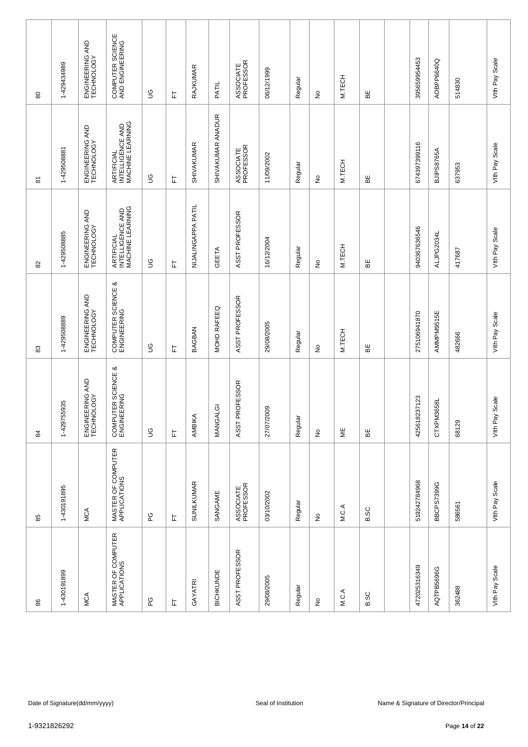| 80 | 1-429434989 | ENGINEERING AND TECHNOLOGY | COMPUTER SCIENCE AND ENGINEERING | UG | FT | RAJKUMAR | PATIL | ASSOCIATE PROFESSOR | 06/12/1999 | Regular | No | M.TECH | BE | | 395659954453 | AOBPP6640Q | 514830 | VIth Pay Scale |
|---|---|---|---|---|---|---|---|---|---|---|---|---|---|---|---|---|---|---|
| 81 | 1-429508881 | ENGINEERING AND TECHNOLOGY | ARTIFICIAL INTELLIGENCE AND MACHINE LEARNING | UG | FT | SHIVAKUMAR | SHIVAKUMAR ANADUR | ASSOCIATE PROFESSOR | 11/09/2002 | Regular | No | M.TECH | BE | | 674397399116 | BJIPS8765A | 637953 | VIth Pay Scale |
| 82 | 1-429508885 | ENGINEERING AND TECHNOLOGY | ARTIFICIAL INTELLIGENCE AND MACHINE LEARNING | UG | FT | NIJALINGAPPA PATIL | GEETA | ASST PROFESSOR | 16/12/2004 | Regular | No | M.TECH | BE | | 940367636546 | ALJPG2034L | 417687 | VIth Pay Scale |
| 83 | 1-429508889 | ENGINEERING AND TECHNOLOGY | COMPUTER SCIENCE & ENGINEERING | UG | FT | BAGBAN | MOHD RAFEEQ | ASST PROFESSOR | 29/08/2005 | Regular | No | M.TECH | BE | | 275106941870 | AMMPM9515E | 482666 | VIth Pay Scale |
| 84 | 1-429755935 | ENGINEERING AND TECHNOLOGY | COMPUTER SCIENCE & ENGINEERING | UG | FT | AMBIKA | MANGALGI | ASST PROFESSOR | 27/07/2009 | Regular | No | ME | BE | | 425618237123 | CTXPM3658L | 68129 | VIth Pay Scale |
| 85 | 1-430191895 | MCA | MASTER OF COMPUTER APPLICATIONS | PG | FT | SUNILKUMAR | SANGAME | ASSOCIATE PROFESSOR | 03/10/2002 | Regular | No | M.C.A | B.SC | | 519242784968 | BBCPS7399G | 586561 | VIth Pay Scale |
| 86 | 1-430191899 | MCA | MASTER OF COMPUTER APPLICATIONS | PG | FT | GAYATRI | BICHKUNDE | ASST PROFESSOR | 29/08/2005 | Regular | No | M.C.A | B.SC | | 472025316349 | AQTPB5696G | 362488 | VIth Pay Scale |

Date of Signature(dd/mm/yyyy) Seal of Institution Name & Signature of Director/Principal

1-9321826292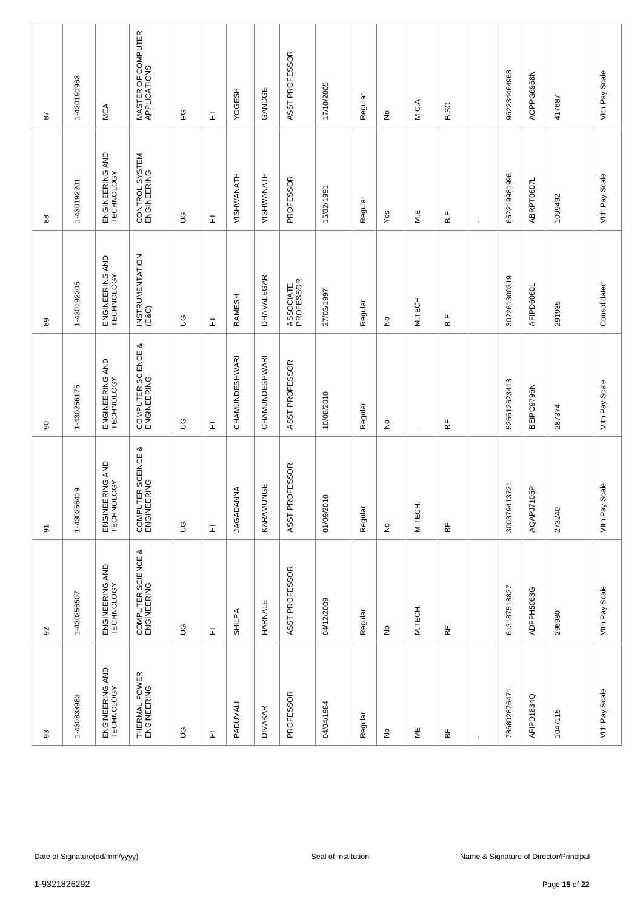| 87 | 1-430191963 | MCA | MASTER OF COMPUTER APPLICATIONS | PG | FT | YOGESH | GANDGE | ASST PROFESSOR | 17/10/2005 | Regular | No | M.C.A | B.SC | | 962234464968 | AOPPG6958N | 417687 | VIth Pay Scale |
|---|---|---|---|---|---|---|---|---|---|---|---|---|---|---|---|---|---|---|
| 88 | 1-430192201 | ENGINEERING AND TECHNOLOGY | CONTROL SYSTEM ENGINEERING | UG | FT | VISHWANATH | VISHWANATH | PROFESSOR | 15/02/1991 | Regular | Yes | M.E | B.E | - | 652219981996 | ABRPT0607L | 1099492 | VIth Pay Scale |
| 89 | 1-430192205 | ENGINEERING AND TECHNOLOGY | INSTRUMENTATION (E&C) | UG | FT | RAMESH | DHAVALEGAR | ASSOCIATE PROFESSOR | 27/03/1997 | Regular | No | M.TECH | B.E | | 302261300319 | AFIPD6060L | 291935 | Consolidated |
| 90 | 1-430256175 | ENGINEERING AND TECHNOLOGY | COMPUTER SCIENCE & ENGINEERING | UG | FT | CHAMUNDESHWARI | CHAMUNDESHWARI | ASST PROFESSOR | 10/08/2010 | Regular | No | - | BE | | 526612623413 | BEIPC9796N | 287374 | VIth Pay Scale |
| 91 | 1-430256419 | ENGINEERING AND TECHNOLOGY | COMPUTER SCEINCE & ENGINEERING | UG | FT | JAGADANNA | KARAMUNGE | ASST PROFESSOR | 01/09/2010 | Regular | No | M.TECH. | BE | | 300379413721 | AQAPJ7105P | 273240 | VIth Pay Scale |
| 92 | 1-430256507 | ENGINEERING AND TECHNOLOGY | COMPUTER SCIENCE & ENGINEERING | UG | FT | SHILPA | HARNALE | ASST PROFESSOR | 04/12/2009 | Regular | No | M.TECH. | BE | | 613187518827 | ADFPH5063G | 296980 | VIth Pay Scale |
| 93 | 1-430833983 | ENGINEERING AND TECHNOLOGY | THERMAL POWER ENGINEERING | UG | FT | PADUVALI | DIVAKAR | PROFESSOR | 04/04/1984 | Regular | No | ME | BE | - | 786802876471 | AFIPD1834Q | 1047115 | VIth Pay Scale |

Date of Signature(dd/mm/yyyy) Seal of Institution Name & Signature of Director/Principal

1-9321826292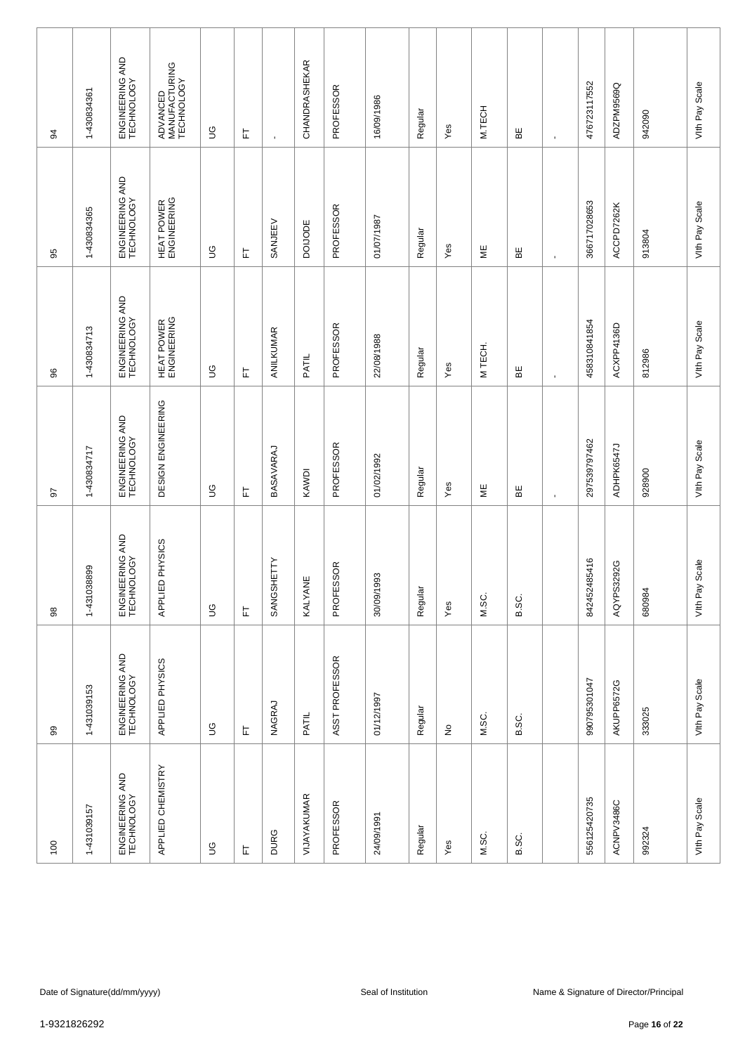| 94 | 1-430834361 | ENGINEERING AND TECHNOLOGY | ADVANCED MANUFACTURING TECHNOLOGY | UG | FT | - | CHANDRASHEKAR | PROFESSOR | 16/09/1986 | Regular | Yes | M.TECH | BE | - | 476723117552 | ADZPM9569Q | 942090 | VIth Pay Scale |
|---|---|---|---|---|---|---|---|---|---|---|---|---|---|---|---|---|---|---|
| 95 | 1-430834365 | ENGINEERING AND TECHNOLOGY | HEAT POWER ENGINEERING | UG | FT | SANJEEV | DOIJODE | PROFESSOR | 01/07/1987 | Regular | Yes | ME | BE | - | 366717028653 | ACCPD7262K | 913804 | VIth Pay Scale |
| 96 | 1-430834713 | ENGINEERING AND TECHNOLOGY | HEAT POWER ENGINEERING | UG | FT | ANILKUMAR | PATIL | PROFESSOR | 22/08/1988 | Regular | Yes | M TECH. | BE | - | 458310841854 | ACXPP4136D | 812986 | VIth Pay Scale |
| 97 | 1-430834717 | ENGINEERING AND TECHNOLOGY | DESIGN ENGINEERING | UG | FT | BASAVARAJ | KAWDI | PROFESSOR | 01/02/1992 | Regular | Yes | ME | BE | - | 297539797462 | ADHPK6547J | 928900 | VIth Pay Scale |
| 98 | 1-431038899 | ENGINEERING AND TECHNOLOGY | APPLIED PHYSICS | UG | FT | SANGSHETTY | KALYANE | PROFESSOR | 30/09/1993 | Regular | Yes | M.SC. | B.SC. | | 842452485416 | AQYPS3292G | 680984 | VIth Pay Scale |
| 99 | 1-431039153 | ENGINEERING AND TECHNOLOGY | APPLIED PHYSICS | UG | FT | NAGRAJ | PATIL | ASST PROFESSOR | 01/12/1997 | Regular | No | M.SC. | B.SC. | | 990795301047 | AKUPP6572G | 333025 | VIth Pay Scale |
| 100 | 1-431039157 | ENGINEERING AND TECHNOLOGY | APPLIED CHEMISTRY | UG | FT | DURG | VIJAYAKUMAR | PROFESSOR | 24/09/1991 | Regular | Yes | M.SC. | B.SC. | | 556125420735 | ACNPV3486C | 992324 | VIth Pay Scale |

Date of Signature(dd/mm/yyyy) | Seal of Institution | Name & Signature of Director/Principal

1-9321826292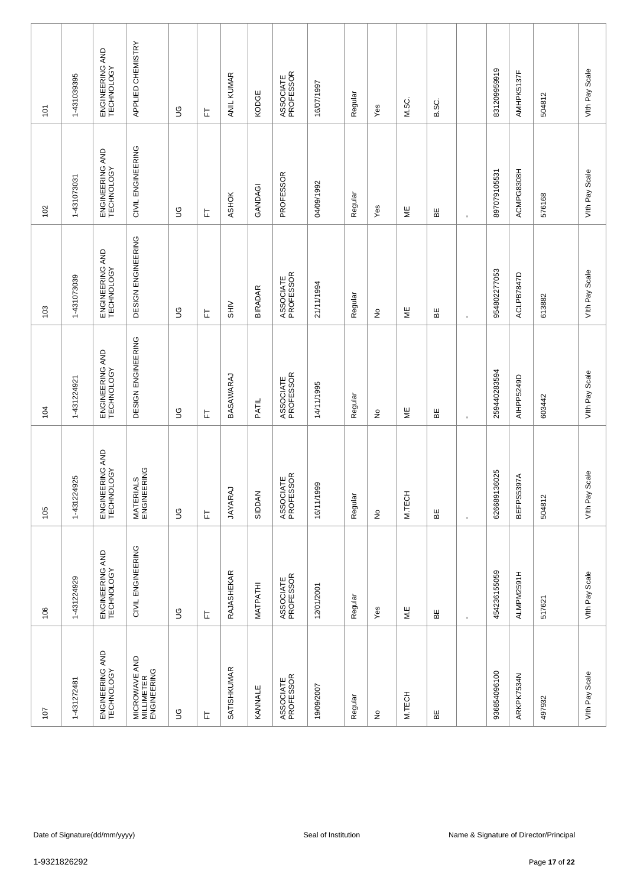| 101 | 1-431039395 | ENGINEERING AND TECHNOLOGY | APPLIED CHEMISTRY | UG | FT | ANIL KUMAR | KODGE | ASSOCIATE PROFESSOR | 16/07/1997 | Regular | Yes | M.SC. | B.SC. | | 831209959919 | AMHPK5137F | 504812 | VIth Pay Scale |
|---|---|---|---|---|---|---|---|---|---|---|---|---|---|---|---|---|---|---|
| 102 | 1-431073031 | ENGINEERING AND TECHNOLOGY | CIVIL ENGINEERING | UG | FT | ASHOK | GANDAGI | PROFESSOR | 04/09/1992 | Regular | Yes | ME | BE | - | 897079105531 | ACMPG8308H | 576168 | VIth Pay Scale |
| 103 | 1-431073039 | ENGINEERING AND TECHNOLOGY | DESIGN ENGINEERING | UG | FT | SHIV | BIRADAR | ASSOCIATE PROFESSOR | 21/11/1994 | Regular | No | ME | BE | - | 954802277053 | ACLPB7847D | 613882 | VIth Pay Scale |
| 104 | 1-431224921 | ENGINEERING AND TECHNOLOGY | DESIGN ENGINEERING | UG | FT | BASAWARAJ | PATIL | ASSOCIATE PROFESSOR | 14/11/1995 | Regular | No | ME | BE | - | 259440283594 | AIHPP5249D | 603442 | VIth Pay Scale |
| 105 | 1-431224925 | ENGINEERING AND TECHNOLOGY | MATERIALS ENGINEERING | UG | FT | JAYARAJ | SIDDAN | ASSOCIATE PROFESSOR | 16/11/1999 | Regular | No | M.TECH | BE | - | 626689136025 | BEFPS5397A | 504812 | VIth Pay Scale |
| 106 | 1-431224929 | ENGINEERING AND TECHNOLOGY | CIVIL ENGINEERING | UG | FT | RAJASHEKAR | MATPATHI | ASSOCIATE PROFESSOR | 12/01/2001 | Regular | Yes | M.E | BE | - | 454236155059 | ALMPM2591H | 517621 | VIth Pay Scale |
| 107 | 1-431272481 | ENGINEERING AND TECHNOLOGY | MICROWAVE AND MILLIMETER ENGINEERING | UG | FT | SATISHKUMAR | KANNALE | ASSOCIATE PROFESSOR | 19/09/2007 | Regular | No | M.TECH | BE | | 936854096100 | ARKPK7534N | 497932 | VIth Pay Scale |

Date of Signature(dd/mm/yyyy) | Seal of Institution | Name & Signature of Director/Principal

1-9321826292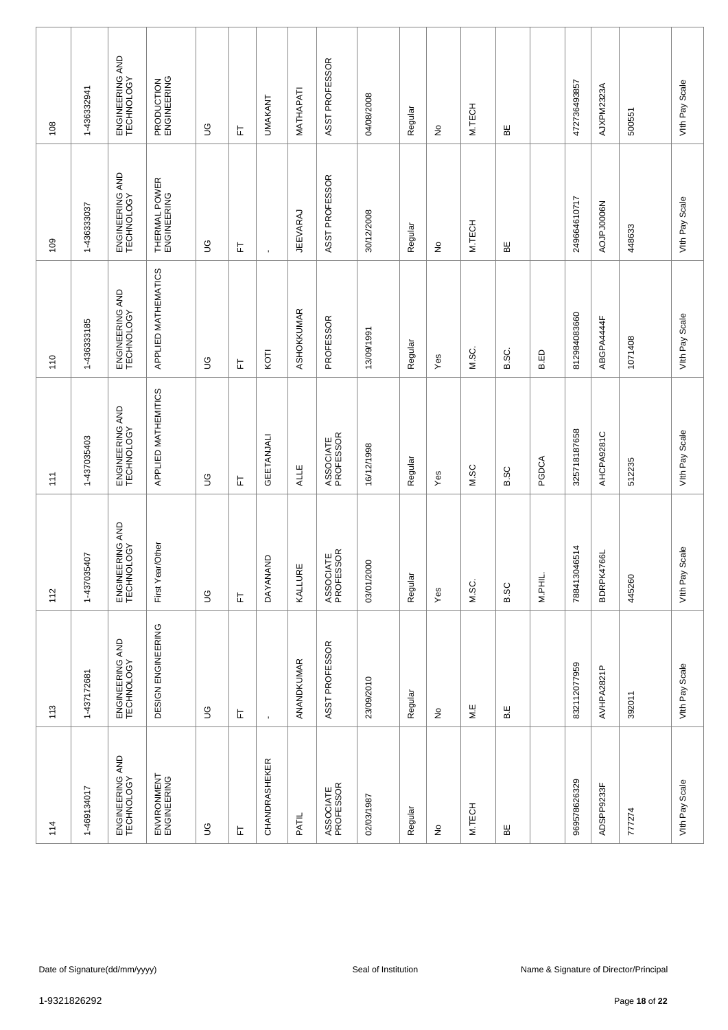| 108 | 1-436332941 | ENGINEERING AND TECHNOLOGY | PRODUCTION ENGINEERING | UG | FT | UMAKANT | MATHAPATI | ASST PROFESSOR | 04/08/2008 | Regular | No | M.TECH | BE | | 472736493857 | AJXPM2323A | 500551 | VIth Pay Scale |
|---|---|---|---|---|---|---|---|---|---|---|---|---|---|---|---|---|---|---|
| 109 | 1-436333037 | ENGINEERING AND TECHNOLOGY | THERMAL POWER ENGINEERING | UG | FT | - | JEEVARAJ | ASST PROFESSOR | 30/12/2008 | Regular | No | M.TECH | BE | | 249664610717 | AOJPJ0006N | 448633 | VIth Pay Scale |
| 110 | 1-436333185 | ENGINEERING AND TECHNOLOGY | APPLIED MATHEMATICS | UG | FT | KOTI | ASHOKKUMAR | PROFESSOR | 13/09/1991 | Regular | Yes | M.SC. | B.SC. | B.ED | 812984083660 | ABGPA4444F | 1071408 | VIth Pay Scale |
| 111 | 1-437035403 | ENGINEERING AND TECHNOLOGY | APPLIED MATHEMATICS | UG | FT | GEETANJALI | ALLE | ASSOCIATE PROFESSOR | 16/12/1998 | Regular | Yes | M.SC | B.SC | PGDCA | 325718187658 | AHCPA9281C | 512235 | VIth Pay Scale |
| 112 | 1-437035407 | ENGINEERING AND TECHNOLOGY | First Year/Other | UG | FT | DAYANAND | KALLURE | ASSOCIATE PROFESSOR | 03/01/2000 | Regular | Yes | M.SC. | B.SC | M.PHIL. | 788413046514 | BDRPK4766L | 445260 | VIth Pay Scale |
| 113 | 1-437172681 | ENGINEERING AND TECHNOLOGY | DESIGN ENGINEERING | UG | FT | - | ANANDKUMAR | ASST PROFESSOR | 23/09/2010 | Regular | No | M.E | B.E | | 832112077959 | AVHPA2821P | 392011 | VIth Pay Scale |
| 114 | 1-469134017 | ENGINEERING AND TECHNOLOGY | ENVIRONMENT ENGINEERING | UG | FT | CHANDRASHEKER | PATIL | ASSOCIATE PROFESSOR | 02/03/1987 | Regular | No | M.TECH | BE | | 969578626329 | ADSPP9233F | 777274 | VIth Pay Scale |

Date of Signature(dd/mm/yyyy) Seal of Institution Name & Signature of Director/Principal

1-9321826292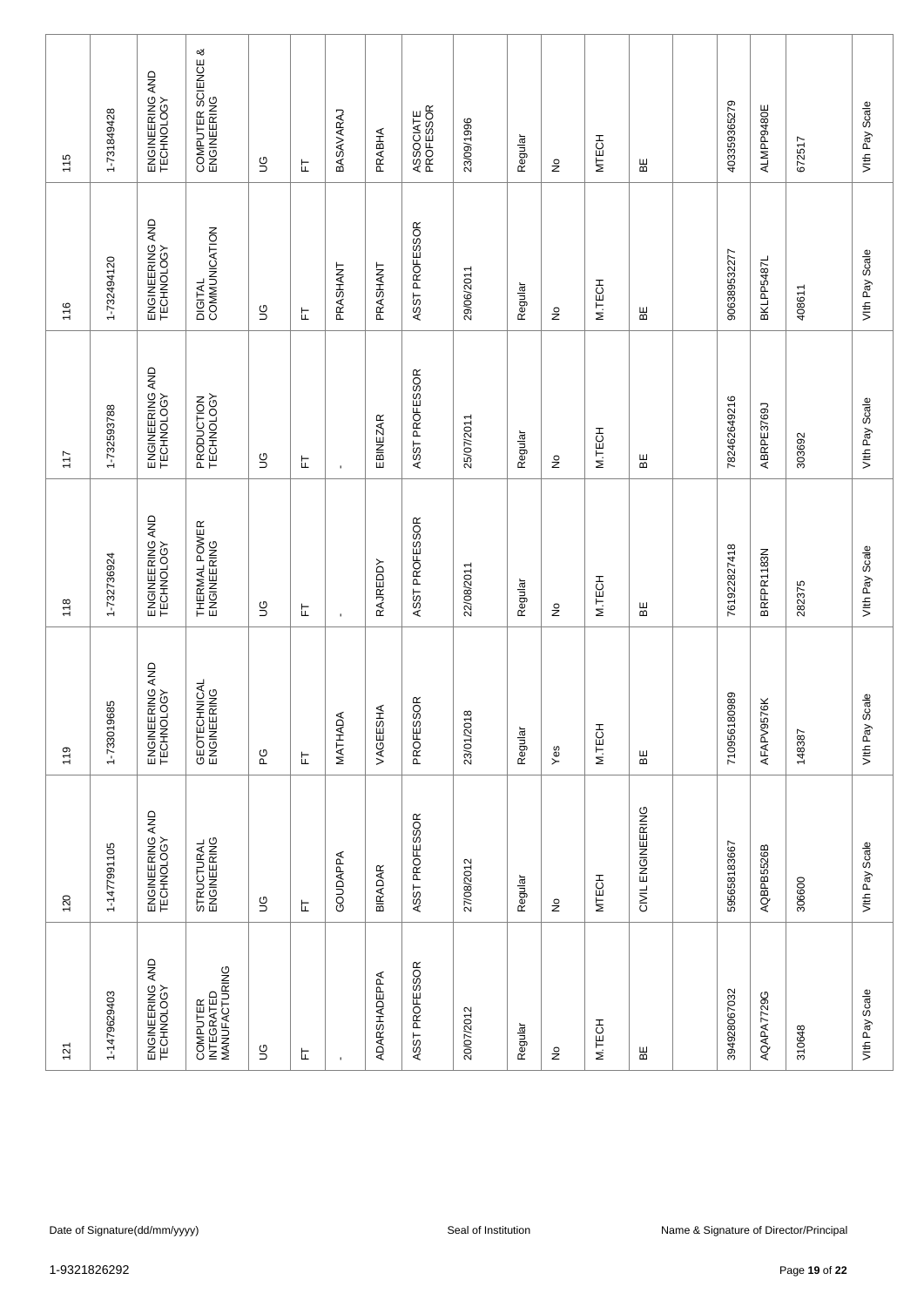| 115 | 1-731849428 | ENGINEERING AND TECHNOLOGY | COMPUTER SCIENCE & ENGINEERING | UG | FT | BASAVARAJ | PRABHA | ASSOCIATE PROFESSOR | 23/09/1996 | Regular | No | MTECH | BE | | 403359365279 | ALMPP9480E | 672517 | VIth Pay Scale |
|---|---|---|---|---|---|---|---|---|---|---|---|---|---|---|---|---|---|---|
| 116 | 1-732494120 | ENGINEERING AND TECHNOLOGY | DIGITAL COMMUNICATION | UG | FT | PRASHANT | PRASHANT | ASST PROFESSOR | 29/06/2011 | Regular | No | M.TECH | BE | | 906389532277 | BKLPP5487L | 408611 | VIth Pay Scale |
| 117 | 1-732593788 | ENGINEERING AND TECHNOLOGY | PRODUCTION TECHNOLOGY | UG | FT | - | EBINEZAR | ASST PROFESSOR | 25/07/2011 | Regular | No | M.TECH | BE | | 782462649216 | ABRPE3769J | 303692 | VIth Pay Scale |
| 118 | 1-732736924 | ENGINEERING AND TECHNOLOGY | THERMAL POWER ENGINEERING | UG | FT | - | RAJREDDY | ASST PROFESSOR | 22/08/2011 | Regular | No | M.TECH | BE | | 761922827418 | BRFPR1183N | 282375 | VIth Pay Scale |
| 119 | 1-733019685 | ENGINEERING AND TECHNOLOGY | GEOTECHNICAL ENGINEERING | PG | FT | MATHADA | VAGEESHA | PROFESSOR | 23/01/2018 | Regular | Yes | M.TECH | BE | | 710956180989 | AFAPV9576K | 148387 | VIth Pay Scale |
| 120 | 1-1477991105 | ENGINEERING AND TECHNOLOGY | STRUCTURAL ENGINEERING | UG | FT | GOUDAPPA | BIRADAR | ASST PROFESSOR | 27/08/2012 | Regular | No | MTECH | CIVIL ENGINEERING | | 595658183667 | AQBPB5526B | 306600 | VIth Pay Scale |
| 121 | 1-1479629403 | ENGINEERING AND TECHNOLOGY | COMPUTER INTEGRATED MANUFACTURING | UG | FT | - | ADARSHADEPPA | ASST PROFESSOR | 20/07/2012 | Regular | No | M.TECH | BE | | 394928067032 | AQAPA7729G | 310648 | VIth Pay Scale |

Date of Signature(dd/mm/yyyy) Seal of Institution Name & Signature of Director/Principal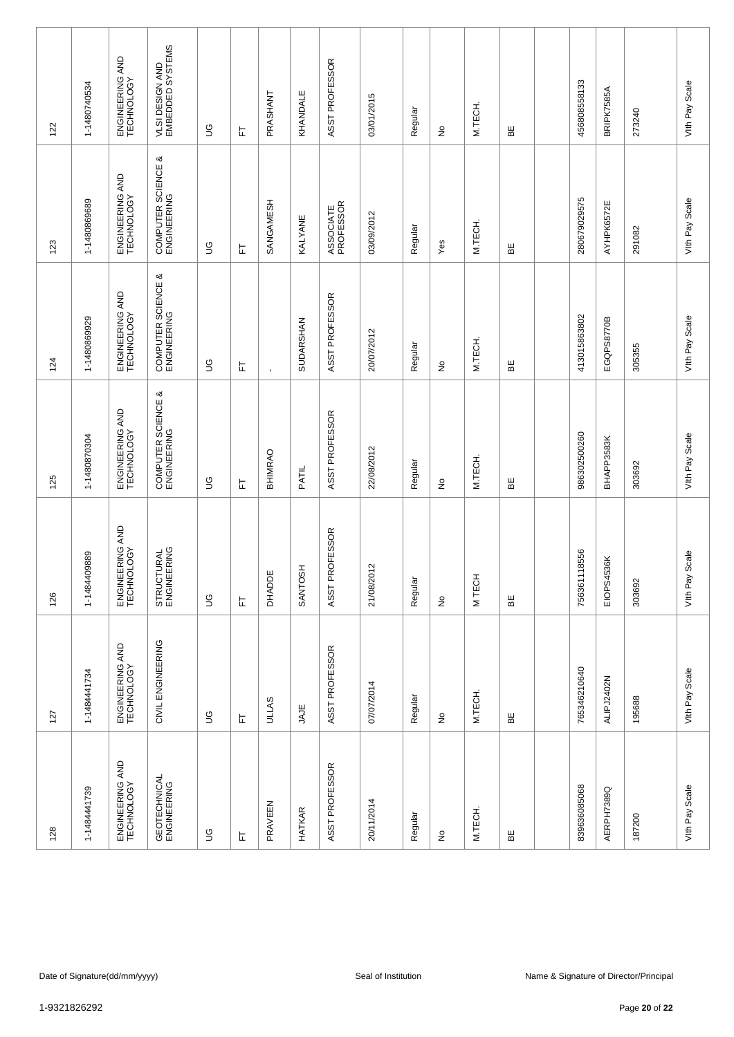| | | | | | | | | | | | | | | | | | | |
|---|---|---|---|---|---|---|---|---|---|---|---|---|---|---|---|---|---|---|
| 122 | 1-1480740534 | ENGINEERING AND TECHNOLOGY | VLSI DESIGN AND EMBEDDED SYSTEMS | UG | FT | PRASHANT | KHANDALE | ASST PROFESSOR | 03/01/2015 | Regular | No | M.TECH. | BE | | 456808558133 | BRIPK7585A | 273240 | Vth Pay Scale |
| 123 | 1-1480869689 | ENGINEERING AND TECHNOLOGY | COMPUTER SCIENCE & ENGINEERING | UG | FT | SANGAMESH | KALYANE | ASSOCIATE PROFESSOR | 03/09/2012 | Regular | Yes | M.TECH. | BE | | 280679029575 | AYHPK6572E | 291082 | Vth Pay Scale |
| 124 | 1-1480869929 | ENGINEERING AND TECHNOLOGY | COMPUTER SCIENCE & ENGINEERING | UG | FT | - | SUDARSHAN | ASST PROFESSOR | 20/07/2012 | Regular | No | M.TECH. | BE | | 413015863802 | EGQPS8770B | 305355 | Vth Pay Scale |
| 125 | 1-1480870304 | ENGINEERING AND TECHNOLOGY | COMPUTER SCIENCE & ENGINEERING | UG | FT | BHIMRAO | PATIL | ASST PROFESSOR | 22/08/2012 | Regular | No | M.TECH. | BE | | 986302500260 | BHAPP3583K | 303692 | Vth Pay Scale |
| 126 | 1-1484409889 | ENGINEERING AND TECHNOLOGY | STRUCTURAL ENGINEERING | UG | FT | DHADDE | SANTOSH | ASST PROFESSOR | 21/08/2012 | Regular | No | M TECH | BE | | 756361118556 | EIOPS4536K | 303692 | Vth Pay Scale |
| 127 | 1-1484441734 | ENGINEERING AND TECHNOLOGY | CIVIL ENGINEERING | UG | FT | ULLAS | JAJE | ASST PROFESSOR | 07/07/2014 | Regular | No | M.TECH. | BE | | 765346210640 | ALIPJ2402N | 195688 | Vth Pay Scale |
| 128 | 1-1484441739 | ENGINEERING AND TECHNOLOGY | GEOTECHNICAL ENGINEERING | UG | FT | PRAVEEN | HATKAR | ASST PROFESSOR | 20/11/2014 | Regular | No | M.TECH. | BE | | 839636085068 | AERPH7389Q | 187200 | Vth Pay Scale |

Date of Signature(dd/mm/yyyy) Seal of Institution Name & Signature of Director/Principal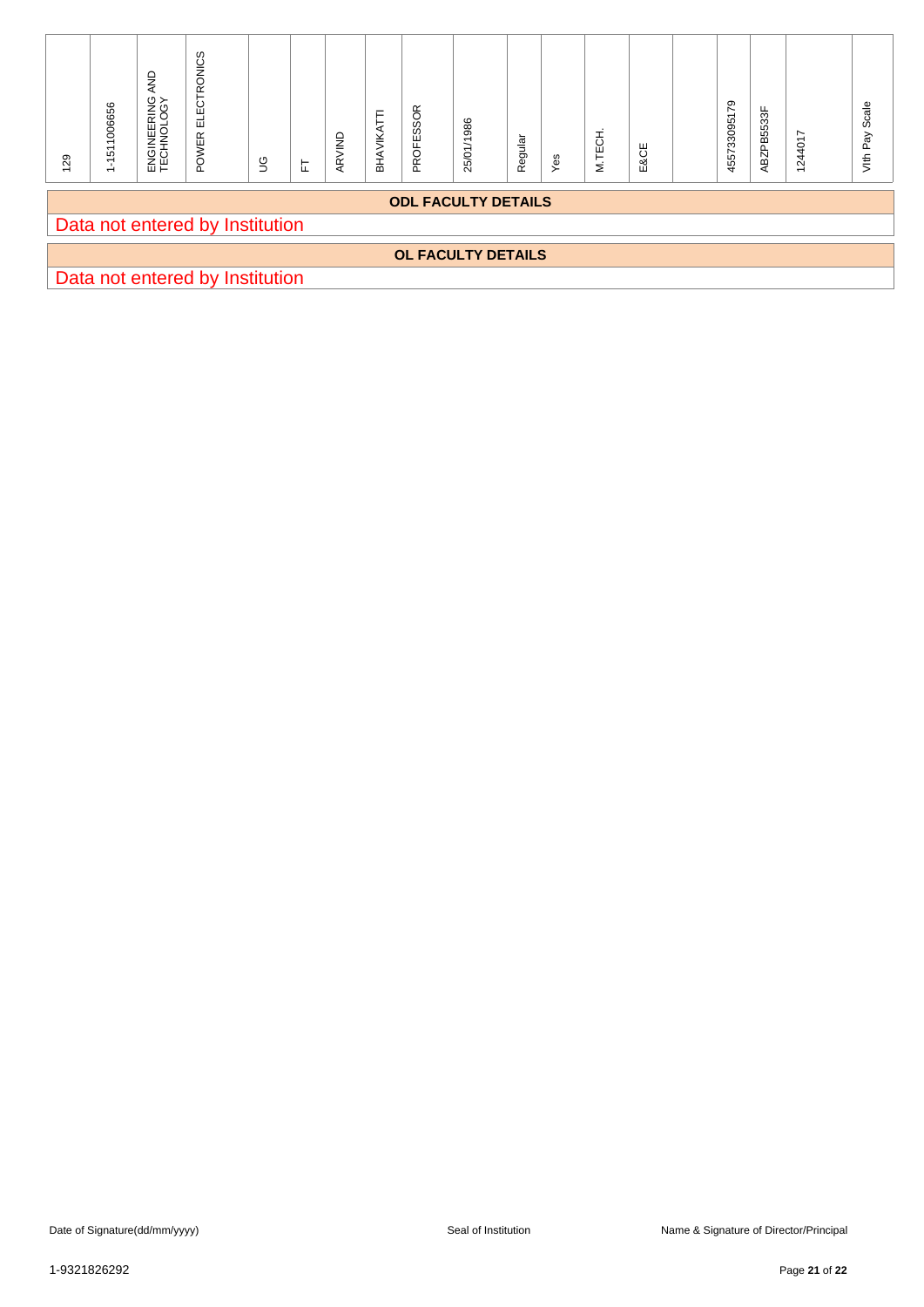| 129 | 1-1511006656 | ENGINEERING AND TECHNOLOGY | POWER ELECTRONICS | UG | FT | ARVIND | BHAVIKATTI | PROFESSOR | 25/01/1986 | Regular | Yes | M.TECH. | E&CE | | 455733095179 | ABZPB5533F | 1244017 | VIth Pay Scale |
|---|---|---|---|---|---|---|---|---|---|---|---|---|---|---|---|---|---|---|

**ODL FACULTY DETAILS**

Data not entered by Institution

**OL FACULTY DETAILS**

Data not entered by Institution

Date of Signature(dd/mm/yyyy)    Seal of Institution    Name & Signature of Director/Principal

1-9321826292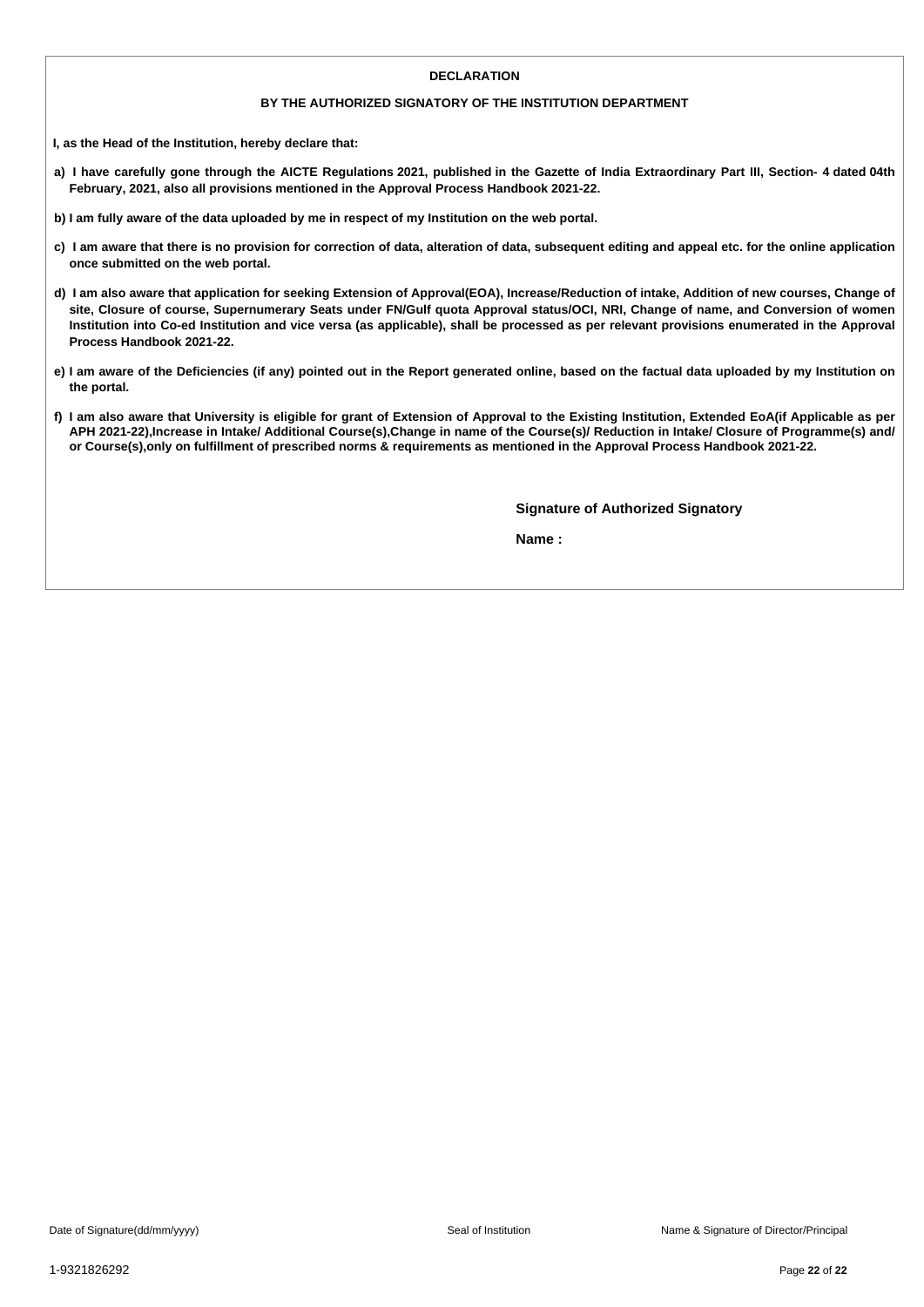## DECLARATION

### BY THE AUTHORIZED SIGNATORY OF THE INSTITUTION DEPARTMENT

**I, as the Head of the Institution, hereby declare that:**

**a) I have carefully gone through the AICTE Regulations 2021, published in the Gazette of India Extraordinary Part III, Section- 4 dated 04th February, 2021, also all provisions mentioned in the Approval Process Handbook 2021-22.**

**b) I am fully aware of the data uploaded by me in respect of my Institution on the web portal.**

**c) I am aware that there is no provision for correction of data, alteration of data, subsequent editing and appeal etc. for the online application once submitted on the web portal.**

**d) I am also aware that application for seeking Extension of Approval(EOA), Increase/Reduction of intake, Addition of new courses, Change of site, Closure of course, Supernumerary Seats under FN/Gulf quota Approval status/OCI, NRI, Change of name, and Conversion of women Institution into Co-ed Institution and vice versa (as applicable), shall be processed as per relevant provisions enumerated in the Approval Process Handbook 2021-22.**

**e) I am aware of the Deficiencies (if any) pointed out in the Report generated online, based on the factual data uploaded by my Institution on the portal.**

**f) I am also aware that University is eligible for grant of Extension of Approval to the Existing Institution, Extended EoA(if Applicable as per APH 2021-22),Increase in Intake/ Additional Course(s),Change in name of the Course(s)/ Reduction in Intake/ Closure of Programme(s) and/ or Course(s),only on fulfillment of prescribed norms & requirements as mentioned in the Approval Process Handbook 2021-22.**

**Signature of Authorized Signatory**

**Name :**

Date of Signature(dd/mm/yyyy)

Seal of Institution

Name & Signature of Director/Principal

1-9321826292